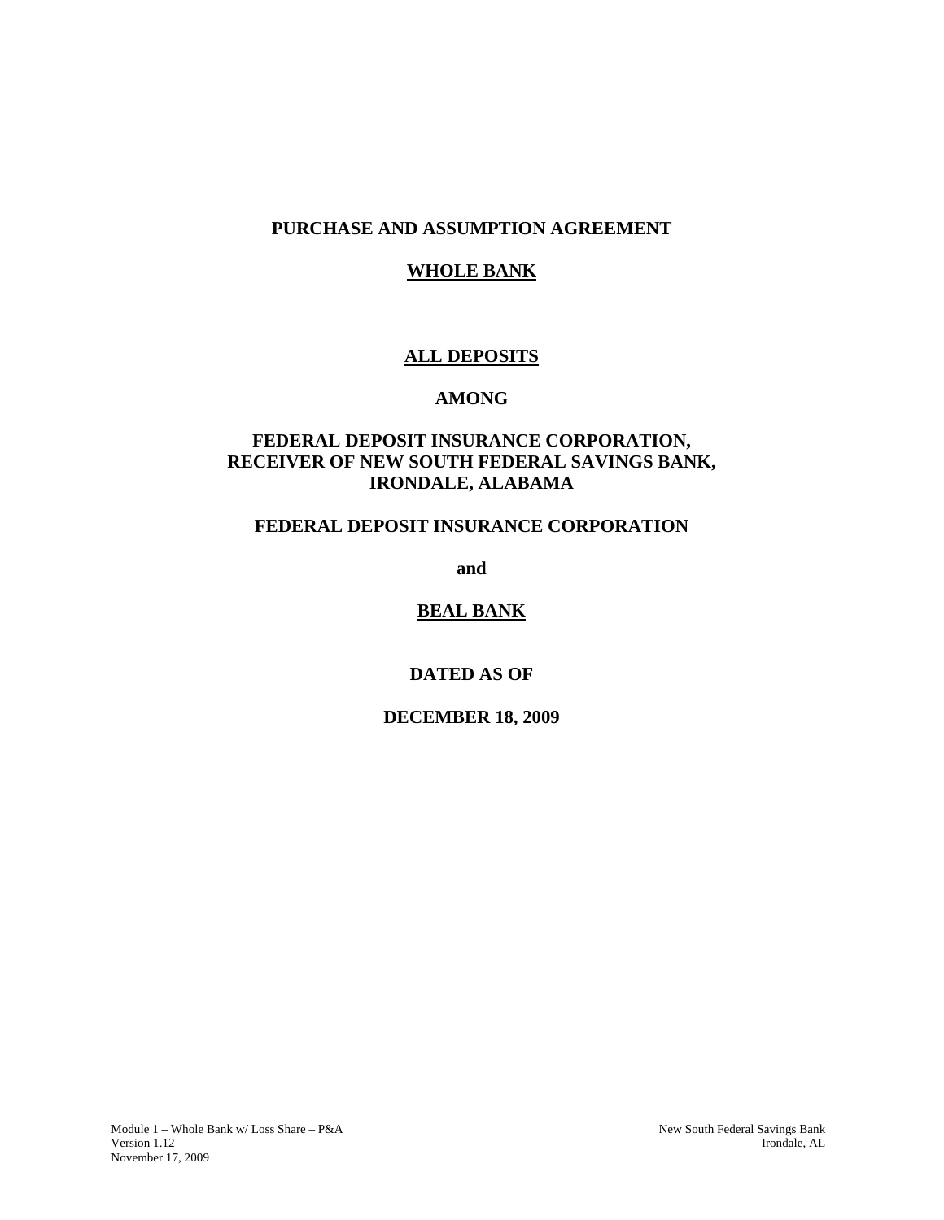# PURCHASE AND ASSUMPTION AGREEMENT

## WHOLE BANK

## ALL DEPOSITS

**AMONG**

**FEDERAL DEPOSIT INSURANCE CORPORATION,**
**RECEIVER OF NEW SOUTH FEDERAL SAVINGS BANK,**
**IRONDALE, ALABAMA**

**FEDERAL DEPOSIT INSURANCE CORPORATION**

**and**

**BEAL BANK**

**DATED AS OF**

**DECEMBER 18, 2009**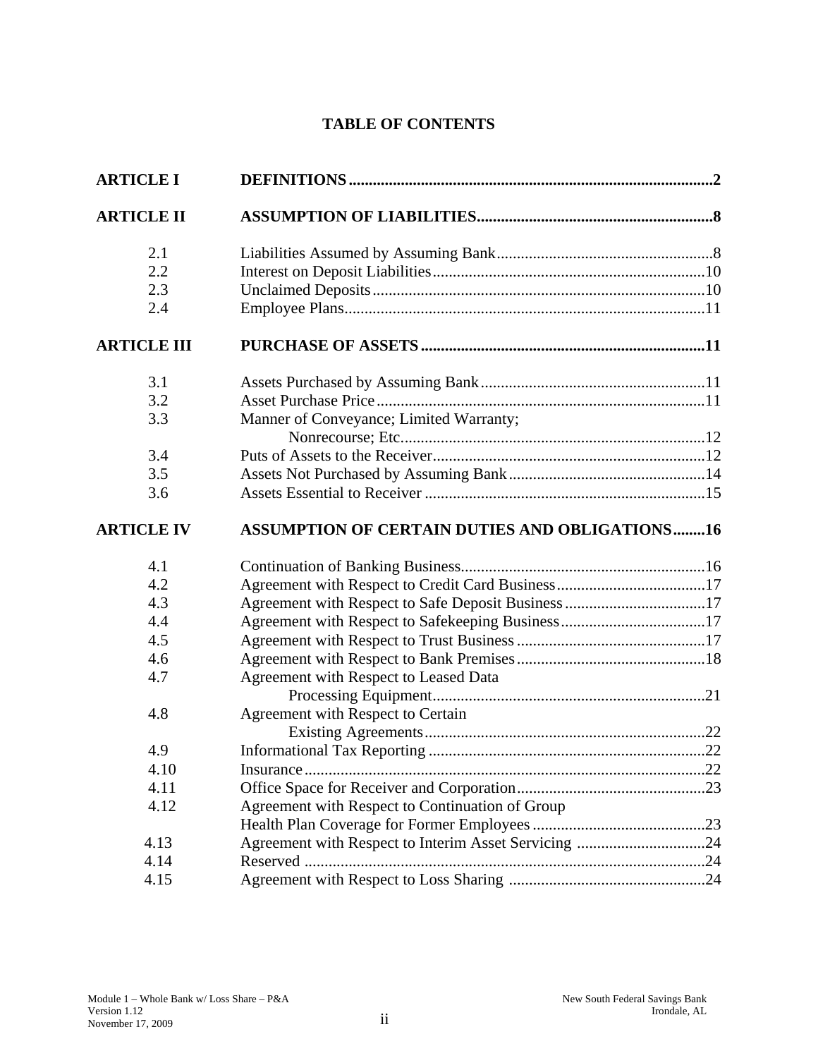# TABLE OF CONTENTS

| | | |
|---|---|---|
| **ARTICLE I** | **DEFINITIONS** | **2** |
| **ARTICLE II** | **ASSUMPTION OF LIABILITIES** | **8** |
| 2.1 | Liabilities Assumed by Assuming Bank | 8 |
| 2.2 | Interest on Deposit Liabilities | 10 |
| 2.3 | Unclaimed Deposits | 10 |
| 2.4 | Employee Plans | 11 |
| **ARTICLE III** | **PURCHASE OF ASSETS** | **11** |
| 3.1 | Assets Purchased by Assuming Bank | 11 |
| 3.2 | Asset Purchase Price | 11 |
| 3.3 | Manner of Conveyance; Limited Warranty; Nonrecourse; Etc. | 12 |
| 3.4 | Puts of Assets to the Receiver | 12 |
| 3.5 | Assets Not Purchased by Assuming Bank | 14 |
| 3.6 | Assets Essential to Receiver | 15 |
| **ARTICLE IV** | **ASSUMPTION OF CERTAIN DUTIES AND OBLIGATIONS** | **16** |
| 4.1 | Continuation of Banking Business | 16 |
| 4.2 | Agreement with Respect to Credit Card Business | 17 |
| 4.3 | Agreement with Respect to Safe Deposit Business | 17 |
| 4.4 | Agreement with Respect to Safekeeping Business | 17 |
| 4.5 | Agreement with Respect to Trust Business | 17 |
| 4.6 | Agreement with Respect to Bank Premises | 18 |
| 4.7 | Agreement with Respect to Leased Data Processing Equipment | 21 |
| 4.8 | Agreement with Respect to Certain Existing Agreements | 22 |
| 4.9 | Informational Tax Reporting | 22 |
| 4.10 | Insurance | 22 |
| 4.11 | Office Space for Receiver and Corporation | 23 |
| 4.12 | Agreement with Respect to Continuation of Group Health Plan Coverage for Former Employees | 23 |
| 4.13 | Agreement with Respect to Interim Asset Servicing | 24 |
| 4.14 | Reserved | 24 |
| 4.15 | Agreement with Respect to Loss Sharing | 24 |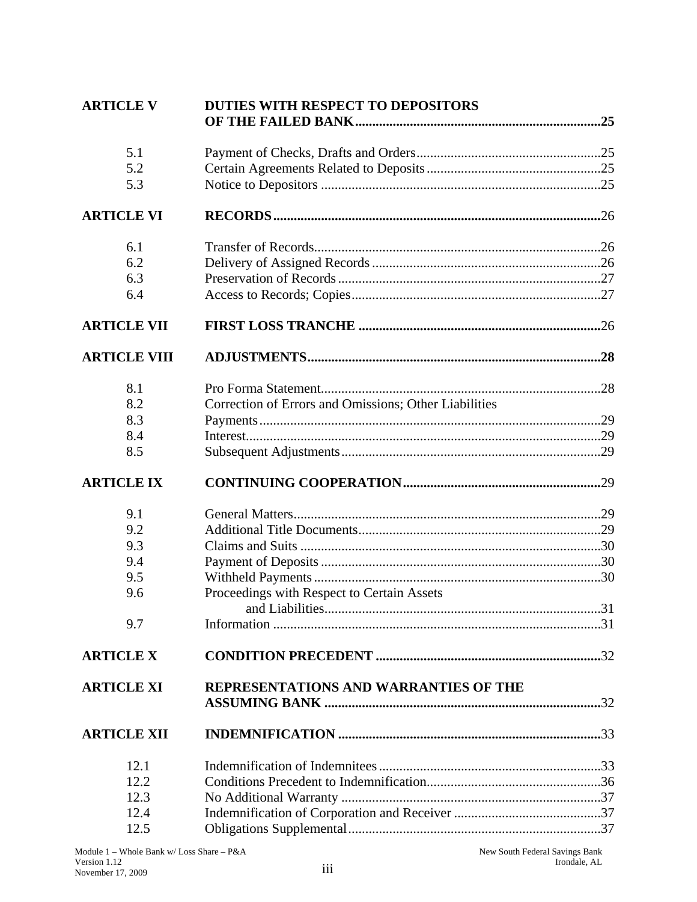| | | |
|---|---|---|
| **ARTICLE V** | **DUTIES WITH RESPECT TO DEPOSITORS OF THE FAILED BANK** | **25** |
| 5.1 | Payment of Checks, Drafts and Orders | 25 |
| 5.2 | Certain Agreements Related to Deposits | 25 |
| 5.3 | Notice to Depositors | 25 |
| **ARTICLE VI** | **RECORDS** | 26 |
| 6.1 | Transfer of Records | 26 |
| 6.2 | Delivery of Assigned Records | 26 |
| 6.3 | Preservation of Records | 27 |
| 6.4 | Access to Records; Copies | 27 |
| **ARTICLE VII** | **FIRST LOSS TRANCHE** | 26 |
| **ARTICLE VIII** | **ADJUSTMENTS** | **28** |
| 8.1 | Pro Forma Statement | 28 |
| 8.2 | Correction of Errors and Omissions; Other Liabilities | |
| 8.3 | Payments | 29 |
| 8.4 | Interest | 29 |
| 8.5 | Subsequent Adjustments | 29 |
| **ARTICLE IX** | **CONTINUING COOPERATION** | 29 |
| 9.1 | General Matters | 29 |
| 9.2 | Additional Title Documents | 29 |
| 9.3 | Claims and Suits | 30 |
| 9.4 | Payment of Deposits | 30 |
| 9.5 | Withheld Payments | 30 |
| 9.6 | Proceedings with Respect to Certain Assets and Liabilities | 31 |
| 9.7 | Information | 31 |
| **ARTICLE X** | **CONDITION PRECEDENT** | 32 |
| **ARTICLE XI** | **REPRESENTATIONS AND WARRANTIES OF THE ASSUMING BANK** | 32 |
| **ARTICLE XII** | **INDEMNIFICATION** | **33** |
| 12.1 | Indemnification of Indemnitees | 33 |
| 12.2 | Conditions Precedent to Indemnification | 36 |
| 12.3 | No Additional Warranty | 37 |
| 12.4 | Indemnification of Corporation and Receiver | 37 |
| 12.5 | Obligations Supplemental | 37 |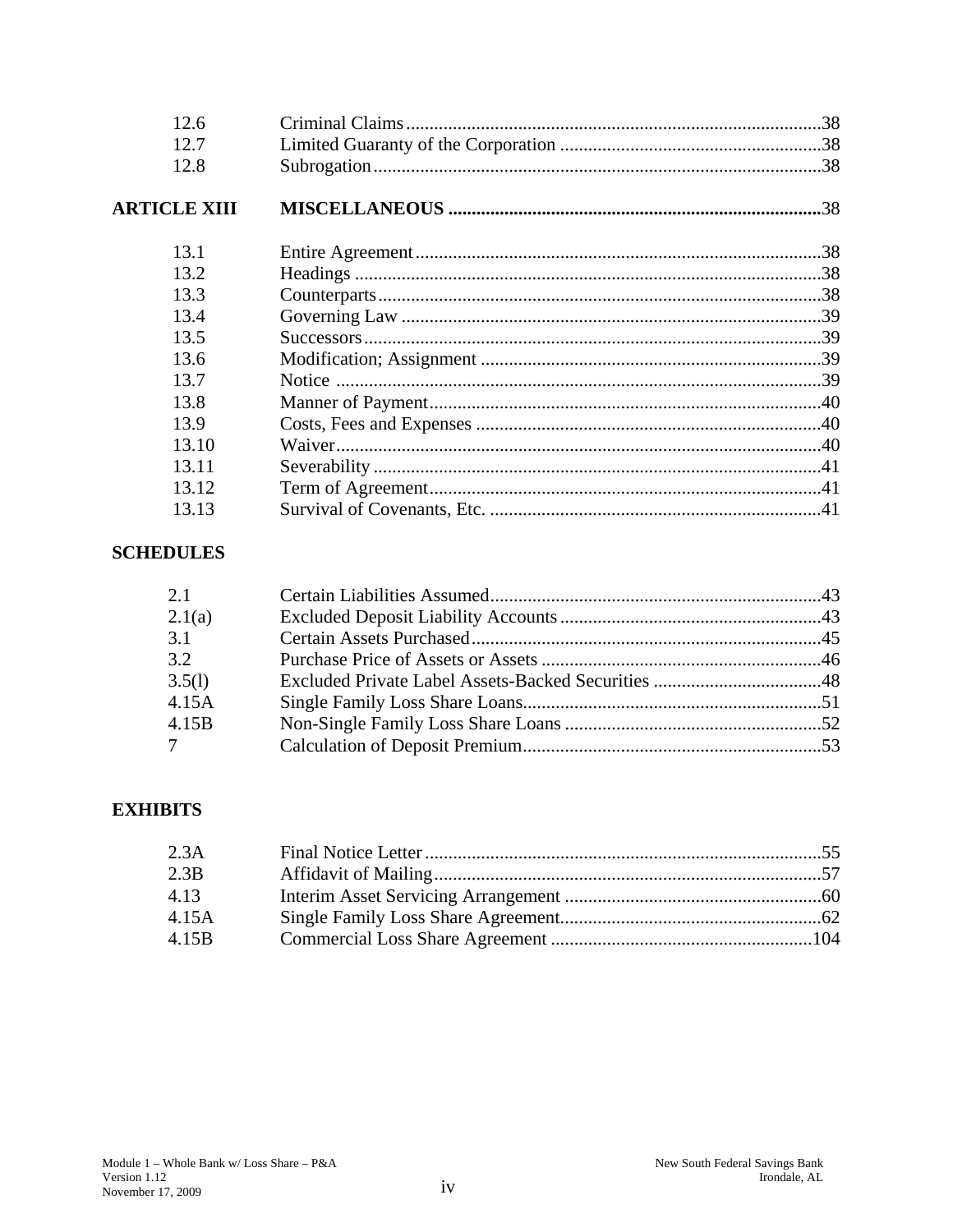| | | |
|---|---|---|
| 12.6 | Criminal Claims | 38 |
| 12.7 | Limited Guaranty of the Corporation | 38 |
| 12.8 | Subrogation | 38 |
| **ARTICLE XIII** | **MISCELLANEOUS** | 38 |
| 13.1 | Entire Agreement | 38 |
| 13.2 | Headings | 38 |
| 13.3 | Counterparts | 38 |
| 13.4 | Governing Law | 39 |
| 13.5 | Successors | 39 |
| 13.6 | Modification; Assignment | 39 |
| 13.7 | Notice | 39 |
| 13.8 | Manner of Payment | 40 |
| 13.9 | Costs, Fees and Expenses | 40 |
| 13.10 | Waiver | 40 |
| 13.11 | Severability | 41 |
| 13.12 | Term of Agreement | 41 |
| 13.13 | Survival of Covenants, Etc. | 41 |

**SCHEDULES**

| | | |
|---|---|---|
| 2.1 | Certain Liabilities Assumed | 43 |
| 2.1(a) | Excluded Deposit Liability Accounts | 43 |
| 3.1 | Certain Assets Purchased | 45 |
| 3.2 | Purchase Price of Assets or Assets | 46 |
| 3.5(l) | Excluded Private Label Assets-Backed Securities | 48 |
| 4.15A | Single Family Loss Share Loans | 51 |
| 4.15B | Non-Single Family Loss Share Loans | 52 |
| 7 | Calculation of Deposit Premium | 53 |

**EXHIBITS**

| | | |
|---|---|---|
| 2.3A | Final Notice Letter | 55 |
| 2.3B | Affidavit of Mailing | 57 |
| 4.13 | Interim Asset Servicing Arrangement | 60 |
| 4.15A | Single Family Loss Share Agreement | 62 |
| 4.15B | Commercial Loss Share Agreement | 104 |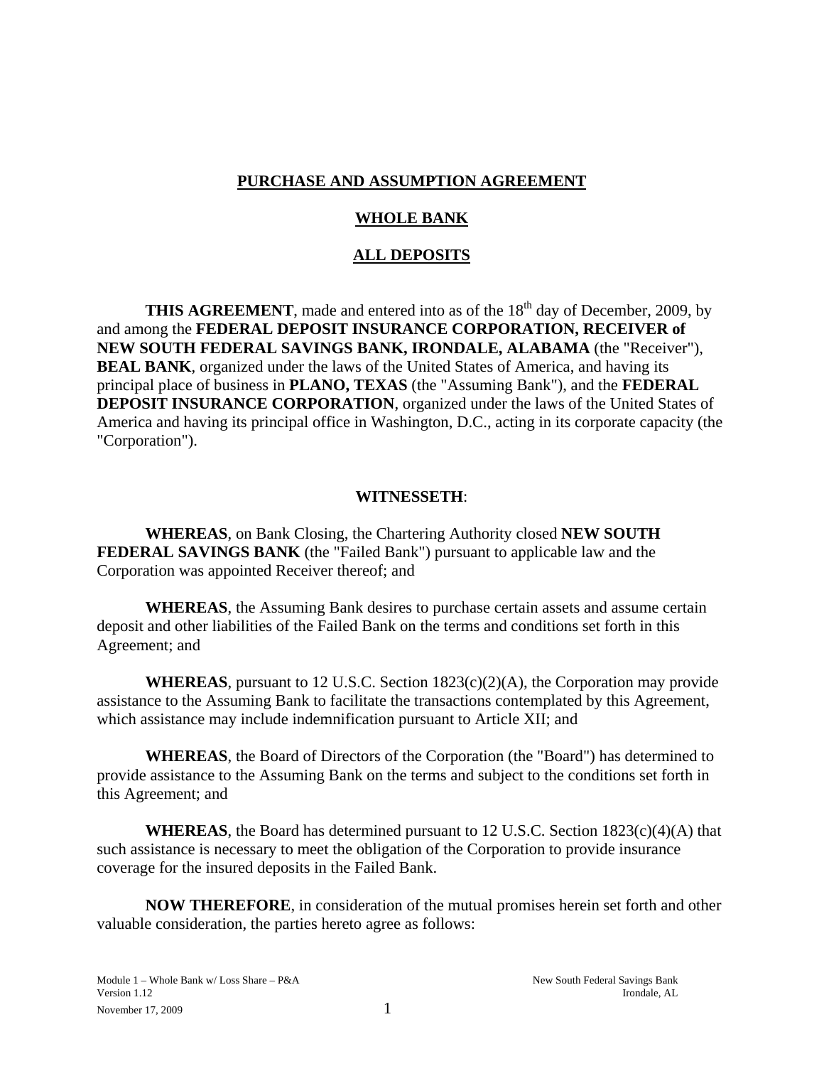**PURCHASE AND ASSUMPTION AGREEMENT**

**WHOLE BANK**

**ALL DEPOSITS**

**THIS AGREEMENT**, made and entered into as of the 18th day of December, 2009, by and among the **FEDERAL DEPOSIT INSURANCE CORPORATION, RECEIVER of NEW SOUTH FEDERAL SAVINGS BANK, IRONDALE, ALABAMA** (the "Receiver"), **BEAL BANK**, organized under the laws of the United States of America, and having its principal place of business in **PLANO, TEXAS** (the "Assuming Bank"), and the **FEDERAL DEPOSIT INSURANCE CORPORATION**, organized under the laws of the United States of America and having its principal office in Washington, D.C., acting in its corporate capacity (the "Corporation").

**WITNESSETH**:

**WHEREAS**, on Bank Closing, the Chartering Authority closed **NEW SOUTH FEDERAL SAVINGS BANK** (the "Failed Bank") pursuant to applicable law and the Corporation was appointed Receiver thereof; and

**WHEREAS**, the Assuming Bank desires to purchase certain assets and assume certain deposit and other liabilities of the Failed Bank on the terms and conditions set forth in this Agreement; and

**WHEREAS**, pursuant to 12 U.S.C. Section 1823(c)(2)(A), the Corporation may provide assistance to the Assuming Bank to facilitate the transactions contemplated by this Agreement, which assistance may include indemnification pursuant to Article XII; and

**WHEREAS**, the Board of Directors of the Corporation (the "Board") has determined to provide assistance to the Assuming Bank on the terms and subject to the conditions set forth in this Agreement; and

**WHEREAS**, the Board has determined pursuant to 12 U.S.C. Section 1823(c)(4)(A) that such assistance is necessary to meet the obligation of the Corporation to provide insurance coverage for the insured deposits in the Failed Bank.

**NOW THEREFORE**, in consideration of the mutual promises herein set forth and other valuable consideration, the parties hereto agree as follows: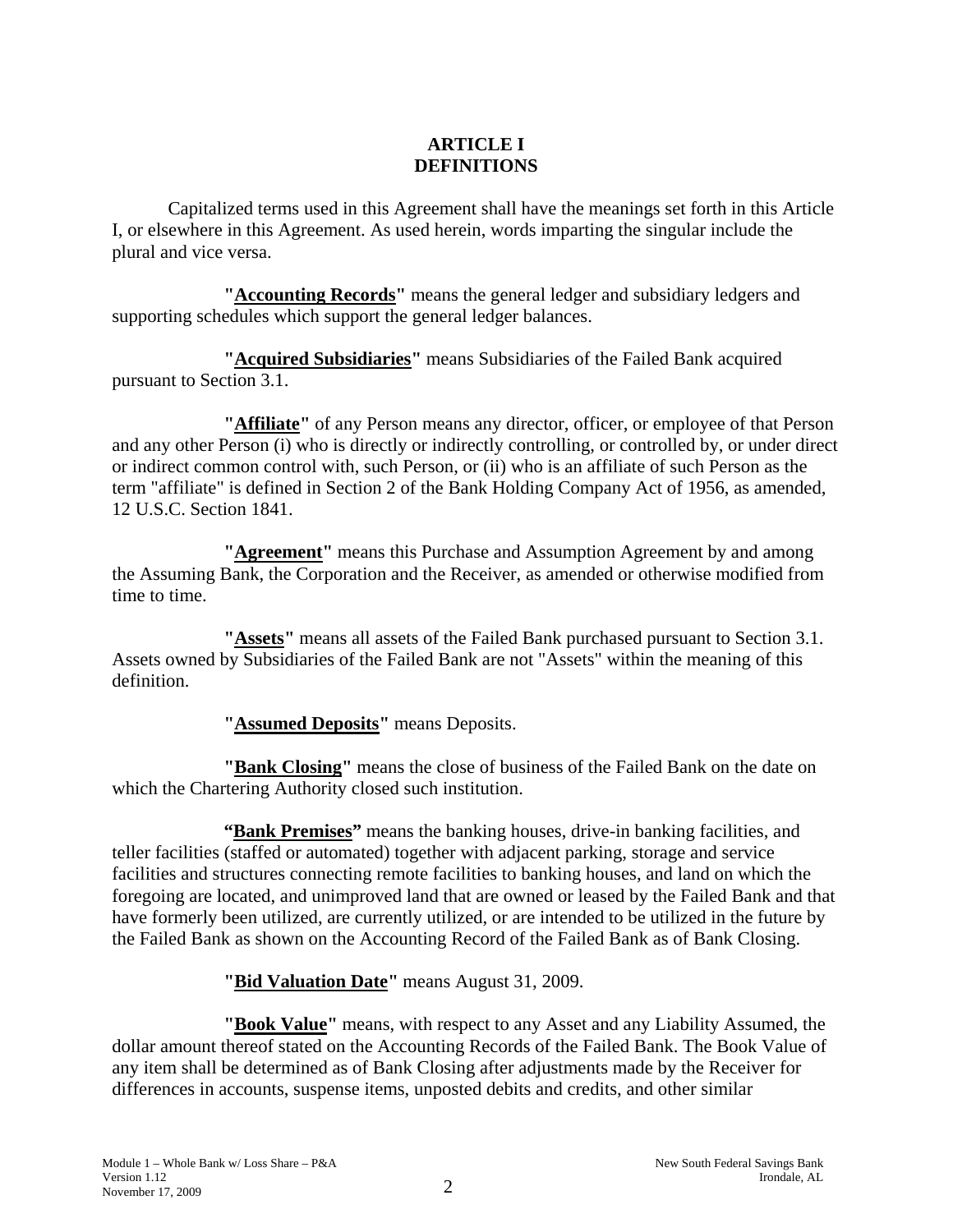# ARTICLE I
# DEFINITIONS

Capitalized terms used in this Agreement shall have the meanings set forth in this Article I, or elsewhere in this Agreement. As used herein, words imparting the singular include the plural and vice versa.

**"Accounting Records"** means the general ledger and subsidiary ledgers and supporting schedules which support the general ledger balances.

**"Acquired Subsidiaries"** means Subsidiaries of the Failed Bank acquired pursuant to Section 3.1.

**"Affiliate"** of any Person means any director, officer, or employee of that Person and any other Person (i) who is directly or indirectly controlling, or controlled by, or under direct or indirect common control with, such Person, or (ii) who is an affiliate of such Person as the term "affiliate" is defined in Section 2 of the Bank Holding Company Act of 1956, as amended, 12 U.S.C. Section 1841.

**"Agreement"** means this Purchase and Assumption Agreement by and among the Assuming Bank, the Corporation and the Receiver, as amended or otherwise modified from time to time.

**"Assets"** means all assets of the Failed Bank purchased pursuant to Section 3.1. Assets owned by Subsidiaries of the Failed Bank are not "Assets" within the meaning of this definition.

**"Assumed Deposits"** means Deposits.

**"Bank Closing"** means the close of business of the Failed Bank on the date on which the Chartering Authority closed such institution.

**"Bank Premises"** means the banking houses, drive-in banking facilities, and teller facilities (staffed or automated) together with adjacent parking, storage and service facilities and structures connecting remote facilities to banking houses, and land on which the foregoing are located, and unimproved land that are owned or leased by the Failed Bank and that have formerly been utilized, are currently utilized, or are intended to be utilized in the future by the Failed Bank as shown on the Accounting Record of the Failed Bank as of Bank Closing.

**"Bid Valuation Date"** means August 31, 2009.

**"Book Value"** means, with respect to any Asset and any Liability Assumed, the dollar amount thereof stated on the Accounting Records of the Failed Bank. The Book Value of any item shall be determined as of Bank Closing after adjustments made by the Receiver for differences in accounts, suspense items, unposted debits and credits, and other similar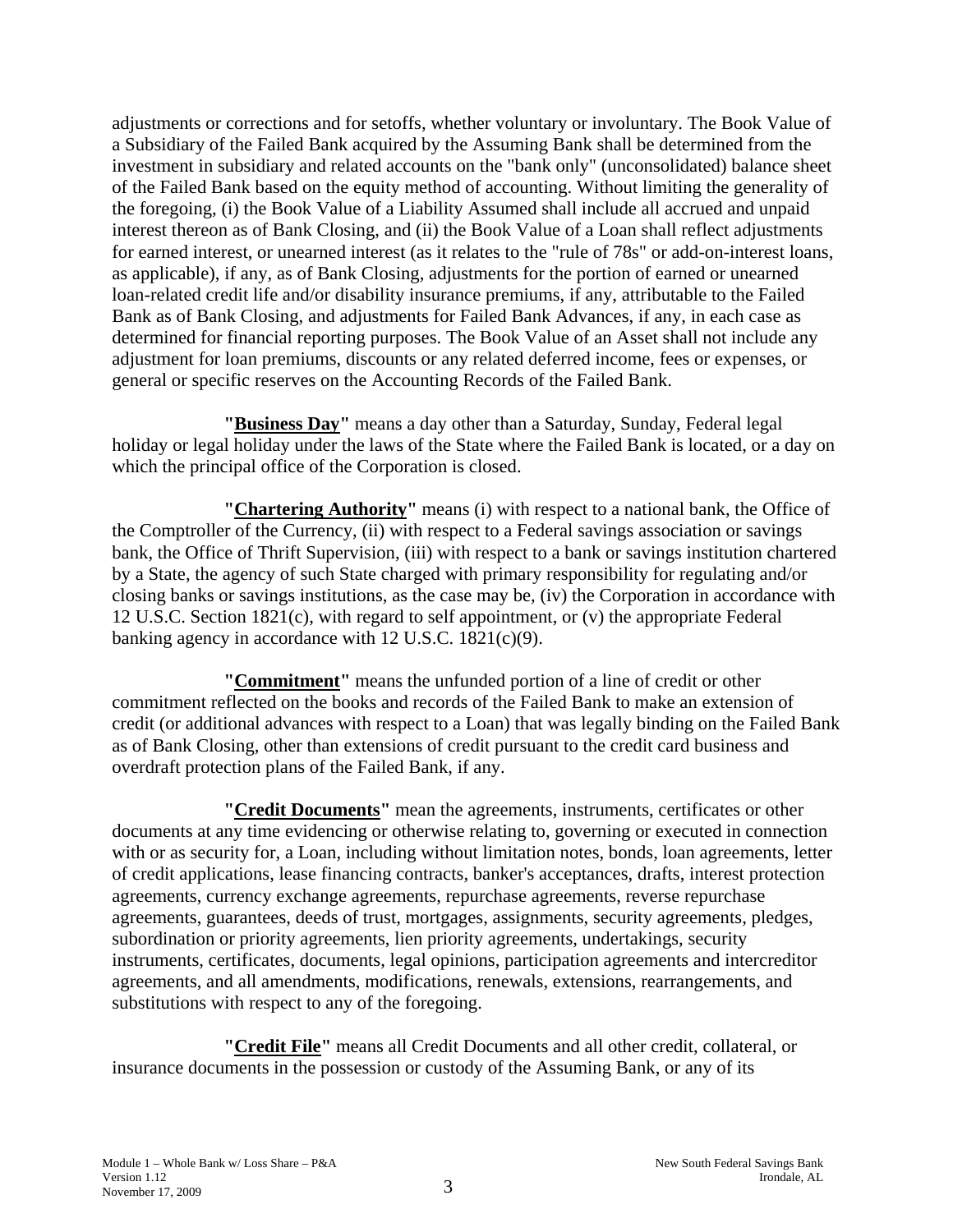adjustments or corrections and for setoffs, whether voluntary or involuntary. The Book Value of a Subsidiary of the Failed Bank acquired by the Assuming Bank shall be determined from the investment in subsidiary and related accounts on the "bank only" (unconsolidated) balance sheet of the Failed Bank based on the equity method of accounting. Without limiting the generality of the foregoing, (i) the Book Value of a Liability Assumed shall include all accrued and unpaid interest thereon as of Bank Closing, and (ii) the Book Value of a Loan shall reflect adjustments for earned interest, or unearned interest (as it relates to the "rule of 78s" or add-on-interest loans, as applicable), if any, as of Bank Closing, adjustments for the portion of earned or unearned loan-related credit life and/or disability insurance premiums, if any, attributable to the Failed Bank as of Bank Closing, and adjustments for Failed Bank Advances, if any, in each case as determined for financial reporting purposes. The Book Value of an Asset shall not include any adjustment for loan premiums, discounts or any related deferred income, fees or expenses, or general or specific reserves on the Accounting Records of the Failed Bank.

**"Business Day"** means a day other than a Saturday, Sunday, Federal legal holiday or legal holiday under the laws of the State where the Failed Bank is located, or a day on which the principal office of the Corporation is closed.

**"Chartering Authority"** means (i) with respect to a national bank, the Office of the Comptroller of the Currency, (ii) with respect to a Federal savings association or savings bank, the Office of Thrift Supervision, (iii) with respect to a bank or savings institution chartered by a State, the agency of such State charged with primary responsibility for regulating and/or closing banks or savings institutions, as the case may be, (iv) the Corporation in accordance with 12 U.S.C. Section 1821(c), with regard to self appointment, or (v) the appropriate Federal banking agency in accordance with 12 U.S.C. 1821(c)(9).

**"Commitment"** means the unfunded portion of a line of credit or other commitment reflected on the books and records of the Failed Bank to make an extension of credit (or additional advances with respect to a Loan) that was legally binding on the Failed Bank as of Bank Closing, other than extensions of credit pursuant to the credit card business and overdraft protection plans of the Failed Bank, if any.

**"Credit Documents"** mean the agreements, instruments, certificates or other documents at any time evidencing or otherwise relating to, governing or executed in connection with or as security for, a Loan, including without limitation notes, bonds, loan agreements, letter of credit applications, lease financing contracts, banker's acceptances, drafts, interest protection agreements, currency exchange agreements, repurchase agreements, reverse repurchase agreements, guarantees, deeds of trust, mortgages, assignments, security agreements, pledges, subordination or priority agreements, lien priority agreements, undertakings, security instruments, certificates, documents, legal opinions, participation agreements and intercreditor agreements, and all amendments, modifications, renewals, extensions, rearrangements, and substitutions with respect to any of the foregoing.

**"Credit File"** means all Credit Documents and all other credit, collateral, or insurance documents in the possession or custody of the Assuming Bank, or any of its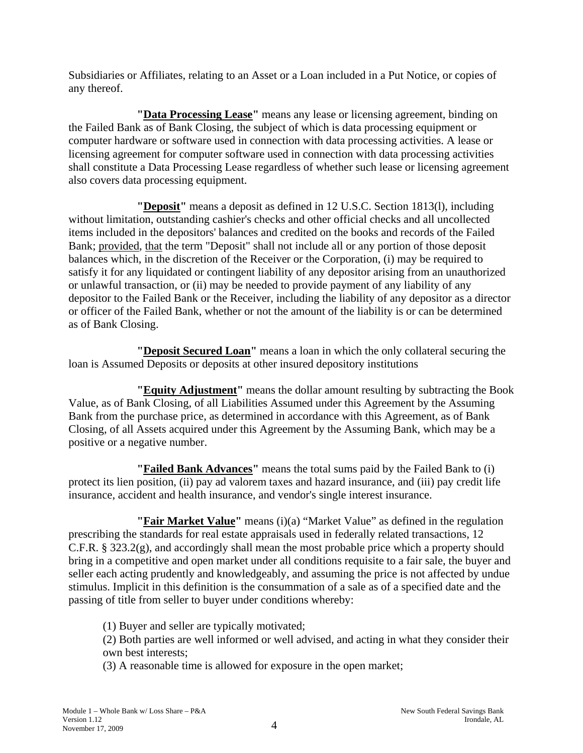Subsidiaries or Affiliates, relating to an Asset or a Loan included in a Put Notice, or copies of any thereof.

**"Data Processing Lease"** means any lease or licensing agreement, binding on the Failed Bank as of Bank Closing, the subject of which is data processing equipment or computer hardware or software used in connection with data processing activities. A lease or licensing agreement for computer software used in connection with data processing activities shall constitute a Data Processing Lease regardless of whether such lease or licensing agreement also covers data processing equipment.

**"Deposit"** means a deposit as defined in 12 U.S.C. Section 1813(l), including without limitation, outstanding cashier's checks and other official checks and all uncollected items included in the depositors' balances and credited on the books and records of the Failed Bank; provided, that the term "Deposit" shall not include all or any portion of those deposit balances which, in the discretion of the Receiver or the Corporation, (i) may be required to satisfy it for any liquidated or contingent liability of any depositor arising from an unauthorized or unlawful transaction, or (ii) may be needed to provide payment of any liability of any depositor to the Failed Bank or the Receiver, including the liability of any depositor as a director or officer of the Failed Bank, whether or not the amount of the liability is or can be determined as of Bank Closing.

**"Deposit Secured Loan"** means a loan in which the only collateral securing the loan is Assumed Deposits or deposits at other insured depository institutions

**"Equity Adjustment"** means the dollar amount resulting by subtracting the Book Value, as of Bank Closing, of all Liabilities Assumed under this Agreement by the Assuming Bank from the purchase price, as determined in accordance with this Agreement, as of Bank Closing, of all Assets acquired under this Agreement by the Assuming Bank, which may be a positive or a negative number.

**"Failed Bank Advances"** means the total sums paid by the Failed Bank to (i) protect its lien position, (ii) pay ad valorem taxes and hazard insurance, and (iii) pay credit life insurance, accident and health insurance, and vendor's single interest insurance.

**"Fair Market Value"** means (i)(a) "Market Value" as defined in the regulation prescribing the standards for real estate appraisals used in federally related transactions, 12 C.F.R. § 323.2(g), and accordingly shall mean the most probable price which a property should bring in a competitive and open market under all conditions requisite to a fair sale, the buyer and seller each acting prudently and knowledgeably, and assuming the price is not affected by undue stimulus. Implicit in this definition is the consummation of a sale as of a specified date and the passing of title from seller to buyer under conditions whereby:

(1) Buyer and seller are typically motivated;
(2) Both parties are well informed or well advised, and acting in what they consider their own best interests;
(3) A reasonable time is allowed for exposure in the open market;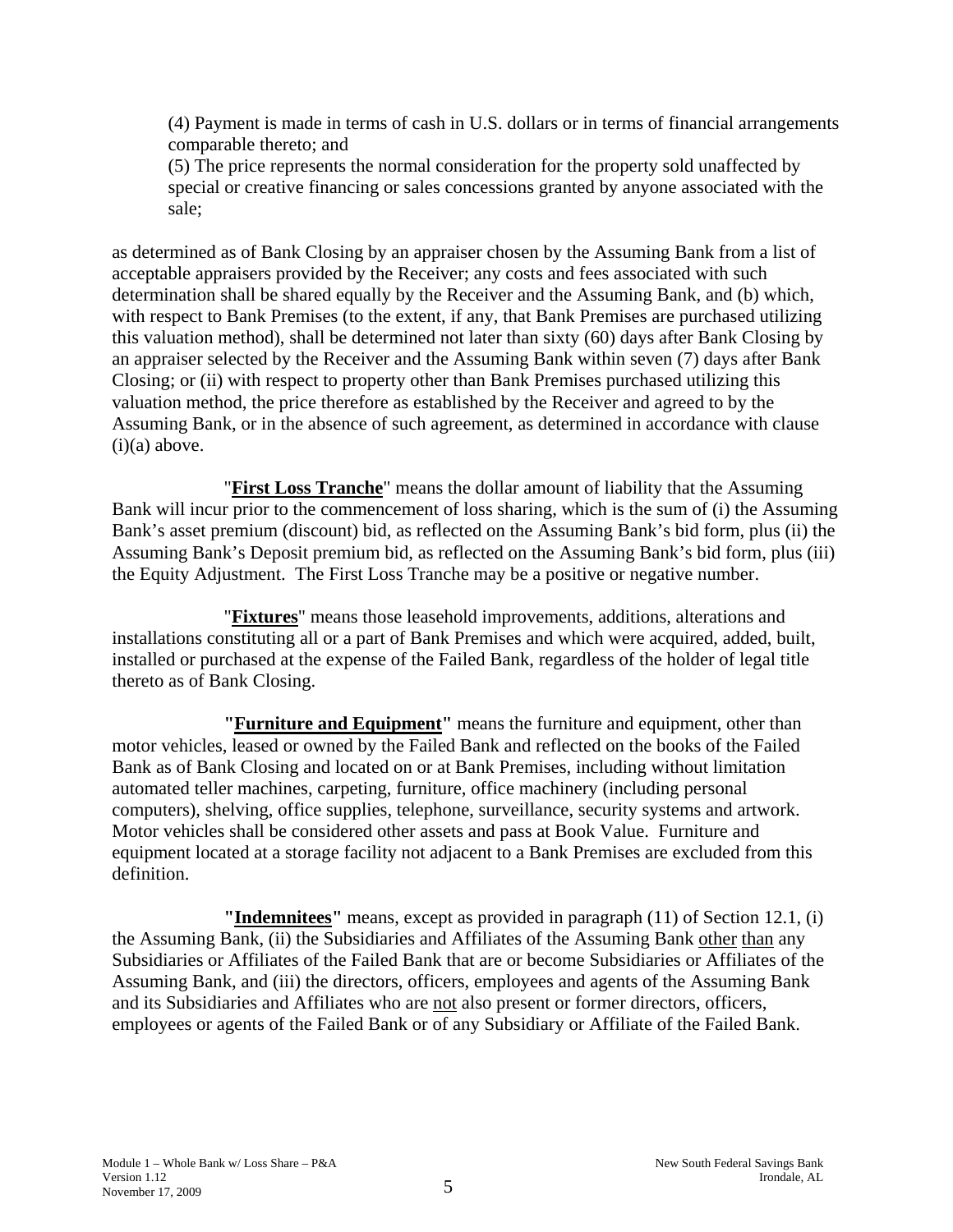(4) Payment is made in terms of cash in U.S. dollars or in terms of financial arrangements comparable thereto; and

(5) The price represents the normal consideration for the property sold unaffected by special or creative financing or sales concessions granted by anyone associated with the sale;

as determined as of Bank Closing by an appraiser chosen by the Assuming Bank from a list of acceptable appraisers provided by the Receiver; any costs and fees associated with such determination shall be shared equally by the Receiver and the Assuming Bank, and (b) which, with respect to Bank Premises (to the extent, if any, that Bank Premises are purchased utilizing this valuation method), shall be determined not later than sixty (60) days after Bank Closing by an appraiser selected by the Receiver and the Assuming Bank within seven (7) days after Bank Closing; or (ii) with respect to property other than Bank Premises purchased utilizing this valuation method, the price therefore as established by the Receiver and agreed to by the Assuming Bank, or in the absence of such agreement, as determined in accordance with clause (i)(a) above.

"**First Loss Tranche**" means the dollar amount of liability that the Assuming Bank will incur prior to the commencement of loss sharing, which is the sum of (i) the Assuming Bank's asset premium (discount) bid, as reflected on the Assuming Bank's bid form, plus (ii) the Assuming Bank's Deposit premium bid, as reflected on the Assuming Bank's bid form, plus (iii) the Equity Adjustment. The First Loss Tranche may be a positive or negative number.

"**Fixtures**" means those leasehold improvements, additions, alterations and installations constituting all or a part of Bank Premises and which were acquired, added, built, installed or purchased at the expense of the Failed Bank, regardless of the holder of legal title thereto as of Bank Closing.

**"Furniture and Equipment"** means the furniture and equipment, other than motor vehicles, leased or owned by the Failed Bank and reflected on the books of the Failed Bank as of Bank Closing and located on or at Bank Premises, including without limitation automated teller machines, carpeting, furniture, office machinery (including personal computers), shelving, office supplies, telephone, surveillance, security systems and artwork. Motor vehicles shall be considered other assets and pass at Book Value. Furniture and equipment located at a storage facility not adjacent to a Bank Premises are excluded from this definition.

**"Indemnitees"** means, except as provided in paragraph (11) of Section 12.1, (i) the Assuming Bank, (ii) the Subsidiaries and Affiliates of the Assuming Bank other than any Subsidiaries or Affiliates of the Failed Bank that are or become Subsidiaries or Affiliates of the Assuming Bank, and (iii) the directors, officers, employees and agents of the Assuming Bank and its Subsidiaries and Affiliates who are not also present or former directors, officers, employees or agents of the Failed Bank or of any Subsidiary or Affiliate of the Failed Bank.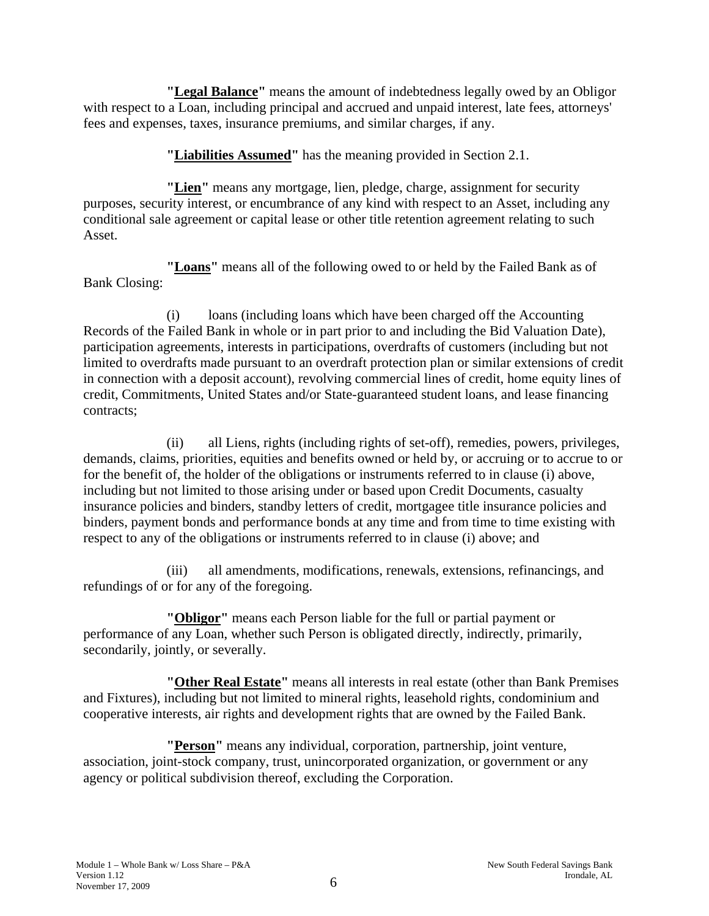**"Legal Balance"** means the amount of indebtedness legally owed by an Obligor with respect to a Loan, including principal and accrued and unpaid interest, late fees, attorneys' fees and expenses, taxes, insurance premiums, and similar charges, if any.

**"Liabilities Assumed"** has the meaning provided in Section 2.1.

**"Lien"** means any mortgage, lien, pledge, charge, assignment for security purposes, security interest, or encumbrance of any kind with respect to an Asset, including any conditional sale agreement or capital lease or other title retention agreement relating to such Asset.

**"Loans"** means all of the following owed to or held by the Failed Bank as of Bank Closing:

(i) loans (including loans which have been charged off the Accounting Records of the Failed Bank in whole or in part prior to and including the Bid Valuation Date), participation agreements, interests in participations, overdrafts of customers (including but not limited to overdrafts made pursuant to an overdraft protection plan or similar extensions of credit in connection with a deposit account), revolving commercial lines of credit, home equity lines of credit, Commitments, United States and/or State-guaranteed student loans, and lease financing contracts;

(ii) all Liens, rights (including rights of set-off), remedies, powers, privileges, demands, claims, priorities, equities and benefits owned or held by, or accruing or to accrue to or for the benefit of, the holder of the obligations or instruments referred to in clause (i) above, including but not limited to those arising under or based upon Credit Documents, casualty insurance policies and binders, standby letters of credit, mortgagee title insurance policies and binders, payment bonds and performance bonds at any time and from time to time existing with respect to any of the obligations or instruments referred to in clause (i) above; and

(iii) all amendments, modifications, renewals, extensions, refinancings, and refundings of or for any of the foregoing.

**"Obligor"** means each Person liable for the full or partial payment or performance of any Loan, whether such Person is obligated directly, indirectly, primarily, secondarily, jointly, or severally.

**"Other Real Estate"** means all interests in real estate (other than Bank Premises and Fixtures), including but not limited to mineral rights, leasehold rights, condominium and cooperative interests, air rights and development rights that are owned by the Failed Bank.

**"Person"** means any individual, corporation, partnership, joint venture, association, joint-stock company, trust, unincorporated organization, or government or any agency or political subdivision thereof, excluding the Corporation.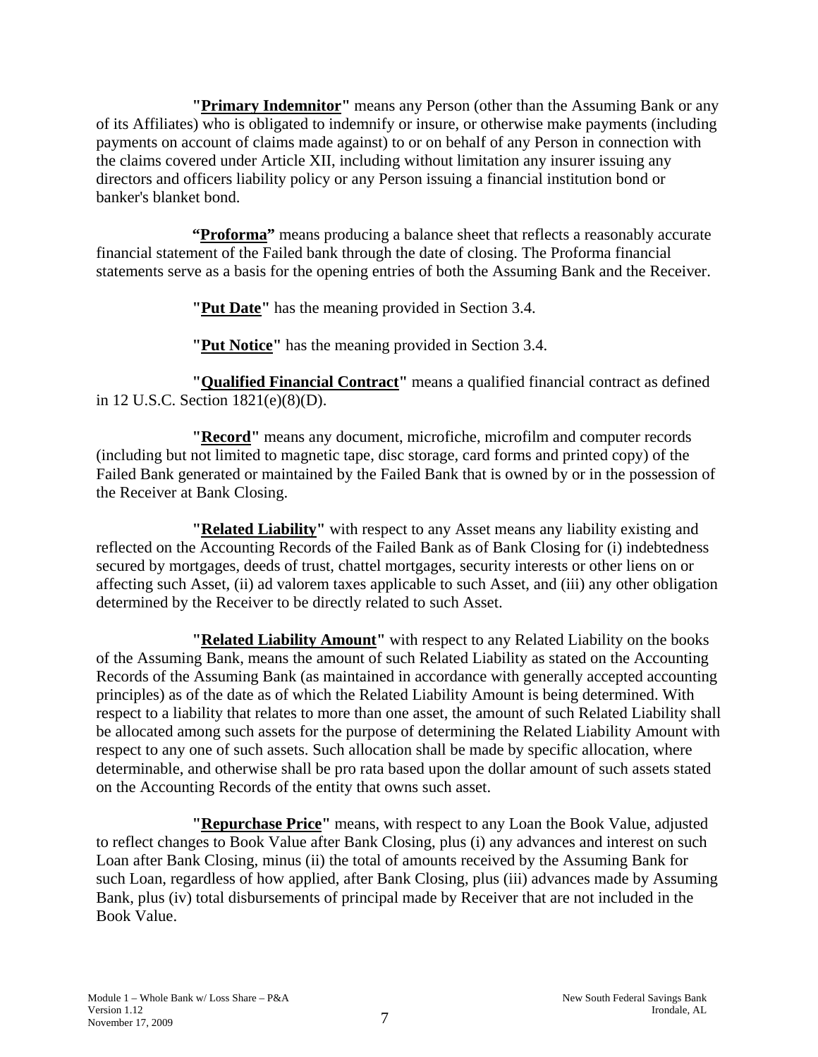**"Primary Indemnitor"** means any Person (other than the Assuming Bank or any of its Affiliates) who is obligated to indemnify or insure, or otherwise make payments (including payments on account of claims made against) to or on behalf of any Person in connection with the claims covered under Article XII, including without limitation any insurer issuing any directors and officers liability policy or any Person issuing a financial institution bond or banker's blanket bond.

**"Proforma"** means producing a balance sheet that reflects a reasonably accurate financial statement of the Failed bank through the date of closing. The Proforma financial statements serve as a basis for the opening entries of both the Assuming Bank and the Receiver.

**"Put Date"** has the meaning provided in Section 3.4.

**"Put Notice"** has the meaning provided in Section 3.4.

**"Qualified Financial Contract"** means a qualified financial contract as defined in 12 U.S.C. Section 1821(e)(8)(D).

**"Record"** means any document, microfiche, microfilm and computer records (including but not limited to magnetic tape, disc storage, card forms and printed copy) of the Failed Bank generated or maintained by the Failed Bank that is owned by or in the possession of the Receiver at Bank Closing.

**"Related Liability"** with respect to any Asset means any liability existing and reflected on the Accounting Records of the Failed Bank as of Bank Closing for (i) indebtedness secured by mortgages, deeds of trust, chattel mortgages, security interests or other liens on or affecting such Asset, (ii) ad valorem taxes applicable to such Asset, and (iii) any other obligation determined by the Receiver to be directly related to such Asset.

**"Related Liability Amount"** with respect to any Related Liability on the books of the Assuming Bank, means the amount of such Related Liability as stated on the Accounting Records of the Assuming Bank (as maintained in accordance with generally accepted accounting principles) as of the date as of which the Related Liability Amount is being determined. With respect to a liability that relates to more than one asset, the amount of such Related Liability shall be allocated among such assets for the purpose of determining the Related Liability Amount with respect to any one of such assets. Such allocation shall be made by specific allocation, where determinable, and otherwise shall be pro rata based upon the dollar amount of such assets stated on the Accounting Records of the entity that owns such asset.

**"Repurchase Price"** means, with respect to any Loan the Book Value, adjusted to reflect changes to Book Value after Bank Closing, plus (i) any advances and interest on such Loan after Bank Closing, minus (ii) the total of amounts received by the Assuming Bank for such Loan, regardless of how applied, after Bank Closing, plus (iii) advances made by Assuming Bank, plus (iv) total disbursements of principal made by Receiver that are not included in the Book Value.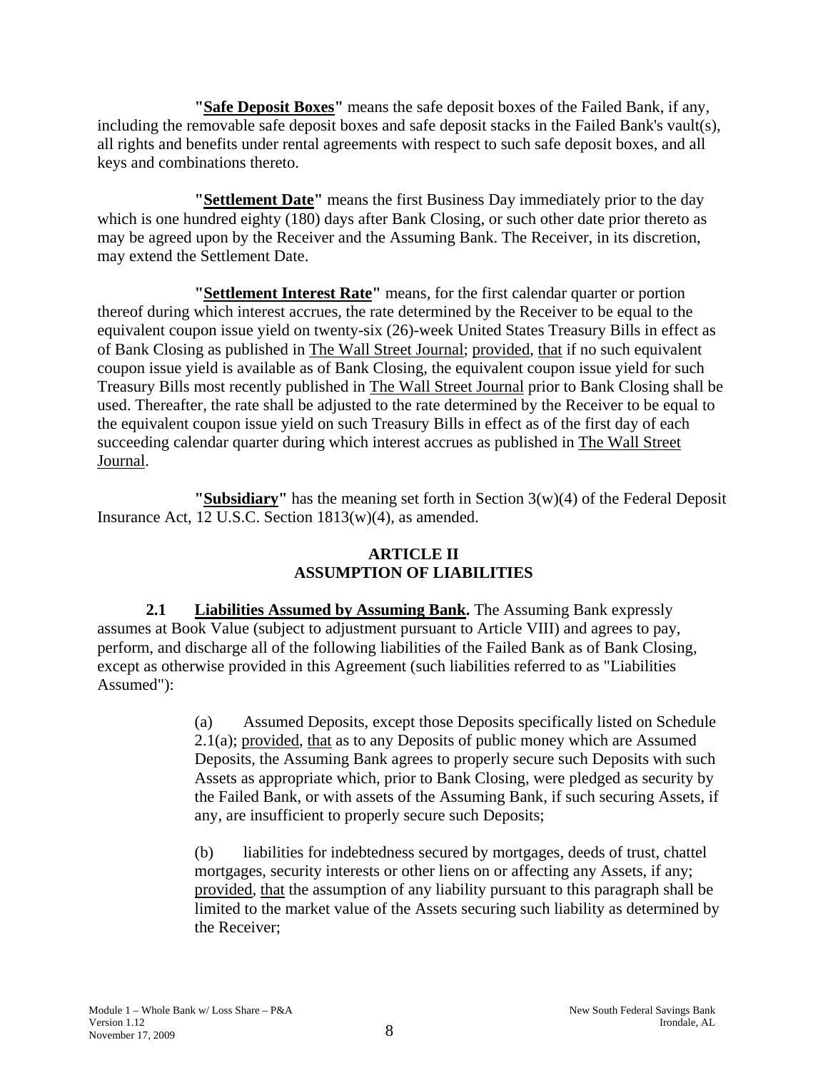**"Safe Deposit Boxes"** means the safe deposit boxes of the Failed Bank, if any, including the removable safe deposit boxes and safe deposit stacks in the Failed Bank's vault(s), all rights and benefits under rental agreements with respect to such safe deposit boxes, and all keys and combinations thereto.

**"Settlement Date"** means the first Business Day immediately prior to the day which is one hundred eighty (180) days after Bank Closing, or such other date prior thereto as may be agreed upon by the Receiver and the Assuming Bank. The Receiver, in its discretion, may extend the Settlement Date.

**"Settlement Interest Rate"** means, for the first calendar quarter or portion thereof during which interest accrues, the rate determined by the Receiver to be equal to the equivalent coupon issue yield on twenty-six (26)-week United States Treasury Bills in effect as of Bank Closing as published in The Wall Street Journal; provided, that if no such equivalent coupon issue yield is available as of Bank Closing, the equivalent coupon issue yield for such Treasury Bills most recently published in The Wall Street Journal prior to Bank Closing shall be used. Thereafter, the rate shall be adjusted to the rate determined by the Receiver to be equal to the equivalent coupon issue yield on such Treasury Bills in effect as of the first day of each succeeding calendar quarter during which interest accrues as published in The Wall Street Journal.

**"Subsidiary"** has the meaning set forth in Section 3(w)(4) of the Federal Deposit Insurance Act, 12 U.S.C. Section 1813(w)(4), as amended.

## ARTICLE II
## ASSUMPTION OF LIABILITIES

**2.1 Liabilities Assumed by Assuming Bank.** The Assuming Bank expressly assumes at Book Value (subject to adjustment pursuant to Article VIII) and agrees to pay, perform, and discharge all of the following liabilities of the Failed Bank as of Bank Closing, except as otherwise provided in this Agreement (such liabilities referred to as "Liabilities Assumed"):

(a) Assumed Deposits, except those Deposits specifically listed on Schedule 2.1(a); provided, that as to any Deposits of public money which are Assumed Deposits, the Assuming Bank agrees to properly secure such Deposits with such Assets as appropriate which, prior to Bank Closing, were pledged as security by the Failed Bank, or with assets of the Assuming Bank, if such securing Assets, if any, are insufficient to properly secure such Deposits;

(b) liabilities for indebtedness secured by mortgages, deeds of trust, chattel mortgages, security interests or other liens on or affecting any Assets, if any; provided, that the assumption of any liability pursuant to this paragraph shall be limited to the market value of the Assets securing such liability as determined by the Receiver;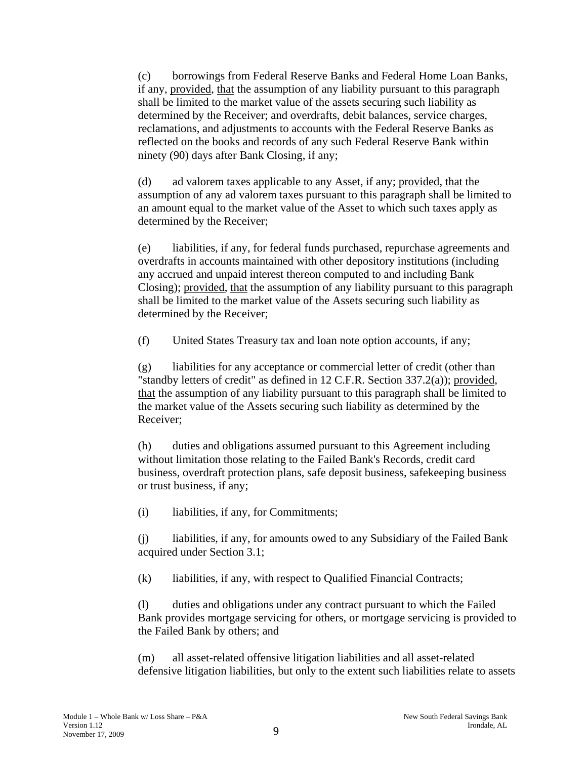(c) borrowings from Federal Reserve Banks and Federal Home Loan Banks, if any, provided, that the assumption of any liability pursuant to this paragraph shall be limited to the market value of the assets securing such liability as determined by the Receiver; and overdrafts, debit balances, service charges, reclamations, and adjustments to accounts with the Federal Reserve Banks as reflected on the books and records of any such Federal Reserve Bank within ninety (90) days after Bank Closing, if any;

(d) ad valorem taxes applicable to any Asset, if any; provided, that the assumption of any ad valorem taxes pursuant to this paragraph shall be limited to an amount equal to the market value of the Asset to which such taxes apply as determined by the Receiver;

(e) liabilities, if any, for federal funds purchased, repurchase agreements and overdrafts in accounts maintained with other depository institutions (including any accrued and unpaid interest thereon computed to and including Bank Closing); provided, that the assumption of any liability pursuant to this paragraph shall be limited to the market value of the Assets securing such liability as determined by the Receiver;

(f) United States Treasury tax and loan note option accounts, if any;

(g) liabilities for any acceptance or commercial letter of credit (other than "standby letters of credit" as defined in 12 C.F.R. Section 337.2(a)); provided, that the assumption of any liability pursuant to this paragraph shall be limited to the market value of the Assets securing such liability as determined by the Receiver;

(h) duties and obligations assumed pursuant to this Agreement including without limitation those relating to the Failed Bank's Records, credit card business, overdraft protection plans, safe deposit business, safekeeping business or trust business, if any;

(i) liabilities, if any, for Commitments;

(j) liabilities, if any, for amounts owed to any Subsidiary of the Failed Bank acquired under Section 3.1;

(k) liabilities, if any, with respect to Qualified Financial Contracts;

(l) duties and obligations under any contract pursuant to which the Failed Bank provides mortgage servicing for others, or mortgage servicing is provided to the Failed Bank by others; and

(m) all asset-related offensive litigation liabilities and all asset-related defensive litigation liabilities, but only to the extent such liabilities relate to assets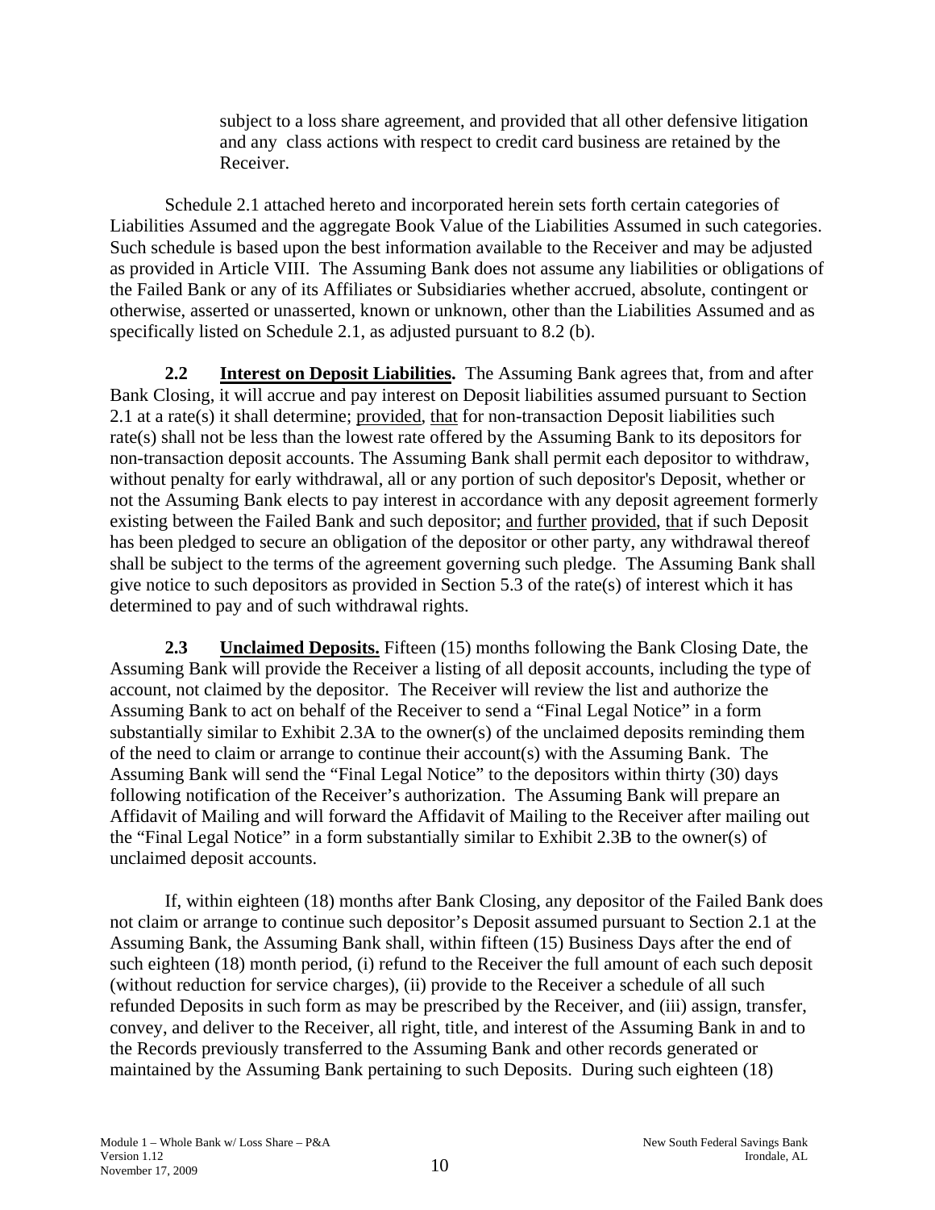subject to a loss share agreement, and provided that all other defensive litigation and any class actions with respect to credit card business are retained by the Receiver.

Schedule 2.1 attached hereto and incorporated herein sets forth certain categories of Liabilities Assumed and the aggregate Book Value of the Liabilities Assumed in such categories. Such schedule is based upon the best information available to the Receiver and may be adjusted as provided in Article VIII. The Assuming Bank does not assume any liabilities or obligations of the Failed Bank or any of its Affiliates or Subsidiaries whether accrued, absolute, contingent or otherwise, asserted or unasserted, known or unknown, other than the Liabilities Assumed and as specifically listed on Schedule 2.1, as adjusted pursuant to 8.2 (b).

**2.2 Interest on Deposit Liabilities.** The Assuming Bank agrees that, from and after Bank Closing, it will accrue and pay interest on Deposit liabilities assumed pursuant to Section 2.1 at a rate(s) it shall determine; provided, that for non-transaction Deposit liabilities such rate(s) shall not be less than the lowest rate offered by the Assuming Bank to its depositors for non-transaction deposit accounts. The Assuming Bank shall permit each depositor to withdraw, without penalty for early withdrawal, all or any portion of such depositor's Deposit, whether or not the Assuming Bank elects to pay interest in accordance with any deposit agreement formerly existing between the Failed Bank and such depositor; and further provided, that if such Deposit has been pledged to secure an obligation of the depositor or other party, any withdrawal thereof shall be subject to the terms of the agreement governing such pledge. The Assuming Bank shall give notice to such depositors as provided in Section 5.3 of the rate(s) of interest which it has determined to pay and of such withdrawal rights.

**2.3 Unclaimed Deposits.** Fifteen (15) months following the Bank Closing Date, the Assuming Bank will provide the Receiver a listing of all deposit accounts, including the type of account, not claimed by the depositor. The Receiver will review the list and authorize the Assuming Bank to act on behalf of the Receiver to send a "Final Legal Notice" in a form substantially similar to Exhibit 2.3A to the owner(s) of the unclaimed deposits reminding them of the need to claim or arrange to continue their account(s) with the Assuming Bank. The Assuming Bank will send the "Final Legal Notice" to the depositors within thirty (30) days following notification of the Receiver's authorization. The Assuming Bank will prepare an Affidavit of Mailing and will forward the Affidavit of Mailing to the Receiver after mailing out the "Final Legal Notice" in a form substantially similar to Exhibit 2.3B to the owner(s) of unclaimed deposit accounts.

If, within eighteen (18) months after Bank Closing, any depositor of the Failed Bank does not claim or arrange to continue such depositor's Deposit assumed pursuant to Section 2.1 at the Assuming Bank, the Assuming Bank shall, within fifteen (15) Business Days after the end of such eighteen (18) month period, (i) refund to the Receiver the full amount of each such deposit (without reduction for service charges), (ii) provide to the Receiver a schedule of all such refunded Deposits in such form as may be prescribed by the Receiver, and (iii) assign, transfer, convey, and deliver to the Receiver, all right, title, and interest of the Assuming Bank in and to the Records previously transferred to the Assuming Bank and other records generated or maintained by the Assuming Bank pertaining to such Deposits. During such eighteen (18)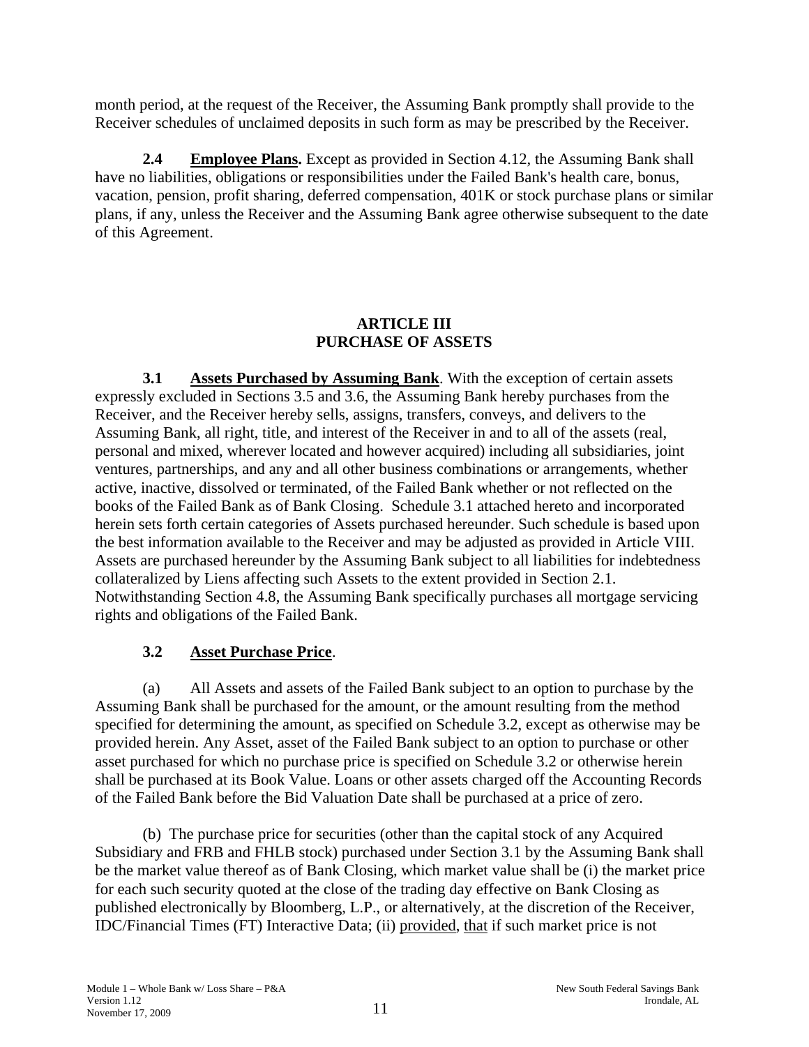month period, at the request of the Receiver, the Assuming Bank promptly shall provide to the Receiver schedules of unclaimed deposits in such form as may be prescribed by the Receiver.

**2.4 Employee Plans.** Except as provided in Section 4.12, the Assuming Bank shall have no liabilities, obligations or responsibilities under the Failed Bank's health care, bonus, vacation, pension, profit sharing, deferred compensation, 401K or stock purchase plans or similar plans, if any, unless the Receiver and the Assuming Bank agree otherwise subsequent to the date of this Agreement.

## ARTICLE III
## PURCHASE OF ASSETS

**3.1 Assets Purchased by Assuming Bank**. With the exception of certain assets expressly excluded in Sections 3.5 and 3.6, the Assuming Bank hereby purchases from the Receiver, and the Receiver hereby sells, assigns, transfers, conveys, and delivers to the Assuming Bank, all right, title, and interest of the Receiver in and to all of the assets (real, personal and mixed, wherever located and however acquired) including all subsidiaries, joint ventures, partnerships, and any and all other business combinations or arrangements, whether active, inactive, dissolved or terminated, of the Failed Bank whether or not reflected on the books of the Failed Bank as of Bank Closing. Schedule 3.1 attached hereto and incorporated herein sets forth certain categories of Assets purchased hereunder. Such schedule is based upon the best information available to the Receiver and may be adjusted as provided in Article VIII. Assets are purchased hereunder by the Assuming Bank subject to all liabilities for indebtedness collateralized by Liens affecting such Assets to the extent provided in Section 2.1. Notwithstanding Section 4.8, the Assuming Bank specifically purchases all mortgage servicing rights and obligations of the Failed Bank.

**3.2 Asset Purchase Price**.

(a) All Assets and assets of the Failed Bank subject to an option to purchase by the Assuming Bank shall be purchased for the amount, or the amount resulting from the method specified for determining the amount, as specified on Schedule 3.2, except as otherwise may be provided herein. Any Asset, asset of the Failed Bank subject to an option to purchase or other asset purchased for which no purchase price is specified on Schedule 3.2 or otherwise herein shall be purchased at its Book Value. Loans or other assets charged off the Accounting Records of the Failed Bank before the Bid Valuation Date shall be purchased at a price of zero.

(b) The purchase price for securities (other than the capital stock of any Acquired Subsidiary and FRB and FHLB stock) purchased under Section 3.1 by the Assuming Bank shall be the market value thereof as of Bank Closing, which market value shall be (i) the market price for each such security quoted at the close of the trading day effective on Bank Closing as published electronically by Bloomberg, L.P., or alternatively, at the discretion of the Receiver, IDC/Financial Times (FT) Interactive Data; (ii) provided, that if such market price is not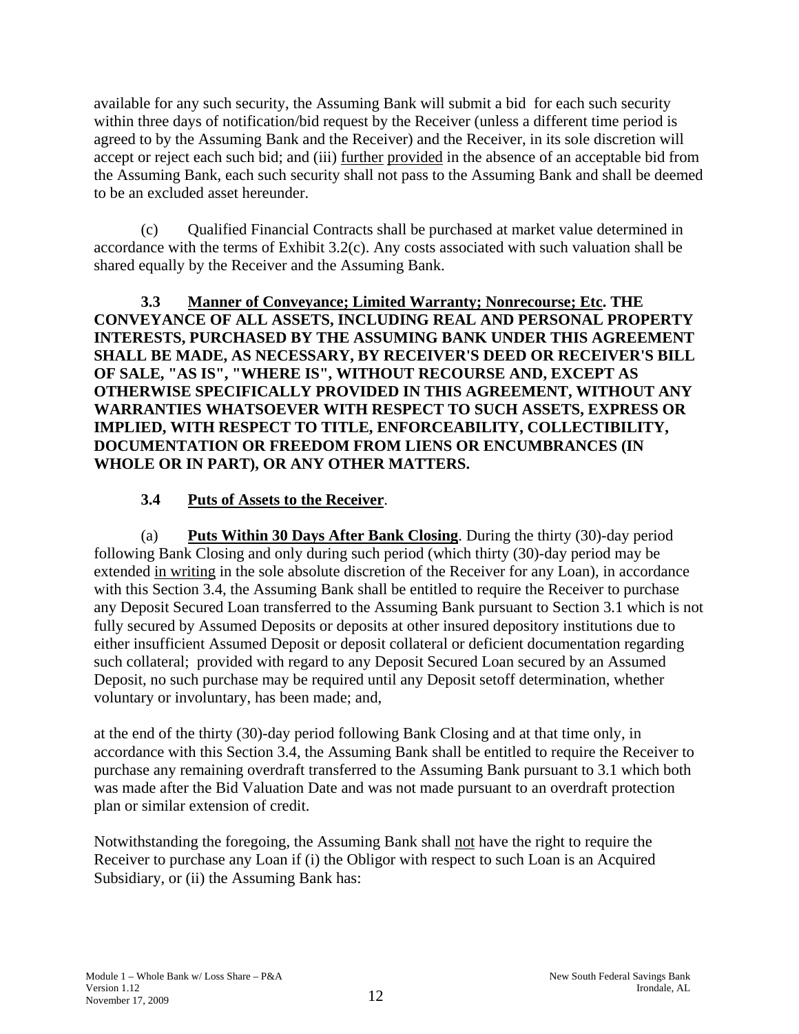available for any such security, the Assuming Bank will submit a bid for each such security within three days of notification/bid request by the Receiver (unless a different time period is agreed to by the Assuming Bank and the Receiver) and the Receiver, in its sole discretion will accept or reject each such bid; and (iii) further provided in the absence of an acceptable bid from the Assuming Bank, each such security shall not pass to the Assuming Bank and shall be deemed to be an excluded asset hereunder.

(c) Qualified Financial Contracts shall be purchased at market value determined in accordance with the terms of Exhibit 3.2(c). Any costs associated with such valuation shall be shared equally by the Receiver and the Assuming Bank.

**3.3 Manner of Conveyance; Limited Warranty; Nonrecourse; Etc. THE CONVEYANCE OF ALL ASSETS, INCLUDING REAL AND PERSONAL PROPERTY INTERESTS, PURCHASED BY THE ASSUMING BANK UNDER THIS AGREEMENT SHALL BE MADE, AS NECESSARY, BY RECEIVER'S DEED OR RECEIVER'S BILL OF SALE, "AS IS", "WHERE IS", WITHOUT RECOURSE AND, EXCEPT AS OTHERWISE SPECIFICALLY PROVIDED IN THIS AGREEMENT, WITHOUT ANY WARRANTIES WHATSOEVER WITH RESPECT TO SUCH ASSETS, EXPRESS OR IMPLIED, WITH RESPECT TO TITLE, ENFORCEABILITY, COLLECTIBILITY, DOCUMENTATION OR FREEDOM FROM LIENS OR ENCUMBRANCES (IN WHOLE OR IN PART), OR ANY OTHER MATTERS.**

**3.4 Puts of Assets to the Receiver**.

(a) **Puts Within 30 Days After Bank Closing**. During the thirty (30)-day period following Bank Closing and only during such period (which thirty (30)-day period may be extended in writing in the sole absolute discretion of the Receiver for any Loan), in accordance with this Section 3.4, the Assuming Bank shall be entitled to require the Receiver to purchase any Deposit Secured Loan transferred to the Assuming Bank pursuant to Section 3.1 which is not fully secured by Assumed Deposits or deposits at other insured depository institutions due to either insufficient Assumed Deposit or deposit collateral or deficient documentation regarding such collateral; provided with regard to any Deposit Secured Loan secured by an Assumed Deposit, no such purchase may be required until any Deposit setoff determination, whether voluntary or involuntary, has been made; and,

at the end of the thirty (30)-day period following Bank Closing and at that time only, in accordance with this Section 3.4, the Assuming Bank shall be entitled to require the Receiver to purchase any remaining overdraft transferred to the Assuming Bank pursuant to 3.1 which both was made after the Bid Valuation Date and was not made pursuant to an overdraft protection plan or similar extension of credit.

Notwithstanding the foregoing, the Assuming Bank shall not have the right to require the Receiver to purchase any Loan if (i) the Obligor with respect to such Loan is an Acquired Subsidiary, or (ii) the Assuming Bank has: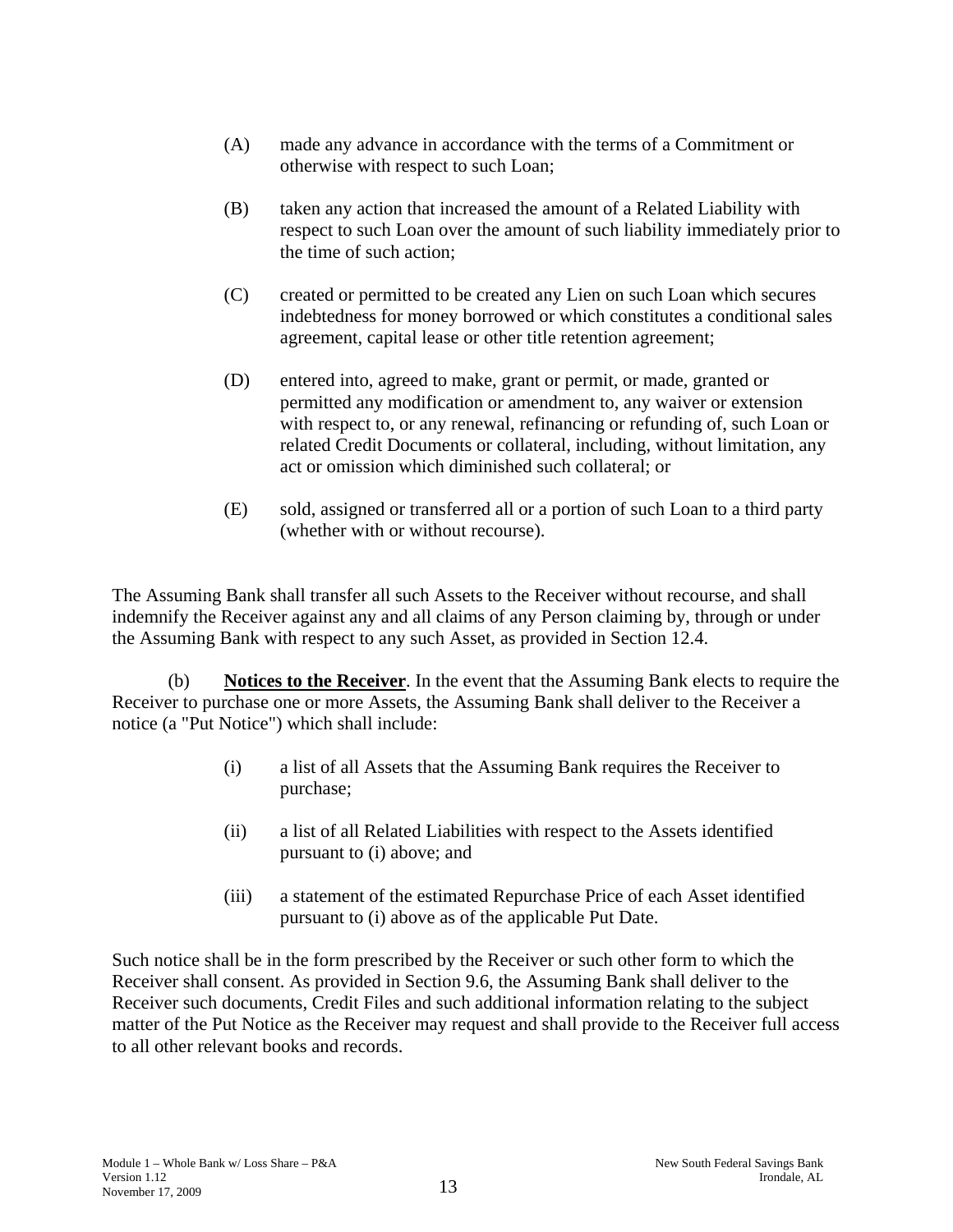(A) made any advance in accordance with the terms of a Commitment or otherwise with respect to such Loan;

(B) taken any action that increased the amount of a Related Liability with respect to such Loan over the amount of such liability immediately prior to the time of such action;

(C) created or permitted to be created any Lien on such Loan which secures indebtedness for money borrowed or which constitutes a conditional sales agreement, capital lease or other title retention agreement;

(D) entered into, agreed to make, grant or permit, or made, granted or permitted any modification or amendment to, any waiver or extension with respect to, or any renewal, refinancing or refunding of, such Loan or related Credit Documents or collateral, including, without limitation, any act or omission which diminished such collateral; or

(E) sold, assigned or transferred all or a portion of such Loan to a third party (whether with or without recourse).

The Assuming Bank shall transfer all such Assets to the Receiver without recourse, and shall indemnify the Receiver against any and all claims of any Person claiming by, through or under the Assuming Bank with respect to any such Asset, as provided in Section 12.4.

(b) **Notices to the Receiver**. In the event that the Assuming Bank elects to require the Receiver to purchase one or more Assets, the Assuming Bank shall deliver to the Receiver a notice (a "Put Notice") which shall include:

(i) a list of all Assets that the Assuming Bank requires the Receiver to purchase;

(ii) a list of all Related Liabilities with respect to the Assets identified pursuant to (i) above; and

(iii) a statement of the estimated Repurchase Price of each Asset identified pursuant to (i) above as of the applicable Put Date.

Such notice shall be in the form prescribed by the Receiver or such other form to which the Receiver shall consent. As provided in Section 9.6, the Assuming Bank shall deliver to the Receiver such documents, Credit Files and such additional information relating to the subject matter of the Put Notice as the Receiver may request and shall provide to the Receiver full access to all other relevant books and records.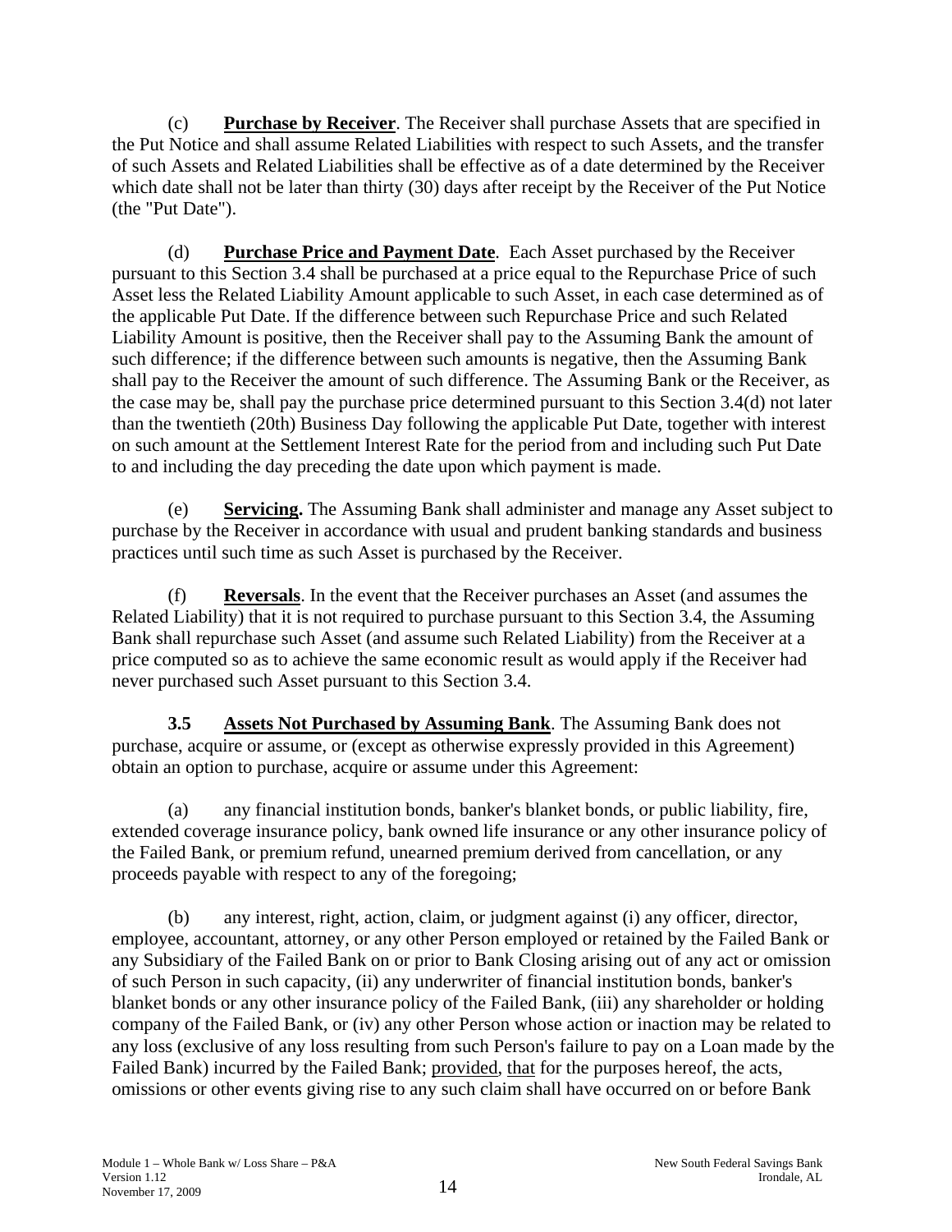(c) **Purchase by Receiver**. The Receiver shall purchase Assets that are specified in the Put Notice and shall assume Related Liabilities with respect to such Assets, and the transfer of such Assets and Related Liabilities shall be effective as of a date determined by the Receiver which date shall not be later than thirty (30) days after receipt by the Receiver of the Put Notice (the "Put Date").

(d) **Purchase Price and Payment Date**. Each Asset purchased by the Receiver pursuant to this Section 3.4 shall be purchased at a price equal to the Repurchase Price of such Asset less the Related Liability Amount applicable to such Asset, in each case determined as of the applicable Put Date. If the difference between such Repurchase Price and such Related Liability Amount is positive, then the Receiver shall pay to the Assuming Bank the amount of such difference; if the difference between such amounts is negative, then the Assuming Bank shall pay to the Receiver the amount of such difference. The Assuming Bank or the Receiver, as the case may be, shall pay the purchase price determined pursuant to this Section 3.4(d) not later than the twentieth (20th) Business Day following the applicable Put Date, together with interest on such amount at the Settlement Interest Rate for the period from and including such Put Date to and including the day preceding the date upon which payment is made.

(e) **Servicing.** The Assuming Bank shall administer and manage any Asset subject to purchase by the Receiver in accordance with usual and prudent banking standards and business practices until such time as such Asset is purchased by the Receiver.

(f) **Reversals**. In the event that the Receiver purchases an Asset (and assumes the Related Liability) that it is not required to purchase pursuant to this Section 3.4, the Assuming Bank shall repurchase such Asset (and assume such Related Liability) from the Receiver at a price computed so as to achieve the same economic result as would apply if the Receiver had never purchased such Asset pursuant to this Section 3.4.

**3.5 Assets Not Purchased by Assuming Bank**. The Assuming Bank does not purchase, acquire or assume, or (except as otherwise expressly provided in this Agreement) obtain an option to purchase, acquire or assume under this Agreement:

(a) any financial institution bonds, banker's blanket bonds, or public liability, fire, extended coverage insurance policy, bank owned life insurance or any other insurance policy of the Failed Bank, or premium refund, unearned premium derived from cancellation, or any proceeds payable with respect to any of the foregoing;

(b) any interest, right, action, claim, or judgment against (i) any officer, director, employee, accountant, attorney, or any other Person employed or retained by the Failed Bank or any Subsidiary of the Failed Bank on or prior to Bank Closing arising out of any act or omission of such Person in such capacity, (ii) any underwriter of financial institution bonds, banker's blanket bonds or any other insurance policy of the Failed Bank, (iii) any shareholder or holding company of the Failed Bank, or (iv) any other Person whose action or inaction may be related to any loss (exclusive of any loss resulting from such Person's failure to pay on a Loan made by the Failed Bank) incurred by the Failed Bank; provided, that for the purposes hereof, the acts, omissions or other events giving rise to any such claim shall have occurred on or before Bank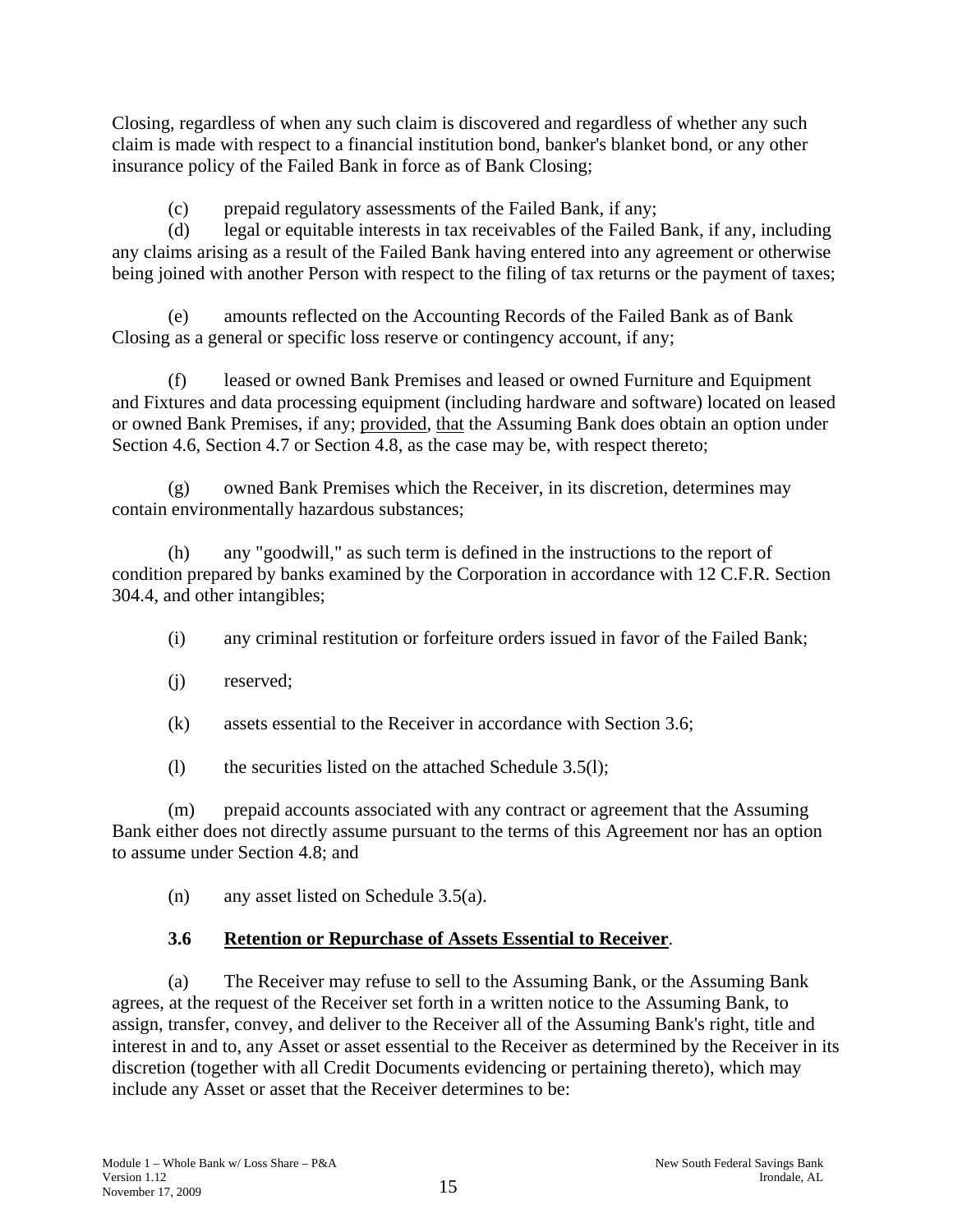Closing, regardless of when any such claim is discovered and regardless of whether any such claim is made with respect to a financial institution bond, banker's blanket bond, or any other insurance policy of the Failed Bank in force as of Bank Closing;

(c) prepaid regulatory assessments of the Failed Bank, if any;

(d) legal or equitable interests in tax receivables of the Failed Bank, if any, including any claims arising as a result of the Failed Bank having entered into any agreement or otherwise being joined with another Person with respect to the filing of tax returns or the payment of taxes;

(e) amounts reflected on the Accounting Records of the Failed Bank as of Bank Closing as a general or specific loss reserve or contingency account, if any;

(f) leased or owned Bank Premises and leased or owned Furniture and Equipment and Fixtures and data processing equipment (including hardware and software) located on leased or owned Bank Premises, if any; provided, that the Assuming Bank does obtain an option under Section 4.6, Section 4.7 or Section 4.8, as the case may be, with respect thereto;

(g) owned Bank Premises which the Receiver, in its discretion, determines may contain environmentally hazardous substances;

(h) any "goodwill," as such term is defined in the instructions to the report of condition prepared by banks examined by the Corporation in accordance with 12 C.F.R. Section 304.4, and other intangibles;

(i) any criminal restitution or forfeiture orders issued in favor of the Failed Bank;

(j) reserved;

(k) assets essential to the Receiver in accordance with Section 3.6;

(l) the securities listed on the attached Schedule 3.5(l);

(m) prepaid accounts associated with any contract or agreement that the Assuming Bank either does not directly assume pursuant to the terms of this Agreement nor has an option to assume under Section 4.8; and

(n) any asset listed on Schedule 3.5(a).

### 3.6 Retention or Repurchase of Assets Essential to Receiver.

(a) The Receiver may refuse to sell to the Assuming Bank, or the Assuming Bank agrees, at the request of the Receiver set forth in a written notice to the Assuming Bank, to assign, transfer, convey, and deliver to the Receiver all of the Assuming Bank's right, title and interest in and to, any Asset or asset essential to the Receiver as determined by the Receiver in its discretion (together with all Credit Documents evidencing or pertaining thereto), which may include any Asset or asset that the Receiver determines to be: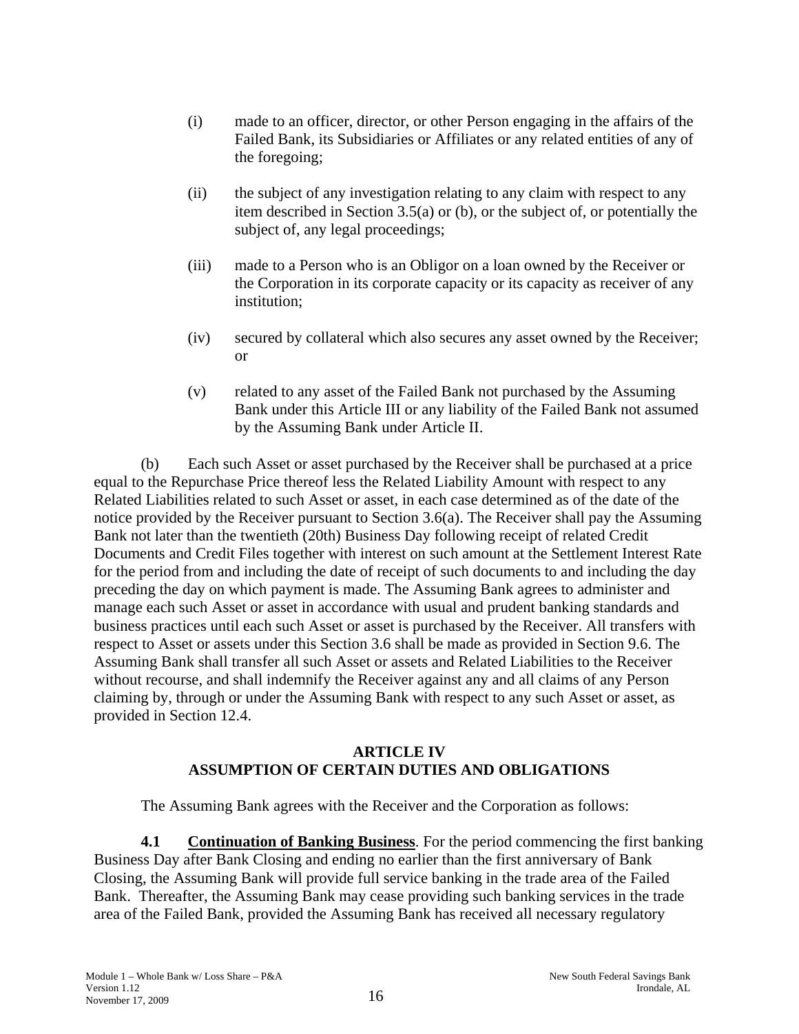(i) made to an officer, director, or other Person engaging in the affairs of the Failed Bank, its Subsidiaries or Affiliates or any related entities of any of the foregoing;

(ii) the subject of any investigation relating to any claim with respect to any item described in Section 3.5(a) or (b), or the subject of, or potentially the subject of, any legal proceedings;

(iii) made to a Person who is an Obligor on a loan owned by the Receiver or the Corporation in its corporate capacity or its capacity as receiver of any institution;

(iv) secured by collateral which also secures any asset owned by the Receiver; or

(v) related to any asset of the Failed Bank not purchased by the Assuming Bank under this Article III or any liability of the Failed Bank not assumed by the Assuming Bank under Article II.

(b) Each such Asset or asset purchased by the Receiver shall be purchased at a price equal to the Repurchase Price thereof less the Related Liability Amount with respect to any Related Liabilities related to such Asset or asset, in each case determined as of the date of the notice provided by the Receiver pursuant to Section 3.6(a). The Receiver shall pay the Assuming Bank not later than the twentieth (20th) Business Day following receipt of related Credit Documents and Credit Files together with interest on such amount at the Settlement Interest Rate for the period from and including the date of receipt of such documents to and including the day preceding the day on which payment is made. The Assuming Bank agrees to administer and manage each such Asset or asset in accordance with usual and prudent banking standards and business practices until each such Asset or asset is purchased by the Receiver. All transfers with respect to Asset or assets under this Section 3.6 shall be made as provided in Section 9.6. The Assuming Bank shall transfer all such Asset or assets and Related Liabilities to the Receiver without recourse, and shall indemnify the Receiver against any and all claims of any Person claiming by, through or under the Assuming Bank with respect to any such Asset or asset, as provided in Section 12.4.

## ARTICLE IV
## ASSUMPTION OF CERTAIN DUTIES AND OBLIGATIONS

The Assuming Bank agrees with the Receiver and the Corporation as follows:

**4.1 Continuation of Banking Business**. For the period commencing the first banking Business Day after Bank Closing and ending no earlier than the first anniversary of Bank Closing, the Assuming Bank will provide full service banking in the trade area of the Failed Bank. Thereafter, the Assuming Bank may cease providing such banking services in the trade area of the Failed Bank, provided the Assuming Bank has received all necessary regulatory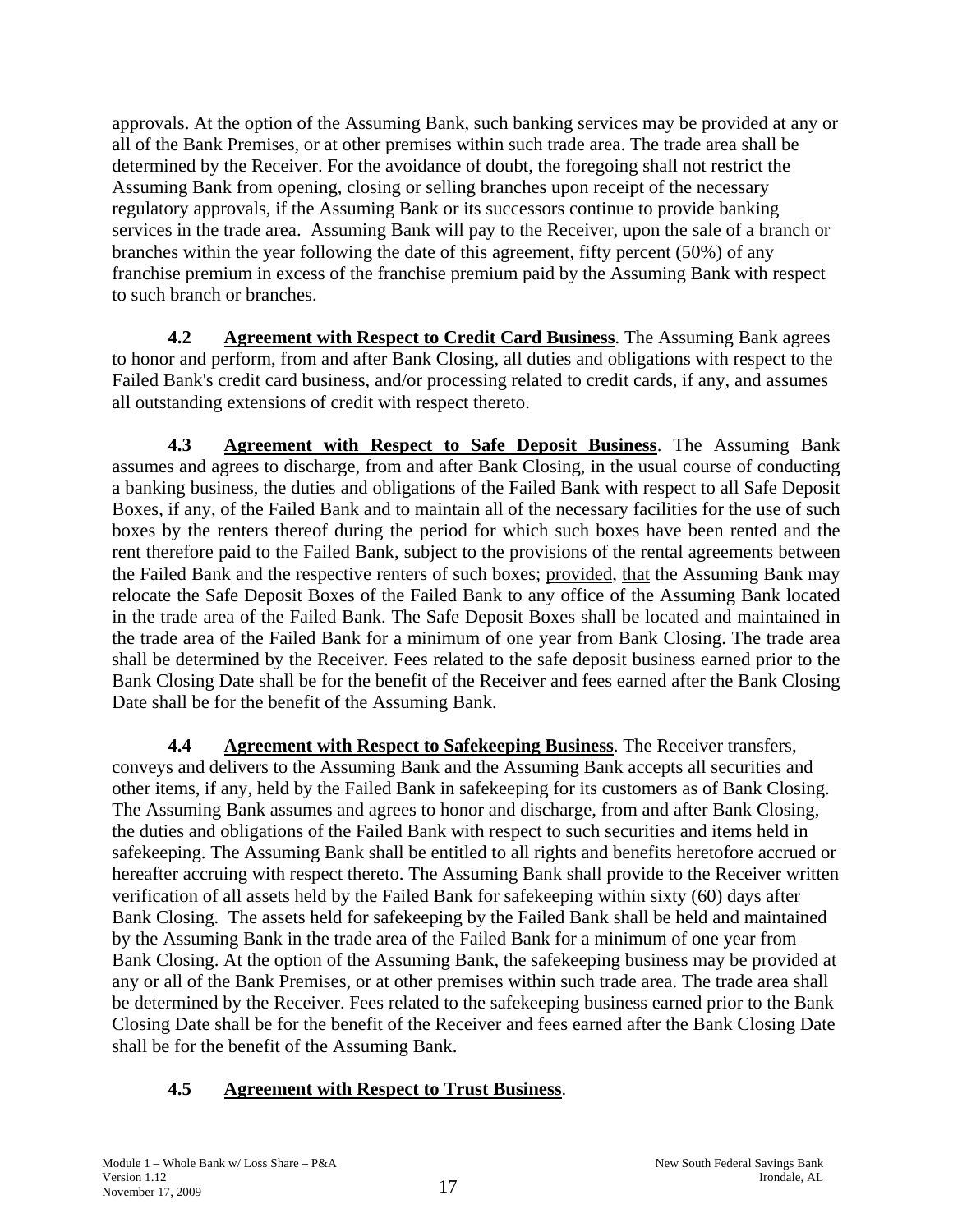approvals. At the option of the Assuming Bank, such banking services may be provided at any or all of the Bank Premises, or at other premises within such trade area. The trade area shall be determined by the Receiver. For the avoidance of doubt, the foregoing shall not restrict the Assuming Bank from opening, closing or selling branches upon receipt of the necessary regulatory approvals, if the Assuming Bank or its successors continue to provide banking services in the trade area. Assuming Bank will pay to the Receiver, upon the sale of a branch or branches within the year following the date of this agreement, fifty percent (50%) of any franchise premium in excess of the franchise premium paid by the Assuming Bank with respect to such branch or branches.

**4.2 Agreement with Respect to Credit Card Business**. The Assuming Bank agrees to honor and perform, from and after Bank Closing, all duties and obligations with respect to the Failed Bank's credit card business, and/or processing related to credit cards, if any, and assumes all outstanding extensions of credit with respect thereto.

**4.3 Agreement with Respect to Safe Deposit Business**. The Assuming Bank assumes and agrees to discharge, from and after Bank Closing, in the usual course of conducting a banking business, the duties and obligations of the Failed Bank with respect to all Safe Deposit Boxes, if any, of the Failed Bank and to maintain all of the necessary facilities for the use of such boxes by the renters thereof during the period for which such boxes have been rented and the rent therefore paid to the Failed Bank, subject to the provisions of the rental agreements between the Failed Bank and the respective renters of such boxes; provided, that the Assuming Bank may relocate the Safe Deposit Boxes of the Failed Bank to any office of the Assuming Bank located in the trade area of the Failed Bank. The Safe Deposit Boxes shall be located and maintained in the trade area of the Failed Bank for a minimum of one year from Bank Closing. The trade area shall be determined by the Receiver. Fees related to the safe deposit business earned prior to the Bank Closing Date shall be for the benefit of the Receiver and fees earned after the Bank Closing Date shall be for the benefit of the Assuming Bank.

**4.4 Agreement with Respect to Safekeeping Business**. The Receiver transfers, conveys and delivers to the Assuming Bank and the Assuming Bank accepts all securities and other items, if any, held by the Failed Bank in safekeeping for its customers as of Bank Closing. The Assuming Bank assumes and agrees to honor and discharge, from and after Bank Closing, the duties and obligations of the Failed Bank with respect to such securities and items held in safekeeping. The Assuming Bank shall be entitled to all rights and benefits heretofore accrued or hereafter accruing with respect thereto. The Assuming Bank shall provide to the Receiver written verification of all assets held by the Failed Bank for safekeeping within sixty (60) days after Bank Closing. The assets held for safekeeping by the Failed Bank shall be held and maintained by the Assuming Bank in the trade area of the Failed Bank for a minimum of one year from Bank Closing. At the option of the Assuming Bank, the safekeeping business may be provided at any or all of the Bank Premises, or at other premises within such trade area. The trade area shall be determined by the Receiver. Fees related to the safekeeping business earned prior to the Bank Closing Date shall be for the benefit of the Receiver and fees earned after the Bank Closing Date shall be for the benefit of the Assuming Bank.

**4.5 Agreement with Respect to Trust Business**.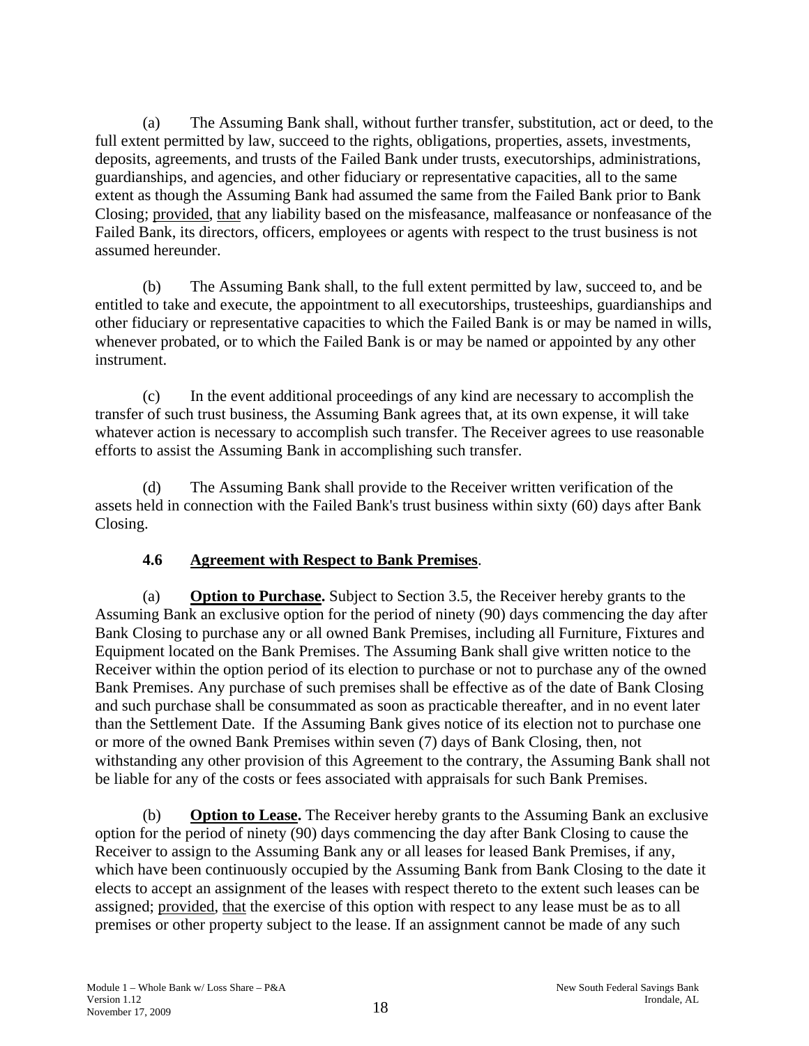(a) The Assuming Bank shall, without further transfer, substitution, act or deed, to the full extent permitted by law, succeed to the rights, obligations, properties, assets, investments, deposits, agreements, and trusts of the Failed Bank under trusts, executorships, administrations, guardianships, and agencies, and other fiduciary or representative capacities, all to the same extent as though the Assuming Bank had assumed the same from the Failed Bank prior to Bank Closing; provided, that any liability based on the misfeasance, malfeasance or nonfeasance of the Failed Bank, its directors, officers, employees or agents with respect to the trust business is not assumed hereunder.

(b) The Assuming Bank shall, to the full extent permitted by law, succeed to, and be entitled to take and execute, the appointment to all executorships, trusteeships, guardianships and other fiduciary or representative capacities to which the Failed Bank is or may be named in wills, whenever probated, or to which the Failed Bank is or may be named or appointed by any other instrument.

(c) In the event additional proceedings of any kind are necessary to accomplish the transfer of such trust business, the Assuming Bank agrees that, at its own expense, it will take whatever action is necessary to accomplish such transfer. The Receiver agrees to use reasonable efforts to assist the Assuming Bank in accomplishing such transfer.

(d) The Assuming Bank shall provide to the Receiver written verification of the assets held in connection with the Failed Bank's trust business within sixty (60) days after Bank Closing.

### 4.6 Agreement with Respect to Bank Premises.

(a) **Option to Purchase.** Subject to Section 3.5, the Receiver hereby grants to the Assuming Bank an exclusive option for the period of ninety (90) days commencing the day after Bank Closing to purchase any or all owned Bank Premises, including all Furniture, Fixtures and Equipment located on the Bank Premises. The Assuming Bank shall give written notice to the Receiver within the option period of its election to purchase or not to purchase any of the owned Bank Premises. Any purchase of such premises shall be effective as of the date of Bank Closing and such purchase shall be consummated as soon as practicable thereafter, and in no event later than the Settlement Date. If the Assuming Bank gives notice of its election not to purchase one or more of the owned Bank Premises within seven (7) days of Bank Closing, then, not withstanding any other provision of this Agreement to the contrary, the Assuming Bank shall not be liable for any of the costs or fees associated with appraisals for such Bank Premises.

(b) **Option to Lease.** The Receiver hereby grants to the Assuming Bank an exclusive option for the period of ninety (90) days commencing the day after Bank Closing to cause the Receiver to assign to the Assuming Bank any or all leases for leased Bank Premises, if any, which have been continuously occupied by the Assuming Bank from Bank Closing to the date it elects to accept an assignment of the leases with respect thereto to the extent such leases can be assigned; provided, that the exercise of this option with respect to any lease must be as to all premises or other property subject to the lease. If an assignment cannot be made of any such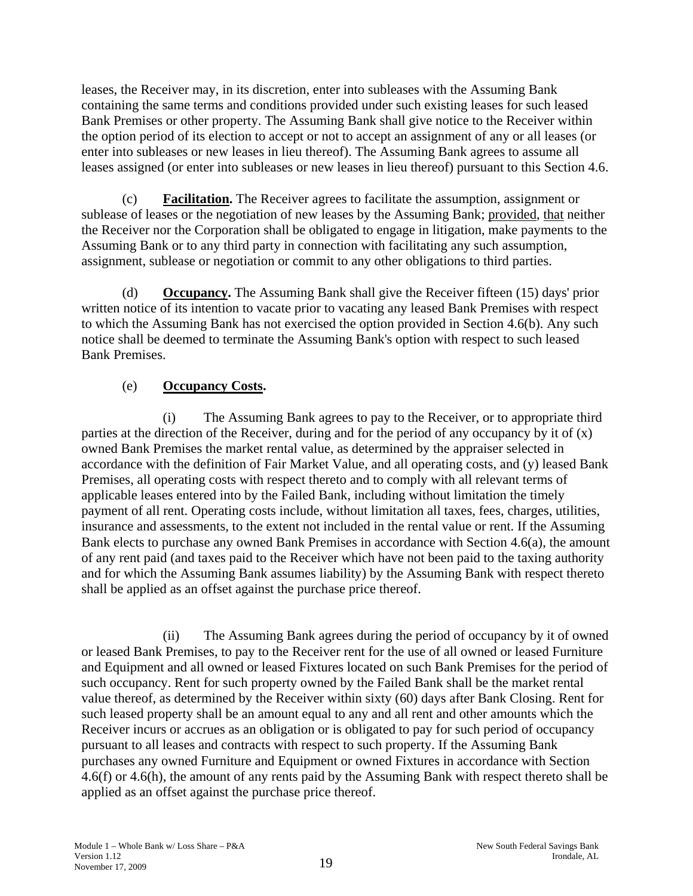leases, the Receiver may, in its discretion, enter into subleases with the Assuming Bank containing the same terms and conditions provided under such existing leases for such leased Bank Premises or other property. The Assuming Bank shall give notice to the Receiver within the option period of its election to accept or not to accept an assignment of any or all leases (or enter into subleases or new leases in lieu thereof). The Assuming Bank agrees to assume all leases assigned (or enter into subleases or new leases in lieu thereof) pursuant to this Section 4.6.

(c) **Facilitation.** The Receiver agrees to facilitate the assumption, assignment or sublease of leases or the negotiation of new leases by the Assuming Bank; provided, that neither the Receiver nor the Corporation shall be obligated to engage in litigation, make payments to the Assuming Bank or to any third party in connection with facilitating any such assumption, assignment, sublease or negotiation or commit to any other obligations to third parties.

(d) **Occupancy.** The Assuming Bank shall give the Receiver fifteen (15) days' prior written notice of its intention to vacate prior to vacating any leased Bank Premises with respect to which the Assuming Bank has not exercised the option provided in Section 4.6(b). Any such notice shall be deemed to terminate the Assuming Bank's option with respect to such leased Bank Premises.

(e) **Occupancy Costs.**

(i) The Assuming Bank agrees to pay to the Receiver, or to appropriate third parties at the direction of the Receiver, during and for the period of any occupancy by it of (x) owned Bank Premises the market rental value, as determined by the appraiser selected in accordance with the definition of Fair Market Value, and all operating costs, and (y) leased Bank Premises, all operating costs with respect thereto and to comply with all relevant terms of applicable leases entered into by the Failed Bank, including without limitation the timely payment of all rent. Operating costs include, without limitation all taxes, fees, charges, utilities, insurance and assessments, to the extent not included in the rental value or rent. If the Assuming Bank elects to purchase any owned Bank Premises in accordance with Section 4.6(a), the amount of any rent paid (and taxes paid to the Receiver which have not been paid to the taxing authority and for which the Assuming Bank assumes liability) by the Assuming Bank with respect thereto shall be applied as an offset against the purchase price thereof.

(ii) The Assuming Bank agrees during the period of occupancy by it of owned or leased Bank Premises, to pay to the Receiver rent for the use of all owned or leased Furniture and Equipment and all owned or leased Fixtures located on such Bank Premises for the period of such occupancy. Rent for such property owned by the Failed Bank shall be the market rental value thereof, as determined by the Receiver within sixty (60) days after Bank Closing. Rent for such leased property shall be an amount equal to any and all rent and other amounts which the Receiver incurs or accrues as an obligation or is obligated to pay for such period of occupancy pursuant to all leases and contracts with respect to such property. If the Assuming Bank purchases any owned Furniture and Equipment or owned Fixtures in accordance with Section 4.6(f) or 4.6(h), the amount of any rents paid by the Assuming Bank with respect thereto shall be applied as an offset against the purchase price thereof.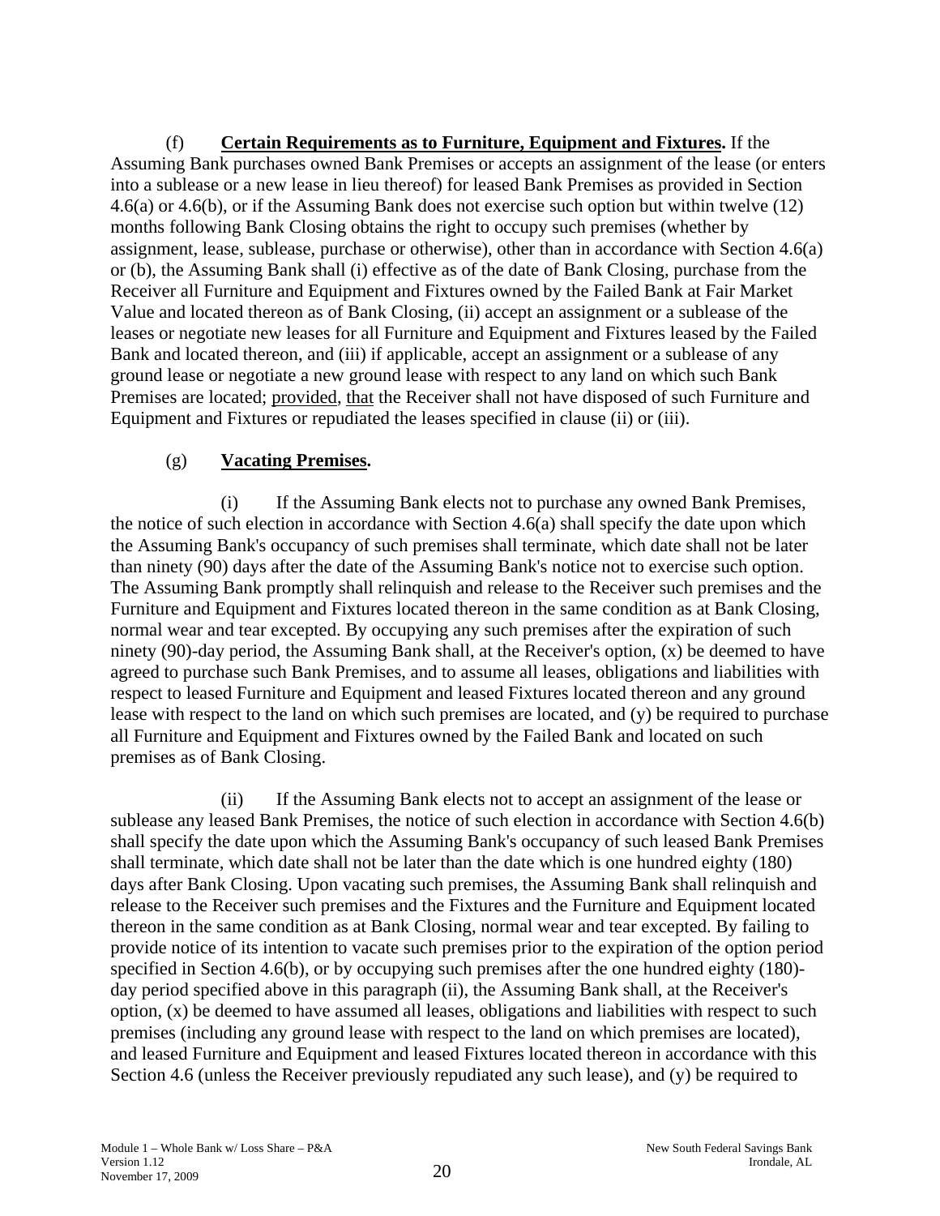(f) **<u>Certain Requirements as to Furniture, Equipment and Fixtures</u>.** If the Assuming Bank purchases owned Bank Premises or accepts an assignment of the lease (or enters into a sublease or a new lease in lieu thereof) for leased Bank Premises as provided in Section 4.6(a) or 4.6(b), or if the Assuming Bank does not exercise such option but within twelve (12) months following Bank Closing obtains the right to occupy such premises (whether by assignment, lease, sublease, purchase or otherwise), other than in accordance with Section 4.6(a) or (b), the Assuming Bank shall (i) effective as of the date of Bank Closing, purchase from the Receiver all Furniture and Equipment and Fixtures owned by the Failed Bank at Fair Market Value and located thereon as of Bank Closing, (ii) accept an assignment or a sublease of the leases or negotiate new leases for all Furniture and Equipment and Fixtures leased by the Failed Bank and located thereon, and (iii) if applicable, accept an assignment or a sublease of any ground lease or negotiate a new ground lease with respect to any land on which such Bank Premises are located; <u>provided</u>, <u>that</u> the Receiver shall not have disposed of such Furniture and Equipment and Fixtures or repudiated the leases specified in clause (ii) or (iii).

(g) **<u>Vacating Premises</u>.**

(i) If the Assuming Bank elects not to purchase any owned Bank Premises, the notice of such election in accordance with Section 4.6(a) shall specify the date upon which the Assuming Bank's occupancy of such premises shall terminate, which date shall not be later than ninety (90) days after the date of the Assuming Bank's notice not to exercise such option. The Assuming Bank promptly shall relinquish and release to the Receiver such premises and the Furniture and Equipment and Fixtures located thereon in the same condition as at Bank Closing, normal wear and tear excepted. By occupying any such premises after the expiration of such ninety (90)-day period, the Assuming Bank shall, at the Receiver's option, (x) be deemed to have agreed to purchase such Bank Premises, and to assume all leases, obligations and liabilities with respect to leased Furniture and Equipment and leased Fixtures located thereon and any ground lease with respect to the land on which such premises are located, and (y) be required to purchase all Furniture and Equipment and Fixtures owned by the Failed Bank and located on such premises as of Bank Closing.

(ii) If the Assuming Bank elects not to accept an assignment of the lease or sublease any leased Bank Premises, the notice of such election in accordance with Section 4.6(b) shall specify the date upon which the Assuming Bank's occupancy of such leased Bank Premises shall terminate, which date shall not be later than the date which is one hundred eighty (180) days after Bank Closing. Upon vacating such premises, the Assuming Bank shall relinquish and release to the Receiver such premises and the Fixtures and the Furniture and Equipment located thereon in the same condition as at Bank Closing, normal wear and tear excepted. By failing to provide notice of its intention to vacate such premises prior to the expiration of the option period specified in Section 4.6(b), or by occupying such premises after the one hundred eighty (180)-day period specified above in this paragraph (ii), the Assuming Bank shall, at the Receiver's option, (x) be deemed to have assumed all leases, obligations and liabilities with respect to such premises (including any ground lease with respect to the land on which premises are located), and leased Furniture and Equipment and leased Fixtures located thereon in accordance with this Section 4.6 (unless the Receiver previously repudiated any such lease), and (y) be required to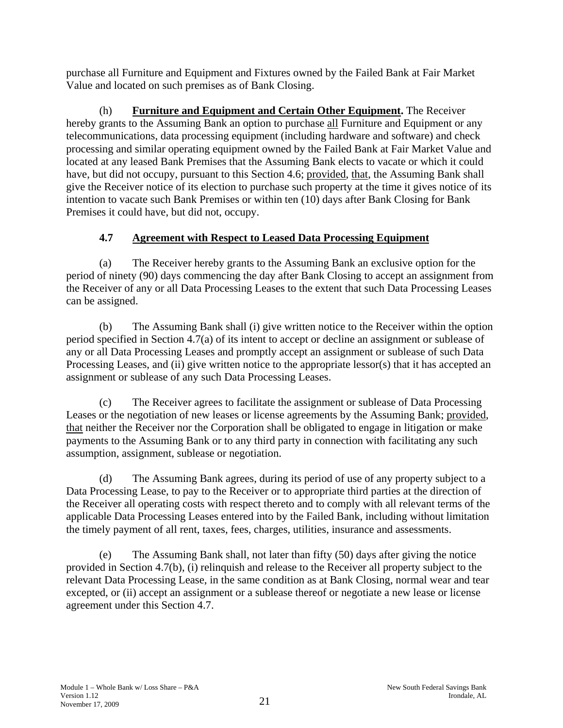purchase all Furniture and Equipment and Fixtures owned by the Failed Bank at Fair Market Value and located on such premises as of Bank Closing.

(h) **Furniture and Equipment and Certain Other Equipment.** The Receiver hereby grants to the Assuming Bank an option to purchase all Furniture and Equipment or any telecommunications, data processing equipment (including hardware and software) and check processing and similar operating equipment owned by the Failed Bank at Fair Market Value and located at any leased Bank Premises that the Assuming Bank elects to vacate or which it could have, but did not occupy, pursuant to this Section 4.6; provided, that, the Assuming Bank shall give the Receiver notice of its election to purchase such property at the time it gives notice of its intention to vacate such Bank Premises or within ten (10) days after Bank Closing for Bank Premises it could have, but did not, occupy.

### 4.7 Agreement with Respect to Leased Data Processing Equipment

(a) The Receiver hereby grants to the Assuming Bank an exclusive option for the period of ninety (90) days commencing the day after Bank Closing to accept an assignment from the Receiver of any or all Data Processing Leases to the extent that such Data Processing Leases can be assigned.

(b) The Assuming Bank shall (i) give written notice to the Receiver within the option period specified in Section 4.7(a) of its intent to accept or decline an assignment or sublease of any or all Data Processing Leases and promptly accept an assignment or sublease of such Data Processing Leases, and (ii) give written notice to the appropriate lessor(s) that it has accepted an assignment or sublease of any such Data Processing Leases.

(c) The Receiver agrees to facilitate the assignment or sublease of Data Processing Leases or the negotiation of new leases or license agreements by the Assuming Bank; provided, that neither the Receiver nor the Corporation shall be obligated to engage in litigation or make payments to the Assuming Bank or to any third party in connection with facilitating any such assumption, assignment, sublease or negotiation.

(d) The Assuming Bank agrees, during its period of use of any property subject to a Data Processing Lease, to pay to the Receiver or to appropriate third parties at the direction of the Receiver all operating costs with respect thereto and to comply with all relevant terms of the applicable Data Processing Leases entered into by the Failed Bank, including without limitation the timely payment of all rent, taxes, fees, charges, utilities, insurance and assessments.

(e) The Assuming Bank shall, not later than fifty (50) days after giving the notice provided in Section 4.7(b), (i) relinquish and release to the Receiver all property subject to the relevant Data Processing Lease, in the same condition as at Bank Closing, normal wear and tear excepted, or (ii) accept an assignment or a sublease thereof or negotiate a new lease or license agreement under this Section 4.7.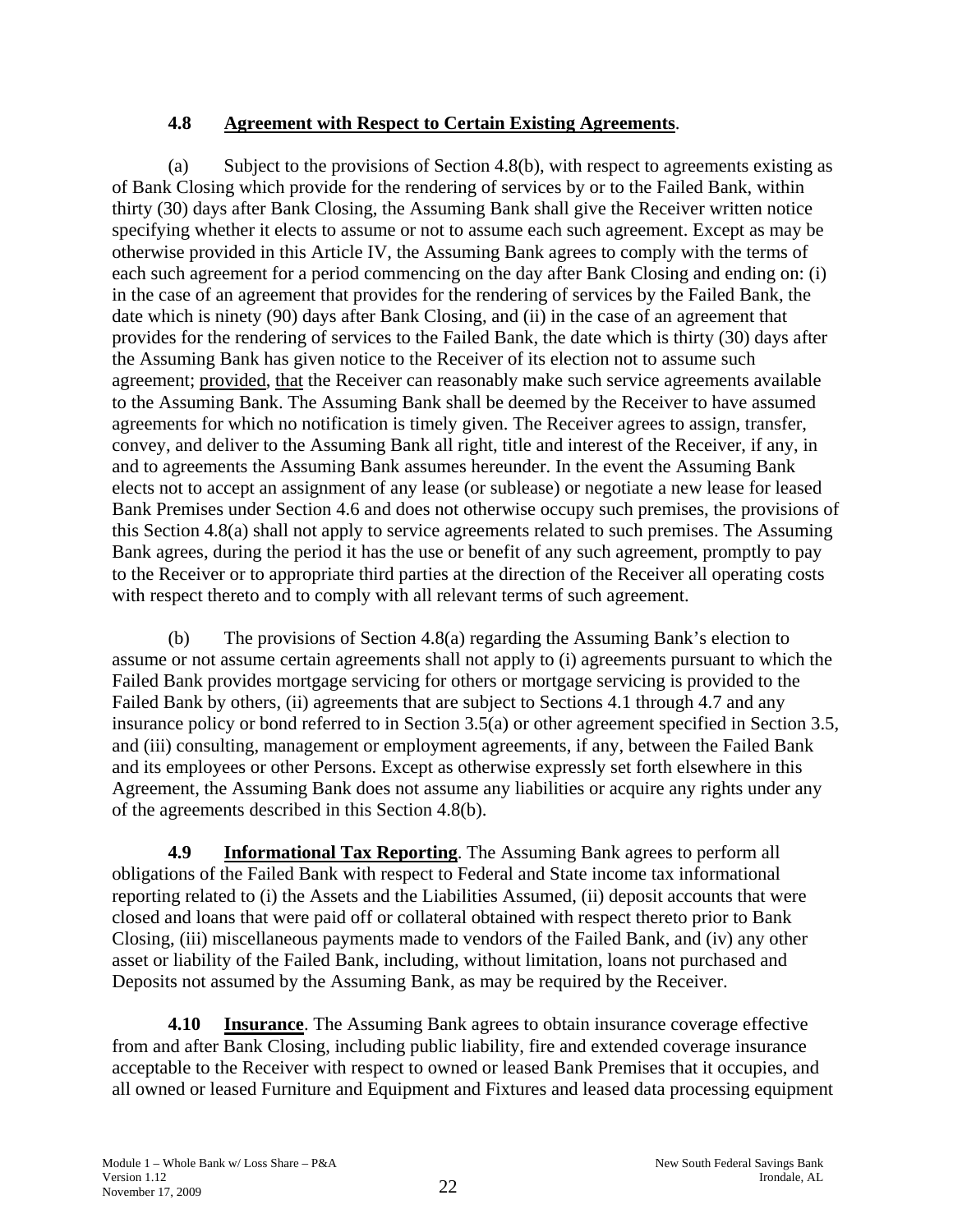### **4.8 Agreement with Respect to Certain Existing Agreements**.

(a) Subject to the provisions of Section 4.8(b), with respect to agreements existing as of Bank Closing which provide for the rendering of services by or to the Failed Bank, within thirty (30) days after Bank Closing, the Assuming Bank shall give the Receiver written notice specifying whether it elects to assume or not to assume each such agreement. Except as may be otherwise provided in this Article IV, the Assuming Bank agrees to comply with the terms of each such agreement for a period commencing on the day after Bank Closing and ending on: (i) in the case of an agreement that provides for the rendering of services by the Failed Bank, the date which is ninety (90) days after Bank Closing, and (ii) in the case of an agreement that provides for the rendering of services to the Failed Bank, the date which is thirty (30) days after the Assuming Bank has given notice to the Receiver of its election not to assume such agreement; provided, that the Receiver can reasonably make such service agreements available to the Assuming Bank. The Assuming Bank shall be deemed by the Receiver to have assumed agreements for which no notification is timely given. The Receiver agrees to assign, transfer, convey, and deliver to the Assuming Bank all right, title and interest of the Receiver, if any, in and to agreements the Assuming Bank assumes hereunder. In the event the Assuming Bank elects not to accept an assignment of any lease (or sublease) or negotiate a new lease for leased Bank Premises under Section 4.6 and does not otherwise occupy such premises, the provisions of this Section 4.8(a) shall not apply to service agreements related to such premises. The Assuming Bank agrees, during the period it has the use or benefit of any such agreement, promptly to pay to the Receiver or to appropriate third parties at the direction of the Receiver all operating costs with respect thereto and to comply with all relevant terms of such agreement.

(b) The provisions of Section 4.8(a) regarding the Assuming Bank's election to assume or not assume certain agreements shall not apply to (i) agreements pursuant to which the Failed Bank provides mortgage servicing for others or mortgage servicing is provided to the Failed Bank by others, (ii) agreements that are subject to Sections 4.1 through 4.7 and any insurance policy or bond referred to in Section 3.5(a) or other agreement specified in Section 3.5, and (iii) consulting, management or employment agreements, if any, between the Failed Bank and its employees or other Persons. Except as otherwise expressly set forth elsewhere in this Agreement, the Assuming Bank does not assume any liabilities or acquire any rights under any of the agreements described in this Section 4.8(b).

**4.9 Informational Tax Reporting**. The Assuming Bank agrees to perform all obligations of the Failed Bank with respect to Federal and State income tax informational reporting related to (i) the Assets and the Liabilities Assumed, (ii) deposit accounts that were closed and loans that were paid off or collateral obtained with respect thereto prior to Bank Closing, (iii) miscellaneous payments made to vendors of the Failed Bank, and (iv) any other asset or liability of the Failed Bank, including, without limitation, loans not purchased and Deposits not assumed by the Assuming Bank, as may be required by the Receiver.

**4.10 Insurance**. The Assuming Bank agrees to obtain insurance coverage effective from and after Bank Closing, including public liability, fire and extended coverage insurance acceptable to the Receiver with respect to owned or leased Bank Premises that it occupies, and all owned or leased Furniture and Equipment and Fixtures and leased data processing equipment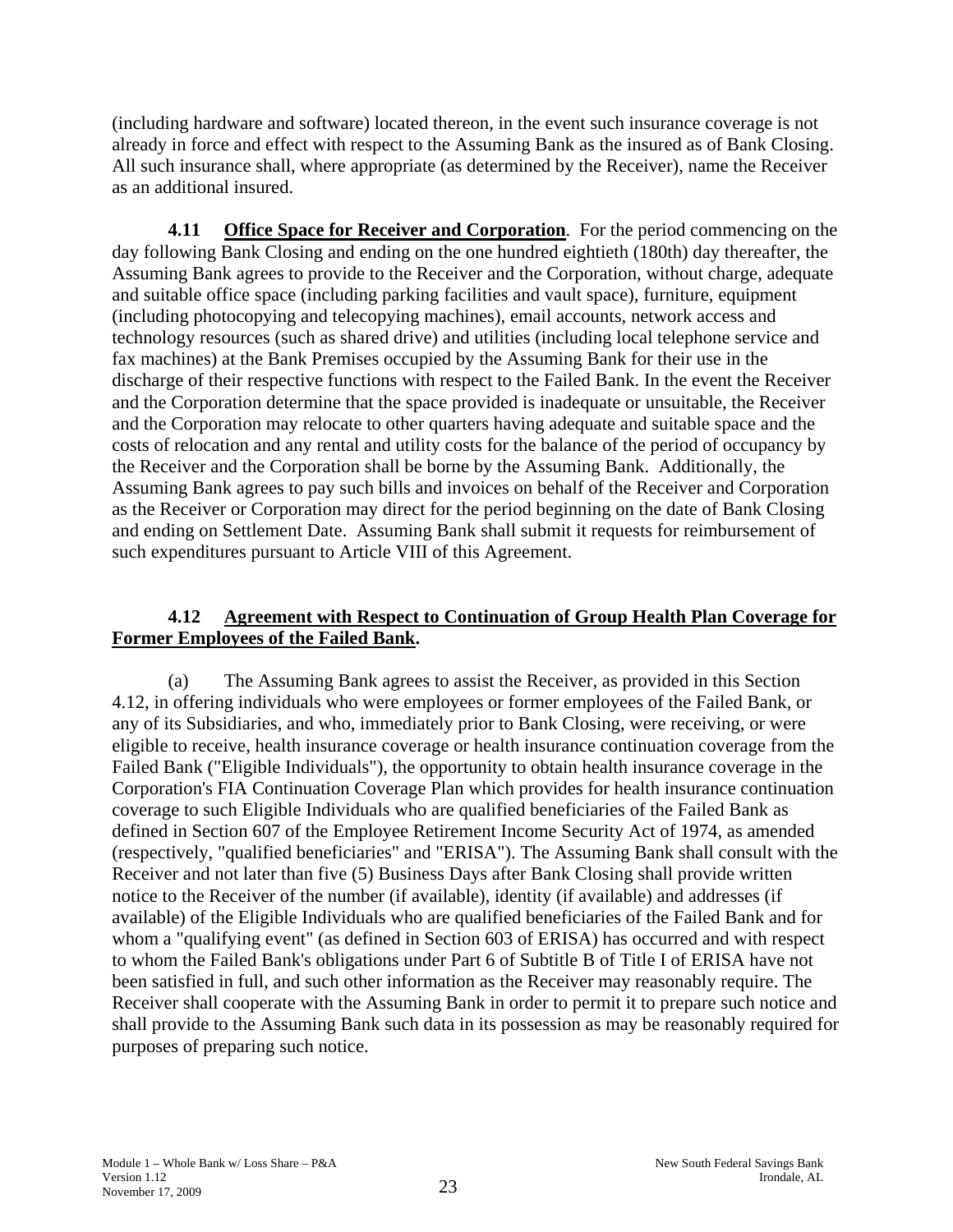(including hardware and software) located thereon, in the event such insurance coverage is not already in force and effect with respect to the Assuming Bank as the insured as of Bank Closing. All such insurance shall, where appropriate (as determined by the Receiver), name the Receiver as an additional insured.

**4.11 Office Space for Receiver and Corporation**. For the period commencing on the day following Bank Closing and ending on the one hundred eightieth (180th) day thereafter, the Assuming Bank agrees to provide to the Receiver and the Corporation, without charge, adequate and suitable office space (including parking facilities and vault space), furniture, equipment (including photocopying and telecopying machines), email accounts, network access and technology resources (such as shared drive) and utilities (including local telephone service and fax machines) at the Bank Premises occupied by the Assuming Bank for their use in the discharge of their respective functions with respect to the Failed Bank. In the event the Receiver and the Corporation determine that the space provided is inadequate or unsuitable, the Receiver and the Corporation may relocate to other quarters having adequate and suitable space and the costs of relocation and any rental and utility costs for the balance of the period of occupancy by the Receiver and the Corporation shall be borne by the Assuming Bank. Additionally, the Assuming Bank agrees to pay such bills and invoices on behalf of the Receiver and Corporation as the Receiver or Corporation may direct for the period beginning on the date of Bank Closing and ending on Settlement Date. Assuming Bank shall submit it requests for reimbursement of such expenditures pursuant to Article VIII of this Agreement.

**4.12 Agreement with Respect to Continuation of Group Health Plan Coverage for Former Employees of the Failed Bank.**

(a) The Assuming Bank agrees to assist the Receiver, as provided in this Section 4.12, in offering individuals who were employees or former employees of the Failed Bank, or any of its Subsidiaries, and who, immediately prior to Bank Closing, were receiving, or were eligible to receive, health insurance coverage or health insurance continuation coverage from the Failed Bank ("Eligible Individuals"), the opportunity to obtain health insurance coverage in the Corporation's FIA Continuation Coverage Plan which provides for health insurance continuation coverage to such Eligible Individuals who are qualified beneficiaries of the Failed Bank as defined in Section 607 of the Employee Retirement Income Security Act of 1974, as amended (respectively, "qualified beneficiaries" and "ERISA"). The Assuming Bank shall consult with the Receiver and not later than five (5) Business Days after Bank Closing shall provide written notice to the Receiver of the number (if available), identity (if available) and addresses (if available) of the Eligible Individuals who are qualified beneficiaries of the Failed Bank and for whom a "qualifying event" (as defined in Section 603 of ERISA) has occurred and with respect to whom the Failed Bank's obligations under Part 6 of Subtitle B of Title I of ERISA have not been satisfied in full, and such other information as the Receiver may reasonably require. The Receiver shall cooperate with the Assuming Bank in order to permit it to prepare such notice and shall provide to the Assuming Bank such data in its possession as may be reasonably required for purposes of preparing such notice.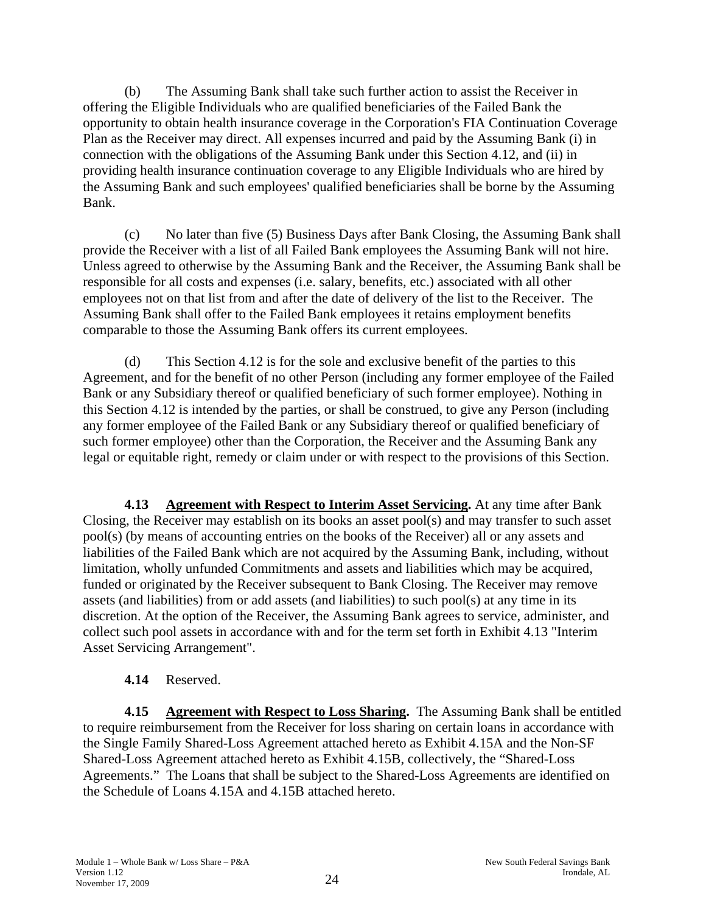(b) The Assuming Bank shall take such further action to assist the Receiver in offering the Eligible Individuals who are qualified beneficiaries of the Failed Bank the opportunity to obtain health insurance coverage in the Corporation's FIA Continuation Coverage Plan as the Receiver may direct. All expenses incurred and paid by the Assuming Bank (i) in connection with the obligations of the Assuming Bank under this Section 4.12, and (ii) in providing health insurance continuation coverage to any Eligible Individuals who are hired by the Assuming Bank and such employees' qualified beneficiaries shall be borne by the Assuming Bank.

(c) No later than five (5) Business Days after Bank Closing, the Assuming Bank shall provide the Receiver with a list of all Failed Bank employees the Assuming Bank will not hire. Unless agreed to otherwise by the Assuming Bank and the Receiver, the Assuming Bank shall be responsible for all costs and expenses (i.e. salary, benefits, etc.) associated with all other employees not on that list from and after the date of delivery of the list to the Receiver. The Assuming Bank shall offer to the Failed Bank employees it retains employment benefits comparable to those the Assuming Bank offers its current employees.

(d) This Section 4.12 is for the sole and exclusive benefit of the parties to this Agreement, and for the benefit of no other Person (including any former employee of the Failed Bank or any Subsidiary thereof or qualified beneficiary of such former employee). Nothing in this Section 4.12 is intended by the parties, or shall be construed, to give any Person (including any former employee of the Failed Bank or any Subsidiary thereof or qualified beneficiary of such former employee) other than the Corporation, the Receiver and the Assuming Bank any legal or equitable right, remedy or claim under or with respect to the provisions of this Section.

**4.13 Agreement with Respect to Interim Asset Servicing.** At any time after Bank Closing, the Receiver may establish on its books an asset pool(s) and may transfer to such asset pool(s) (by means of accounting entries on the books of the Receiver) all or any assets and liabilities of the Failed Bank which are not acquired by the Assuming Bank, including, without limitation, wholly unfunded Commitments and assets and liabilities which may be acquired, funded or originated by the Receiver subsequent to Bank Closing. The Receiver may remove assets (and liabilities) from or add assets (and liabilities) to such pool(s) at any time in its discretion. At the option of the Receiver, the Assuming Bank agrees to service, administer, and collect such pool assets in accordance with and for the term set forth in Exhibit 4.13 "Interim Asset Servicing Arrangement".

**4.14** Reserved.

**4.15 Agreement with Respect to Loss Sharing.** The Assuming Bank shall be entitled to require reimbursement from the Receiver for loss sharing on certain loans in accordance with the Single Family Shared-Loss Agreement attached hereto as Exhibit 4.15A and the Non-SF Shared-Loss Agreement attached hereto as Exhibit 4.15B, collectively, the "Shared-Loss Agreements." The Loans that shall be subject to the Shared-Loss Agreements are identified on the Schedule of Loans 4.15A and 4.15B attached hereto.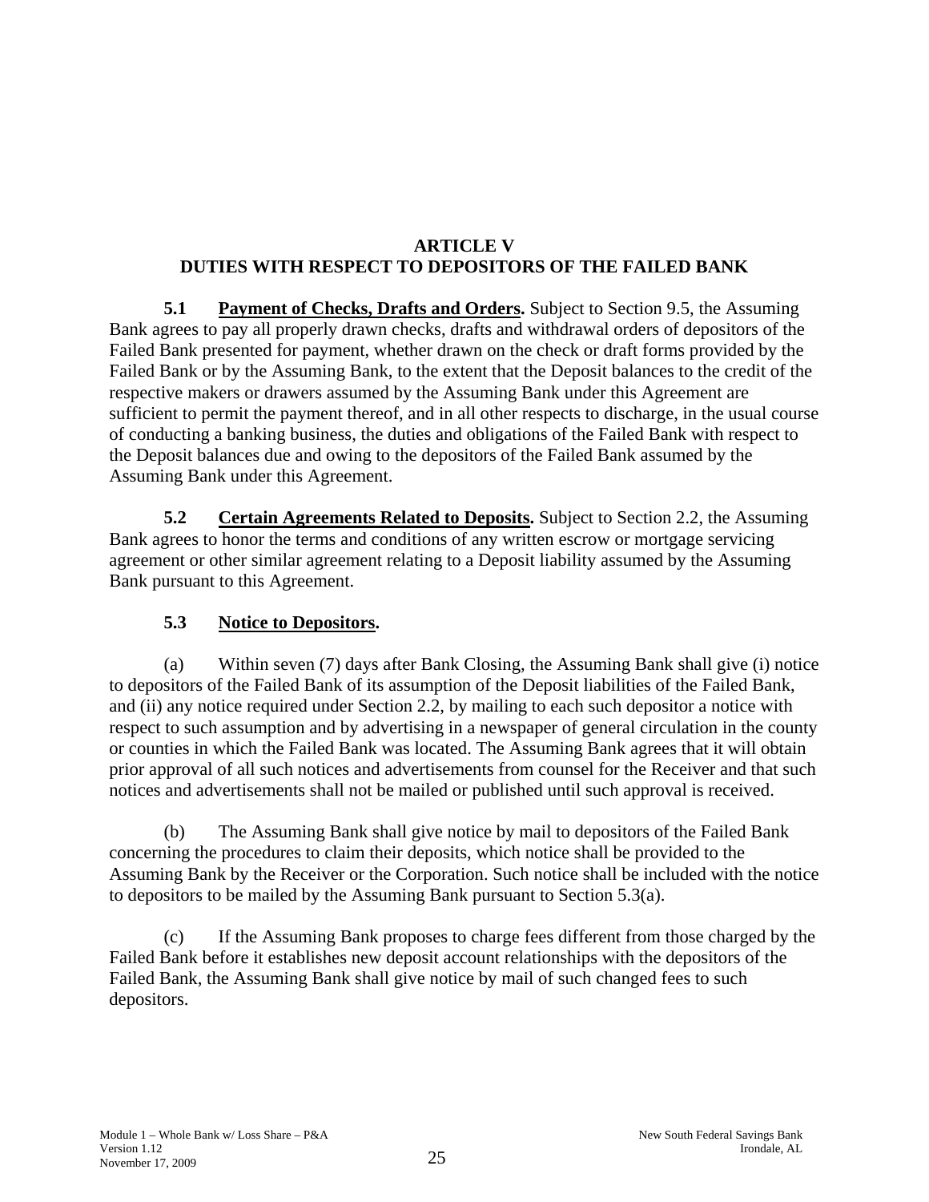# ARTICLE V
# DUTIES WITH RESPECT TO DEPOSITORS OF THE FAILED BANK

**5.1 Payment of Checks, Drafts and Orders.** Subject to Section 9.5, the Assuming Bank agrees to pay all properly drawn checks, drafts and withdrawal orders of depositors of the Failed Bank presented for payment, whether drawn on the check or draft forms provided by the Failed Bank or by the Assuming Bank, to the extent that the Deposit balances to the credit of the respective makers or drawers assumed by the Assuming Bank under this Agreement are sufficient to permit the payment thereof, and in all other respects to discharge, in the usual course of conducting a banking business, the duties and obligations of the Failed Bank with respect to the Deposit balances due and owing to the depositors of the Failed Bank assumed by the Assuming Bank under this Agreement.

**5.2 Certain Agreements Related to Deposits.** Subject to Section 2.2, the Assuming Bank agrees to honor the terms and conditions of any written escrow or mortgage servicing agreement or other similar agreement relating to a Deposit liability assumed by the Assuming Bank pursuant to this Agreement.

**5.3 Notice to Depositors.**

(a) Within seven (7) days after Bank Closing, the Assuming Bank shall give (i) notice to depositors of the Failed Bank of its assumption of the Deposit liabilities of the Failed Bank, and (ii) any notice required under Section 2.2, by mailing to each such depositor a notice with respect to such assumption and by advertising in a newspaper of general circulation in the county or counties in which the Failed Bank was located. The Assuming Bank agrees that it will obtain prior approval of all such notices and advertisements from counsel for the Receiver and that such notices and advertisements shall not be mailed or published until such approval is received.

(b) The Assuming Bank shall give notice by mail to depositors of the Failed Bank concerning the procedures to claim their deposits, which notice shall be provided to the Assuming Bank by the Receiver or the Corporation. Such notice shall be included with the notice to depositors to be mailed by the Assuming Bank pursuant to Section 5.3(a).

(c) If the Assuming Bank proposes to charge fees different from those charged by the Failed Bank before it establishes new deposit account relationships with the depositors of the Failed Bank, the Assuming Bank shall give notice by mail of such changed fees to such depositors.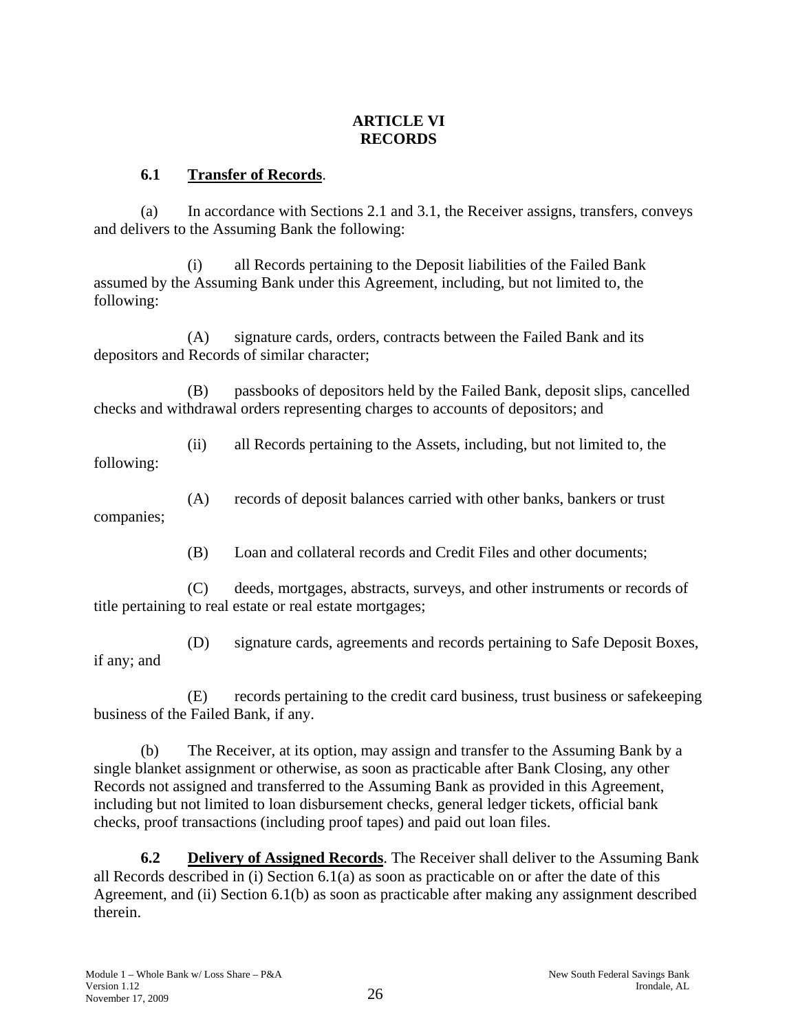# ARTICLE VI
# RECORDS

**6.1 Transfer of Records**.

(a) In accordance with Sections 2.1 and 3.1, the Receiver assigns, transfers, conveys and delivers to the Assuming Bank the following:

(i) all Records pertaining to the Deposit liabilities of the Failed Bank assumed by the Assuming Bank under this Agreement, including, but not limited to, the following:

(A) signature cards, orders, contracts between the Failed Bank and its depositors and Records of similar character;

(B) passbooks of depositors held by the Failed Bank, deposit slips, cancelled checks and withdrawal orders representing charges to accounts of depositors; and

(ii) all Records pertaining to the Assets, including, but not limited to, the following:

(A) records of deposit balances carried with other banks, bankers or trust companies;

(B) Loan and collateral records and Credit Files and other documents;

(C) deeds, mortgages, abstracts, surveys, and other instruments or records of title pertaining to real estate or real estate mortgages;

(D) signature cards, agreements and records pertaining to Safe Deposit Boxes, if any; and

(E) records pertaining to the credit card business, trust business or safekeeping business of the Failed Bank, if any.

(b) The Receiver, at its option, may assign and transfer to the Assuming Bank by a single blanket assignment or otherwise, as soon as practicable after Bank Closing, any other Records not assigned and transferred to the Assuming Bank as provided in this Agreement, including but not limited to loan disbursement checks, general ledger tickets, official bank checks, proof transactions (including proof tapes) and paid out loan files.

**6.2 Delivery of Assigned Records**. The Receiver shall deliver to the Assuming Bank all Records described in (i) Section 6.1(a) as soon as practicable on or after the date of this Agreement, and (ii) Section 6.1(b) as soon as practicable after making any assignment described therein.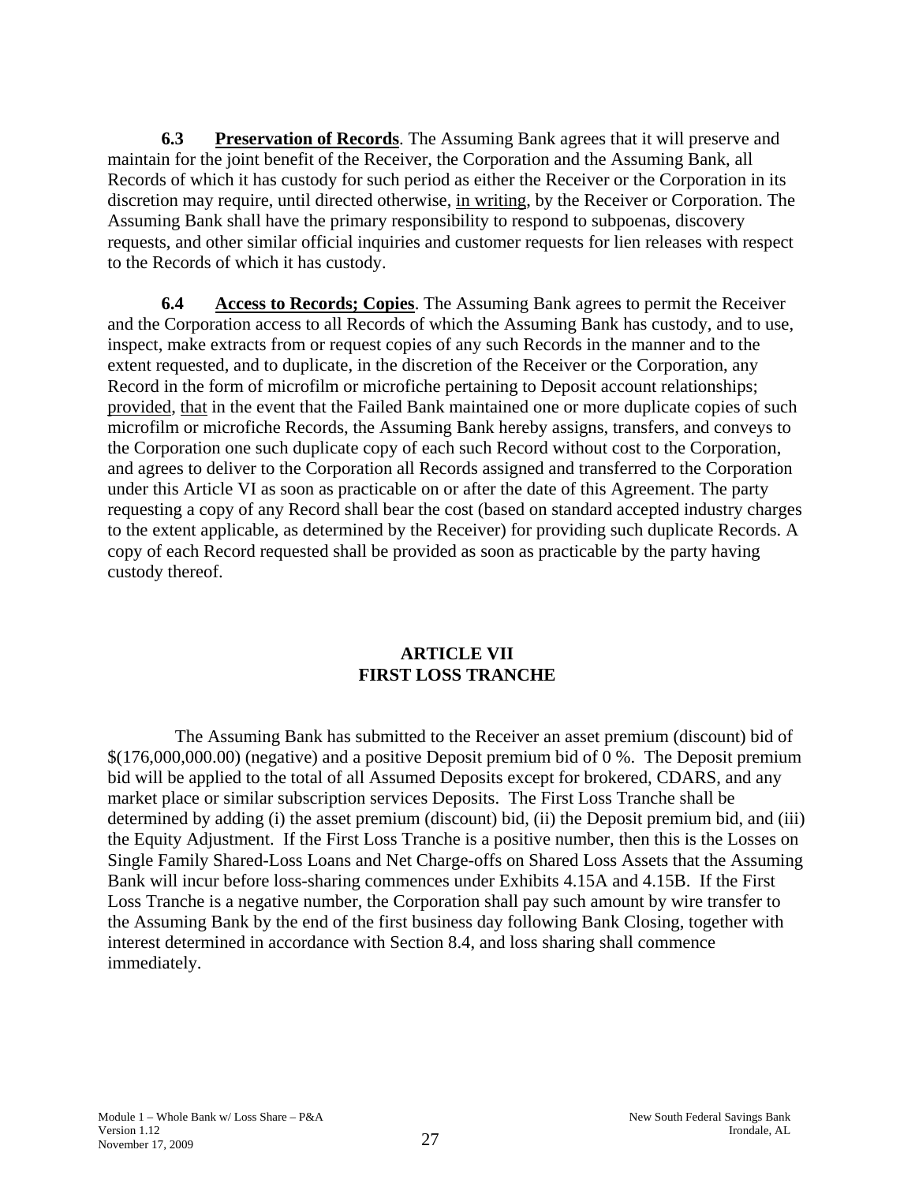**6.3 Preservation of Records**. The Assuming Bank agrees that it will preserve and maintain for the joint benefit of the Receiver, the Corporation and the Assuming Bank, all Records of which it has custody for such period as either the Receiver or the Corporation in its discretion may require, until directed otherwise, in writing, by the Receiver or Corporation. The Assuming Bank shall have the primary responsibility to respond to subpoenas, discovery requests, and other similar official inquiries and customer requests for lien releases with respect to the Records of which it has custody.

**6.4 Access to Records; Copies**. The Assuming Bank agrees to permit the Receiver and the Corporation access to all Records of which the Assuming Bank has custody, and to use, inspect, make extracts from or request copies of any such Records in the manner and to the extent requested, and to duplicate, in the discretion of the Receiver or the Corporation, any Record in the form of microfilm or microfiche pertaining to Deposit account relationships; provided, that in the event that the Failed Bank maintained one or more duplicate copies of such microfilm or microfiche Records, the Assuming Bank hereby assigns, transfers, and conveys to the Corporation one such duplicate copy of each such Record without cost to the Corporation, and agrees to deliver to the Corporation all Records assigned and transferred to the Corporation under this Article VI as soon as practicable on or after the date of this Agreement. The party requesting a copy of any Record shall bear the cost (based on standard accepted industry charges to the extent applicable, as determined by the Receiver) for providing such duplicate Records. A copy of each Record requested shall be provided as soon as practicable by the party having custody thereof.

## ARTICLE VII
## FIRST LOSS TRANCHE

The Assuming Bank has submitted to the Receiver an asset premium (discount) bid of $(176,000,000.00) (negative) and a positive Deposit premium bid of 0 %. The Deposit premium bid will be applied to the total of all Assumed Deposits except for brokered, CDARS, and any market place or similar subscription services Deposits. The First Loss Tranche shall be determined by adding (i) the asset premium (discount) bid, (ii) the Deposit premium bid, and (iii) the Equity Adjustment. If the First Loss Tranche is a positive number, then this is the Losses on Single Family Shared-Loss Loans and Net Charge-offs on Shared Loss Assets that the Assuming Bank will incur before loss-sharing commences under Exhibits 4.15A and 4.15B. If the First Loss Tranche is a negative number, the Corporation shall pay such amount by wire transfer to the Assuming Bank by the end of the first business day following Bank Closing, together with interest determined in accordance with Section 8.4, and loss sharing shall commence immediately.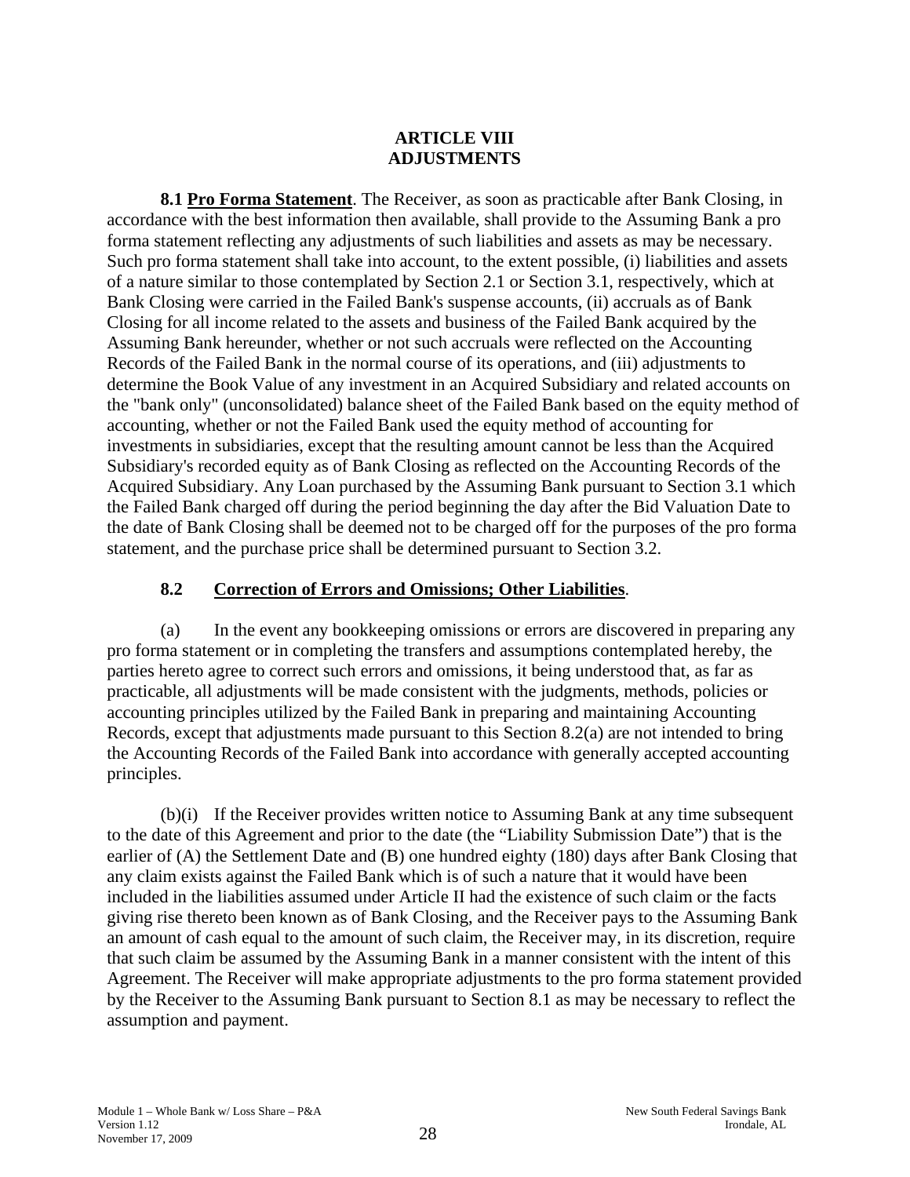# ARTICLE VIII
# ADJUSTMENTS

**8.1 Pro Forma Statement**. The Receiver, as soon as practicable after Bank Closing, in accordance with the best information then available, shall provide to the Assuming Bank a pro forma statement reflecting any adjustments of such liabilities and assets as may be necessary. Such pro forma statement shall take into account, to the extent possible, (i) liabilities and assets of a nature similar to those contemplated by Section 2.1 or Section 3.1, respectively, which at Bank Closing were carried in the Failed Bank's suspense accounts, (ii) accruals as of Bank Closing for all income related to the assets and business of the Failed Bank acquired by the Assuming Bank hereunder, whether or not such accruals were reflected on the Accounting Records of the Failed Bank in the normal course of its operations, and (iii) adjustments to determine the Book Value of any investment in an Acquired Subsidiary and related accounts on the "bank only" (unconsolidated) balance sheet of the Failed Bank based on the equity method of accounting, whether or not the Failed Bank used the equity method of accounting for investments in subsidiaries, except that the resulting amount cannot be less than the Acquired Subsidiary's recorded equity as of Bank Closing as reflected on the Accounting Records of the Acquired Subsidiary. Any Loan purchased by the Assuming Bank pursuant to Section 3.1 which the Failed Bank charged off during the period beginning the day after the Bid Valuation Date to the date of Bank Closing shall be deemed not to be charged off for the purposes of the pro forma statement, and the purchase price shall be determined pursuant to Section 3.2.

## 8.2 Correction of Errors and Omissions; Other Liabilities.

(a) In the event any bookkeeping omissions or errors are discovered in preparing any pro forma statement or in completing the transfers and assumptions contemplated hereby, the parties hereto agree to correct such errors and omissions, it being understood that, as far as practicable, all adjustments will be made consistent with the judgments, methods, policies or accounting principles utilized by the Failed Bank in preparing and maintaining Accounting Records, except that adjustments made pursuant to this Section 8.2(a) are not intended to bring the Accounting Records of the Failed Bank into accordance with generally accepted accounting principles.

(b)(i) If the Receiver provides written notice to Assuming Bank at any time subsequent to the date of this Agreement and prior to the date (the "Liability Submission Date") that is the earlier of (A) the Settlement Date and (B) one hundred eighty (180) days after Bank Closing that any claim exists against the Failed Bank which is of such a nature that it would have been included in the liabilities assumed under Article II had the existence of such claim or the facts giving rise thereto been known as of Bank Closing, and the Receiver pays to the Assuming Bank an amount of cash equal to the amount of such claim, the Receiver may, in its discretion, require that such claim be assumed by the Assuming Bank in a manner consistent with the intent of this Agreement. The Receiver will make appropriate adjustments to the pro forma statement provided by the Receiver to the Assuming Bank pursuant to Section 8.1 as may be necessary to reflect the assumption and payment.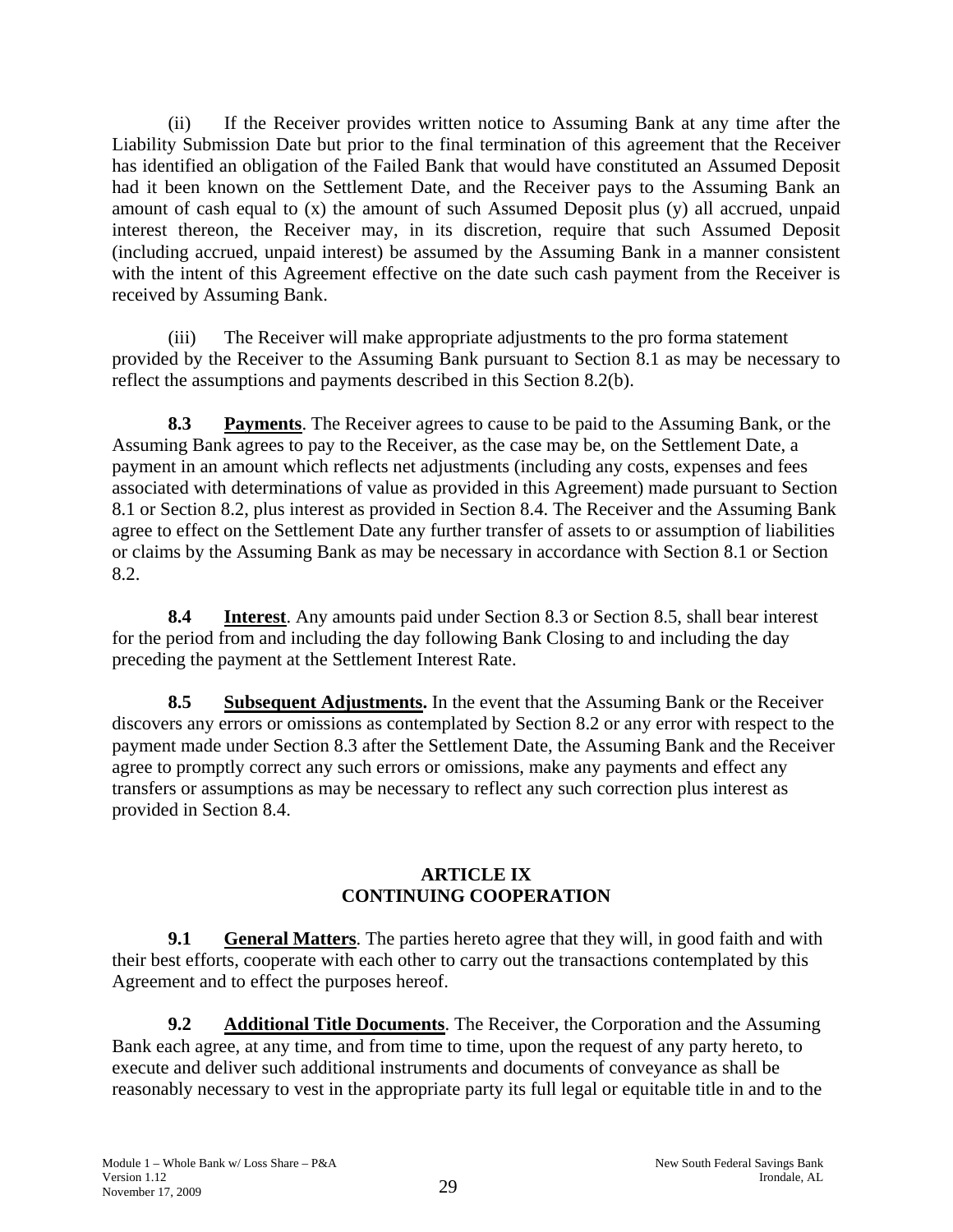(ii) If the Receiver provides written notice to Assuming Bank at any time after the Liability Submission Date but prior to the final termination of this agreement that the Receiver has identified an obligation of the Failed Bank that would have constituted an Assumed Deposit had it been known on the Settlement Date, and the Receiver pays to the Assuming Bank an amount of cash equal to (x) the amount of such Assumed Deposit plus (y) all accrued, unpaid interest thereon, the Receiver may, in its discretion, require that such Assumed Deposit (including accrued, unpaid interest) be assumed by the Assuming Bank in a manner consistent with the intent of this Agreement effective on the date such cash payment from the Receiver is received by Assuming Bank.

(iii) The Receiver will make appropriate adjustments to the pro forma statement provided by the Receiver to the Assuming Bank pursuant to Section 8.1 as may be necessary to reflect the assumptions and payments described in this Section 8.2(b).

**8.3 Payments**. The Receiver agrees to cause to be paid to the Assuming Bank, or the Assuming Bank agrees to pay to the Receiver, as the case may be, on the Settlement Date, a payment in an amount which reflects net adjustments (including any costs, expenses and fees associated with determinations of value as provided in this Agreement) made pursuant to Section 8.1 or Section 8.2, plus interest as provided in Section 8.4. The Receiver and the Assuming Bank agree to effect on the Settlement Date any further transfer of assets to or assumption of liabilities or claims by the Assuming Bank as may be necessary in accordance with Section 8.1 or Section 8.2.

**8.4 Interest**. Any amounts paid under Section 8.3 or Section 8.5, shall bear interest for the period from and including the day following Bank Closing to and including the day preceding the payment at the Settlement Interest Rate.

**8.5 Subsequent Adjustments.** In the event that the Assuming Bank or the Receiver discovers any errors or omissions as contemplated by Section 8.2 or any error with respect to the payment made under Section 8.3 after the Settlement Date, the Assuming Bank and the Receiver agree to promptly correct any such errors or omissions, make any payments and effect any transfers or assumptions as may be necessary to reflect any such correction plus interest as provided in Section 8.4.

## ARTICLE IX
## CONTINUING COOPERATION

**9.1 General Matters**. The parties hereto agree that they will, in good faith and with their best efforts, cooperate with each other to carry out the transactions contemplated by this Agreement and to effect the purposes hereof.

**9.2 Additional Title Documents**. The Receiver, the Corporation and the Assuming Bank each agree, at any time, and from time to time, upon the request of any party hereto, to execute and deliver such additional instruments and documents of conveyance as shall be reasonably necessary to vest in the appropriate party its full legal or equitable title in and to the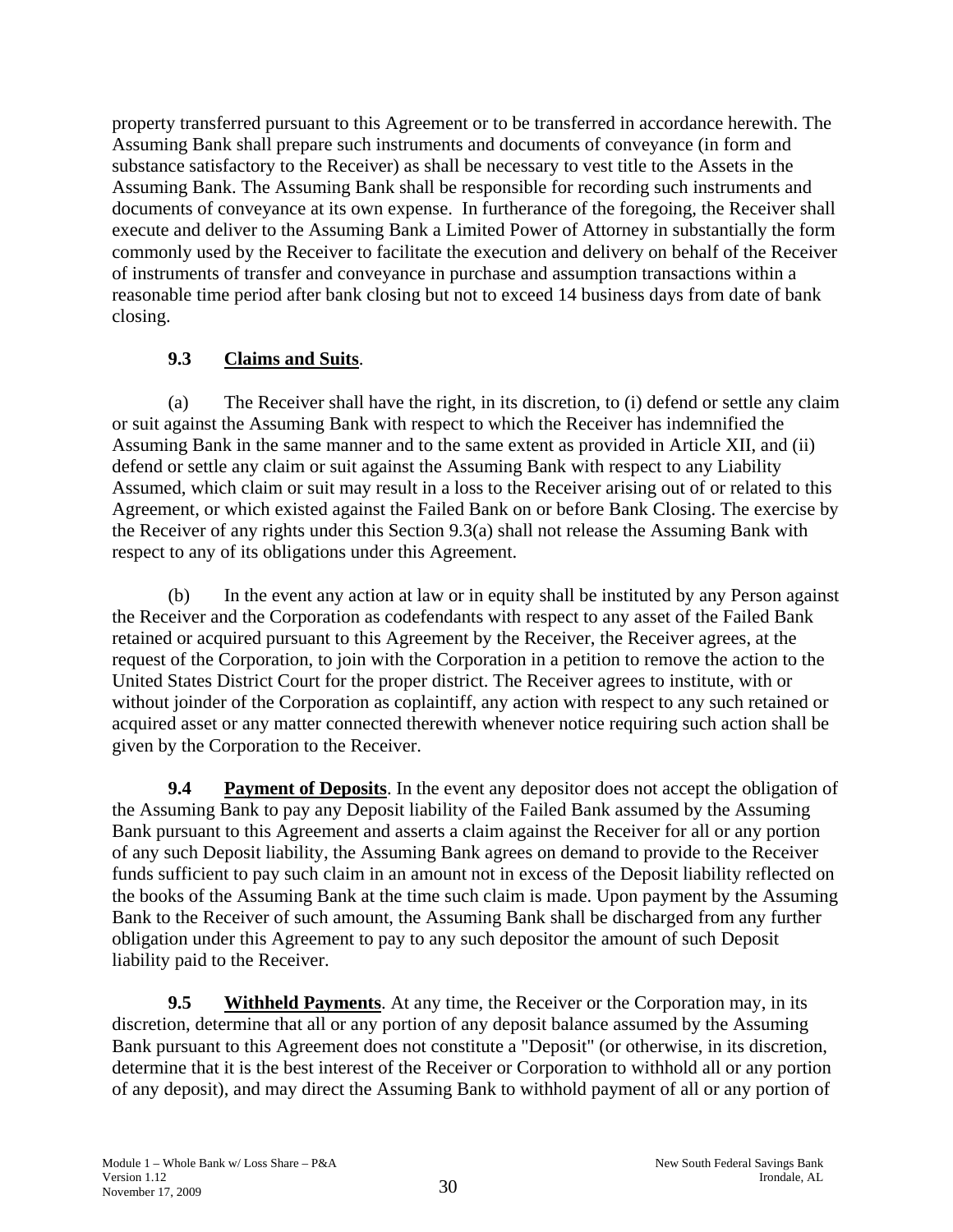property transferred pursuant to this Agreement or to be transferred in accordance herewith. The Assuming Bank shall prepare such instruments and documents of conveyance (in form and substance satisfactory to the Receiver) as shall be necessary to vest title to the Assets in the Assuming Bank. The Assuming Bank shall be responsible for recording such instruments and documents of conveyance at its own expense. In furtherance of the foregoing, the Receiver shall execute and deliver to the Assuming Bank a Limited Power of Attorney in substantially the form commonly used by the Receiver to facilitate the execution and delivery on behalf of the Receiver of instruments of transfer and conveyance in purchase and assumption transactions within a reasonable time period after bank closing but not to exceed 14 business days from date of bank closing.

**9.3 Claims and Suits**.

(a) The Receiver shall have the right, in its discretion, to (i) defend or settle any claim or suit against the Assuming Bank with respect to which the Receiver has indemnified the Assuming Bank in the same manner and to the same extent as provided in Article XII, and (ii) defend or settle any claim or suit against the Assuming Bank with respect to any Liability Assumed, which claim or suit may result in a loss to the Receiver arising out of or related to this Agreement, or which existed against the Failed Bank on or before Bank Closing. The exercise by the Receiver of any rights under this Section 9.3(a) shall not release the Assuming Bank with respect to any of its obligations under this Agreement.

(b) In the event any action at law or in equity shall be instituted by any Person against the Receiver and the Corporation as codefendants with respect to any asset of the Failed Bank retained or acquired pursuant to this Agreement by the Receiver, the Receiver agrees, at the request of the Corporation, to join with the Corporation in a petition to remove the action to the United States District Court for the proper district. The Receiver agrees to institute, with or without joinder of the Corporation as coplaintiff, any action with respect to any such retained or acquired asset or any matter connected therewith whenever notice requiring such action shall be given by the Corporation to the Receiver.

**9.4 Payment of Deposits**. In the event any depositor does not accept the obligation of the Assuming Bank to pay any Deposit liability of the Failed Bank assumed by the Assuming Bank pursuant to this Agreement and asserts a claim against the Receiver for all or any portion of any such Deposit liability, the Assuming Bank agrees on demand to provide to the Receiver funds sufficient to pay such claim in an amount not in excess of the Deposit liability reflected on the books of the Assuming Bank at the time such claim is made. Upon payment by the Assuming Bank to the Receiver of such amount, the Assuming Bank shall be discharged from any further obligation under this Agreement to pay to any such depositor the amount of such Deposit liability paid to the Receiver.

**9.5 Withheld Payments**. At any time, the Receiver or the Corporation may, in its discretion, determine that all or any portion of any deposit balance assumed by the Assuming Bank pursuant to this Agreement does not constitute a "Deposit" (or otherwise, in its discretion, determine that it is the best interest of the Receiver or Corporation to withhold all or any portion of any deposit), and may direct the Assuming Bank to withhold payment of all or any portion of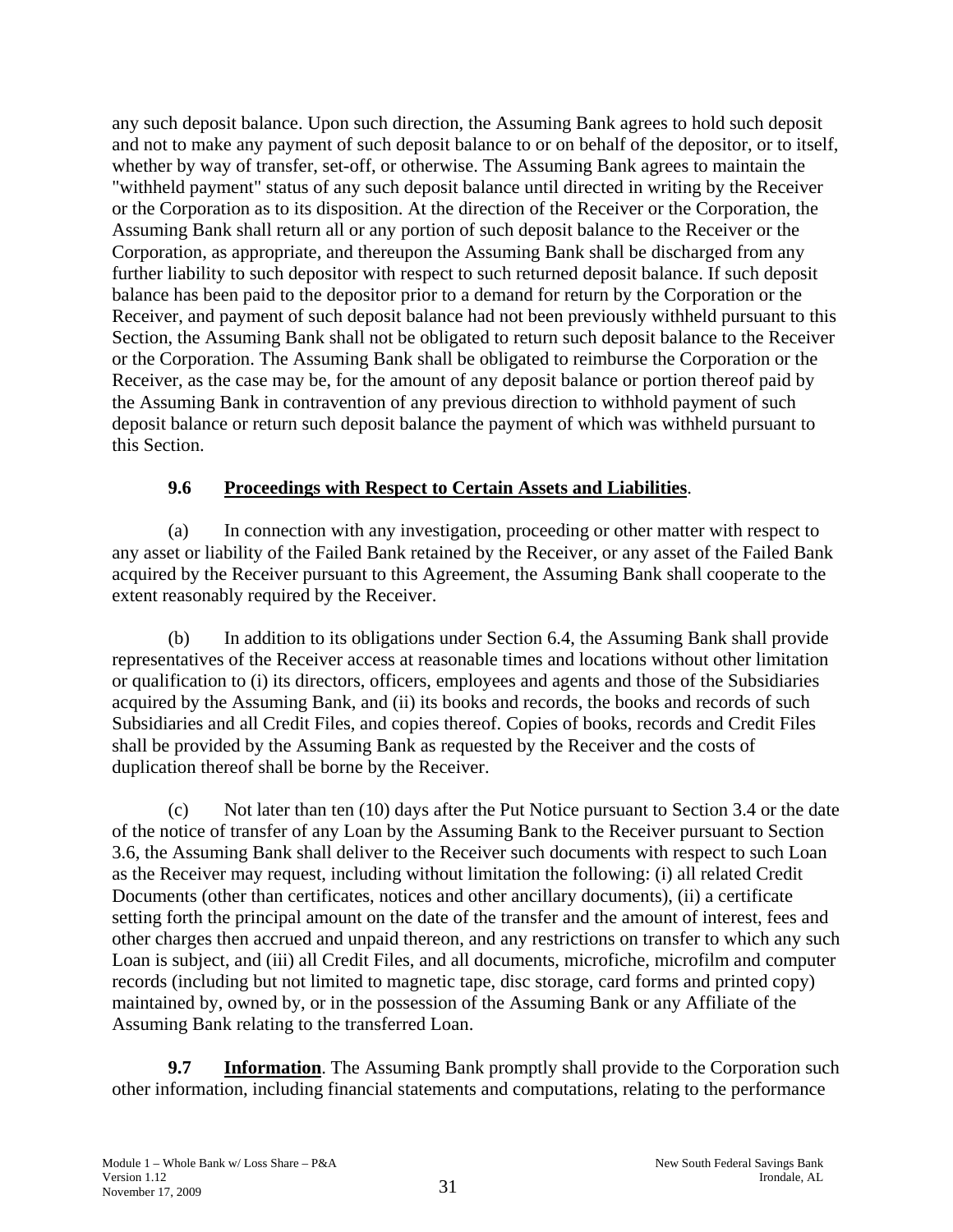any such deposit balance. Upon such direction, the Assuming Bank agrees to hold such deposit and not to make any payment of such deposit balance to or on behalf of the depositor, or to itself, whether by way of transfer, set-off, or otherwise. The Assuming Bank agrees to maintain the "withheld payment" status of any such deposit balance until directed in writing by the Receiver or the Corporation as to its disposition. At the direction of the Receiver or the Corporation, the Assuming Bank shall return all or any portion of such deposit balance to the Receiver or the Corporation, as appropriate, and thereupon the Assuming Bank shall be discharged from any further liability to such depositor with respect to such returned deposit balance. If such deposit balance has been paid to the depositor prior to a demand for return by the Corporation or the Receiver, and payment of such deposit balance had not been previously withheld pursuant to this Section, the Assuming Bank shall not be obligated to return such deposit balance to the Receiver or the Corporation. The Assuming Bank shall be obligated to reimburse the Corporation or the Receiver, as the case may be, for the amount of any deposit balance or portion thereof paid by the Assuming Bank in contravention of any previous direction to withhold payment of such deposit balance or return such deposit balance the payment of which was withheld pursuant to this Section.

**9.6 Proceedings with Respect to Certain Assets and Liabilities**.

(a) In connection with any investigation, proceeding or other matter with respect to any asset or liability of the Failed Bank retained by the Receiver, or any asset of the Failed Bank acquired by the Receiver pursuant to this Agreement, the Assuming Bank shall cooperate to the extent reasonably required by the Receiver.

(b) In addition to its obligations under Section 6.4, the Assuming Bank shall provide representatives of the Receiver access at reasonable times and locations without other limitation or qualification to (i) its directors, officers, employees and agents and those of the Subsidiaries acquired by the Assuming Bank, and (ii) its books and records, the books and records of such Subsidiaries and all Credit Files, and copies thereof. Copies of books, records and Credit Files shall be provided by the Assuming Bank as requested by the Receiver and the costs of duplication thereof shall be borne by the Receiver.

(c) Not later than ten (10) days after the Put Notice pursuant to Section 3.4 or the date of the notice of transfer of any Loan by the Assuming Bank to the Receiver pursuant to Section 3.6, the Assuming Bank shall deliver to the Receiver such documents with respect to such Loan as the Receiver may request, including without limitation the following: (i) all related Credit Documents (other than certificates, notices and other ancillary documents), (ii) a certificate setting forth the principal amount on the date of the transfer and the amount of interest, fees and other charges then accrued and unpaid thereon, and any restrictions on transfer to which any such Loan is subject, and (iii) all Credit Files, and all documents, microfiche, microfilm and computer records (including but not limited to magnetic tape, disc storage, card forms and printed copy) maintained by, owned by, or in the possession of the Assuming Bank or any Affiliate of the Assuming Bank relating to the transferred Loan.

**9.7 Information**. The Assuming Bank promptly shall provide to the Corporation such other information, including financial statements and computations, relating to the performance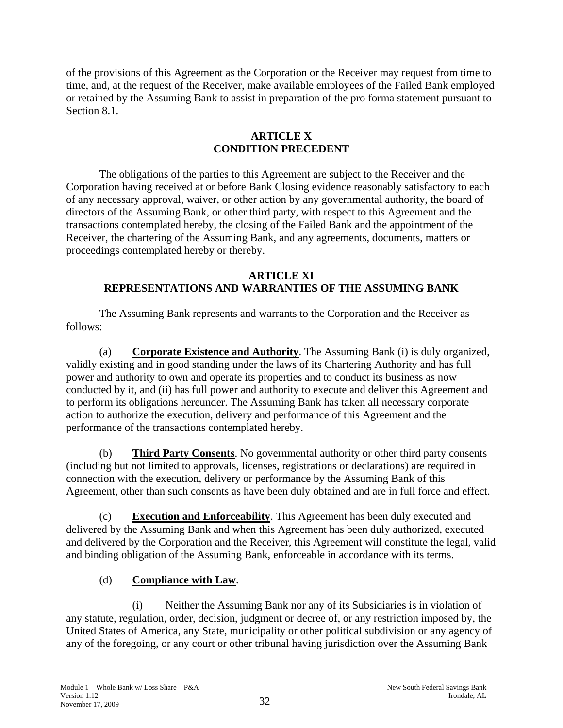of the provisions of this Agreement as the Corporation or the Receiver may request from time to time, and, at the request of the Receiver, make available employees of the Failed Bank employed or retained by the Assuming Bank to assist in preparation of the pro forma statement pursuant to Section 8.1.

## ARTICLE X
## CONDITION PRECEDENT

The obligations of the parties to this Agreement are subject to the Receiver and the Corporation having received at or before Bank Closing evidence reasonably satisfactory to each of any necessary approval, waiver, or other action by any governmental authority, the board of directors of the Assuming Bank, or other third party, with respect to this Agreement and the transactions contemplated hereby, the closing of the Failed Bank and the appointment of the Receiver, the chartering of the Assuming Bank, and any agreements, documents, matters or proceedings contemplated hereby or thereby.

## ARTICLE XI
## REPRESENTATIONS AND WARRANTIES OF THE ASSUMING BANK

The Assuming Bank represents and warrants to the Corporation and the Receiver as follows:

(a) **Corporate Existence and Authority**. The Assuming Bank (i) is duly organized, validly existing and in good standing under the laws of its Chartering Authority and has full power and authority to own and operate its properties and to conduct its business as now conducted by it, and (ii) has full power and authority to execute and deliver this Agreement and to perform its obligations hereunder. The Assuming Bank has taken all necessary corporate action to authorize the execution, delivery and performance of this Agreement and the performance of the transactions contemplated hereby.

(b) **Third Party Consents**. No governmental authority or other third party consents (including but not limited to approvals, licenses, registrations or declarations) are required in connection with the execution, delivery or performance by the Assuming Bank of this Agreement, other than such consents as have been duly obtained and are in full force and effect.

(c) **Execution and Enforceability**. This Agreement has been duly executed and delivered by the Assuming Bank and when this Agreement has been duly authorized, executed and delivered by the Corporation and the Receiver, this Agreement will constitute the legal, valid and binding obligation of the Assuming Bank, enforceable in accordance with its terms.

(d) **Compliance with Law**.

(i) Neither the Assuming Bank nor any of its Subsidiaries is in violation of any statute, regulation, order, decision, judgment or decree of, or any restriction imposed by, the United States of America, any State, municipality or other political subdivision or any agency of any of the foregoing, or any court or other tribunal having jurisdiction over the Assuming Bank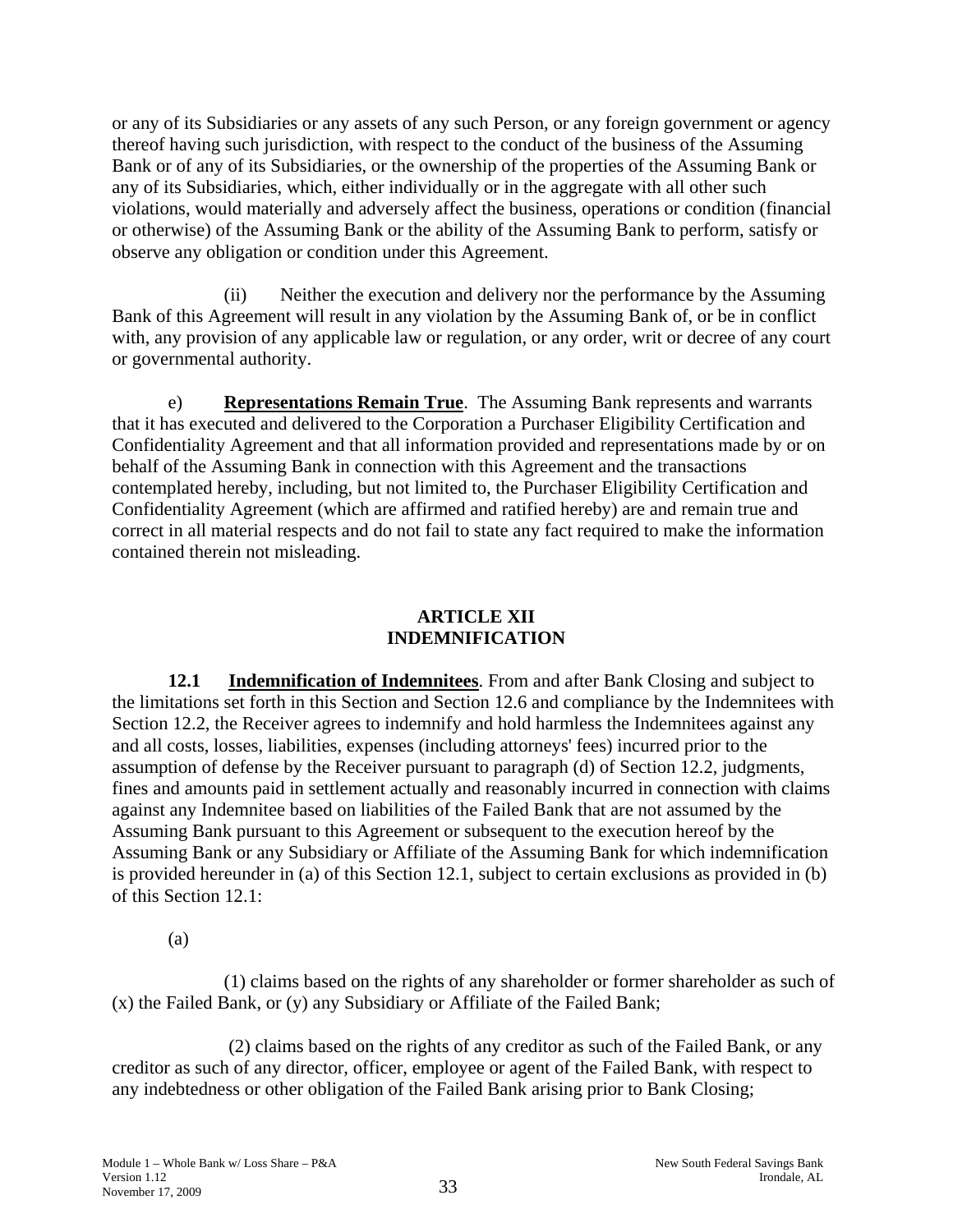or any of its Subsidiaries or any assets of any such Person, or any foreign government or agency thereof having such jurisdiction, with respect to the conduct of the business of the Assuming Bank or of any of its Subsidiaries, or the ownership of the properties of the Assuming Bank or any of its Subsidiaries, which, either individually or in the aggregate with all other such violations, would materially and adversely affect the business, operations or condition (financial or otherwise) of the Assuming Bank or the ability of the Assuming Bank to perform, satisfy or observe any obligation or condition under this Agreement.

(ii) Neither the execution and delivery nor the performance by the Assuming Bank of this Agreement will result in any violation by the Assuming Bank of, or be in conflict with, any provision of any applicable law or regulation, or any order, writ or decree of any court or governmental authority.

e) **Representations Remain True**. The Assuming Bank represents and warrants that it has executed and delivered to the Corporation a Purchaser Eligibility Certification and Confidentiality Agreement and that all information provided and representations made by or on behalf of the Assuming Bank in connection with this Agreement and the transactions contemplated hereby, including, but not limited to, the Purchaser Eligibility Certification and Confidentiality Agreement (which are affirmed and ratified hereby) are and remain true and correct in all material respects and do not fail to state any fact required to make the information contained therein not misleading.

## ARTICLE XII
## INDEMNIFICATION

**12.1 Indemnification of Indemnitees**. From and after Bank Closing and subject to the limitations set forth in this Section and Section 12.6 and compliance by the Indemnitees with Section 12.2, the Receiver agrees to indemnify and hold harmless the Indemnitees against any and all costs, losses, liabilities, expenses (including attorneys' fees) incurred prior to the assumption of defense by the Receiver pursuant to paragraph (d) of Section 12.2, judgments, fines and amounts paid in settlement actually and reasonably incurred in connection with claims against any Indemnitee based on liabilities of the Failed Bank that are not assumed by the Assuming Bank pursuant to this Agreement or subsequent to the execution hereof by the Assuming Bank or any Subsidiary or Affiliate of the Assuming Bank for which indemnification is provided hereunder in (a) of this Section 12.1, subject to certain exclusions as provided in (b) of this Section 12.1:

(a)

(1) claims based on the rights of any shareholder or former shareholder as such of (x) the Failed Bank, or (y) any Subsidiary or Affiliate of the Failed Bank;

(2) claims based on the rights of any creditor as such of the Failed Bank, or any creditor as such of any director, officer, employee or agent of the Failed Bank, with respect to any indebtedness or other obligation of the Failed Bank arising prior to Bank Closing;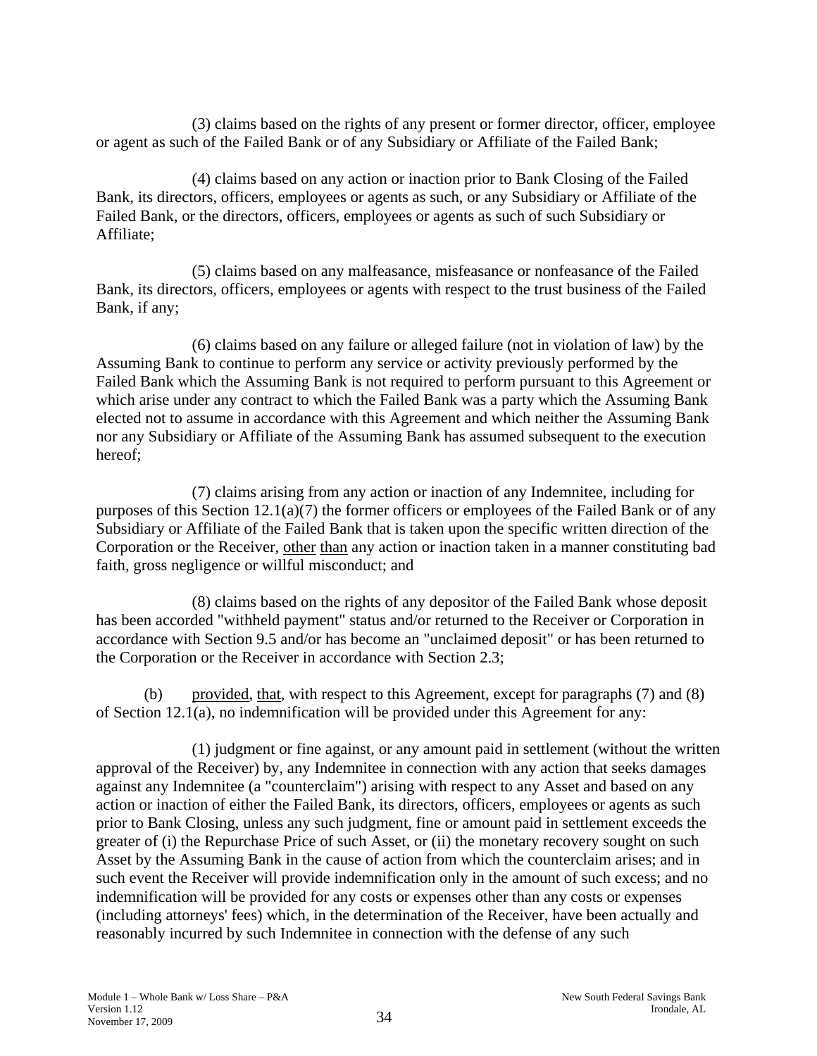(3) claims based on the rights of any present or former director, officer, employee or agent as such of the Failed Bank or of any Subsidiary or Affiliate of the Failed Bank;

(4) claims based on any action or inaction prior to Bank Closing of the Failed Bank, its directors, officers, employees or agents as such, or any Subsidiary or Affiliate of the Failed Bank, or the directors, officers, employees or agents as such of such Subsidiary or Affiliate;

(5) claims based on any malfeasance, misfeasance or nonfeasance of the Failed Bank, its directors, officers, employees or agents with respect to the trust business of the Failed Bank, if any;

(6) claims based on any failure or alleged failure (not in violation of law) by the Assuming Bank to continue to perform any service or activity previously performed by the Failed Bank which the Assuming Bank is not required to perform pursuant to this Agreement or which arise under any contract to which the Failed Bank was a party which the Assuming Bank elected not to assume in accordance with this Agreement and which neither the Assuming Bank nor any Subsidiary or Affiliate of the Assuming Bank has assumed subsequent to the execution hereof;

(7) claims arising from any action or inaction of any Indemnitee, including for purposes of this Section 12.1(a)(7) the former officers or employees of the Failed Bank or of any Subsidiary or Affiliate of the Failed Bank that is taken upon the specific written direction of the Corporation or the Receiver, other than any action or inaction taken in a manner constituting bad faith, gross negligence or willful misconduct; and

(8) claims based on the rights of any depositor of the Failed Bank whose deposit has been accorded "withheld payment" status and/or returned to the Receiver or Corporation in accordance with Section 9.5 and/or has become an "unclaimed deposit" or has been returned to the Corporation or the Receiver in accordance with Section 2.3;

(b) provided, that, with respect to this Agreement, except for paragraphs (7) and (8) of Section 12.1(a), no indemnification will be provided under this Agreement for any:

(1) judgment or fine against, or any amount paid in settlement (without the written approval of the Receiver) by, any Indemnitee in connection with any action that seeks damages against any Indemnitee (a "counterclaim") arising with respect to any Asset and based on any action or inaction of either the Failed Bank, its directors, officers, employees or agents as such prior to Bank Closing, unless any such judgment, fine or amount paid in settlement exceeds the greater of (i) the Repurchase Price of such Asset, or (ii) the monetary recovery sought on such Asset by the Assuming Bank in the cause of action from which the counterclaim arises; and in such event the Receiver will provide indemnification only in the amount of such excess; and no indemnification will be provided for any costs or expenses other than any costs or expenses (including attorneys' fees) which, in the determination of the Receiver, have been actually and reasonably incurred by such Indemnitee in connection with the defense of any such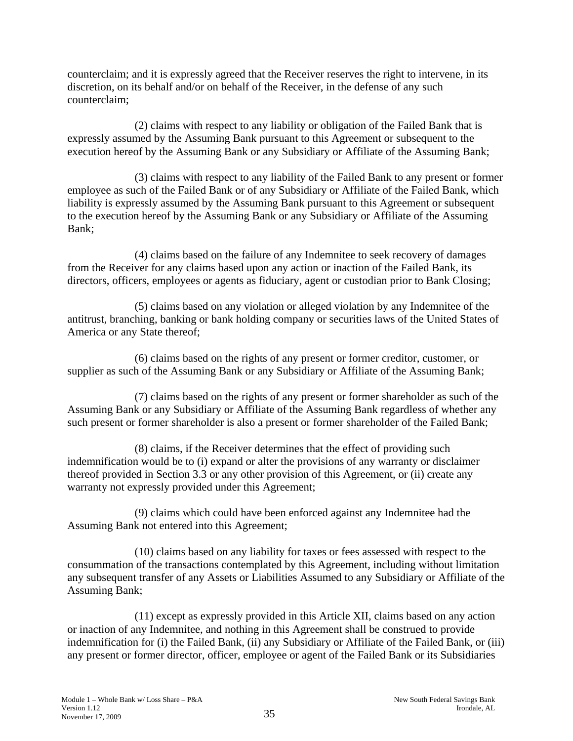counterclaim; and it is expressly agreed that the Receiver reserves the right to intervene, in its discretion, on its behalf and/or on behalf of the Receiver, in the defense of any such counterclaim;

(2) claims with respect to any liability or obligation of the Failed Bank that is expressly assumed by the Assuming Bank pursuant to this Agreement or subsequent to the execution hereof by the Assuming Bank or any Subsidiary or Affiliate of the Assuming Bank;

(3) claims with respect to any liability of the Failed Bank to any present or former employee as such of the Failed Bank or of any Subsidiary or Affiliate of the Failed Bank, which liability is expressly assumed by the Assuming Bank pursuant to this Agreement or subsequent to the execution hereof by the Assuming Bank or any Subsidiary or Affiliate of the Assuming Bank;

(4) claims based on the failure of any Indemnitee to seek recovery of damages from the Receiver for any claims based upon any action or inaction of the Failed Bank, its directors, officers, employees or agents as fiduciary, agent or custodian prior to Bank Closing;

(5) claims based on any violation or alleged violation by any Indemnitee of the antitrust, branching, banking or bank holding company or securities laws of the United States of America or any State thereof;

(6) claims based on the rights of any present or former creditor, customer, or supplier as such of the Assuming Bank or any Subsidiary or Affiliate of the Assuming Bank;

(7) claims based on the rights of any present or former shareholder as such of the Assuming Bank or any Subsidiary or Affiliate of the Assuming Bank regardless of whether any such present or former shareholder is also a present or former shareholder of the Failed Bank;

(8) claims, if the Receiver determines that the effect of providing such indemnification would be to (i) expand or alter the provisions of any warranty or disclaimer thereof provided in Section 3.3 or any other provision of this Agreement, or (ii) create any warranty not expressly provided under this Agreement;

(9) claims which could have been enforced against any Indemnitee had the Assuming Bank not entered into this Agreement;

(10) claims based on any liability for taxes or fees assessed with respect to the consummation of the transactions contemplated by this Agreement, including without limitation any subsequent transfer of any Assets or Liabilities Assumed to any Subsidiary or Affiliate of the Assuming Bank;

(11) except as expressly provided in this Article XII, claims based on any action or inaction of any Indemnitee, and nothing in this Agreement shall be construed to provide indemnification for (i) the Failed Bank, (ii) any Subsidiary or Affiliate of the Failed Bank, or (iii) any present or former director, officer, employee or agent of the Failed Bank or its Subsidiaries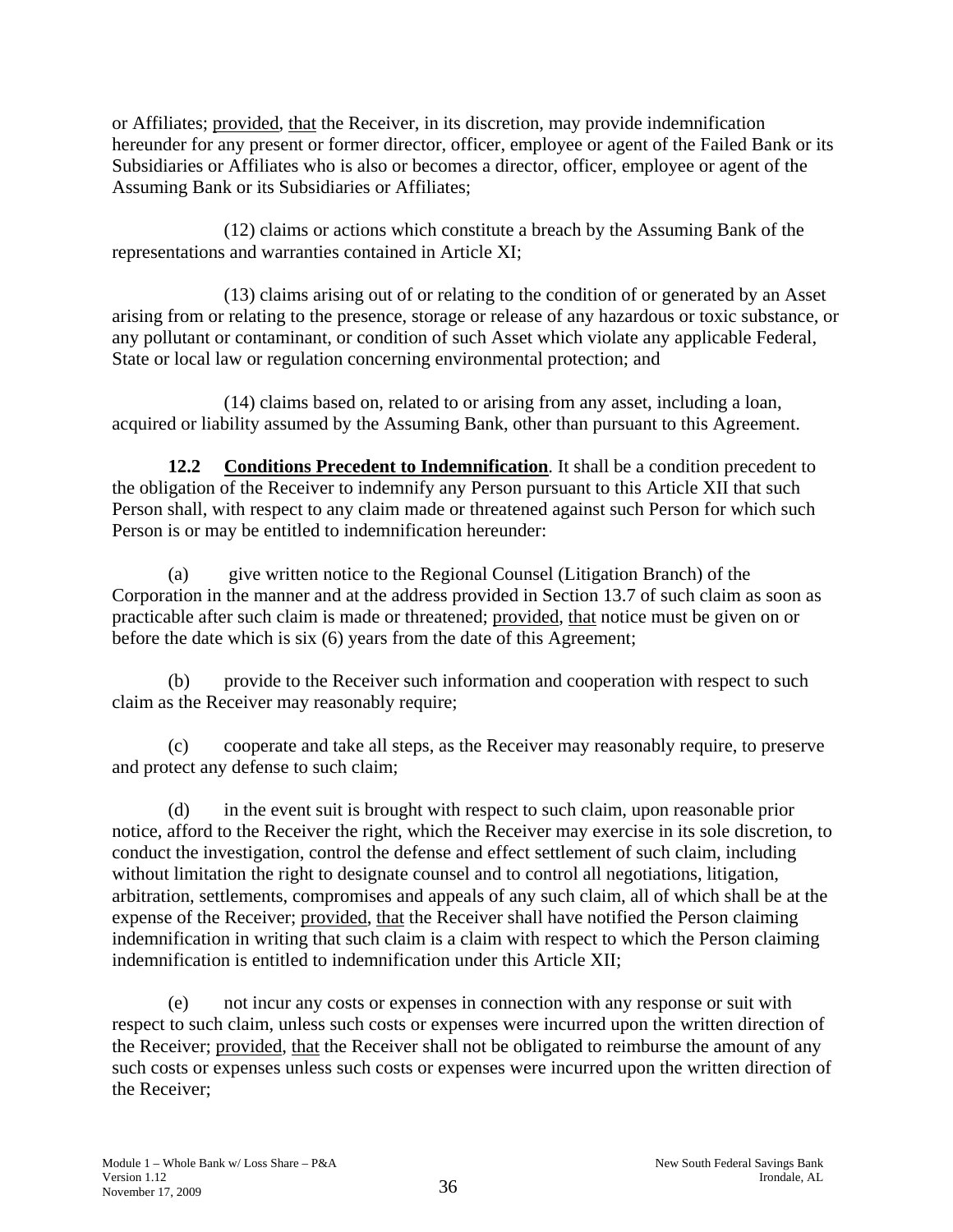or Affiliates; provided, that the Receiver, in its discretion, may provide indemnification hereunder for any present or former director, officer, employee or agent of the Failed Bank or its Subsidiaries or Affiliates who is also or becomes a director, officer, employee or agent of the Assuming Bank or its Subsidiaries or Affiliates;

(12) claims or actions which constitute a breach by the Assuming Bank of the representations and warranties contained in Article XI;

(13) claims arising out of or relating to the condition of or generated by an Asset arising from or relating to the presence, storage or release of any hazardous or toxic substance, or any pollutant or contaminant, or condition of such Asset which violate any applicable Federal, State or local law or regulation concerning environmental protection; and

(14) claims based on, related to or arising from any asset, including a loan, acquired or liability assumed by the Assuming Bank, other than pursuant to this Agreement.

**12.2 Conditions Precedent to Indemnification**. It shall be a condition precedent to the obligation of the Receiver to indemnify any Person pursuant to this Article XII that such Person shall, with respect to any claim made or threatened against such Person for which such Person is or may be entitled to indemnification hereunder:

(a) give written notice to the Regional Counsel (Litigation Branch) of the Corporation in the manner and at the address provided in Section 13.7 of such claim as soon as practicable after such claim is made or threatened; provided, that notice must be given on or before the date which is six (6) years from the date of this Agreement;

(b) provide to the Receiver such information and cooperation with respect to such claim as the Receiver may reasonably require;

(c) cooperate and take all steps, as the Receiver may reasonably require, to preserve and protect any defense to such claim;

(d) in the event suit is brought with respect to such claim, upon reasonable prior notice, afford to the Receiver the right, which the Receiver may exercise in its sole discretion, to conduct the investigation, control the defense and effect settlement of such claim, including without limitation the right to designate counsel and to control all negotiations, litigation, arbitration, settlements, compromises and appeals of any such claim, all of which shall be at the expense of the Receiver; provided, that the Receiver shall have notified the Person claiming indemnification in writing that such claim is a claim with respect to which the Person claiming indemnification is entitled to indemnification under this Article XII;

(e) not incur any costs or expenses in connection with any response or suit with respect to such claim, unless such costs or expenses were incurred upon the written direction of the Receiver; provided, that the Receiver shall not be obligated to reimburse the amount of any such costs or expenses unless such costs or expenses were incurred upon the written direction of the Receiver;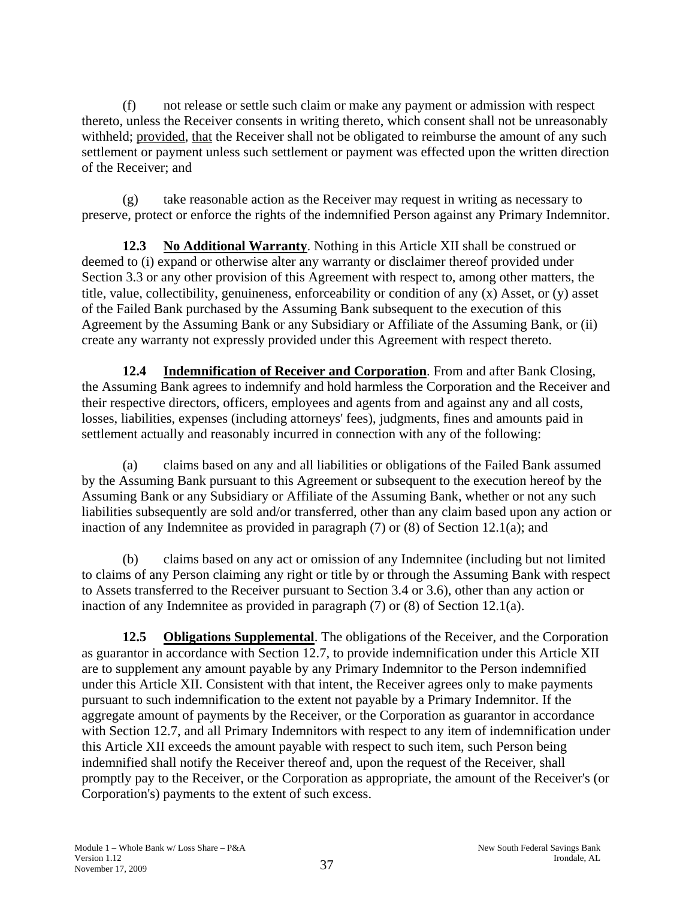(f) not release or settle such claim or make any payment or admission with respect thereto, unless the Receiver consents in writing thereto, which consent shall not be unreasonably withheld; provided, that the Receiver shall not be obligated to reimburse the amount of any such settlement or payment unless such settlement or payment was effected upon the written direction of the Receiver; and

(g) take reasonable action as the Receiver may request in writing as necessary to preserve, protect or enforce the rights of the indemnified Person against any Primary Indemnitor.

**12.3 No Additional Warranty**. Nothing in this Article XII shall be construed or deemed to (i) expand or otherwise alter any warranty or disclaimer thereof provided under Section 3.3 or any other provision of this Agreement with respect to, among other matters, the title, value, collectibility, genuineness, enforceability or condition of any (x) Asset, or (y) asset of the Failed Bank purchased by the Assuming Bank subsequent to the execution of this Agreement by the Assuming Bank or any Subsidiary or Affiliate of the Assuming Bank, or (ii) create any warranty not expressly provided under this Agreement with respect thereto.

**12.4 Indemnification of Receiver and Corporation**. From and after Bank Closing, the Assuming Bank agrees to indemnify and hold harmless the Corporation and the Receiver and their respective directors, officers, employees and agents from and against any and all costs, losses, liabilities, expenses (including attorneys' fees), judgments, fines and amounts paid in settlement actually and reasonably incurred in connection with any of the following:

(a) claims based on any and all liabilities or obligations of the Failed Bank assumed by the Assuming Bank pursuant to this Agreement or subsequent to the execution hereof by the Assuming Bank or any Subsidiary or Affiliate of the Assuming Bank, whether or not any such liabilities subsequently are sold and/or transferred, other than any claim based upon any action or inaction of any Indemnitee as provided in paragraph (7) or (8) of Section 12.1(a); and

(b) claims based on any act or omission of any Indemnitee (including but not limited to claims of any Person claiming any right or title by or through the Assuming Bank with respect to Assets transferred to the Receiver pursuant to Section 3.4 or 3.6), other than any action or inaction of any Indemnitee as provided in paragraph (7) or (8) of Section 12.1(a).

**12.5 Obligations Supplemental**. The obligations of the Receiver, and the Corporation as guarantor in accordance with Section 12.7, to provide indemnification under this Article XII are to supplement any amount payable by any Primary Indemnitor to the Person indemnified under this Article XII. Consistent with that intent, the Receiver agrees only to make payments pursuant to such indemnification to the extent not payable by a Primary Indemnitor. If the aggregate amount of payments by the Receiver, or the Corporation as guarantor in accordance with Section 12.7, and all Primary Indemnitors with respect to any item of indemnification under this Article XII exceeds the amount payable with respect to such item, such Person being indemnified shall notify the Receiver thereof and, upon the request of the Receiver, shall promptly pay to the Receiver, or the Corporation as appropriate, the amount of the Receiver's (or Corporation's) payments to the extent of such excess.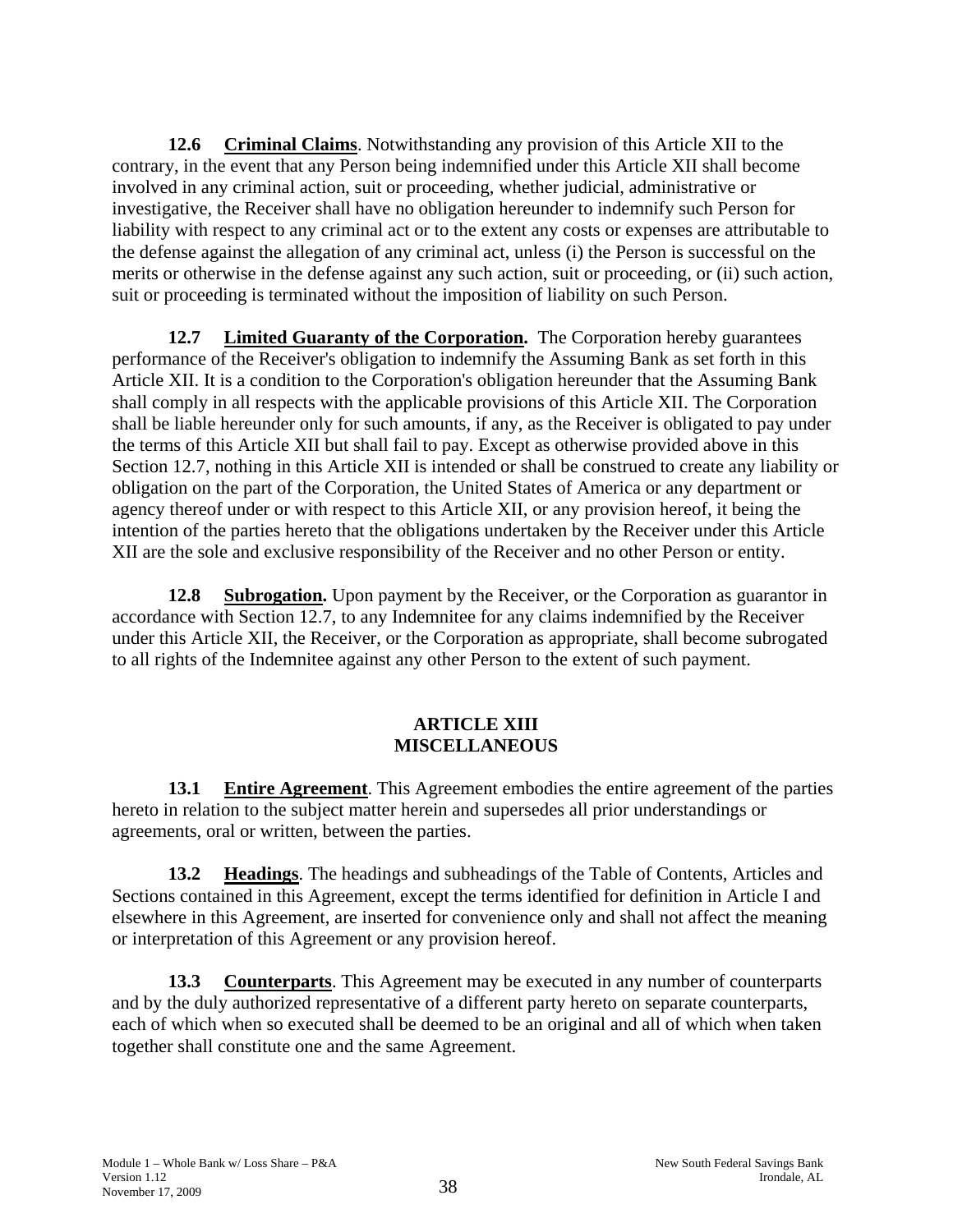**12.6 Criminal Claims**. Notwithstanding any provision of this Article XII to the contrary, in the event that any Person being indemnified under this Article XII shall become involved in any criminal action, suit or proceeding, whether judicial, administrative or investigative, the Receiver shall have no obligation hereunder to indemnify such Person for liability with respect to any criminal act or to the extent any costs or expenses are attributable to the defense against the allegation of any criminal act, unless (i) the Person is successful on the merits or otherwise in the defense against any such action, suit or proceeding, or (ii) such action, suit or proceeding is terminated without the imposition of liability on such Person.

**12.7 Limited Guaranty of the Corporation.** The Corporation hereby guarantees performance of the Receiver's obligation to indemnify the Assuming Bank as set forth in this Article XII. It is a condition to the Corporation's obligation hereunder that the Assuming Bank shall comply in all respects with the applicable provisions of this Article XII. The Corporation shall be liable hereunder only for such amounts, if any, as the Receiver is obligated to pay under the terms of this Article XII but shall fail to pay. Except as otherwise provided above in this Section 12.7, nothing in this Article XII is intended or shall be construed to create any liability or obligation on the part of the Corporation, the United States of America or any department or agency thereof under or with respect to this Article XII, or any provision hereof, it being the intention of the parties hereto that the obligations undertaken by the Receiver under this Article XII are the sole and exclusive responsibility of the Receiver and no other Person or entity.

**12.8 Subrogation.** Upon payment by the Receiver, or the Corporation as guarantor in accordance with Section 12.7, to any Indemnitee for any claims indemnified by the Receiver under this Article XII, the Receiver, or the Corporation as appropriate, shall become subrogated to all rights of the Indemnitee against any other Person to the extent of such payment.

## ARTICLE XIII
## MISCELLANEOUS

**13.1 Entire Agreement**. This Agreement embodies the entire agreement of the parties hereto in relation to the subject matter herein and supersedes all prior understandings or agreements, oral or written, between the parties.

**13.2 Headings**. The headings and subheadings of the Table of Contents, Articles and Sections contained in this Agreement, except the terms identified for definition in Article I and elsewhere in this Agreement, are inserted for convenience only and shall not affect the meaning or interpretation of this Agreement or any provision hereof.

**13.3 Counterparts**. This Agreement may be executed in any number of counterparts and by the duly authorized representative of a different party hereto on separate counterparts, each of which when so executed shall be deemed to be an original and all of which when taken together shall constitute one and the same Agreement.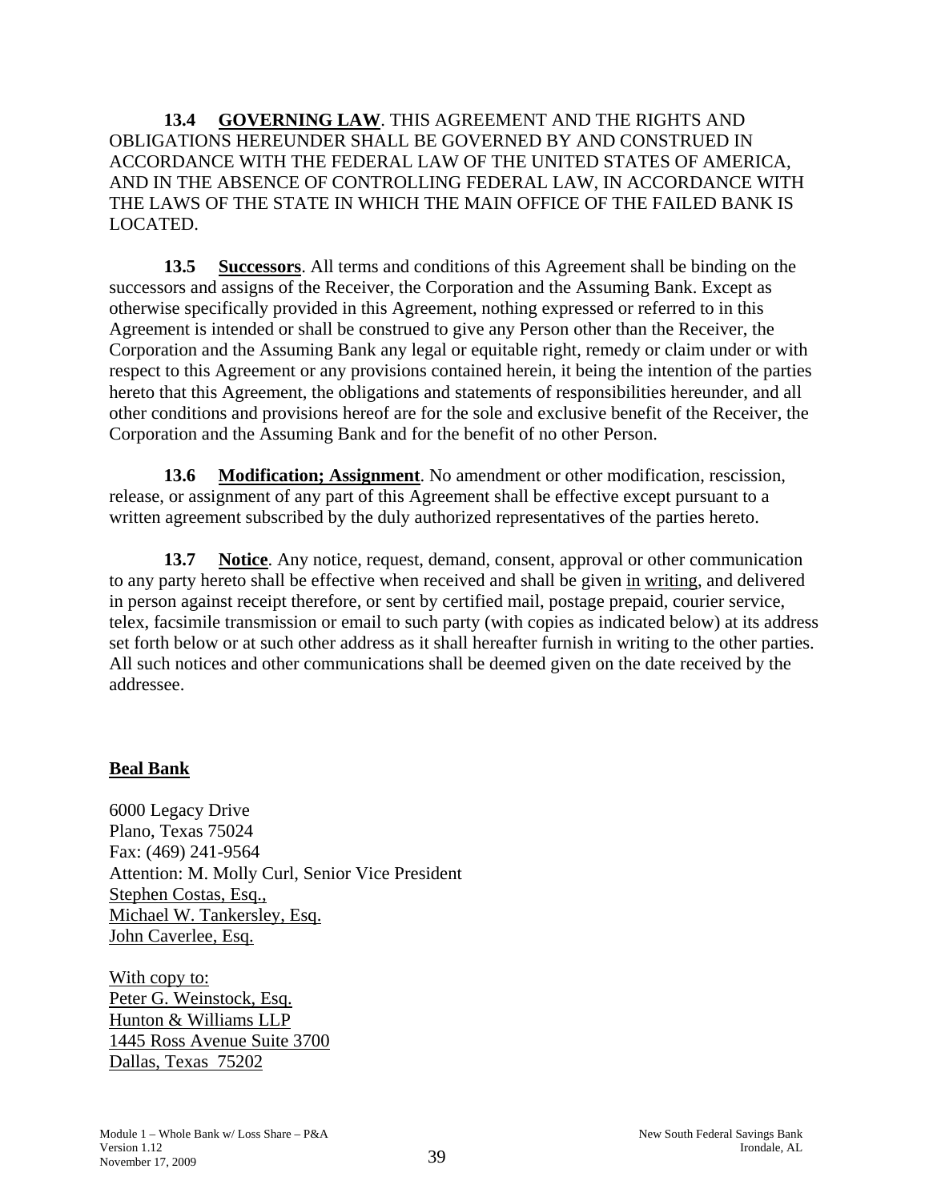**13.4 GOVERNING LAW**. THIS AGREEMENT AND THE RIGHTS AND OBLIGATIONS HEREUNDER SHALL BE GOVERNED BY AND CONSTRUED IN ACCORDANCE WITH THE FEDERAL LAW OF THE UNITED STATES OF AMERICA, AND IN THE ABSENCE OF CONTROLLING FEDERAL LAW, IN ACCORDANCE WITH THE LAWS OF THE STATE IN WHICH THE MAIN OFFICE OF THE FAILED BANK IS LOCATED.

**13.5 Successors**. All terms and conditions of this Agreement shall be binding on the successors and assigns of the Receiver, the Corporation and the Assuming Bank. Except as otherwise specifically provided in this Agreement, nothing expressed or referred to in this Agreement is intended or shall be construed to give any Person other than the Receiver, the Corporation and the Assuming Bank any legal or equitable right, remedy or claim under or with respect to this Agreement or any provisions contained herein, it being the intention of the parties hereto that this Agreement, the obligations and statements of responsibilities hereunder, and all other conditions and provisions hereof are for the sole and exclusive benefit of the Receiver, the Corporation and the Assuming Bank and for the benefit of no other Person.

**13.6 Modification; Assignment**. No amendment or other modification, rescission, release, or assignment of any part of this Agreement shall be effective except pursuant to a written agreement subscribed by the duly authorized representatives of the parties hereto.

**13.7 Notice**. Any notice, request, demand, consent, approval or other communication to any party hereto shall be effective when received and shall be given in writing, and delivered in person against receipt therefore, or sent by certified mail, postage prepaid, courier service, telex, facsimile transmission or email to such party (with copies as indicated below) at its address set forth below or at such other address as it shall hereafter furnish in writing to the other parties. All such notices and other communications shall be deemed given on the date received by the addressee.

**Beal Bank**

6000 Legacy Drive
Plano, Texas 75024
Fax: (469) 241-9564
Attention: M. Molly Curl, Senior Vice President
Stephen Costas, Esq.,
Michael W. Tankersley, Esq.
John Caverlee, Esq.

With copy to:
Peter G. Weinstock, Esq.
Hunton & Williams LLP
1445 Ross Avenue Suite 3700
Dallas, Texas 75202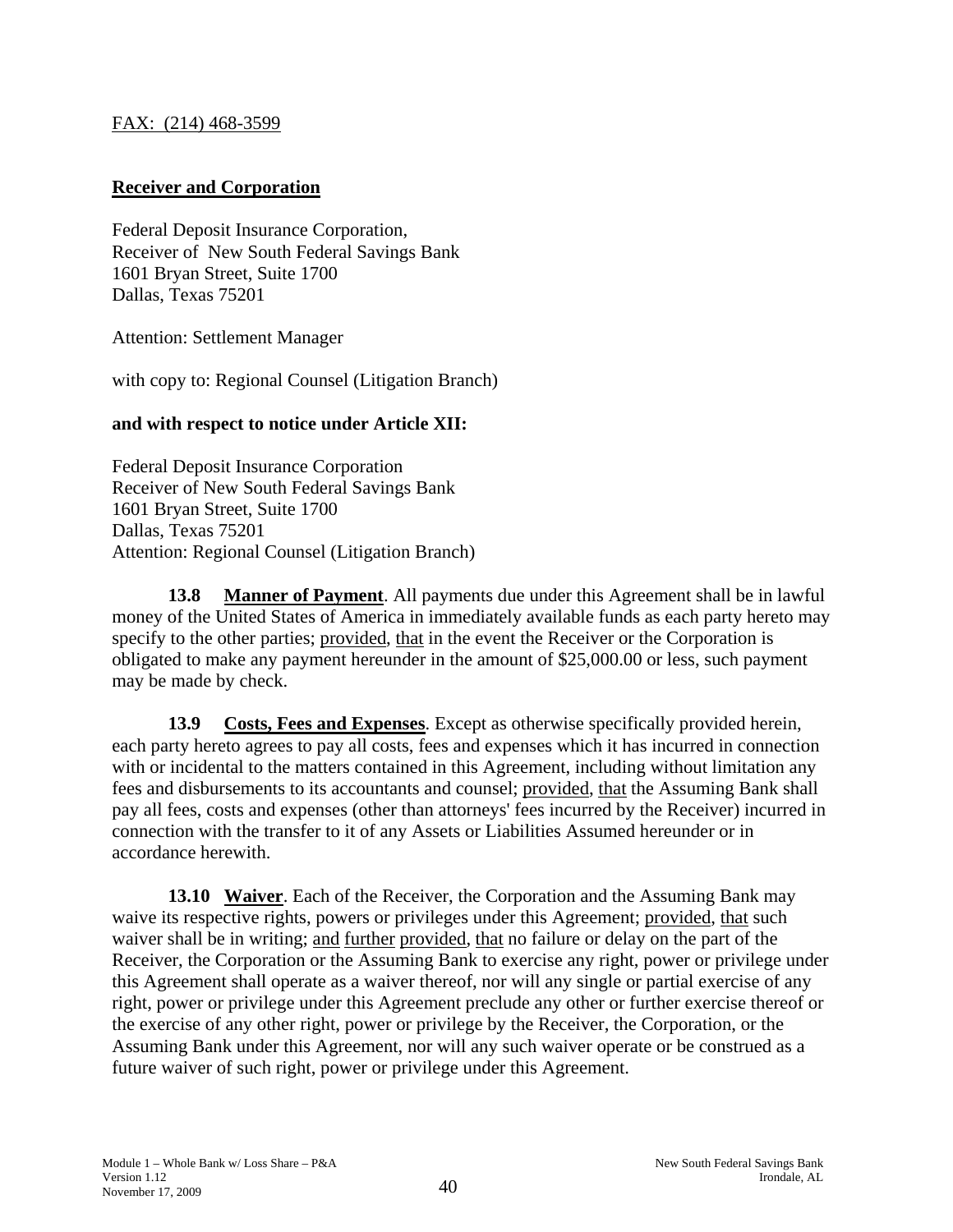FAX: (214) 468-3599

**Receiver and Corporation**

Federal Deposit Insurance Corporation,
Receiver of New South Federal Savings Bank
1601 Bryan Street, Suite 1700
Dallas, Texas 75201

Attention: Settlement Manager

with copy to: Regional Counsel (Litigation Branch)

**and with respect to notice under Article XII:**

Federal Deposit Insurance Corporation
Receiver of New South Federal Savings Bank
1601 Bryan Street, Suite 1700
Dallas, Texas 75201
Attention: Regional Counsel (Litigation Branch)

**13.8 Manner of Payment**. All payments due under this Agreement shall be in lawful money of the United States of America in immediately available funds as each party hereto may specify to the other parties; provided, that in the event the Receiver or the Corporation is obligated to make any payment hereunder in the amount of $25,000.00 or less, such payment may be made by check.

**13.9 Costs, Fees and Expenses**. Except as otherwise specifically provided herein, each party hereto agrees to pay all costs, fees and expenses which it has incurred in connection with or incidental to the matters contained in this Agreement, including without limitation any fees and disbursements to its accountants and counsel; provided, that the Assuming Bank shall pay all fees, costs and expenses (other than attorneys' fees incurred by the Receiver) incurred in connection with the transfer to it of any Assets or Liabilities Assumed hereunder or in accordance herewith.

**13.10 Waiver**. Each of the Receiver, the Corporation and the Assuming Bank may waive its respective rights, powers or privileges under this Agreement; provided, that such waiver shall be in writing; and further provided, that no failure or delay on the part of the Receiver, the Corporation or the Assuming Bank to exercise any right, power or privilege under this Agreement shall operate as a waiver thereof, nor will any single or partial exercise of any right, power or privilege under this Agreement preclude any other or further exercise thereof or the exercise of any other right, power or privilege by the Receiver, the Corporation, or the Assuming Bank under this Agreement, nor will any such waiver operate or be construed as a future waiver of such right, power or privilege under this Agreement.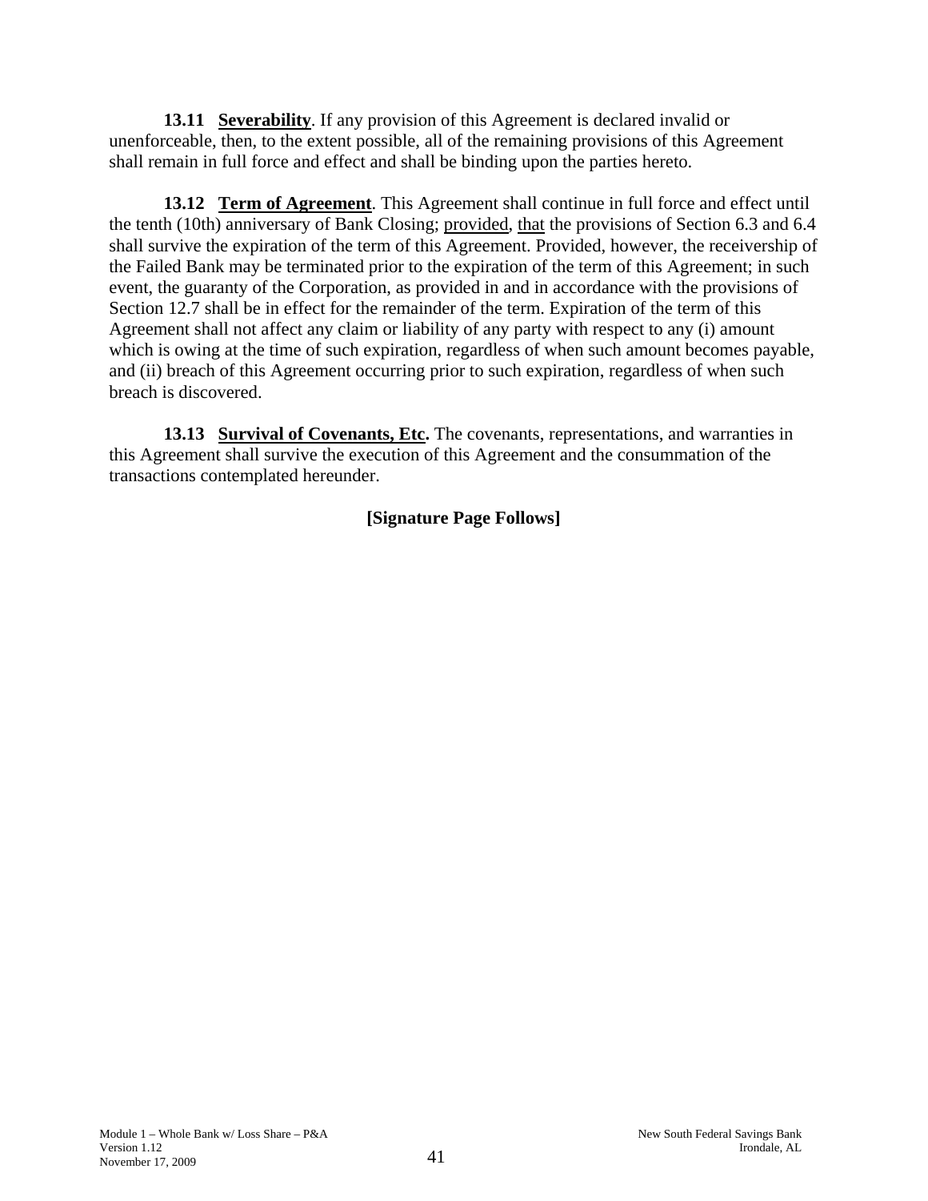**13.11 Severability**. If any provision of this Agreement is declared invalid or unenforceable, then, to the extent possible, all of the remaining provisions of this Agreement shall remain in full force and effect and shall be binding upon the parties hereto.

**13.12 Term of Agreement**. This Agreement shall continue in full force and effect until the tenth (10th) anniversary of Bank Closing; provided, that the provisions of Section 6.3 and 6.4 shall survive the expiration of the term of this Agreement. Provided, however, the receivership of the Failed Bank may be terminated prior to the expiration of the term of this Agreement; in such event, the guaranty of the Corporation, as provided in and in accordance with the provisions of Section 12.7 shall be in effect for the remainder of the term. Expiration of the term of this Agreement shall not affect any claim or liability of any party with respect to any (i) amount which is owing at the time of such expiration, regardless of when such amount becomes payable, and (ii) breach of this Agreement occurring prior to such expiration, regardless of when such breach is discovered.

**13.13 Survival of Covenants, Etc.** The covenants, representations, and warranties in this Agreement shall survive the execution of this Agreement and the consummation of the transactions contemplated hereunder.

**[Signature Page Follows]**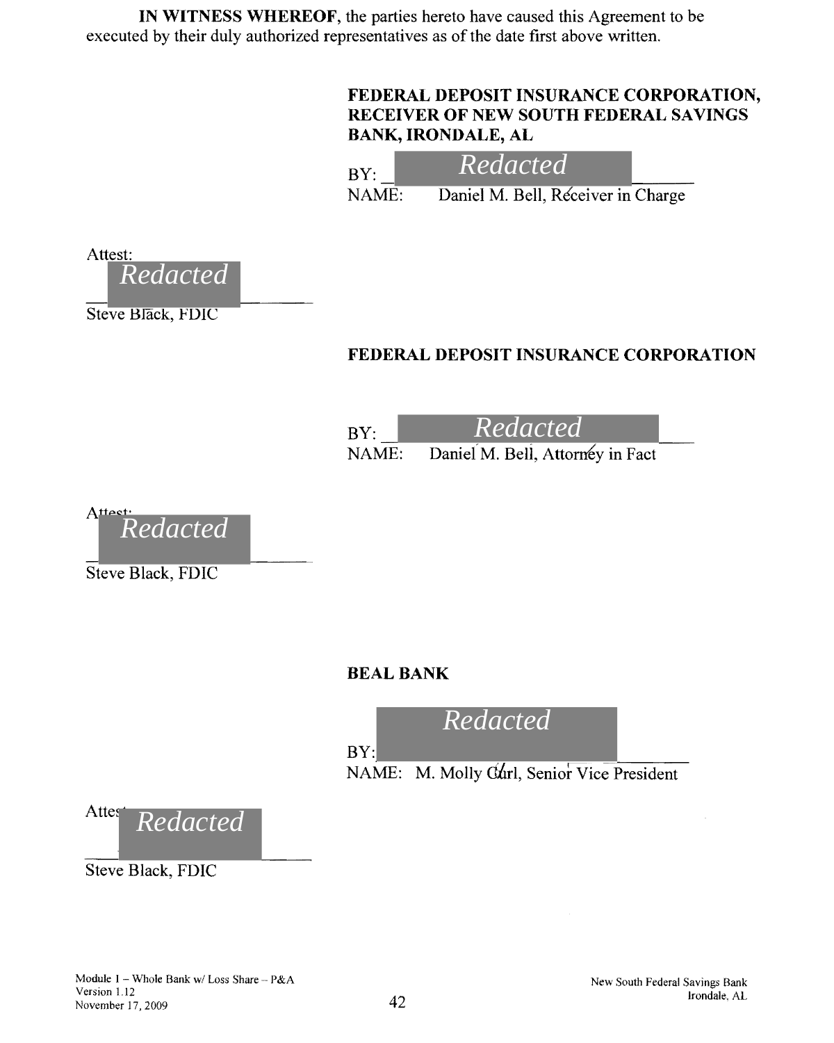**IN WITNESS WHEREOF**, the parties hereto have caused this Agreement to be executed by their duly authorized representatives as of the date first above written.

**FEDERAL DEPOSIT INSURANCE CORPORATION, RECEIVER OF NEW SOUTH FEDERAL SAVINGS BANK, IRONDALE, AL**

BY: *Redacted*

NAME: Daniel M. Bell, Receiver in Charge

Attest: *Redacted*

Steve Black, FDIC

**FEDERAL DEPOSIT INSURANCE CORPORATION**

BY: *Redacted*

NAME: Daniel M. Bell, Attorney in Fact

Attest: *Redacted*

Steve Black, FDIC

**BEAL BANK**

BY: *Redacted*

NAME: M. Molly Curl, Senior Vice President

Attest: *Redacted*

Steve Black, FDIC

Module 1 – Whole Bank w/ Loss Share – P&A
Version 1.12
November 17, 2009

New South Federal Savings Bank
Irondale, AL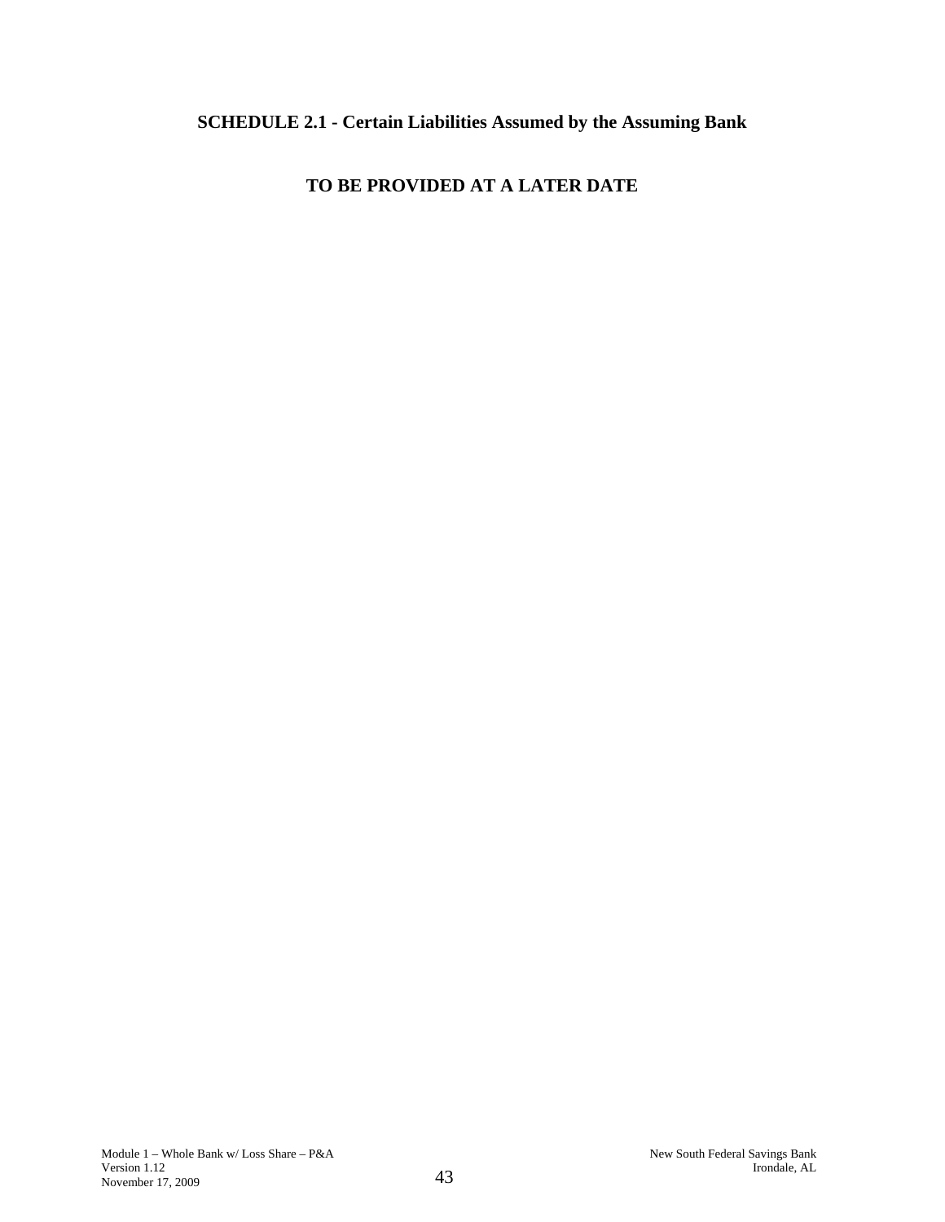## SCHEDULE 2.1 - Certain Liabilities Assumed by the Assuming Bank

**TO BE PROVIDED AT A LATER DATE**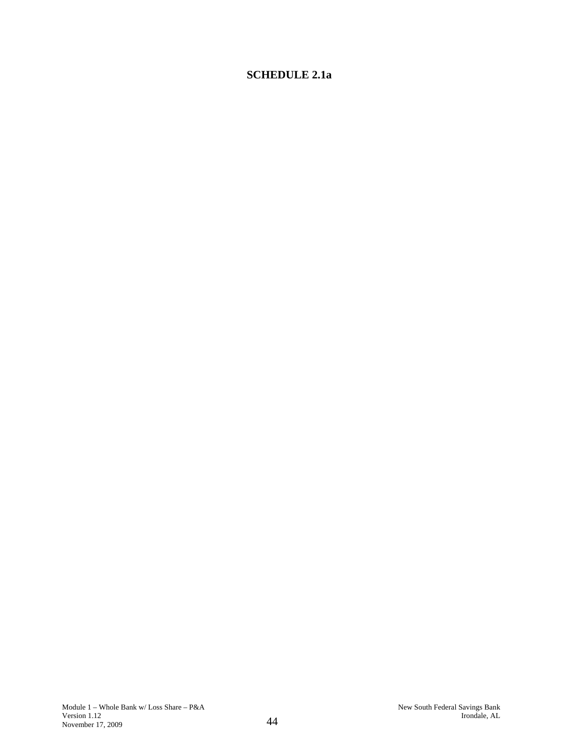# SCHEDULE 2.1a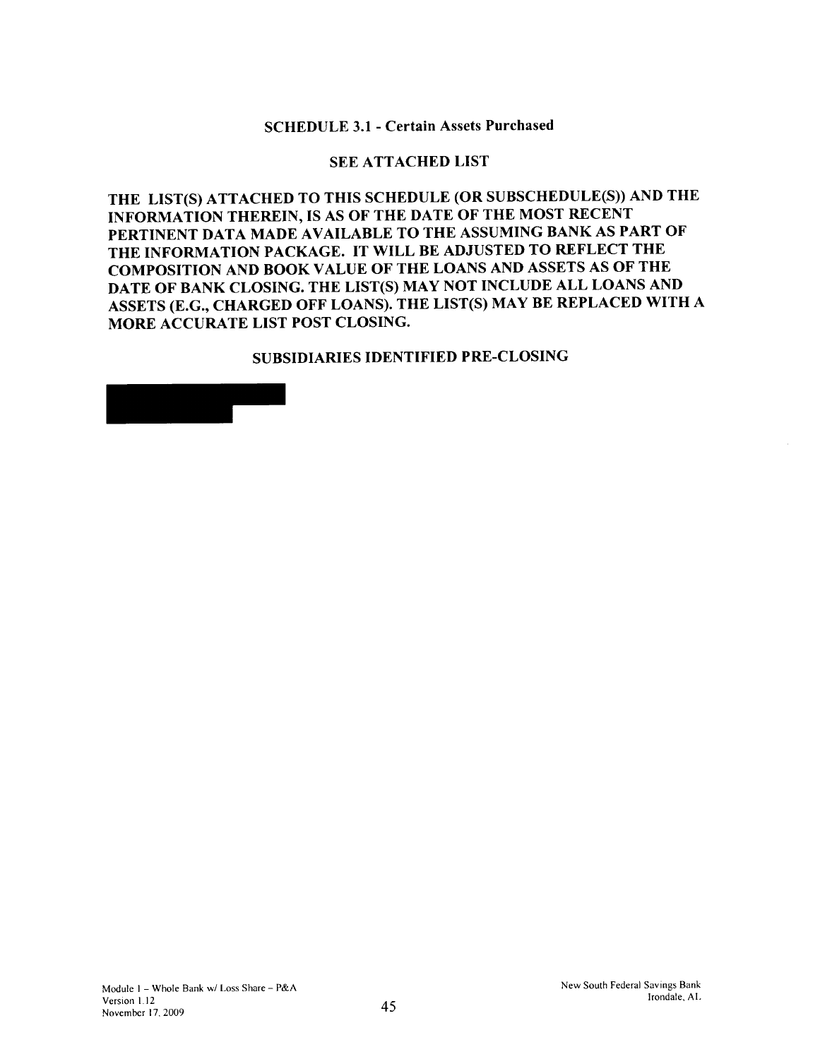## SCHEDULE 3.1 - Certain Assets Purchased

**SEE ATTACHED LIST**

**THE LIST(S) ATTACHED TO THIS SCHEDULE (OR SUBSCHEDULE(S)) AND THE INFORMATION THEREIN, IS AS OF THE DATE OF THE MOST RECENT PERTINENT DATA MADE AVAILABLE TO THE ASSUMING BANK AS PART OF THE INFORMATION PACKAGE. IT WILL BE ADJUSTED TO REFLECT THE COMPOSITION AND BOOK VALUE OF THE LOANS AND ASSETS AS OF THE DATE OF BANK CLOSING. THE LIST(S) MAY NOT INCLUDE ALL LOANS AND ASSETS (E.G., CHARGED OFF LOANS). THE LIST(S) MAY BE REPLACED WITH A MORE ACCURATE LIST POST CLOSING.**

**SUBSIDIARIES IDENTIFIED PRE-CLOSING**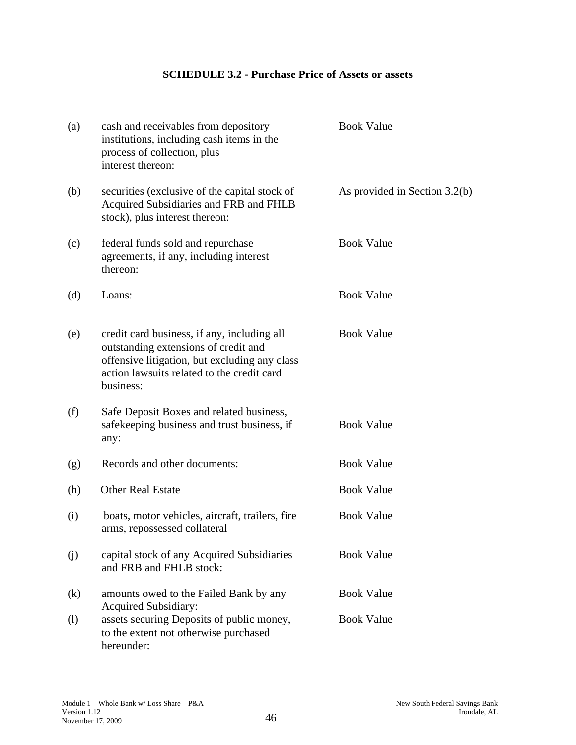## SCHEDULE 3.2 - Purchase Price of Assets or assets

| | | |
|---|---|---|
| (a) | cash and receivables from depository institutions, including cash items in the process of collection, plus interest thereon: | Book Value |
| (b) | securities (exclusive of the capital stock of Acquired Subsidiaries and FRB and FHLB stock), plus interest thereon: | As provided in Section 3.2(b) |
| (c) | federal funds sold and repurchase agreements, if any, including interest thereon: | Book Value |
| (d) | Loans: | Book Value |
| (e) | credit card business, if any, including all outstanding extensions of credit and offensive litigation, but excluding any class action lawsuits related to the credit card business: | Book Value |
| (f) | Safe Deposit Boxes and related business, safekeeping business and trust business, if any: | Book Value |
| (g) | Records and other documents: | Book Value |
| (h) | Other Real Estate | Book Value |
| (i) | boats, motor vehicles, aircraft, trailers, fire arms, repossessed collateral | Book Value |
| (j) | capital stock of any Acquired Subsidiaries and FRB and FHLB stock: | Book Value |
| (k) | amounts owed to the Failed Bank by any Acquired Subsidiary: | Book Value |
| (l) | assets securing Deposits of public money, to the extent not otherwise purchased hereunder: | Book Value |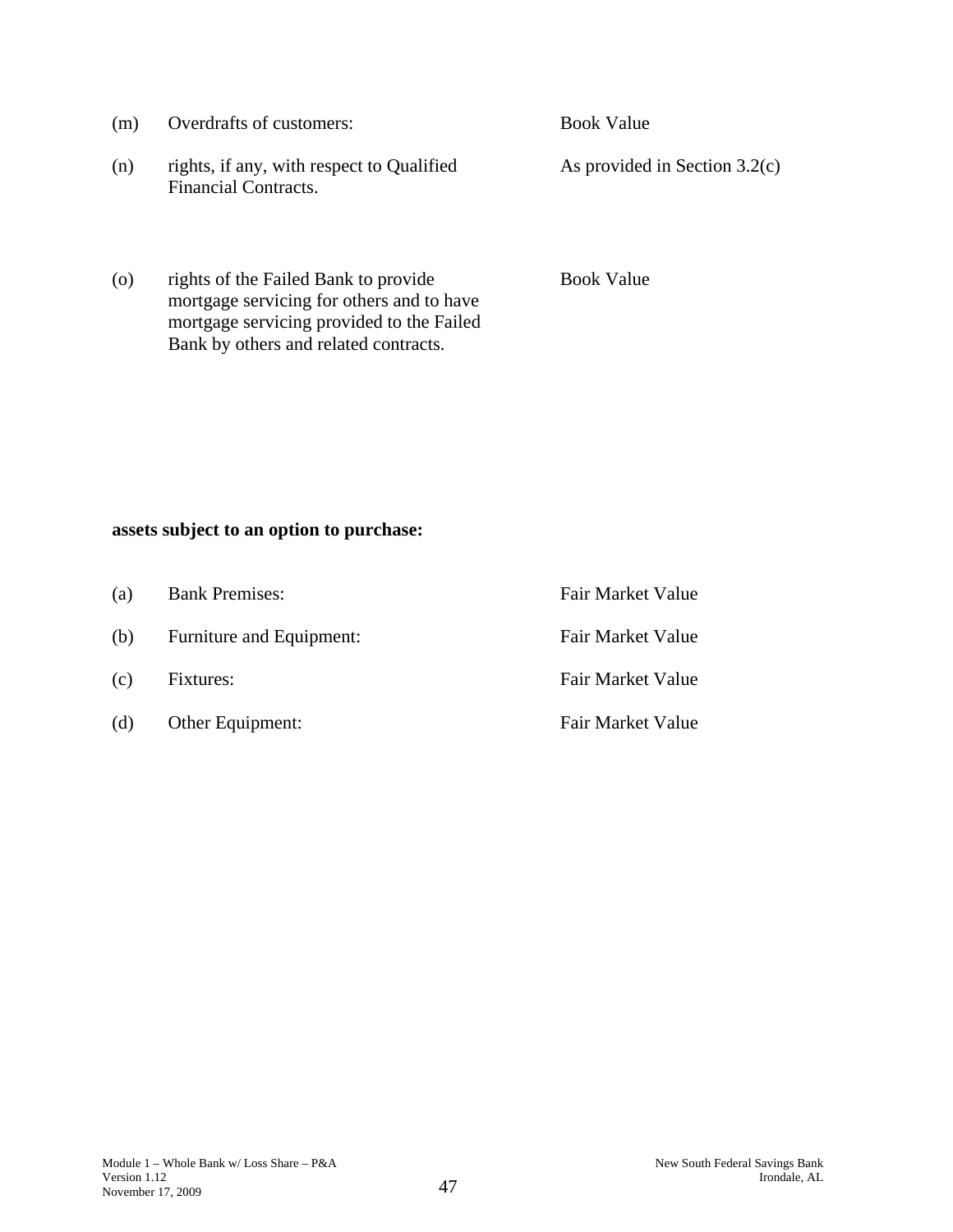| | | |
|---|---|---|
| (m) | Overdrafts of customers: | Book Value |
| (n) | rights, if any, with respect to Qualified Financial Contracts. | As provided in Section 3.2(c) |
| (o) | rights of the Failed Bank to provide mortgage servicing for others and to have mortgage servicing provided to the Failed Bank by others and related contracts. | Book Value |

**assets subject to an option to purchase:**

| | | |
|---|---|---|
| (a) | Bank Premises: | Fair Market Value |
| (b) | Furniture and Equipment: | Fair Market Value |
| (c) | Fixtures: | Fair Market Value |
| (d) | Other Equipment: | Fair Market Value |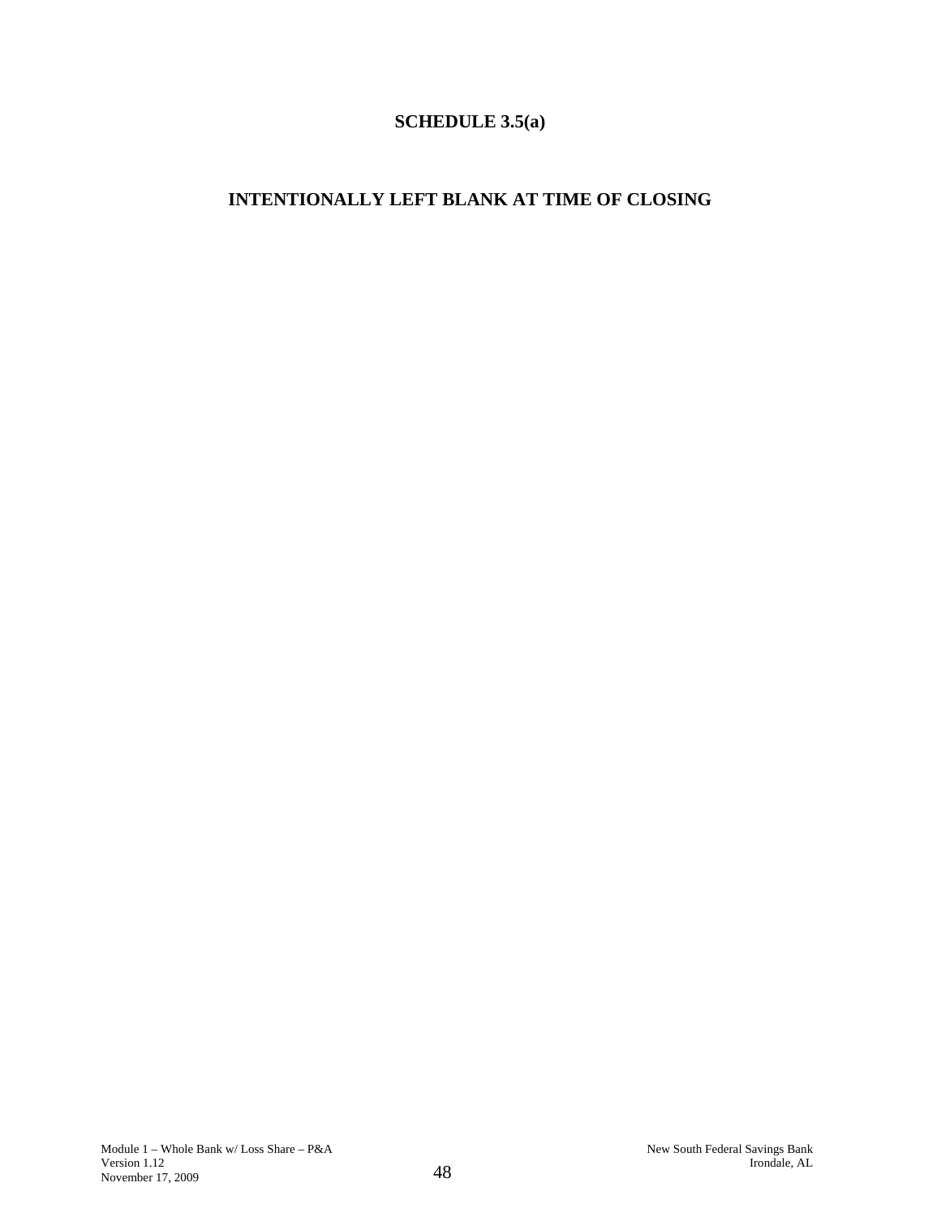# SCHEDULE 3.5(a)

## INTENTIONALLY LEFT BLANK AT TIME OF CLOSING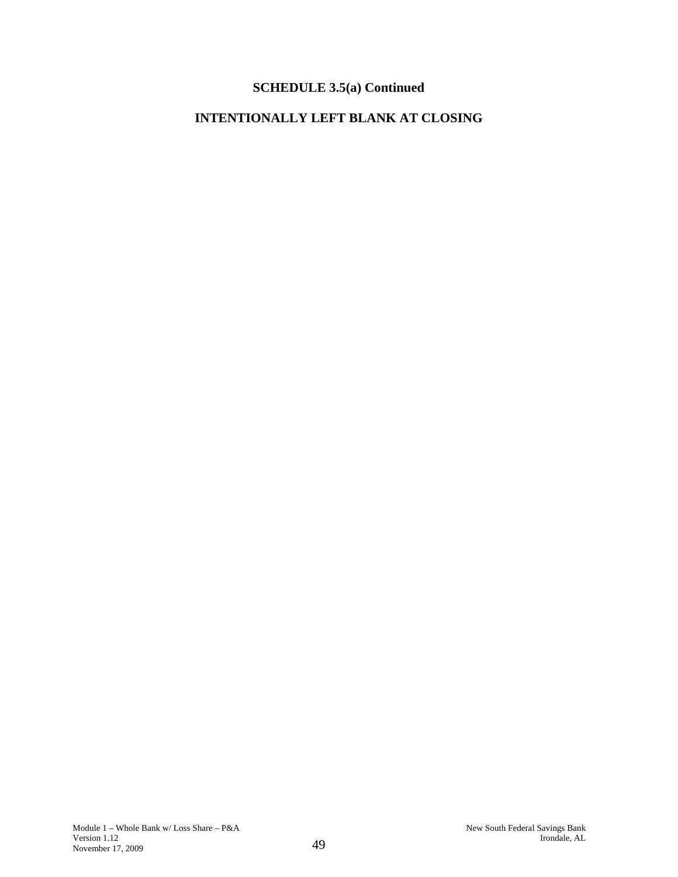# SCHEDULE 3.5(a) Continued

## INTENTIONALLY LEFT BLANK AT CLOSING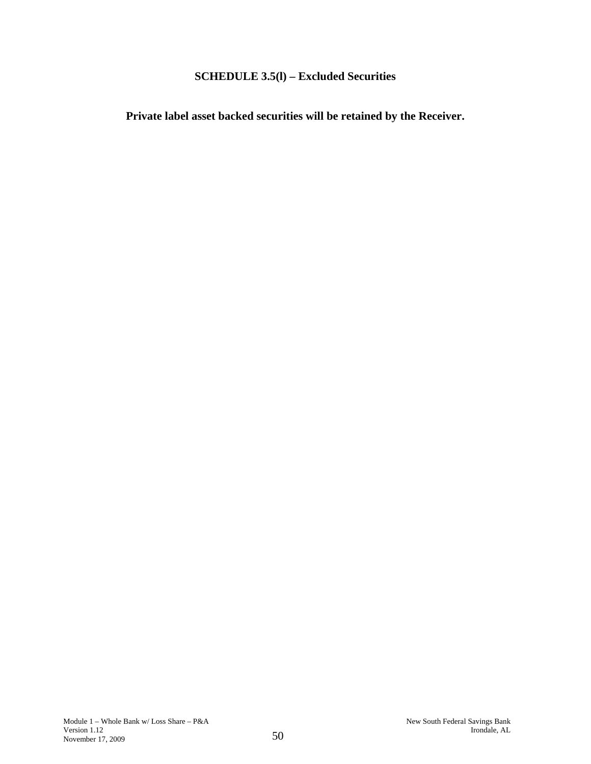## SCHEDULE 3.5(l) – Excluded Securities

**Private label asset backed securities will be retained by the Receiver.**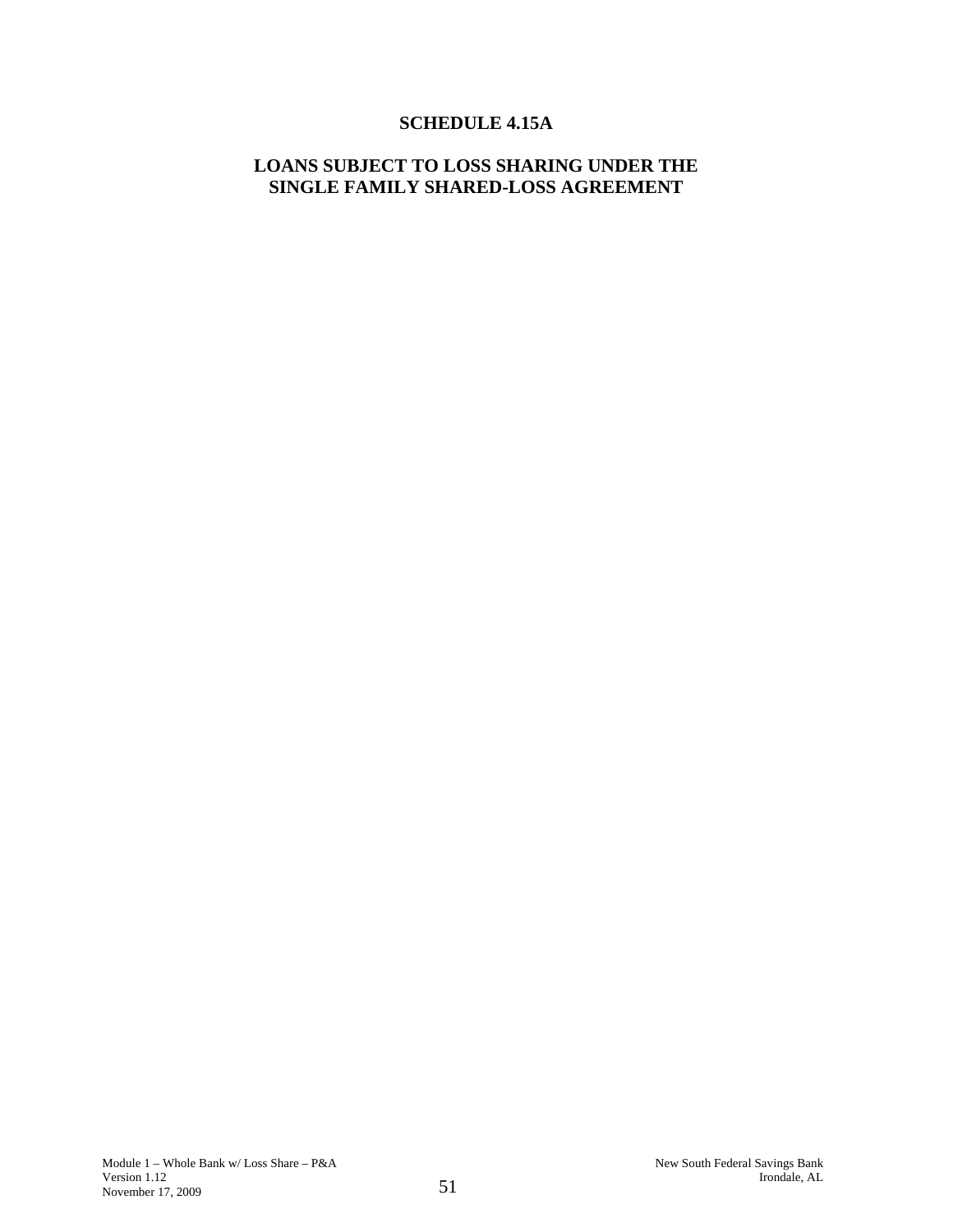# SCHEDULE 4.15A

## LOANS SUBJECT TO LOSS SHARING UNDER THE SINGLE FAMILY SHARED-LOSS AGREEMENT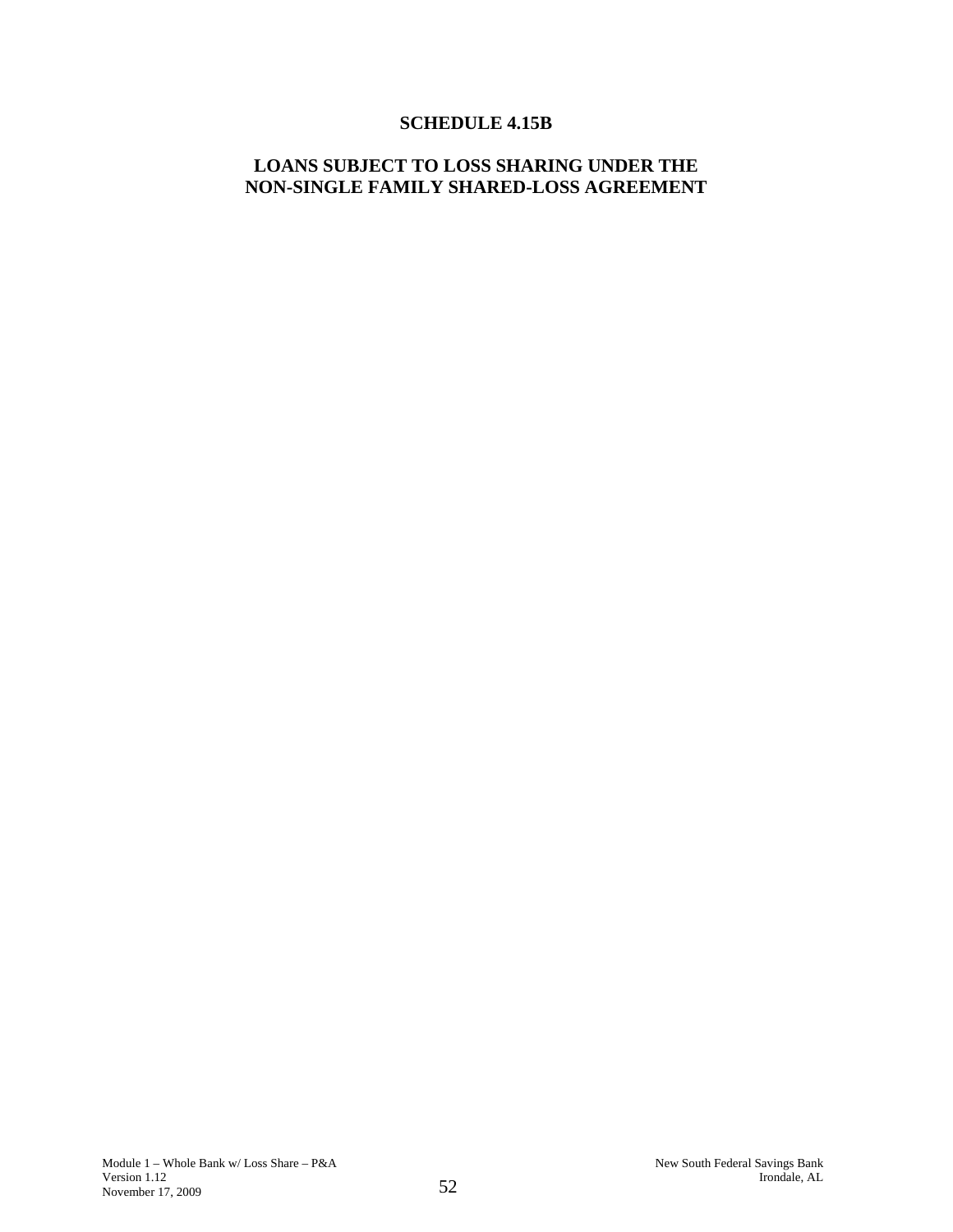# SCHEDULE 4.15B

## LOANS SUBJECT TO LOSS SHARING UNDER THE NON-SINGLE FAMILY SHARED-LOSS AGREEMENT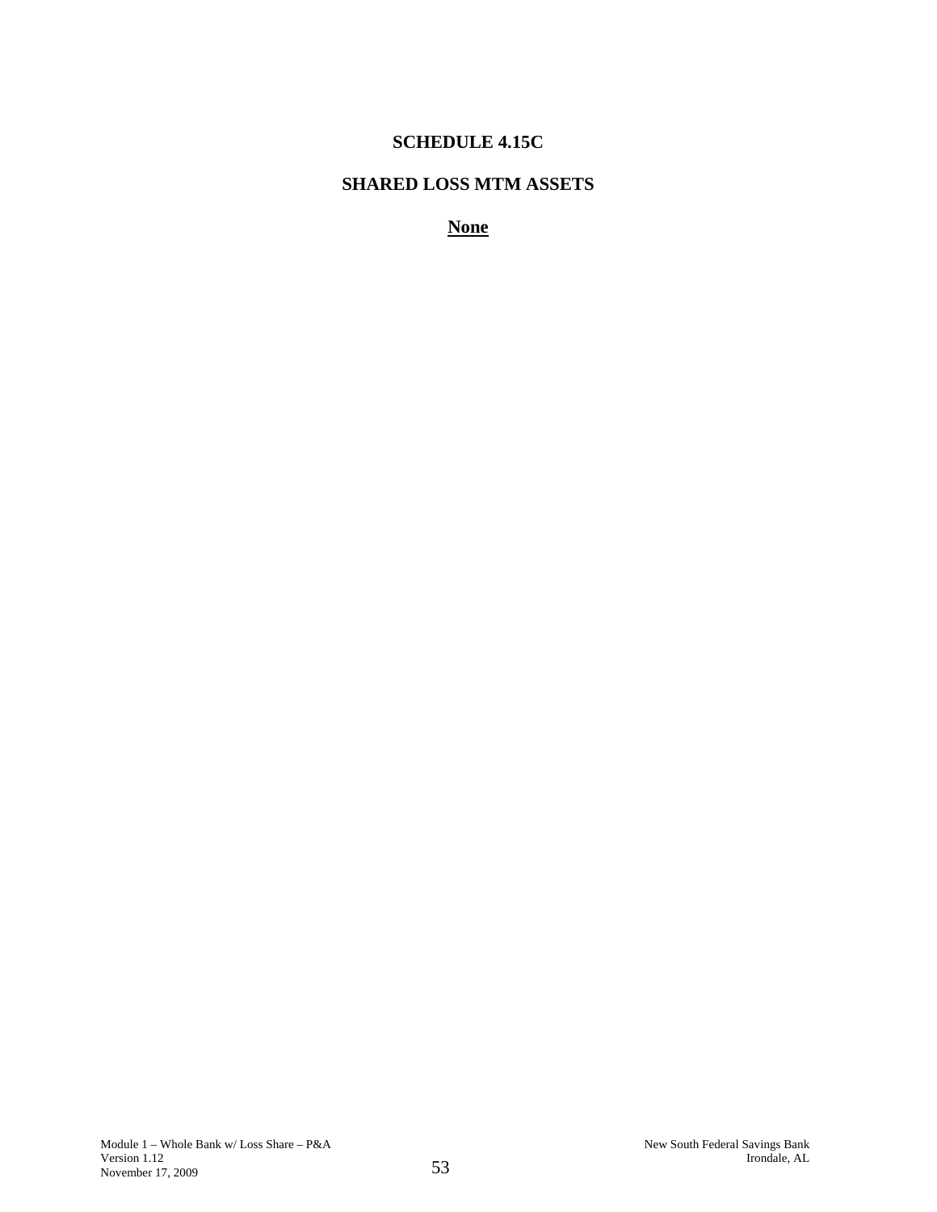# SCHEDULE 4.15C

## SHARED LOSS MTM ASSETS

**None**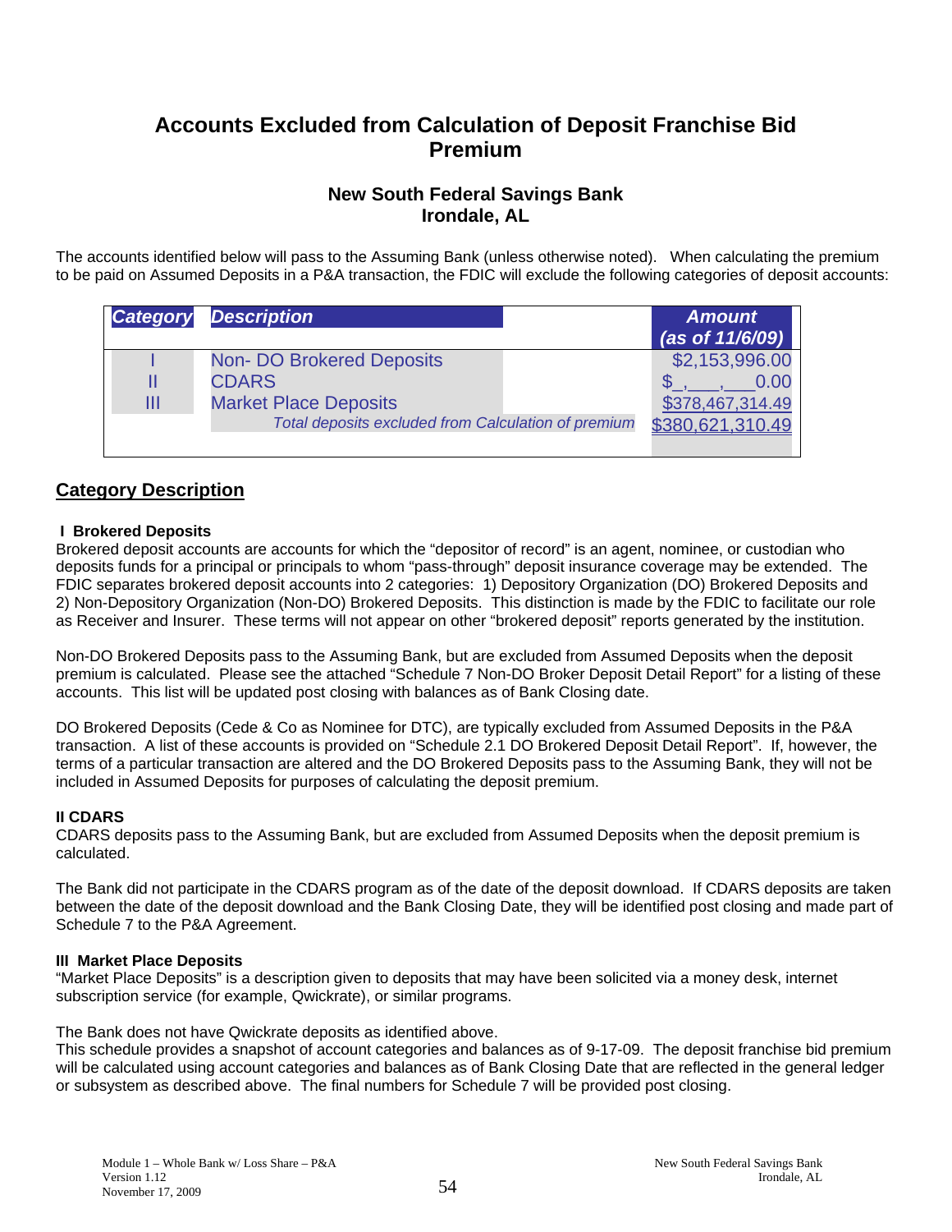# Accounts Excluded from Calculation of Deposit Franchise Bid Premium

### New South Federal Savings Bank
### Irondale, AL

The accounts identified below will pass to the Assuming Bank (unless otherwise noted). When calculating the premium to be paid on Assumed Deposits in a P&A transaction, the FDIC will exclude the following categories of deposit accounts:

| *Category* | *Description* | *Amount (as of 11/6/09)* |
|---|---|---|
| I | Non- DO Brokered Deposits | $2,153,996.00 |
| II | CDARS | $_,___,___0.00 |
| III | Market Place Deposits | $378,467,314.49 |
| | *Total deposits excluded from Calculation of premium* | $380,621,310.49 |

## Category Description

**I Brokered Deposits**

Brokered deposit accounts are accounts for which the "depositor of record" is an agent, nominee, or custodian who deposits funds for a principal or principals to whom "pass-through" deposit insurance coverage may be extended. The FDIC separates brokered deposit accounts into 2 categories: 1) Depository Organization (DO) Brokered Deposits and 2) Non-Depository Organization (Non-DO) Brokered Deposits. This distinction is made by the FDIC to facilitate our role as Receiver and Insurer. These terms will not appear on other "brokered deposit" reports generated by the institution.

Non-DO Brokered Deposits pass to the Assuming Bank, but are excluded from Assumed Deposits when the deposit premium is calculated. Please see the attached "Schedule 7 Non-DO Broker Deposit Detail Report" for a listing of these accounts. This list will be updated post closing with balances as of Bank Closing date.

DO Brokered Deposits (Cede & Co as Nominee for DTC), are typically excluded from Assumed Deposits in the P&A transaction. A list of these accounts is provided on "Schedule 2.1 DO Brokered Deposit Detail Report". If, however, the terms of a particular transaction are altered and the DO Brokered Deposits pass to the Assuming Bank, they will not be included in Assumed Deposits for purposes of calculating the deposit premium.

**II CDARS**

CDARS deposits pass to the Assuming Bank, but are excluded from Assumed Deposits when the deposit premium is calculated.

The Bank did not participate in the CDARS program as of the date of the deposit download. If CDARS deposits are taken between the date of the deposit download and the Bank Closing Date, they will be identified post closing and made part of Schedule 7 to the P&A Agreement.

**III Market Place Deposits**

"Market Place Deposits" is a description given to deposits that may have been solicited via a money desk, internet subscription service (for example, Qwickrate), or similar programs.

The Bank does not have Qwickrate deposits as identified above.
This schedule provides a snapshot of account categories and balances as of 9-17-09. The deposit franchise bid premium will be calculated using account categories and balances as of Bank Closing Date that are reflected in the general ledger or subsystem as described above. The final numbers for Schedule 7 will be provided post closing.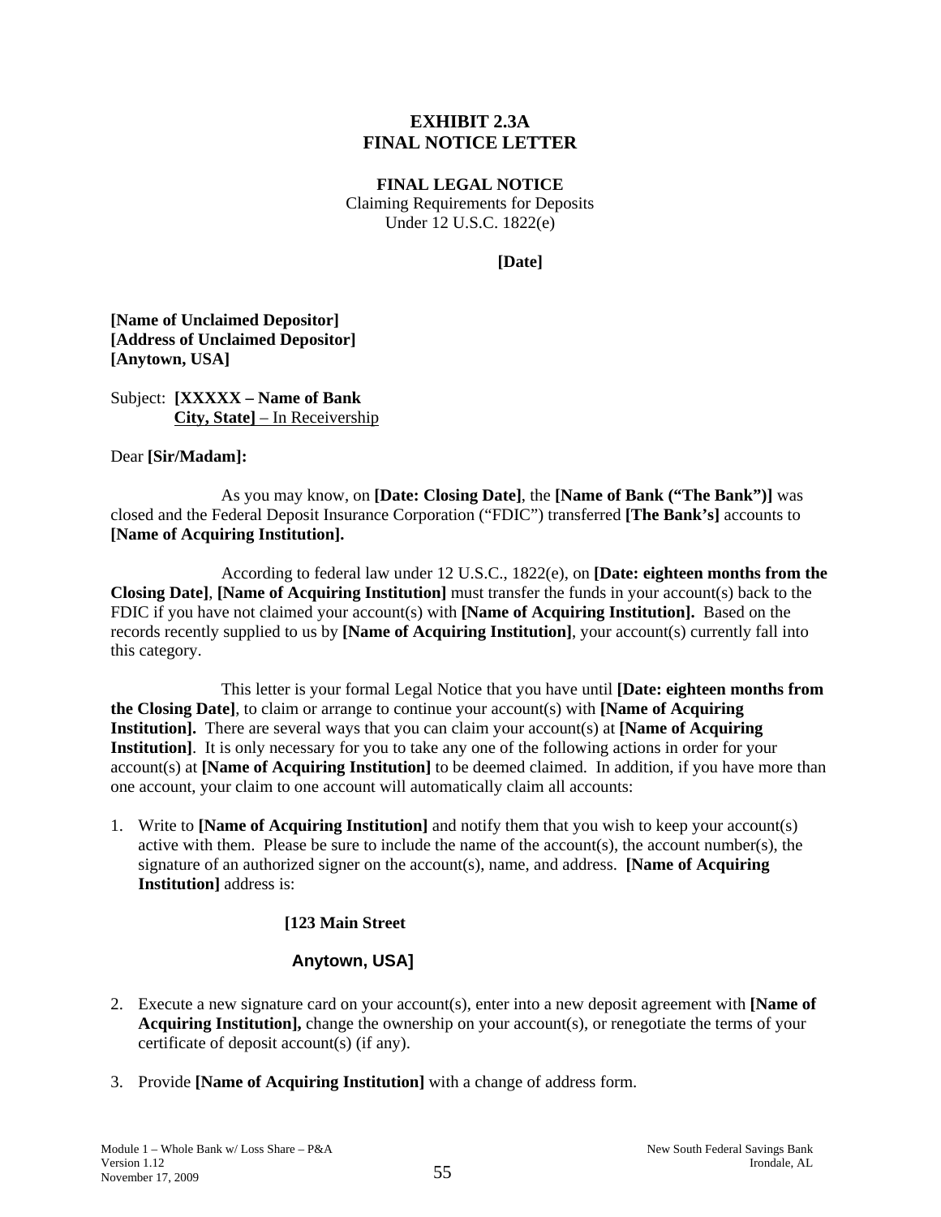# EXHIBIT 2.3A
# FINAL NOTICE LETTER

**FINAL LEGAL NOTICE**
Claiming Requirements for Deposits
Under 12 U.S.C. 1822(e)

**[Date]**

**[Name of Unclaimed Depositor]**
**[Address of Unclaimed Depositor]**
**[Anytown, USA]**

Subject: **[XXXXX – Name of Bank**
**City, State]** – In Receivership

Dear **[Sir/Madam]:**

As you may know, on **[Date: Closing Date]**, the **[Name of Bank ("The Bank")]** was closed and the Federal Deposit Insurance Corporation ("FDIC") transferred **[The Bank's]** accounts to **[Name of Acquiring Institution].**

According to federal law under 12 U.S.C., 1822(e), on **[Date: eighteen months from the Closing Date]**, **[Name of Acquiring Institution]** must transfer the funds in your account(s) back to the FDIC if you have not claimed your account(s) with **[Name of Acquiring Institution].** Based on the records recently supplied to us by **[Name of Acquiring Institution]**, your account(s) currently fall into this category.

This letter is your formal Legal Notice that you have until **[Date: eighteen months from the Closing Date]**, to claim or arrange to continue your account(s) with **[Name of Acquiring Institution].** There are several ways that you can claim your account(s) at **[Name of Acquiring Institution]**. It is only necessary for you to take any one of the following actions in order for your account(s) at **[Name of Acquiring Institution]** to be deemed claimed. In addition, if you have more than one account, your claim to one account will automatically claim all accounts:

1. Write to **[Name of Acquiring Institution]** and notify them that you wish to keep your account(s) active with them. Please be sure to include the name of the account(s), the account number(s), the signature of an authorized signer on the account(s), name, and address. **[Name of Acquiring Institution]** address is:

   **[123 Main Street**

   **Anytown, USA]**

2. Execute a new signature card on your account(s), enter into a new deposit agreement with **[Name of Acquiring Institution],** change the ownership on your account(s), or renegotiate the terms of your certificate of deposit account(s) (if any).

3. Provide **[Name of Acquiring Institution]** with a change of address form.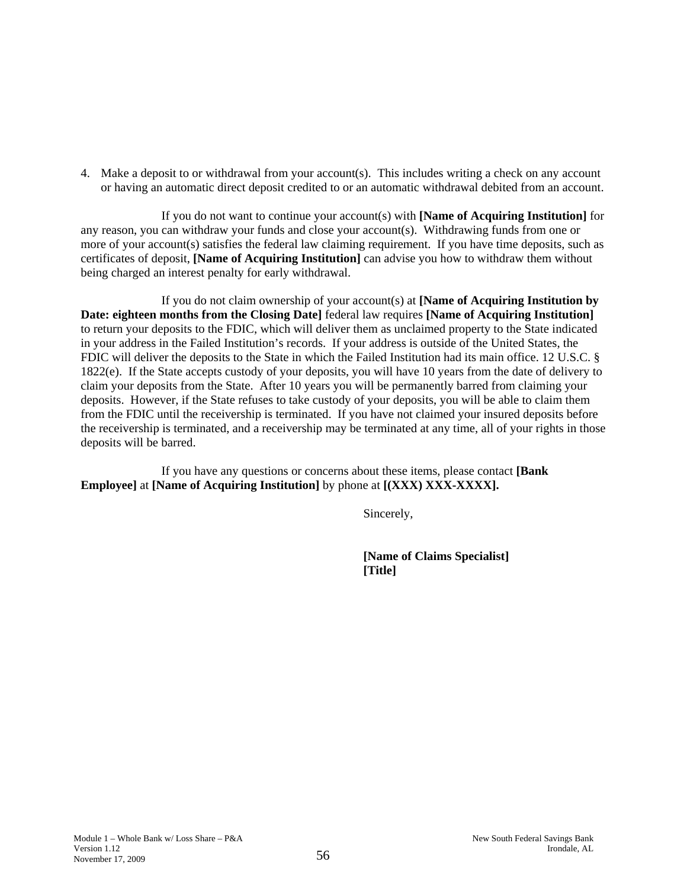4. Make a deposit to or withdrawal from your account(s). This includes writing a check on any account or having an automatic direct deposit credited to or an automatic withdrawal debited from an account.

If you do not want to continue your account(s) with **[Name of Acquiring Institution]** for any reason, you can withdraw your funds and close your account(s). Withdrawing funds from one or more of your account(s) satisfies the federal law claiming requirement. If you have time deposits, such as certificates of deposit, **[Name of Acquiring Institution]** can advise you how to withdraw them without being charged an interest penalty for early withdrawal.

If you do not claim ownership of your account(s) at **[Name of Acquiring Institution by Date: eighteen months from the Closing Date]** federal law requires **[Name of Acquiring Institution]** to return your deposits to the FDIC, which will deliver them as unclaimed property to the State indicated in your address in the Failed Institution's records. If your address is outside of the United States, the FDIC will deliver the deposits to the State in which the Failed Institution had its main office. 12 U.S.C. § 1822(e). If the State accepts custody of your deposits, you will have 10 years from the date of delivery to claim your deposits from the State. After 10 years you will be permanently barred from claiming your deposits. However, if the State refuses to take custody of your deposits, you will be able to claim them from the FDIC until the receivership is terminated. If you have not claimed your insured deposits before the receivership is terminated, and a receivership may be terminated at any time, all of your rights in those deposits will be barred.

If you have any questions or concerns about these items, please contact **[Bank Employee]** at **[Name of Acquiring Institution]** by phone at **[(XXX) XXX-XXXX].**

Sincerely,

**[Name of Claims Specialist]**
**[Title]**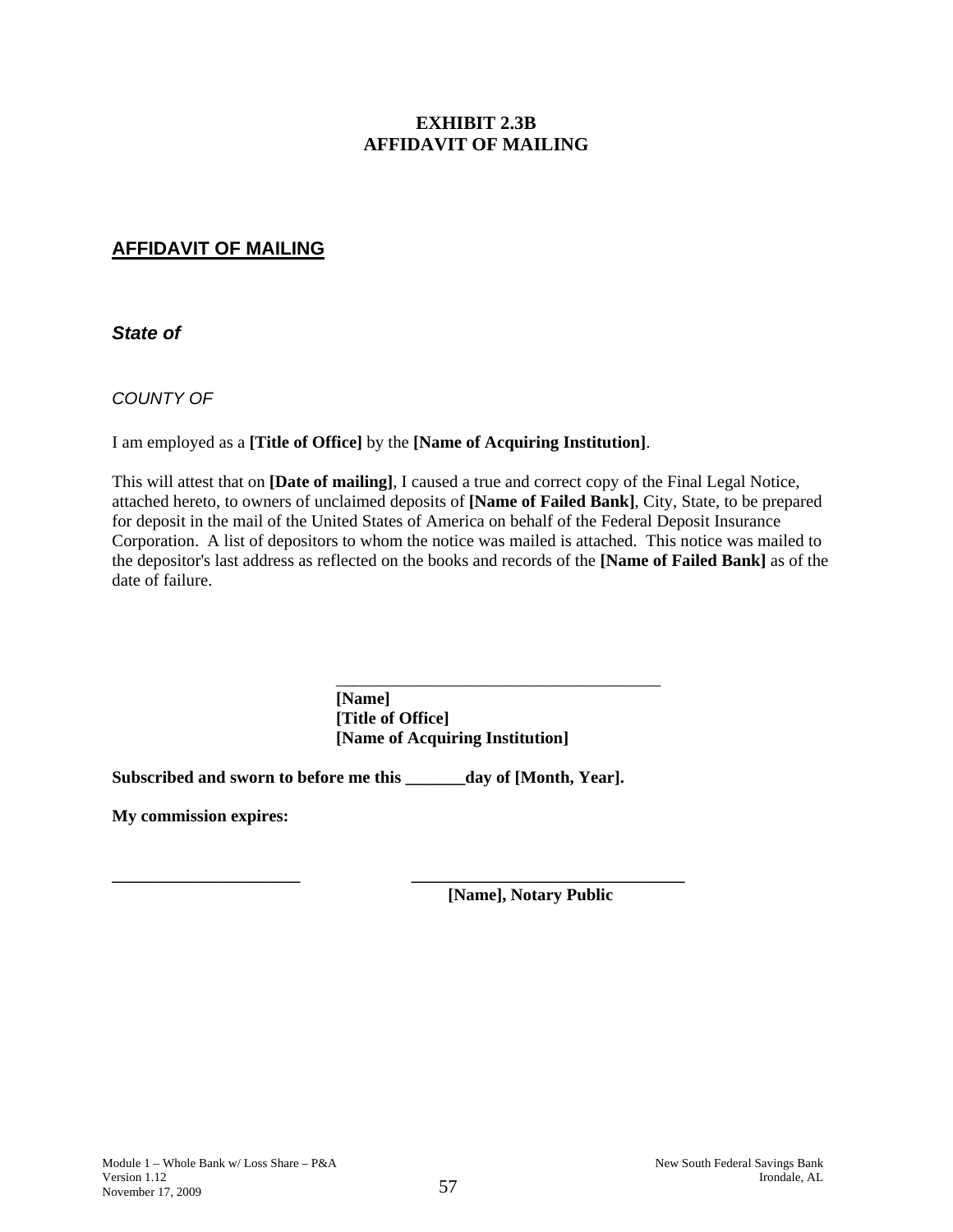**EXHIBIT 2.3B**
**AFFIDAVIT OF MAILING**

## AFFIDAVIT OF MAILING

***State of***

*COUNTY OF*

I am employed as a **[Title of Office]** by the **[Name of Acquiring Institution]**.

This will attest that on **[Date of mailing]**, I caused a true and correct copy of the Final Legal Notice, attached hereto, to owners of unclaimed deposits of **[Name of Failed Bank]**, City, State, to be prepared for deposit in the mail of the United States of America on behalf of the Federal Deposit Insurance Corporation. A list of depositors to whom the notice was mailed is attached. This notice was mailed to the depositor's last address as reflected on the books and records of the **[Name of Failed Bank]** as of the date of failure.

_______________________________________
**[Name]**
**[Title of Office]**
**[Name of Acquiring Institution]**

**Subscribed and sworn to before me this _______day of [Month, Year].**

**My commission expires:**

**______________________**          **________________________________**
**[Name], Notary Public**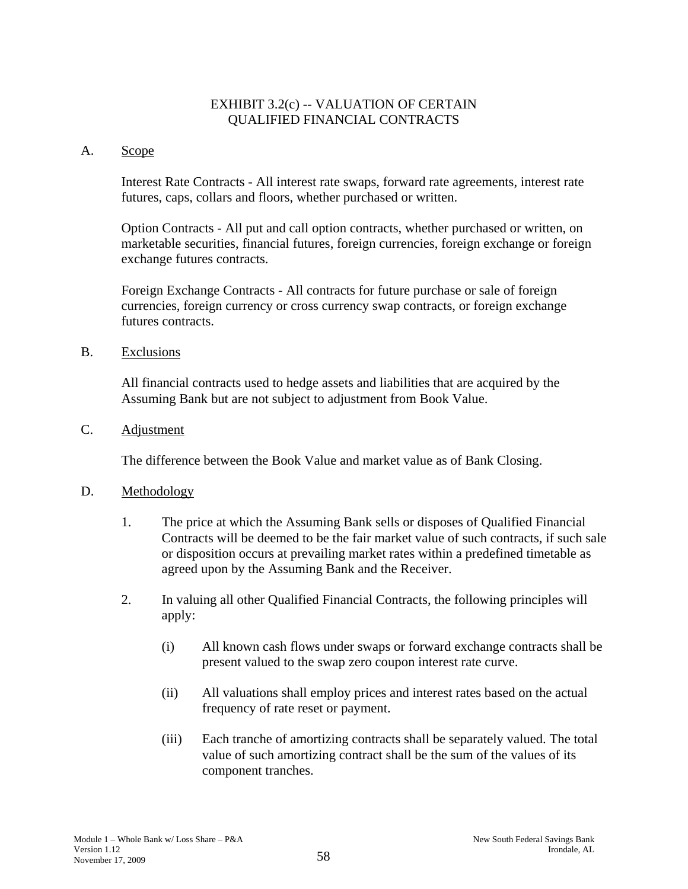# EXHIBIT 3.2(c) -- VALUATION OF CERTAIN QUALIFIED FINANCIAL CONTRACTS

A. Scope

Interest Rate Contracts - All interest rate swaps, forward rate agreements, interest rate futures, caps, collars and floors, whether purchased or written.

Option Contracts - All put and call option contracts, whether purchased or written, on marketable securities, financial futures, foreign currencies, foreign exchange or foreign exchange futures contracts.

Foreign Exchange Contracts - All contracts for future purchase or sale of foreign currencies, foreign currency or cross currency swap contracts, or foreign exchange futures contracts.

B. Exclusions

All financial contracts used to hedge assets and liabilities that are acquired by the Assuming Bank but are not subject to adjustment from Book Value.

C. Adjustment

The difference between the Book Value and market value as of Bank Closing.

D. Methodology

1. The price at which the Assuming Bank sells or disposes of Qualified Financial Contracts will be deemed to be the fair market value of such contracts, if such sale or disposition occurs at prevailing market rates within a predefined timetable as agreed upon by the Assuming Bank and the Receiver.

2. In valuing all other Qualified Financial Contracts, the following principles will apply:

   (i) All known cash flows under swaps or forward exchange contracts shall be present valued to the swap zero coupon interest rate curve.

   (ii) All valuations shall employ prices and interest rates based on the actual frequency of rate reset or payment.

   (iii) Each tranche of amortizing contracts shall be separately valued. The total value of such amortizing contract shall be the sum of the values of its component tranches.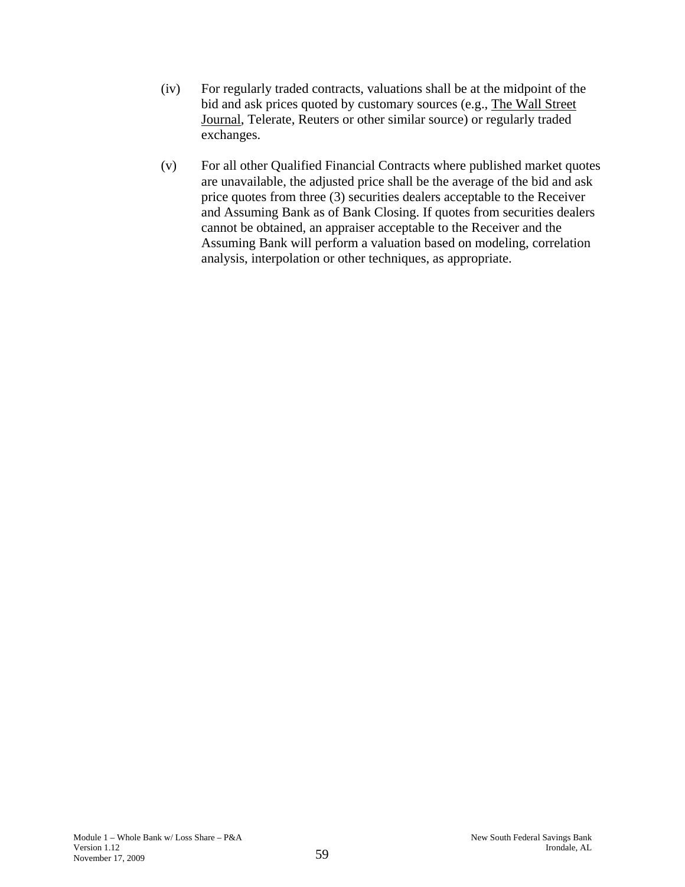(iv) For regularly traded contracts, valuations shall be at the midpoint of the bid and ask prices quoted by customary sources (e.g., The Wall Street Journal, Telerate, Reuters or other similar source) or regularly traded exchanges.

(v) For all other Qualified Financial Contracts where published market quotes are unavailable, the adjusted price shall be the average of the bid and ask price quotes from three (3) securities dealers acceptable to the Receiver and Assuming Bank as of Bank Closing. If quotes from securities dealers cannot be obtained, an appraiser acceptable to the Receiver and the Assuming Bank will perform a valuation based on modeling, correlation analysis, interpolation or other techniques, as appropriate.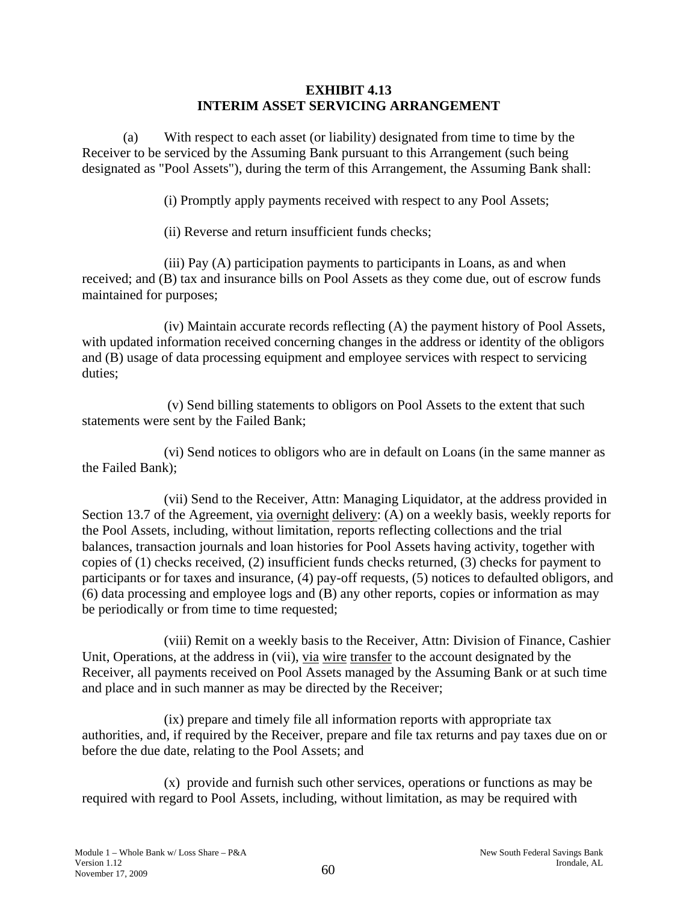**EXHIBIT 4.13**
**INTERIM ASSET SERVICING ARRANGEMENT**

(a) With respect to each asset (or liability) designated from time to time by the Receiver to be serviced by the Assuming Bank pursuant to this Arrangement (such being designated as "Pool Assets"), during the term of this Arrangement, the Assuming Bank shall:

(i) Promptly apply payments received with respect to any Pool Assets;

(ii) Reverse and return insufficient funds checks;

(iii) Pay (A) participation payments to participants in Loans, as and when received; and (B) tax and insurance bills on Pool Assets as they come due, out of escrow funds maintained for purposes;

(iv) Maintain accurate records reflecting (A) the payment history of Pool Assets, with updated information received concerning changes in the address or identity of the obligors and (B) usage of data processing equipment and employee services with respect to servicing duties;

(v) Send billing statements to obligors on Pool Assets to the extent that such statements were sent by the Failed Bank;

(vi) Send notices to obligors who are in default on Loans (in the same manner as the Failed Bank);

(vii) Send to the Receiver, Attn: Managing Liquidator, at the address provided in Section 13.7 of the Agreement, <u>via</u> <u>overnight</u> <u>delivery</u>: (A) on a weekly basis, weekly reports for the Pool Assets, including, without limitation, reports reflecting collections and the trial balances, transaction journals and loan histories for Pool Assets having activity, together with copies of (1) checks received, (2) insufficient funds checks returned, (3) checks for payment to participants or for taxes and insurance, (4) pay-off requests, (5) notices to defaulted obligors, and (6) data processing and employee logs and (B) any other reports, copies or information as may be periodically or from time to time requested;

(viii) Remit on a weekly basis to the Receiver, Attn: Division of Finance, Cashier Unit, Operations, at the address in (vii), <u>via</u> <u>wire</u> <u>transfer</u> to the account designated by the Receiver, all payments received on Pool Assets managed by the Assuming Bank or at such time and place and in such manner as may be directed by the Receiver;

(ix) prepare and timely file all information reports with appropriate tax authorities, and, if required by the Receiver, prepare and file tax returns and pay taxes due on or before the due date, relating to the Pool Assets; and

(x) provide and furnish such other services, operations or functions as may be required with regard to Pool Assets, including, without limitation, as may be required with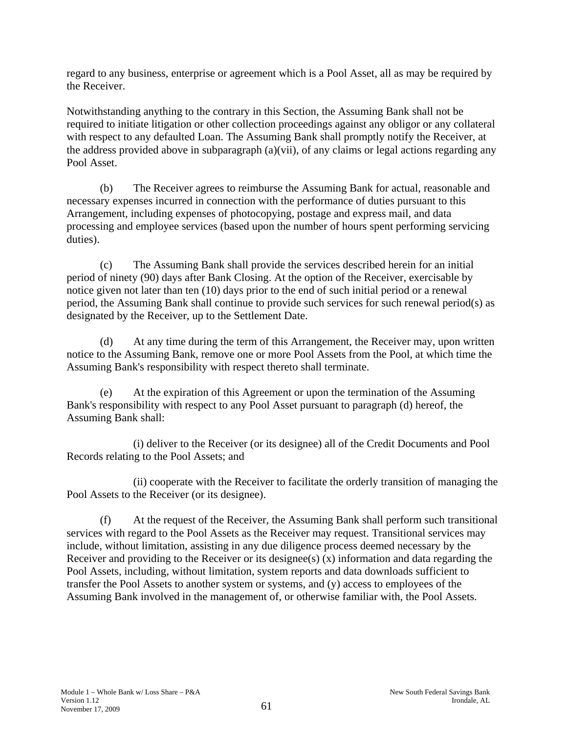regard to any business, enterprise or agreement which is a Pool Asset, all as may be required by the Receiver.

Notwithstanding anything to the contrary in this Section, the Assuming Bank shall not be required to initiate litigation or other collection proceedings against any obligor or any collateral with respect to any defaulted Loan. The Assuming Bank shall promptly notify the Receiver, at the address provided above in subparagraph (a)(vii), of any claims or legal actions regarding any Pool Asset.

(b) The Receiver agrees to reimburse the Assuming Bank for actual, reasonable and necessary expenses incurred in connection with the performance of duties pursuant to this Arrangement, including expenses of photocopying, postage and express mail, and data processing and employee services (based upon the number of hours spent performing servicing duties).

(c) The Assuming Bank shall provide the services described herein for an initial period of ninety (90) days after Bank Closing. At the option of the Receiver, exercisable by notice given not later than ten (10) days prior to the end of such initial period or a renewal period, the Assuming Bank shall continue to provide such services for such renewal period(s) as designated by the Receiver, up to the Settlement Date.

(d) At any time during the term of this Arrangement, the Receiver may, upon written notice to the Assuming Bank, remove one or more Pool Assets from the Pool, at which time the Assuming Bank's responsibility with respect thereto shall terminate.

(e) At the expiration of this Agreement or upon the termination of the Assuming Bank's responsibility with respect to any Pool Asset pursuant to paragraph (d) hereof, the Assuming Bank shall:

(i) deliver to the Receiver (or its designee) all of the Credit Documents and Pool Records relating to the Pool Assets; and

(ii) cooperate with the Receiver to facilitate the orderly transition of managing the Pool Assets to the Receiver (or its designee).

(f) At the request of the Receiver, the Assuming Bank shall perform such transitional services with regard to the Pool Assets as the Receiver may request. Transitional services may include, without limitation, assisting in any due diligence process deemed necessary by the Receiver and providing to the Receiver or its designee(s) (x) information and data regarding the Pool Assets, including, without limitation, system reports and data downloads sufficient to transfer the Pool Assets to another system or systems, and (y) access to employees of the Assuming Bank involved in the management of, or otherwise familiar with, the Pool Assets.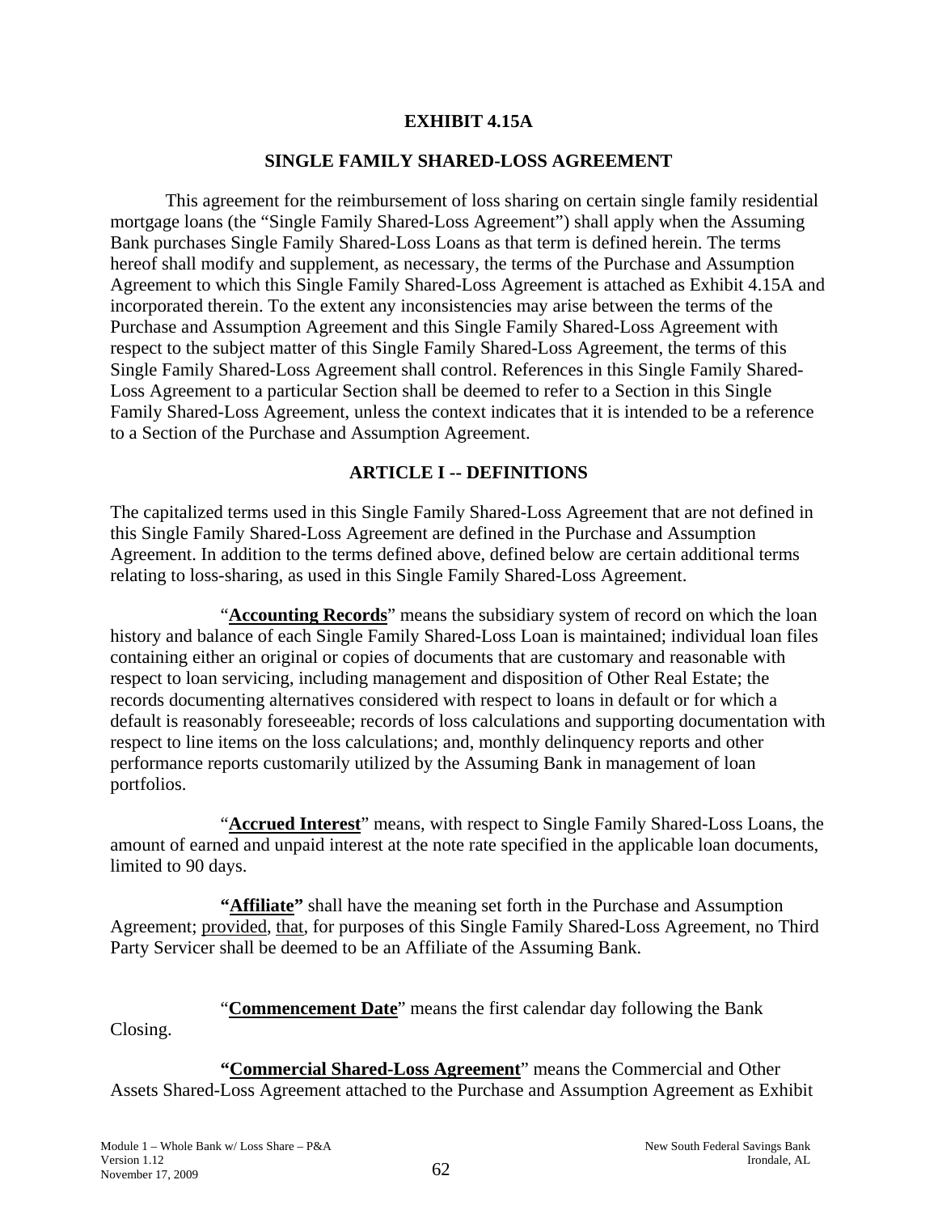# EXHIBIT 4.15A

## SINGLE FAMILY SHARED-LOSS AGREEMENT

This agreement for the reimbursement of loss sharing on certain single family residential mortgage loans (the "Single Family Shared-Loss Agreement") shall apply when the Assuming Bank purchases Single Family Shared-Loss Loans as that term is defined herein. The terms hereof shall modify and supplement, as necessary, the terms of the Purchase and Assumption Agreement to which this Single Family Shared-Loss Agreement is attached as Exhibit 4.15A and incorporated therein. To the extent any inconsistencies may arise between the terms of the Purchase and Assumption Agreement and this Single Family Shared-Loss Agreement with respect to the subject matter of this Single Family Shared-Loss Agreement, the terms of this Single Family Shared-Loss Agreement shall control. References in this Single Family Shared-Loss Agreement to a particular Section shall be deemed to refer to a Section in this Single Family Shared-Loss Agreement, unless the context indicates that it is intended to be a reference to a Section of the Purchase and Assumption Agreement.

## ARTICLE I -- DEFINITIONS

The capitalized terms used in this Single Family Shared-Loss Agreement that are not defined in this Single Family Shared-Loss Agreement are defined in the Purchase and Assumption Agreement. In addition to the terms defined above, defined below are certain additional terms relating to loss-sharing, as used in this Single Family Shared-Loss Agreement.

"**Accounting Records**" means the subsidiary system of record on which the loan history and balance of each Single Family Shared-Loss Loan is maintained; individual loan files containing either an original or copies of documents that are customary and reasonable with respect to loan servicing, including management and disposition of Other Real Estate; the records documenting alternatives considered with respect to loans in default or for which a default is reasonably foreseeable; records of loss calculations and supporting documentation with respect to line items on the loss calculations; and, monthly delinquency reports and other performance reports customarily utilized by the Assuming Bank in management of loan portfolios.

"**Accrued Interest**" means, with respect to Single Family Shared-Loss Loans, the amount of earned and unpaid interest at the note rate specified in the applicable loan documents, limited to 90 days.

**"Affiliate"** shall have the meaning set forth in the Purchase and Assumption Agreement; provided, that, for purposes of this Single Family Shared-Loss Agreement, no Third Party Servicer shall be deemed to be an Affiliate of the Assuming Bank.

"**Commencement Date**" means the first calendar day following the Bank Closing.

**"Commercial Shared-Loss Agreement"** means the Commercial and Other Assets Shared-Loss Agreement attached to the Purchase and Assumption Agreement as Exhibit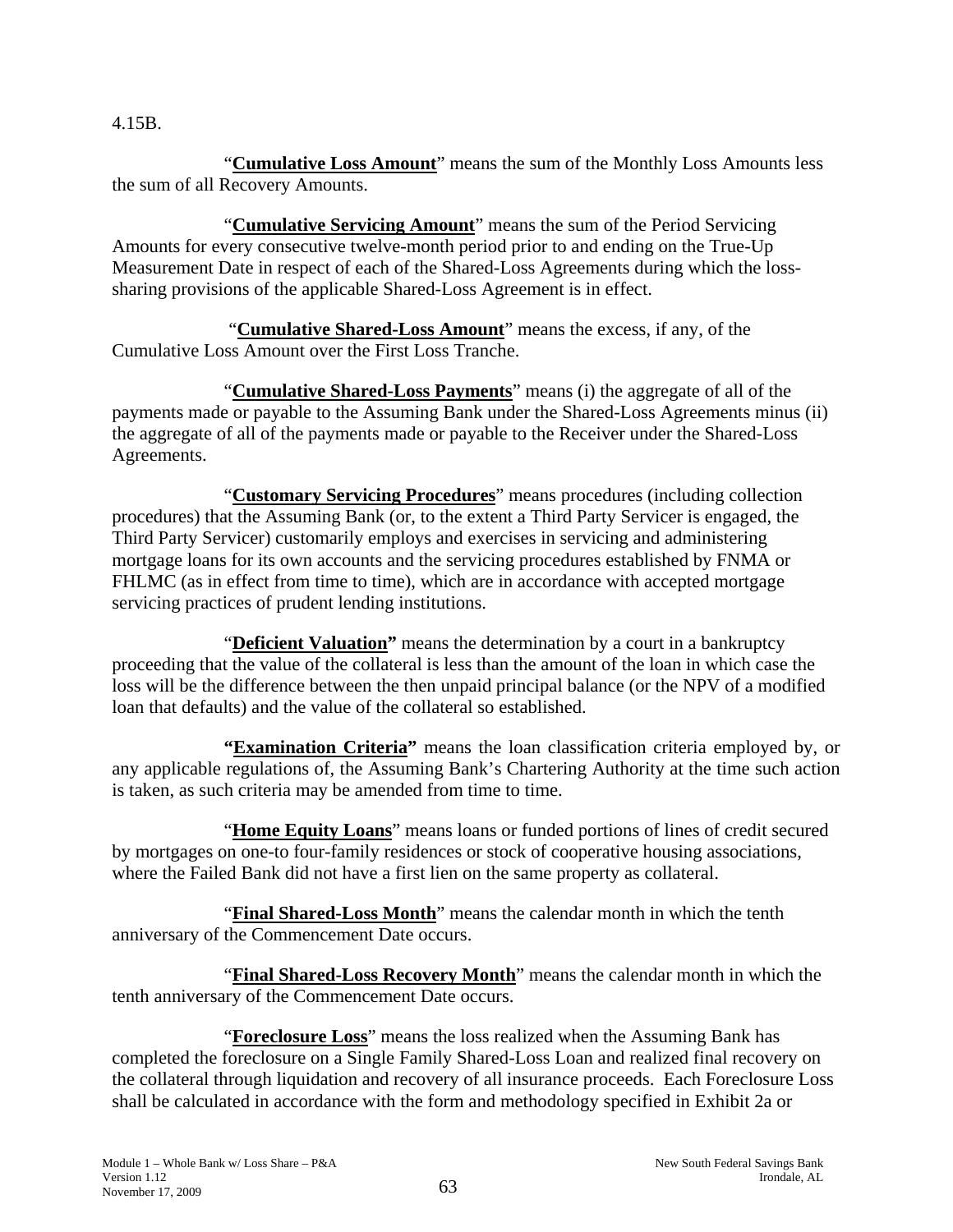4.15B.

"**Cumulative Loss Amount**" means the sum of the Monthly Loss Amounts less the sum of all Recovery Amounts.

"**Cumulative Servicing Amount**" means the sum of the Period Servicing Amounts for every consecutive twelve-month period prior to and ending on the True-Up Measurement Date in respect of each of the Shared-Loss Agreements during which the loss-sharing provisions of the applicable Shared-Loss Agreement is in effect.

"**Cumulative Shared-Loss Amount**" means the excess, if any, of the Cumulative Loss Amount over the First Loss Tranche.

"**Cumulative Shared-Loss Payments**" means (i) the aggregate of all of the payments made or payable to the Assuming Bank under the Shared-Loss Agreements minus (ii) the aggregate of all of the payments made or payable to the Receiver under the Shared-Loss Agreements.

"**Customary Servicing Procedures**" means procedures (including collection procedures) that the Assuming Bank (or, to the extent a Third Party Servicer is engaged, the Third Party Servicer) customarily employs and exercises in servicing and administering mortgage loans for its own accounts and the servicing procedures established by FNMA or FHLMC (as in effect from time to time), which are in accordance with accepted mortgage servicing practices of prudent lending institutions.

"**Deficient Valuation**" means the determination by a court in a bankruptcy proceeding that the value of the collateral is less than the amount of the loan in which case the loss will be the difference between the then unpaid principal balance (or the NPV of a modified loan that defaults) and the value of the collateral so established.

"**Examination Criteria**" means the loan classification criteria employed by, or any applicable regulations of, the Assuming Bank's Chartering Authority at the time such action is taken, as such criteria may be amended from time to time.

"**Home Equity Loans**" means loans or funded portions of lines of credit secured by mortgages on one-to four-family residences or stock of cooperative housing associations, where the Failed Bank did not have a first lien on the same property as collateral.

"**Final Shared-Loss Month**" means the calendar month in which the tenth anniversary of the Commencement Date occurs.

"**Final Shared-Loss Recovery Month**" means the calendar month in which the tenth anniversary of the Commencement Date occurs.

"**Foreclosure Loss**" means the loss realized when the Assuming Bank has completed the foreclosure on a Single Family Shared-Loss Loan and realized final recovery on the collateral through liquidation and recovery of all insurance proceeds. Each Foreclosure Loss shall be calculated in accordance with the form and methodology specified in Exhibit 2a or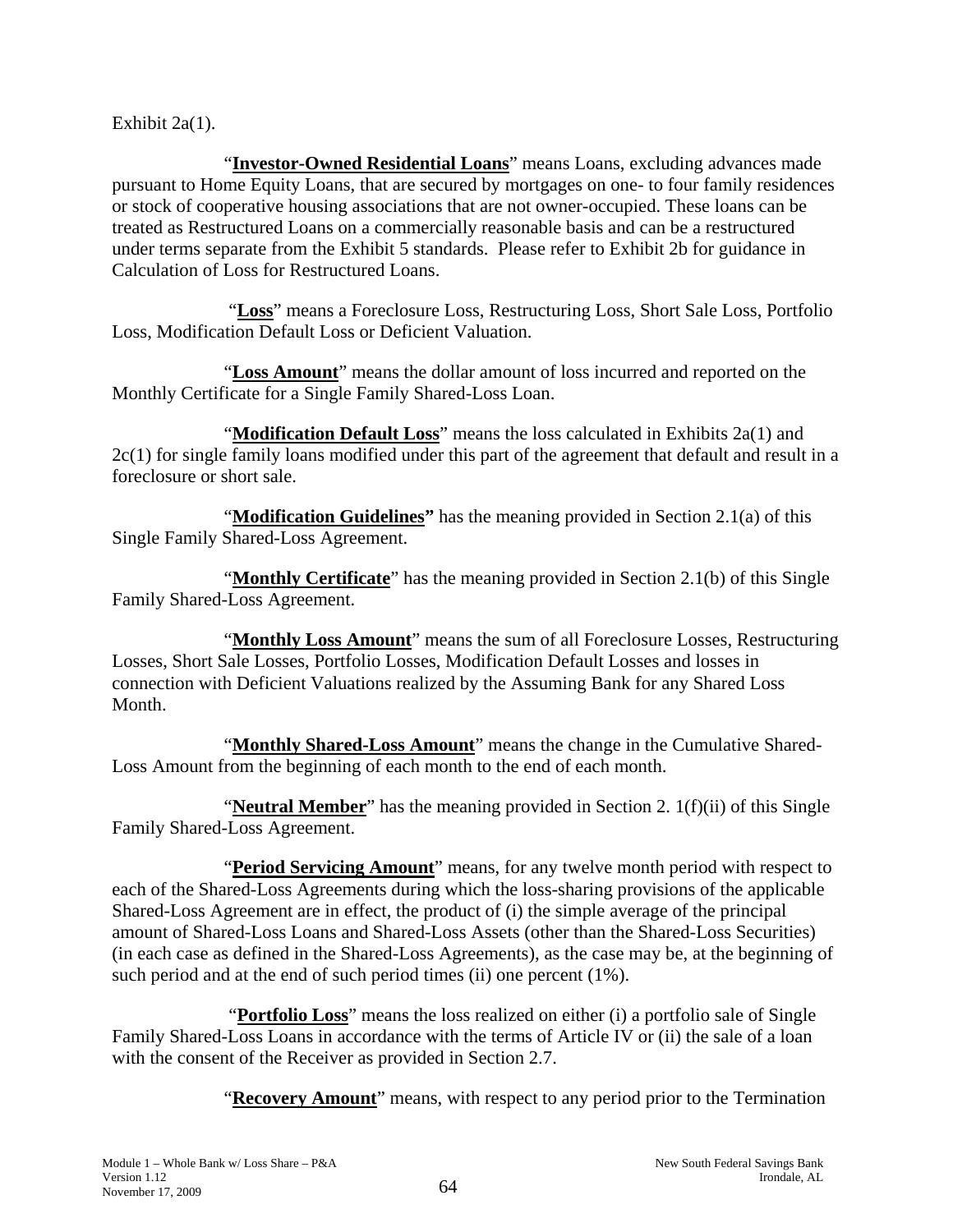Exhibit 2a(1).

"**Investor-Owned Residential Loans**" means Loans, excluding advances made pursuant to Home Equity Loans, that are secured by mortgages on one- to four family residences or stock of cooperative housing associations that are not owner-occupied. These loans can be treated as Restructured Loans on a commercially reasonable basis and can be a restructured under terms separate from the Exhibit 5 standards. Please refer to Exhibit 2b for guidance in Calculation of Loss for Restructured Loans.

"**Loss**" means a Foreclosure Loss, Restructuring Loss, Short Sale Loss, Portfolio Loss, Modification Default Loss or Deficient Valuation.

"**Loss Amount**" means the dollar amount of loss incurred and reported on the Monthly Certificate for a Single Family Shared-Loss Loan.

"**Modification Default Loss**" means the loss calculated in Exhibits 2a(1) and 2c(1) for single family loans modified under this part of the agreement that default and result in a foreclosure or short sale.

"**Modification Guidelines**" has the meaning provided in Section 2.1(a) of this Single Family Shared-Loss Agreement.

"**Monthly Certificate**" has the meaning provided in Section 2.1(b) of this Single Family Shared-Loss Agreement.

"**Monthly Loss Amount**" means the sum of all Foreclosure Losses, Restructuring Losses, Short Sale Losses, Portfolio Losses, Modification Default Losses and losses in connection with Deficient Valuations realized by the Assuming Bank for any Shared Loss Month.

"**Monthly Shared-Loss Amount**" means the change in the Cumulative Shared-Loss Amount from the beginning of each month to the end of each month.

"**Neutral Member**" has the meaning provided in Section 2. 1(f)(ii) of this Single Family Shared-Loss Agreement.

"**Period Servicing Amount**" means, for any twelve month period with respect to each of the Shared-Loss Agreements during which the loss-sharing provisions of the applicable Shared-Loss Agreement are in effect, the product of (i) the simple average of the principal amount of Shared-Loss Loans and Shared-Loss Assets (other than the Shared-Loss Securities) (in each case as defined in the Shared-Loss Agreements), as the case may be, at the beginning of such period and at the end of such period times (ii) one percent (1%).

"**Portfolio Loss**" means the loss realized on either (i) a portfolio sale of Single Family Shared-Loss Loans in accordance with the terms of Article IV or (ii) the sale of a loan with the consent of the Receiver as provided in Section 2.7.

"**Recovery Amount**" means, with respect to any period prior to the Termination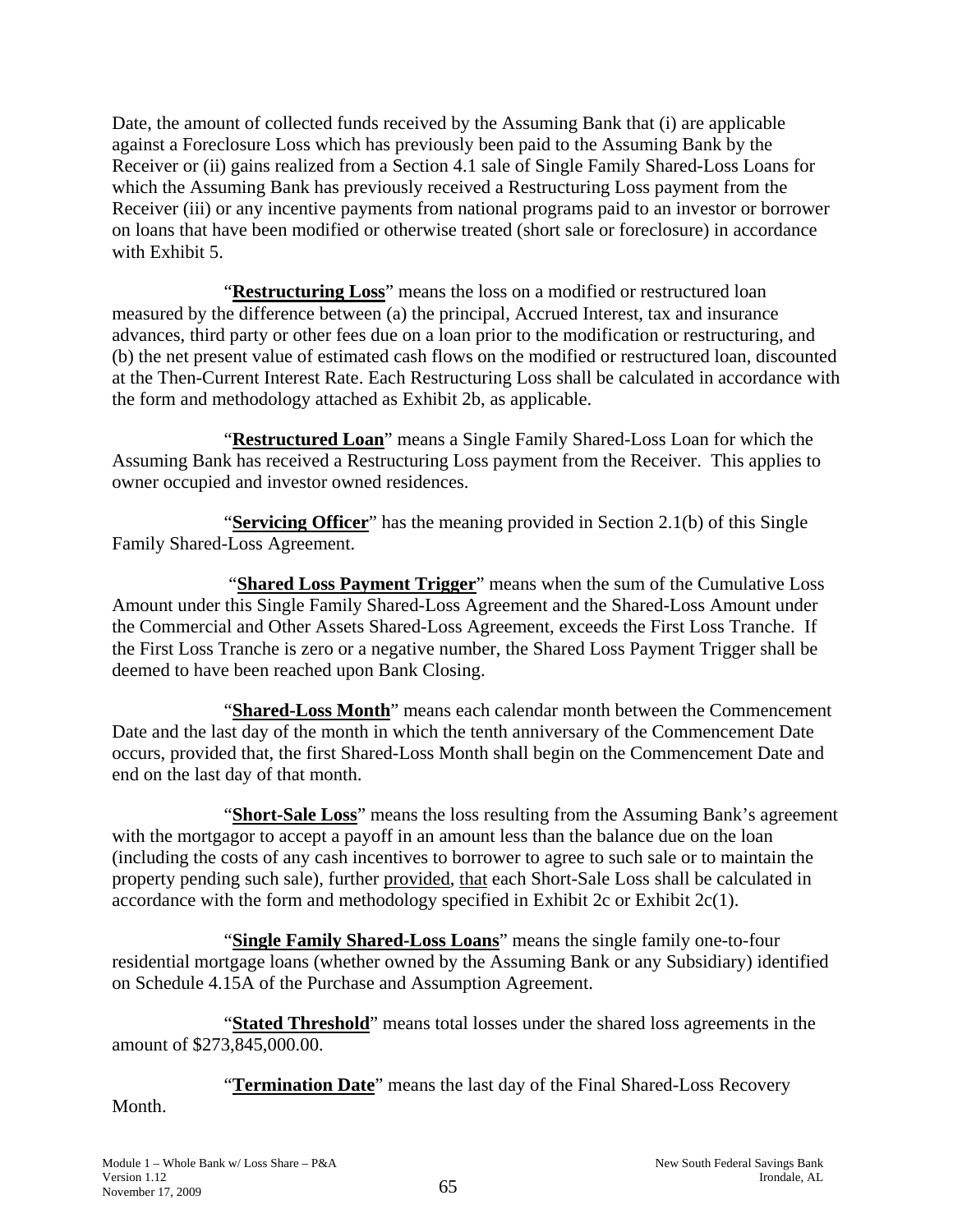Date, the amount of collected funds received by the Assuming Bank that (i) are applicable against a Foreclosure Loss which has previously been paid to the Assuming Bank by the Receiver or (ii) gains realized from a Section 4.1 sale of Single Family Shared-Loss Loans for which the Assuming Bank has previously received a Restructuring Loss payment from the Receiver (iii) or any incentive payments from national programs paid to an investor or borrower on loans that have been modified or otherwise treated (short sale or foreclosure) in accordance with Exhibit 5.

"**Restructuring Loss**" means the loss on a modified or restructured loan measured by the difference between (a) the principal, Accrued Interest, tax and insurance advances, third party or other fees due on a loan prior to the modification or restructuring, and (b) the net present value of estimated cash flows on the modified or restructured loan, discounted at the Then-Current Interest Rate. Each Restructuring Loss shall be calculated in accordance with the form and methodology attached as Exhibit 2b, as applicable.

"**Restructured Loan**" means a Single Family Shared-Loss Loan for which the Assuming Bank has received a Restructuring Loss payment from the Receiver. This applies to owner occupied and investor owned residences.

"**Servicing Officer**" has the meaning provided in Section 2.1(b) of this Single Family Shared-Loss Agreement.

"**Shared Loss Payment Trigger**" means when the sum of the Cumulative Loss Amount under this Single Family Shared-Loss Agreement and the Shared-Loss Amount under the Commercial and Other Assets Shared-Loss Agreement, exceeds the First Loss Tranche. If the First Loss Tranche is zero or a negative number, the Shared Loss Payment Trigger shall be deemed to have been reached upon Bank Closing.

"**Shared-Loss Month**" means each calendar month between the Commencement Date and the last day of the month in which the tenth anniversary of the Commencement Date occurs, provided that, the first Shared-Loss Month shall begin on the Commencement Date and end on the last day of that month.

"**Short-Sale Loss**" means the loss resulting from the Assuming Bank's agreement with the mortgagor to accept a payoff in an amount less than the balance due on the loan (including the costs of any cash incentives to borrower to agree to such sale or to maintain the property pending such sale), further provided, that each Short-Sale Loss shall be calculated in accordance with the form and methodology specified in Exhibit 2c or Exhibit 2c(1).

"**Single Family Shared-Loss Loans**" means the single family one-to-four residential mortgage loans (whether owned by the Assuming Bank or any Subsidiary) identified on Schedule 4.15A of the Purchase and Assumption Agreement.

"**Stated Threshold**" means total losses under the shared loss agreements in the amount of $273,845,000.00.

"**Termination Date**" means the last day of the Final Shared-Loss Recovery Month.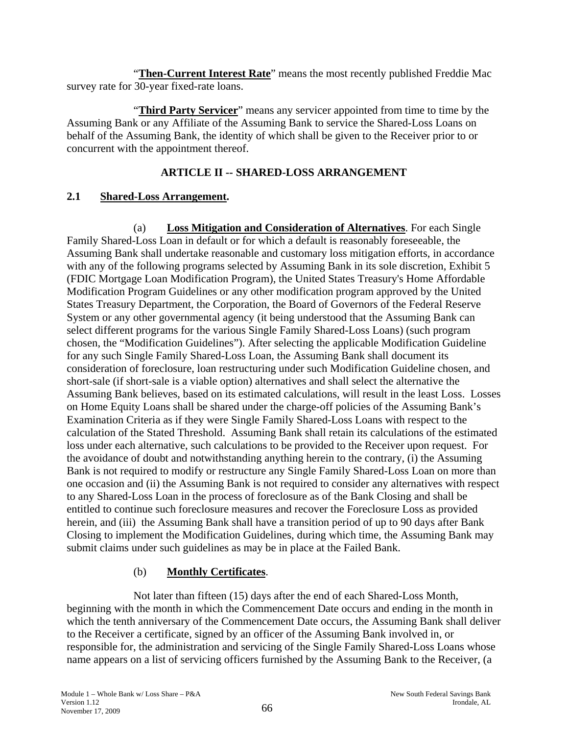"**Then-Current Interest Rate**" means the most recently published Freddie Mac survey rate for 30-year fixed-rate loans.

"**Third Party Servicer**" means any servicer appointed from time to time by the Assuming Bank or any Affiliate of the Assuming Bank to service the Shared-Loss Loans on behalf of the Assuming Bank, the identity of which shall be given to the Receiver prior to or concurrent with the appointment thereof.

## ARTICLE II -- SHARED-LOSS ARRANGEMENT

### 2.1 Shared-Loss Arrangement.

(a) **Loss Mitigation and Consideration of Alternatives**. For each Single Family Shared-Loss Loan in default or for which a default is reasonably foreseeable, the Assuming Bank shall undertake reasonable and customary loss mitigation efforts, in accordance with any of the following programs selected by Assuming Bank in its sole discretion, Exhibit 5 (FDIC Mortgage Loan Modification Program), the United States Treasury's Home Affordable Modification Program Guidelines or any other modification program approved by the United States Treasury Department, the Corporation, the Board of Governors of the Federal Reserve System or any other governmental agency (it being understood that the Assuming Bank can select different programs for the various Single Family Shared-Loss Loans) (such program chosen, the "Modification Guidelines"). After selecting the applicable Modification Guideline for any such Single Family Shared-Loss Loan, the Assuming Bank shall document its consideration of foreclosure, loan restructuring under such Modification Guideline chosen, and short-sale (if short-sale is a viable option) alternatives and shall select the alternative the Assuming Bank believes, based on its estimated calculations, will result in the least Loss. Losses on Home Equity Loans shall be shared under the charge-off policies of the Assuming Bank's Examination Criteria as if they were Single Family Shared-Loss Loans with respect to the calculation of the Stated Threshold. Assuming Bank shall retain its calculations of the estimated loss under each alternative, such calculations to be provided to the Receiver upon request. For the avoidance of doubt and notwithstanding anything herein to the contrary, (i) the Assuming Bank is not required to modify or restructure any Single Family Shared-Loss Loan on more than one occasion and (ii) the Assuming Bank is not required to consider any alternatives with respect to any Shared-Loss Loan in the process of foreclosure as of the Bank Closing and shall be entitled to continue such foreclosure measures and recover the Foreclosure Loss as provided herein, and (iii) the Assuming Bank shall have a transition period of up to 90 days after Bank Closing to implement the Modification Guidelines, during which time, the Assuming Bank may submit claims under such guidelines as may be in place at the Failed Bank.

(b) **Monthly Certificates**.

Not later than fifteen (15) days after the end of each Shared-Loss Month, beginning with the month in which the Commencement Date occurs and ending in the month in which the tenth anniversary of the Commencement Date occurs, the Assuming Bank shall deliver to the Receiver a certificate, signed by an officer of the Assuming Bank involved in, or responsible for, the administration and servicing of the Single Family Shared-Loss Loans whose name appears on a list of servicing officers furnished by the Assuming Bank to the Receiver, (a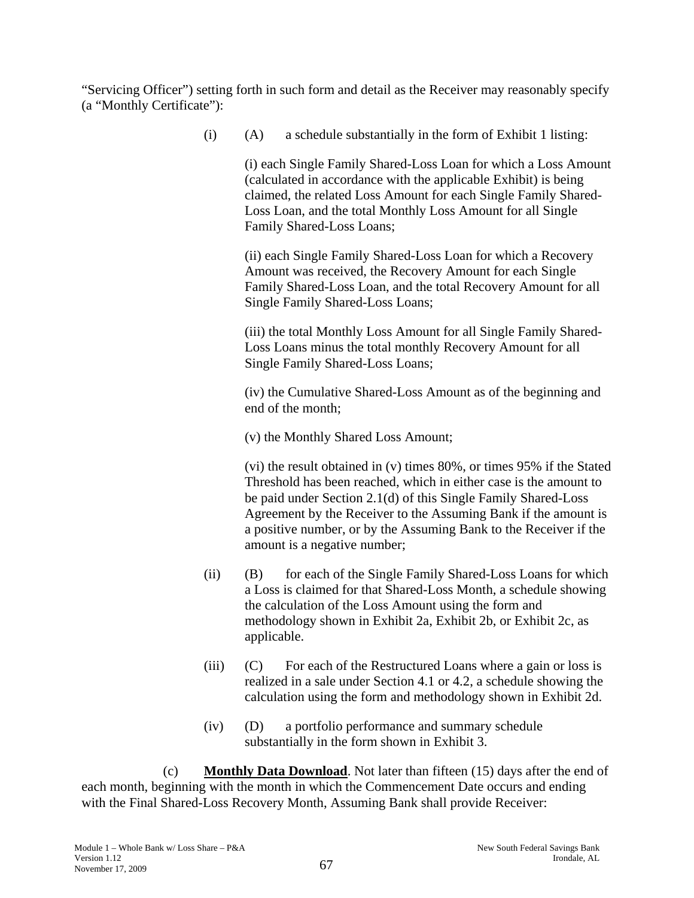"Servicing Officer") setting forth in such form and detail as the Receiver may reasonably specify (a "Monthly Certificate"):

(i) (A) a schedule substantially in the form of Exhibit 1 listing:

(i) each Single Family Shared-Loss Loan for which a Loss Amount (calculated in accordance with the applicable Exhibit) is being claimed, the related Loss Amount for each Single Family Shared-Loss Loan, and the total Monthly Loss Amount for all Single Family Shared-Loss Loans;

(ii) each Single Family Shared-Loss Loan for which a Recovery Amount was received, the Recovery Amount for each Single Family Shared-Loss Loan, and the total Recovery Amount for all Single Family Shared-Loss Loans;

(iii) the total Monthly Loss Amount for all Single Family Shared-Loss Loans minus the total monthly Recovery Amount for all Single Family Shared-Loss Loans;

(iv) the Cumulative Shared-Loss Amount as of the beginning and end of the month;

(v) the Monthly Shared Loss Amount;

(vi) the result obtained in (v) times 80%, or times 95% if the Stated Threshold has been reached, which in either case is the amount to be paid under Section 2.1(d) of this Single Family Shared-Loss Agreement by the Receiver to the Assuming Bank if the amount is a positive number, or by the Assuming Bank to the Receiver if the amount is a negative number;

(ii) (B) for each of the Single Family Shared-Loss Loans for which a Loss is claimed for that Shared-Loss Month, a schedule showing the calculation of the Loss Amount using the form and methodology shown in Exhibit 2a, Exhibit 2b, or Exhibit 2c, as applicable.

(iii) (C) For each of the Restructured Loans where a gain or loss is realized in a sale under Section 4.1 or 4.2, a schedule showing the calculation using the form and methodology shown in Exhibit 2d.

(iv) (D) a portfolio performance and summary schedule substantially in the form shown in Exhibit 3.

(c) **Monthly Data Download**. Not later than fifteen (15) days after the end of each month, beginning with the month in which the Commencement Date occurs and ending with the Final Shared-Loss Recovery Month, Assuming Bank shall provide Receiver: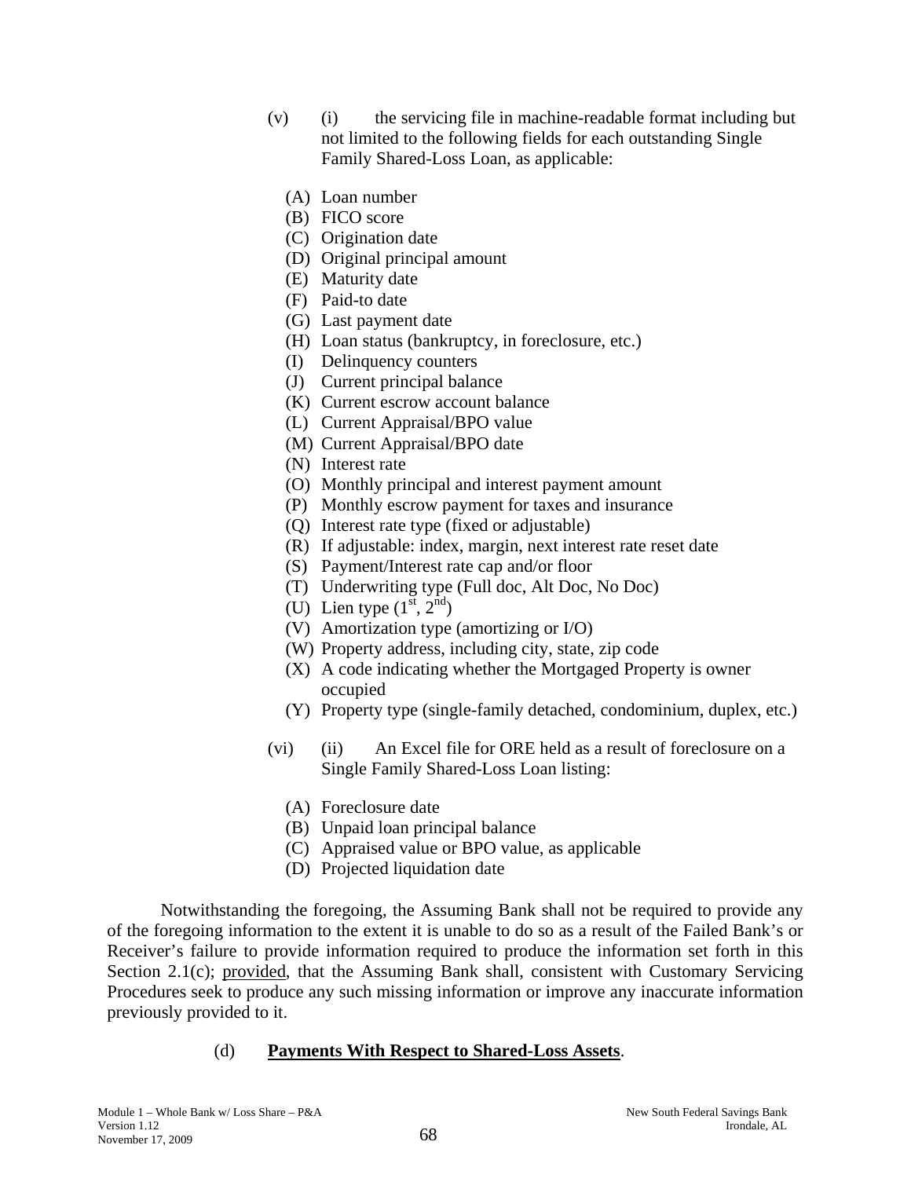(v) (i) the servicing file in machine-readable format including but not limited to the following fields for each outstanding Single Family Shared-Loss Loan, as applicable:

(A) Loan number
(B) FICO score
(C) Origination date
(D) Original principal amount
(E) Maturity date
(F) Paid-to date
(G) Last payment date
(H) Loan status (bankruptcy, in foreclosure, etc.)
(I) Delinquency counters
(J) Current principal balance
(K) Current escrow account balance
(L) Current Appraisal/BPO value
(M) Current Appraisal/BPO date
(N) Interest rate
(O) Monthly principal and interest payment amount
(P) Monthly escrow payment for taxes and insurance
(Q) Interest rate type (fixed or adjustable)
(R) If adjustable: index, margin, next interest rate reset date
(S) Payment/Interest rate cap and/or floor
(T) Underwriting type (Full doc, Alt Doc, No Doc)
(U) Lien type (1st, 2nd)
(V) Amortization type (amortizing or I/O)
(W) Property address, including city, state, zip code
(X) A code indicating whether the Mortgaged Property is owner occupied
(Y) Property type (single-family detached, condominium, duplex, etc.)

(vi) (ii) An Excel file for ORE held as a result of foreclosure on a Single Family Shared-Loss Loan listing:

(A) Foreclosure date
(B) Unpaid loan principal balance
(C) Appraised value or BPO value, as applicable
(D) Projected liquidation date

Notwithstanding the foregoing, the Assuming Bank shall not be required to provide any of the foregoing information to the extent it is unable to do so as a result of the Failed Bank's or Receiver's failure to provide information required to produce the information set forth in this Section 2.1(c); provided, that the Assuming Bank shall, consistent with Customary Servicing Procedures seek to produce any such missing information or improve any inaccurate information previously provided to it.

(d) **Payments With Respect to Shared-Loss Assets**.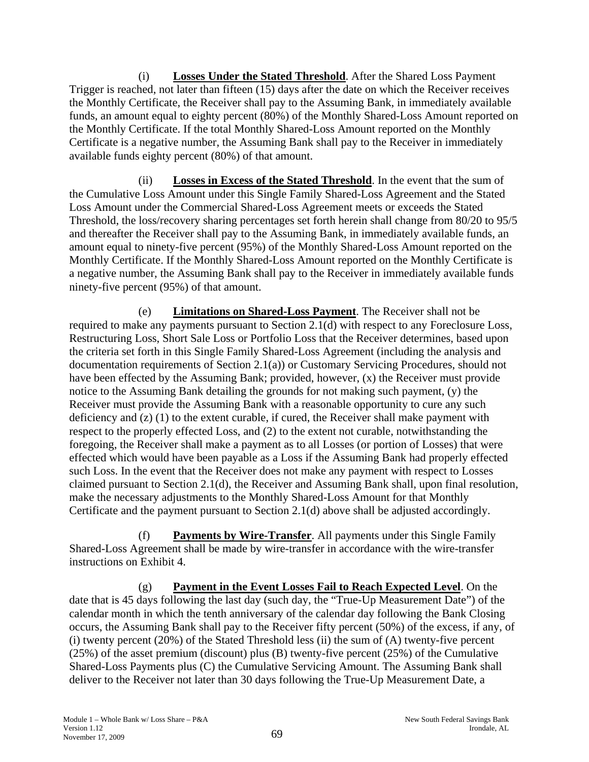(i) **Losses Under the Stated Threshold**. After the Shared Loss Payment Trigger is reached, not later than fifteen (15) days after the date on which the Receiver receives the Monthly Certificate, the Receiver shall pay to the Assuming Bank, in immediately available funds, an amount equal to eighty percent (80%) of the Monthly Shared-Loss Amount reported on the Monthly Certificate. If the total Monthly Shared-Loss Amount reported on the Monthly Certificate is a negative number, the Assuming Bank shall pay to the Receiver in immediately available funds eighty percent (80%) of that amount.

(ii) **Losses in Excess of the Stated Threshold**. In the event that the sum of the Cumulative Loss Amount under this Single Family Shared-Loss Agreement and the Stated Loss Amount under the Commercial Shared-Loss Agreement meets or exceeds the Stated Threshold, the loss/recovery sharing percentages set forth herein shall change from 80/20 to 95/5 and thereafter the Receiver shall pay to the Assuming Bank, in immediately available funds, an amount equal to ninety-five percent (95%) of the Monthly Shared-Loss Amount reported on the Monthly Certificate. If the Monthly Shared-Loss Amount reported on the Monthly Certificate is a negative number, the Assuming Bank shall pay to the Receiver in immediately available funds ninety-five percent (95%) of that amount.

(e) **Limitations on Shared-Loss Payment**. The Receiver shall not be required to make any payments pursuant to Section 2.1(d) with respect to any Foreclosure Loss, Restructuring Loss, Short Sale Loss or Portfolio Loss that the Receiver determines, based upon the criteria set forth in this Single Family Shared-Loss Agreement (including the analysis and documentation requirements of Section 2.1(a)) or Customary Servicing Procedures, should not have been effected by the Assuming Bank; provided, however, (x) the Receiver must provide notice to the Assuming Bank detailing the grounds for not making such payment, (y) the Receiver must provide the Assuming Bank with a reasonable opportunity to cure any such deficiency and (z) (1) to the extent curable, if cured, the Receiver shall make payment with respect to the properly effected Loss, and (2) to the extent not curable, notwithstanding the foregoing, the Receiver shall make a payment as to all Losses (or portion of Losses) that were effected which would have been payable as a Loss if the Assuming Bank had properly effected such Loss. In the event that the Receiver does not make any payment with respect to Losses claimed pursuant to Section 2.1(d), the Receiver and Assuming Bank shall, upon final resolution, make the necessary adjustments to the Monthly Shared-Loss Amount for that Monthly Certificate and the payment pursuant to Section 2.1(d) above shall be adjusted accordingly.

(f) **Payments by Wire-Transfer**. All payments under this Single Family Shared-Loss Agreement shall be made by wire-transfer in accordance with the wire-transfer instructions on Exhibit 4.

(g) **Payment in the Event Losses Fail to Reach Expected Level**. On the date that is 45 days following the last day (such day, the "True-Up Measurement Date") of the calendar month in which the tenth anniversary of the calendar day following the Bank Closing occurs, the Assuming Bank shall pay to the Receiver fifty percent (50%) of the excess, if any, of (i) twenty percent (20%) of the Stated Threshold less (ii) the sum of (A) twenty-five percent (25%) of the asset premium (discount) plus (B) twenty-five percent (25%) of the Cumulative Shared-Loss Payments plus (C) the Cumulative Servicing Amount. The Assuming Bank shall deliver to the Receiver not later than 30 days following the True-Up Measurement Date, a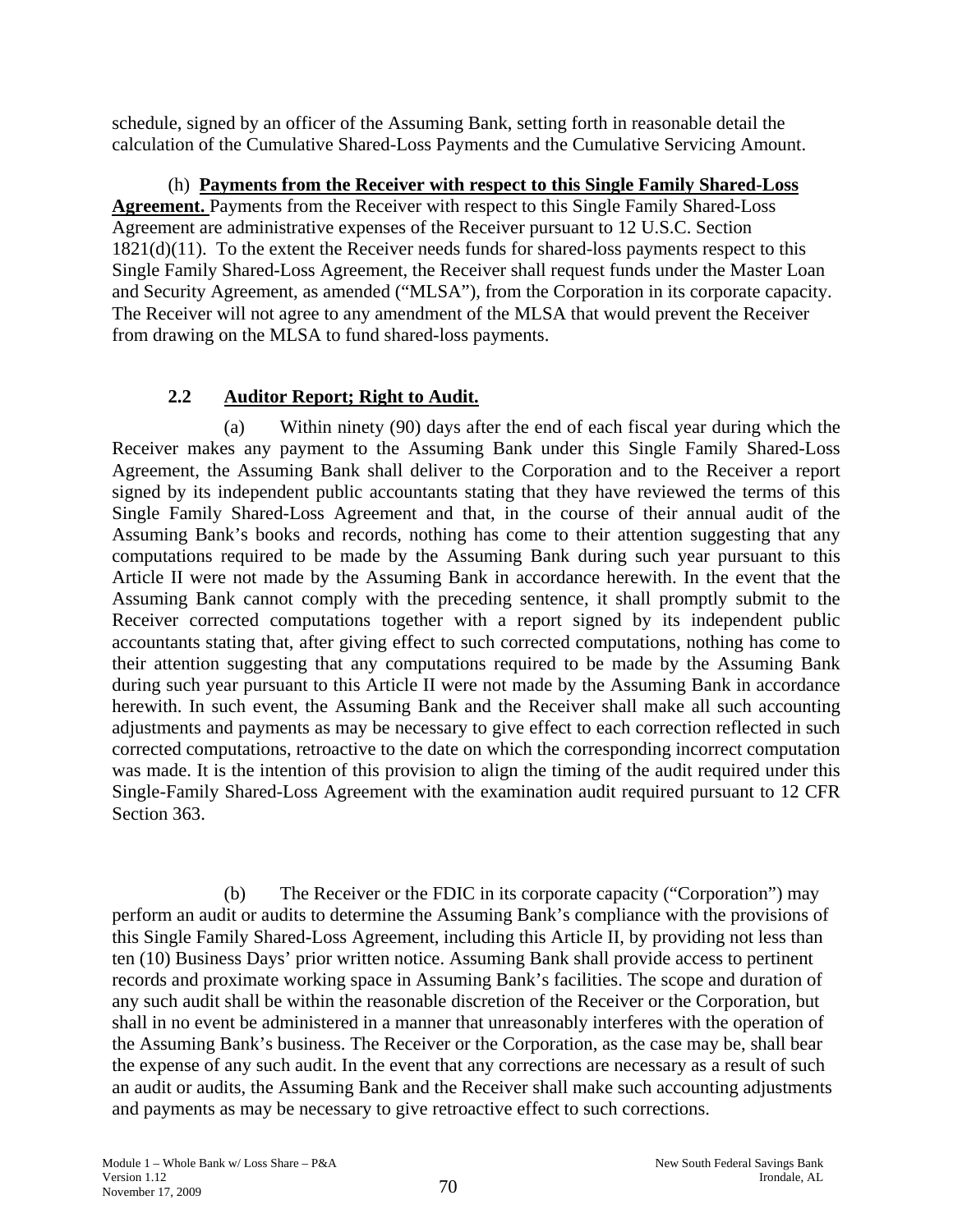schedule, signed by an officer of the Assuming Bank, setting forth in reasonable detail the calculation of the Cumulative Shared-Loss Payments and the Cumulative Servicing Amount.

(h) **Payments from the Receiver with respect to this Single Family Shared-Loss Agreement.** Payments from the Receiver with respect to this Single Family Shared-Loss Agreement are administrative expenses of the Receiver pursuant to 12 U.S.C. Section 1821(d)(11). To the extent the Receiver needs funds for shared-loss payments respect to this Single Family Shared-Loss Agreement, the Receiver shall request funds under the Master Loan and Security Agreement, as amended ("MLSA"), from the Corporation in its corporate capacity. The Receiver will not agree to any amendment of the MLSA that would prevent the Receiver from drawing on the MLSA to fund shared-loss payments.

### 2.2 Auditor Report; Right to Audit.

(a) Within ninety (90) days after the end of each fiscal year during which the Receiver makes any payment to the Assuming Bank under this Single Family Shared-Loss Agreement, the Assuming Bank shall deliver to the Corporation and to the Receiver a report signed by its independent public accountants stating that they have reviewed the terms of this Single Family Shared-Loss Agreement and that, in the course of their annual audit of the Assuming Bank's books and records, nothing has come to their attention suggesting that any computations required to be made by the Assuming Bank during such year pursuant to this Article II were not made by the Assuming Bank in accordance herewith. In the event that the Assuming Bank cannot comply with the preceding sentence, it shall promptly submit to the Receiver corrected computations together with a report signed by its independent public accountants stating that, after giving effect to such corrected computations, nothing has come to their attention suggesting that any computations required to be made by the Assuming Bank during such year pursuant to this Article II were not made by the Assuming Bank in accordance herewith. In such event, the Assuming Bank and the Receiver shall make all such accounting adjustments and payments as may be necessary to give effect to each correction reflected in such corrected computations, retroactive to the date on which the corresponding incorrect computation was made. It is the intention of this provision to align the timing of the audit required under this Single-Family Shared-Loss Agreement with the examination audit required pursuant to 12 CFR Section 363.

(b) The Receiver or the FDIC in its corporate capacity ("Corporation") may perform an audit or audits to determine the Assuming Bank's compliance with the provisions of this Single Family Shared-Loss Agreement, including this Article II, by providing not less than ten (10) Business Days' prior written notice. Assuming Bank shall provide access to pertinent records and proximate working space in Assuming Bank's facilities. The scope and duration of any such audit shall be within the reasonable discretion of the Receiver or the Corporation, but shall in no event be administered in a manner that unreasonably interferes with the operation of the Assuming Bank's business. The Receiver or the Corporation, as the case may be, shall bear the expense of any such audit. In the event that any corrections are necessary as a result of such an audit or audits, the Assuming Bank and the Receiver shall make such accounting adjustments and payments as may be necessary to give retroactive effect to such corrections.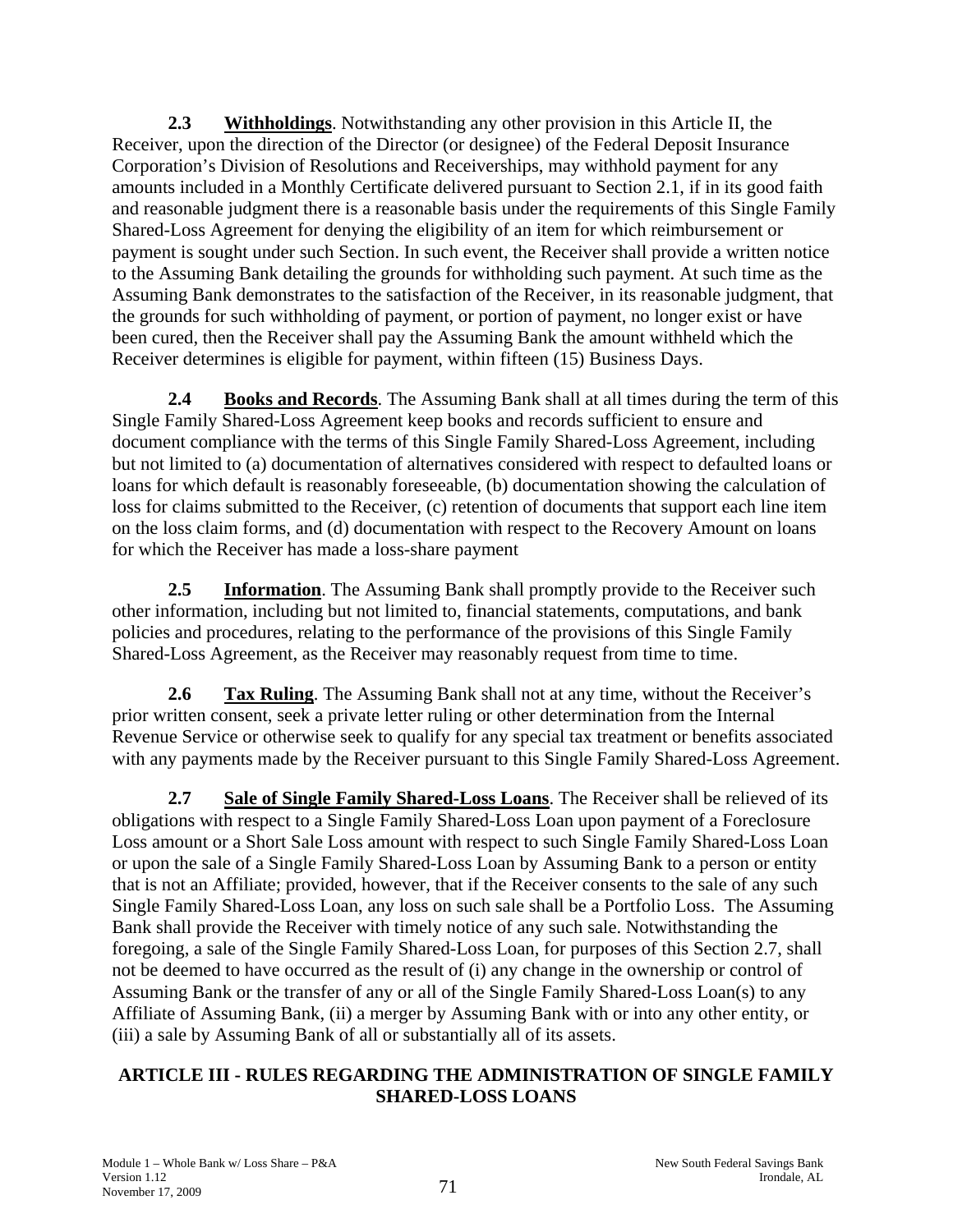**2.3 Withholdings**. Notwithstanding any other provision in this Article II, the Receiver, upon the direction of the Director (or designee) of the Federal Deposit Insurance Corporation's Division of Resolutions and Receiverships, may withhold payment for any amounts included in a Monthly Certificate delivered pursuant to Section 2.1, if in its good faith and reasonable judgment there is a reasonable basis under the requirements of this Single Family Shared-Loss Agreement for denying the eligibility of an item for which reimbursement or payment is sought under such Section. In such event, the Receiver shall provide a written notice to the Assuming Bank detailing the grounds for withholding such payment. At such time as the Assuming Bank demonstrates to the satisfaction of the Receiver, in its reasonable judgment, that the grounds for such withholding of payment, or portion of payment, no longer exist or have been cured, then the Receiver shall pay the Assuming Bank the amount withheld which the Receiver determines is eligible for payment, within fifteen (15) Business Days.

**2.4 Books and Records**. The Assuming Bank shall at all times during the term of this Single Family Shared-Loss Agreement keep books and records sufficient to ensure and document compliance with the terms of this Single Family Shared-Loss Agreement, including but not limited to (a) documentation of alternatives considered with respect to defaulted loans or loans for which default is reasonably foreseeable, (b) documentation showing the calculation of loss for claims submitted to the Receiver, (c) retention of documents that support each line item on the loss claim forms, and (d) documentation with respect to the Recovery Amount on loans for which the Receiver has made a loss-share payment

**2.5 Information**. The Assuming Bank shall promptly provide to the Receiver such other information, including but not limited to, financial statements, computations, and bank policies and procedures, relating to the performance of the provisions of this Single Family Shared-Loss Agreement, as the Receiver may reasonably request from time to time.

**2.6 Tax Ruling**. The Assuming Bank shall not at any time, without the Receiver's prior written consent, seek a private letter ruling or other determination from the Internal Revenue Service or otherwise seek to qualify for any special tax treatment or benefits associated with any payments made by the Receiver pursuant to this Single Family Shared-Loss Agreement.

**2.7 Sale of Single Family Shared-Loss Loans**. The Receiver shall be relieved of its obligations with respect to a Single Family Shared-Loss Loan upon payment of a Foreclosure Loss amount or a Short Sale Loss amount with respect to such Single Family Shared-Loss Loan or upon the sale of a Single Family Shared-Loss Loan by Assuming Bank to a person or entity that is not an Affiliate; provided, however, that if the Receiver consents to the sale of any such Single Family Shared-Loss Loan, any loss on such sale shall be a Portfolio Loss. The Assuming Bank shall provide the Receiver with timely notice of any such sale. Notwithstanding the foregoing, a sale of the Single Family Shared-Loss Loan, for purposes of this Section 2.7, shall not be deemed to have occurred as the result of (i) any change in the ownership or control of Assuming Bank or the transfer of any or all of the Single Family Shared-Loss Loan(s) to any Affiliate of Assuming Bank, (ii) a merger by Assuming Bank with or into any other entity, or (iii) a sale by Assuming Bank of all or substantially all of its assets.

## ARTICLE III - RULES REGARDING THE ADMINISTRATION OF SINGLE FAMILY SHARED-LOSS LOANS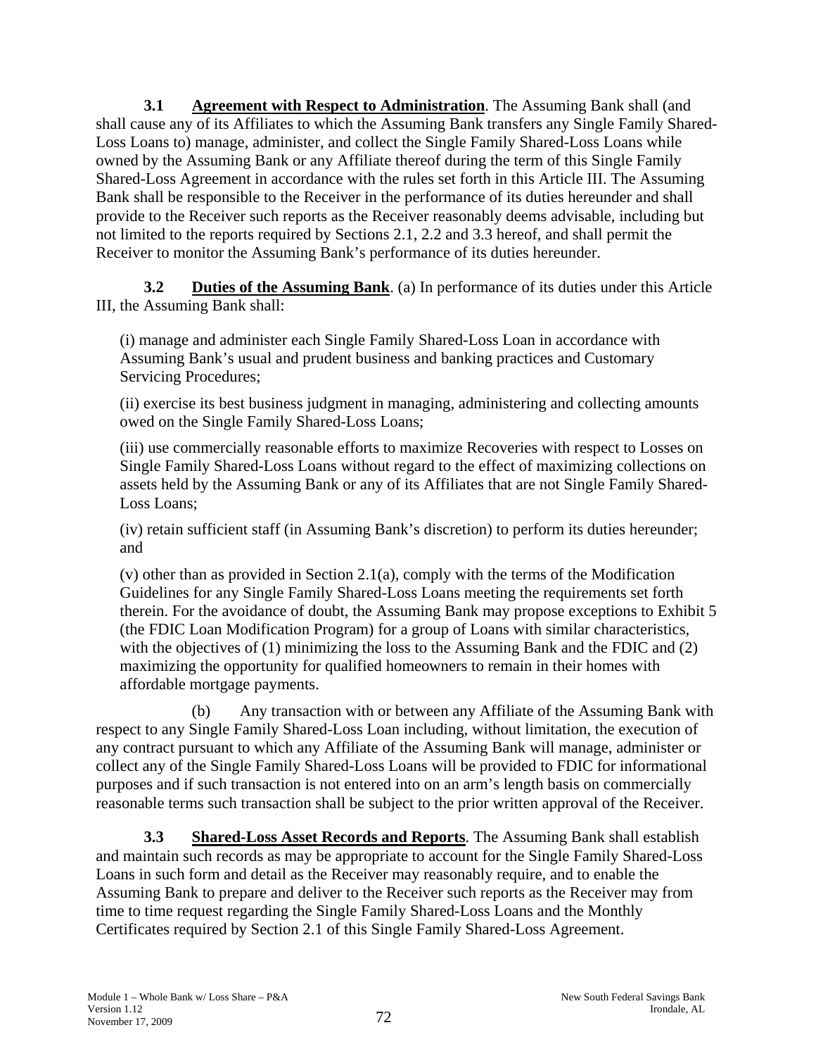**3.1 Agreement with Respect to Administration**. The Assuming Bank shall (and shall cause any of its Affiliates to which the Assuming Bank transfers any Single Family Shared-Loss Loans to) manage, administer, and collect the Single Family Shared-Loss Loans while owned by the Assuming Bank or any Affiliate thereof during the term of this Single Family Shared-Loss Agreement in accordance with the rules set forth in this Article III. The Assuming Bank shall be responsible to the Receiver in the performance of its duties hereunder and shall provide to the Receiver such reports as the Receiver reasonably deems advisable, including but not limited to the reports required by Sections 2.1, 2.2 and 3.3 hereof, and shall permit the Receiver to monitor the Assuming Bank's performance of its duties hereunder.

**3.2 Duties of the Assuming Bank**. (a) In performance of its duties under this Article III, the Assuming Bank shall:

(i) manage and administer each Single Family Shared-Loss Loan in accordance with Assuming Bank's usual and prudent business and banking practices and Customary Servicing Procedures;

(ii) exercise its best business judgment in managing, administering and collecting amounts owed on the Single Family Shared-Loss Loans;

(iii) use commercially reasonable efforts to maximize Recoveries with respect to Losses on Single Family Shared-Loss Loans without regard to the effect of maximizing collections on assets held by the Assuming Bank or any of its Affiliates that are not Single Family Shared-Loss Loans;

(iv) retain sufficient staff (in Assuming Bank's discretion) to perform its duties hereunder; and

(v) other than as provided in Section 2.1(a), comply with the terms of the Modification Guidelines for any Single Family Shared-Loss Loans meeting the requirements set forth therein. For the avoidance of doubt, the Assuming Bank may propose exceptions to Exhibit 5 (the FDIC Loan Modification Program) for a group of Loans with similar characteristics, with the objectives of (1) minimizing the loss to the Assuming Bank and the FDIC and (2) maximizing the opportunity for qualified homeowners to remain in their homes with affordable mortgage payments.

(b) Any transaction with or between any Affiliate of the Assuming Bank with respect to any Single Family Shared-Loss Loan including, without limitation, the execution of any contract pursuant to which any Affiliate of the Assuming Bank will manage, administer or collect any of the Single Family Shared-Loss Loans will be provided to FDIC for informational purposes and if such transaction is not entered into on an arm's length basis on commercially reasonable terms such transaction shall be subject to the prior written approval of the Receiver.

**3.3 Shared-Loss Asset Records and Reports**. The Assuming Bank shall establish and maintain such records as may be appropriate to account for the Single Family Shared-Loss Loans in such form and detail as the Receiver may reasonably require, and to enable the Assuming Bank to prepare and deliver to the Receiver such reports as the Receiver may from time to time request regarding the Single Family Shared-Loss Loans and the Monthly Certificates required by Section 2.1 of this Single Family Shared-Loss Agreement.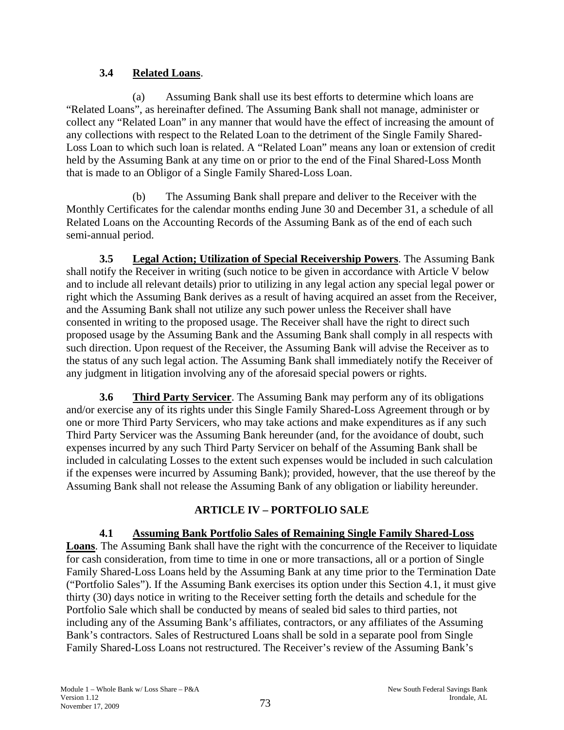### 3.4 **Related Loans**.

(a) Assuming Bank shall use its best efforts to determine which loans are "Related Loans", as hereinafter defined. The Assuming Bank shall not manage, administer or collect any "Related Loan" in any manner that would have the effect of increasing the amount of any collections with respect to the Related Loan to the detriment of the Single Family Shared-Loss Loan to which such loan is related. A "Related Loan" means any loan or extension of credit held by the Assuming Bank at any time on or prior to the end of the Final Shared-Loss Month that is made to an Obligor of a Single Family Shared-Loss Loan.

(b) The Assuming Bank shall prepare and deliver to the Receiver with the Monthly Certificates for the calendar months ending June 30 and December 31, a schedule of all Related Loans on the Accounting Records of the Assuming Bank as of the end of each such semi-annual period.

**3.5 Legal Action; Utilization of Special Receivership Powers**. The Assuming Bank shall notify the Receiver in writing (such notice to be given in accordance with Article V below and to include all relevant details) prior to utilizing in any legal action any special legal power or right which the Assuming Bank derives as a result of having acquired an asset from the Receiver, and the Assuming Bank shall not utilize any such power unless the Receiver shall have consented in writing to the proposed usage. The Receiver shall have the right to direct such proposed usage by the Assuming Bank and the Assuming Bank shall comply in all respects with such direction. Upon request of the Receiver, the Assuming Bank will advise the Receiver as to the status of any such legal action. The Assuming Bank shall immediately notify the Receiver of any judgment in litigation involving any of the aforesaid special powers or rights.

**3.6 Third Party Servicer**. The Assuming Bank may perform any of its obligations and/or exercise any of its rights under this Single Family Shared-Loss Agreement through or by one or more Third Party Servicers, who may take actions and make expenditures as if any such Third Party Servicer was the Assuming Bank hereunder (and, for the avoidance of doubt, such expenses incurred by any such Third Party Servicer on behalf of the Assuming Bank shall be included in calculating Losses to the extent such expenses would be included in such calculation if the expenses were incurred by Assuming Bank); provided, however, that the use thereof by the Assuming Bank shall not release the Assuming Bank of any obligation or liability hereunder.

## ARTICLE IV – PORTFOLIO SALE

**4.1 Assuming Bank Portfolio Sales of Remaining Single Family Shared-Loss Loans**. The Assuming Bank shall have the right with the concurrence of the Receiver to liquidate for cash consideration, from time to time in one or more transactions, all or a portion of Single Family Shared-Loss Loans held by the Assuming Bank at any time prior to the Termination Date ("Portfolio Sales"). If the Assuming Bank exercises its option under this Section 4.1, it must give thirty (30) days notice in writing to the Receiver setting forth the details and schedule for the Portfolio Sale which shall be conducted by means of sealed bid sales to third parties, not including any of the Assuming Bank's affiliates, contractors, or any affiliates of the Assuming Bank's contractors. Sales of Restructured Loans shall be sold in a separate pool from Single Family Shared-Loss Loans not restructured. The Receiver's review of the Assuming Bank's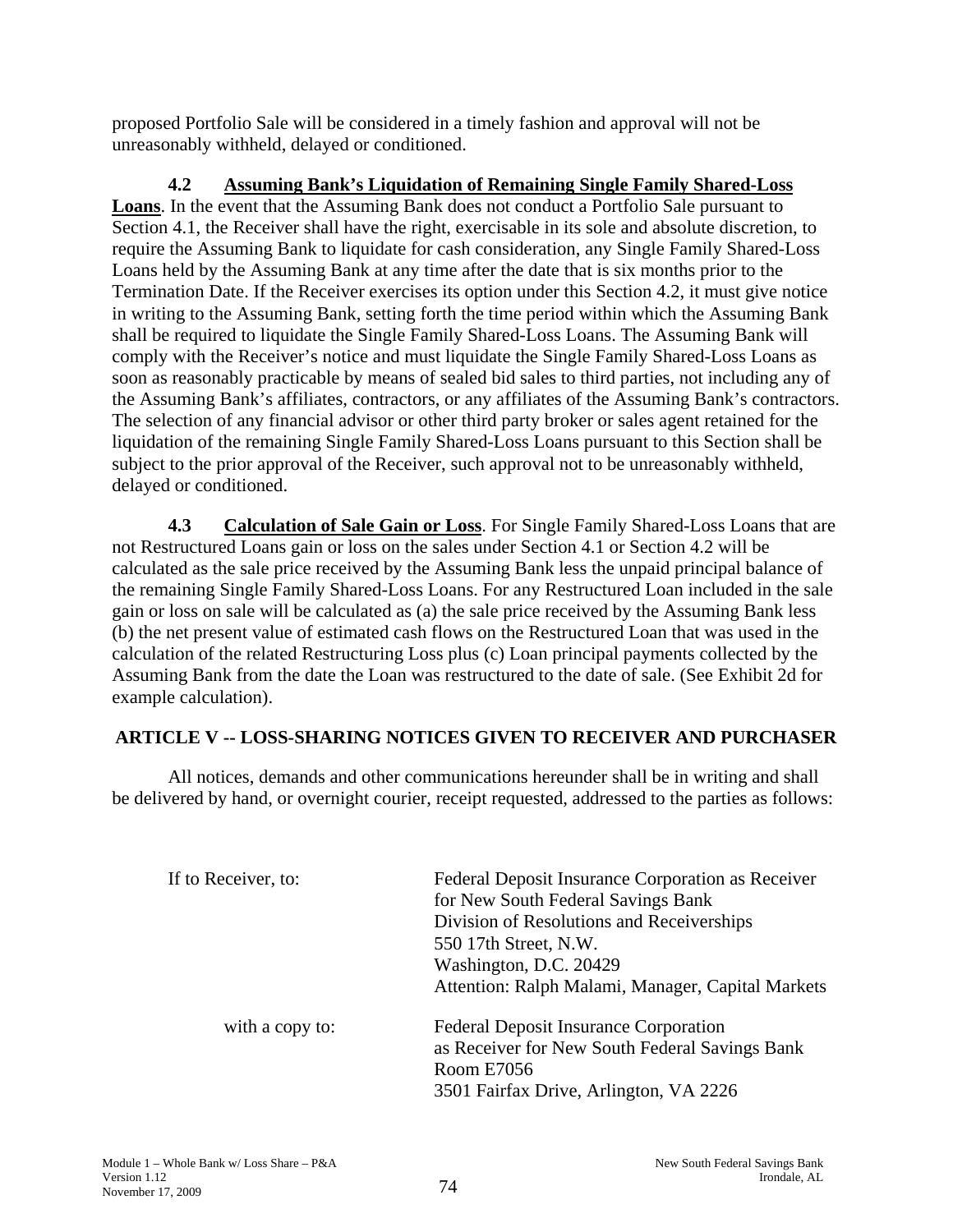proposed Portfolio Sale will be considered in a timely fashion and approval will not be unreasonably withheld, delayed or conditioned.

**4.2 Assuming Bank's Liquidation of Remaining Single Family Shared-Loss Loans**. In the event that the Assuming Bank does not conduct a Portfolio Sale pursuant to Section 4.1, the Receiver shall have the right, exercisable in its sole and absolute discretion, to require the Assuming Bank to liquidate for cash consideration, any Single Family Shared-Loss Loans held by the Assuming Bank at any time after the date that is six months prior to the Termination Date. If the Receiver exercises its option under this Section 4.2, it must give notice in writing to the Assuming Bank, setting forth the time period within which the Assuming Bank shall be required to liquidate the Single Family Shared-Loss Loans. The Assuming Bank will comply with the Receiver's notice and must liquidate the Single Family Shared-Loss Loans as soon as reasonably practicable by means of sealed bid sales to third parties, not including any of the Assuming Bank's affiliates, contractors, or any affiliates of the Assuming Bank's contractors. The selection of any financial advisor or other third party broker or sales agent retained for the liquidation of the remaining Single Family Shared-Loss Loans pursuant to this Section shall be subject to the prior approval of the Receiver, such approval not to be unreasonably withheld, delayed or conditioned.

**4.3 Calculation of Sale Gain or Loss**. For Single Family Shared-Loss Loans that are not Restructured Loans gain or loss on the sales under Section 4.1 or Section 4.2 will be calculated as the sale price received by the Assuming Bank less the unpaid principal balance of the remaining Single Family Shared-Loss Loans. For any Restructured Loan included in the sale gain or loss on sale will be calculated as (a) the sale price received by the Assuming Bank less (b) the net present value of estimated cash flows on the Restructured Loan that was used in the calculation of the related Restructuring Loss plus (c) Loan principal payments collected by the Assuming Bank from the date the Loan was restructured to the date of sale. (See Exhibit 2d for example calculation).

## ARTICLE V -- LOSS-SHARING NOTICES GIVEN TO RECEIVER AND PURCHASER

All notices, demands and other communications hereunder shall be in writing and shall be delivered by hand, or overnight courier, receipt requested, addressed to the parties as follows:

If to Receiver, to:

Federal Deposit Insurance Corporation as Receiver
for New South Federal Savings Bank
Division of Resolutions and Receiverships
550 17th Street, N.W.
Washington, D.C. 20429
Attention: Ralph Malami, Manager, Capital Markets

with a copy to:

Federal Deposit Insurance Corporation
as Receiver for New South Federal Savings Bank
Room E7056
3501 Fairfax Drive, Arlington, VA 2226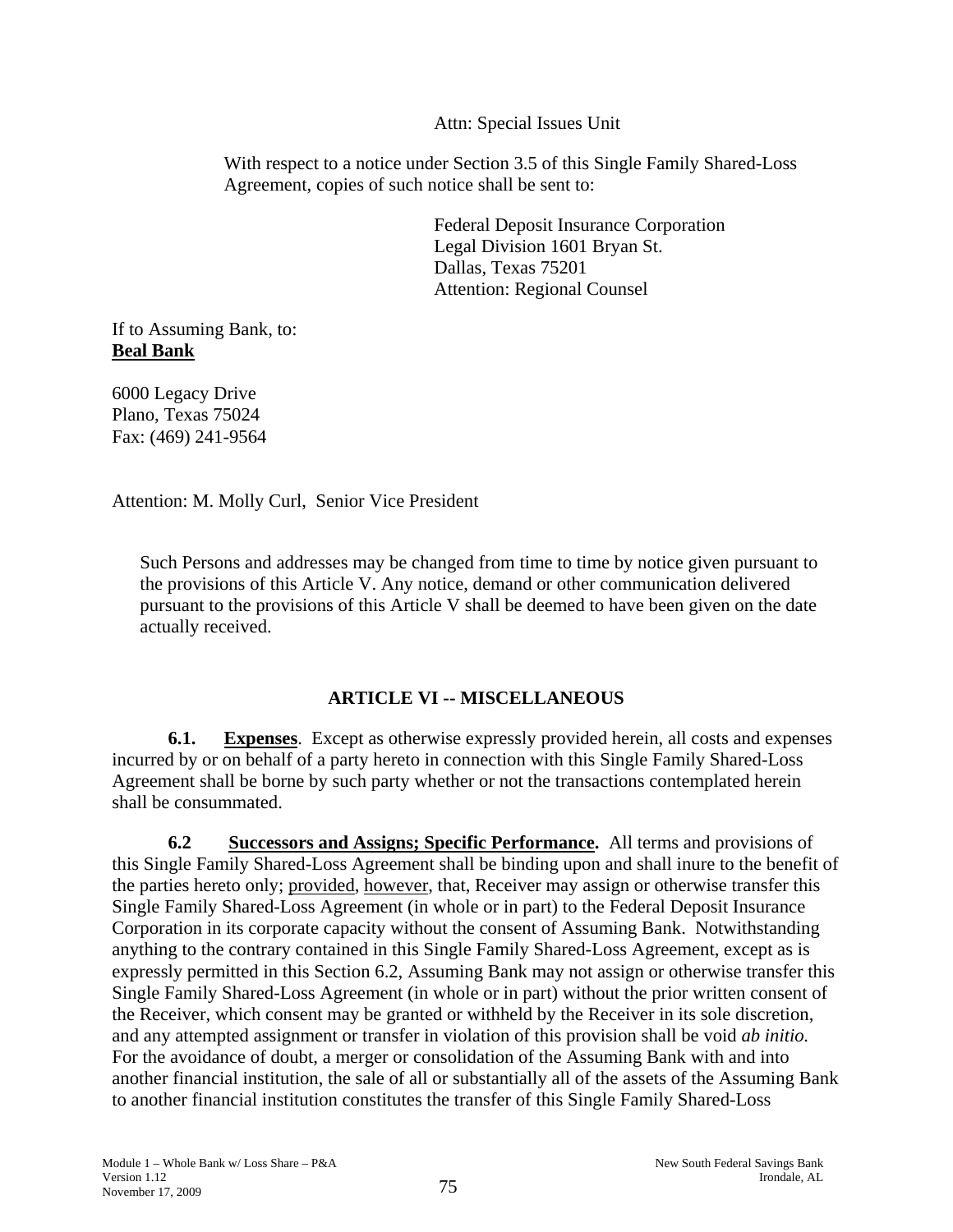Attn: Special Issues Unit

With respect to a notice under Section 3.5 of this Single Family Shared-Loss Agreement, copies of such notice shall be sent to:

Federal Deposit Insurance Corporation  
Legal Division 1601 Bryan St.  
Dallas, Texas 75201  
Attention: Regional Counsel

If to Assuming Bank, to:  
**Beal Bank**

6000 Legacy Drive  
Plano, Texas 75024  
Fax: (469) 241-9564

Attention: M. Molly Curl, Senior Vice President

Such Persons and addresses may be changed from time to time by notice given pursuant to the provisions of this Article V. Any notice, demand or other communication delivered pursuant to the provisions of this Article V shall be deemed to have been given on the date actually received.

## ARTICLE VI -- MISCELLANEOUS

**6.1. Expenses**. Except as otherwise expressly provided herein, all costs and expenses incurred by or on behalf of a party hereto in connection with this Single Family Shared-Loss Agreement shall be borne by such party whether or not the transactions contemplated herein shall be consummated.

**6.2 Successors and Assigns; Specific Performance.** All terms and provisions of this Single Family Shared-Loss Agreement shall be binding upon and shall inure to the benefit of the parties hereto only; provided, however, that, Receiver may assign or otherwise transfer this Single Family Shared-Loss Agreement (in whole or in part) to the Federal Deposit Insurance Corporation in its corporate capacity without the consent of Assuming Bank. Notwithstanding anything to the contrary contained in this Single Family Shared-Loss Agreement, except as is expressly permitted in this Section 6.2, Assuming Bank may not assign or otherwise transfer this Single Family Shared-Loss Agreement (in whole or in part) without the prior written consent of the Receiver, which consent may be granted or withheld by the Receiver in its sole discretion, and any attempted assignment or transfer in violation of this provision shall be void *ab initio.* For the avoidance of doubt, a merger or consolidation of the Assuming Bank with and into another financial institution, the sale of all or substantially all of the assets of the Assuming Bank to another financial institution constitutes the transfer of this Single Family Shared-Loss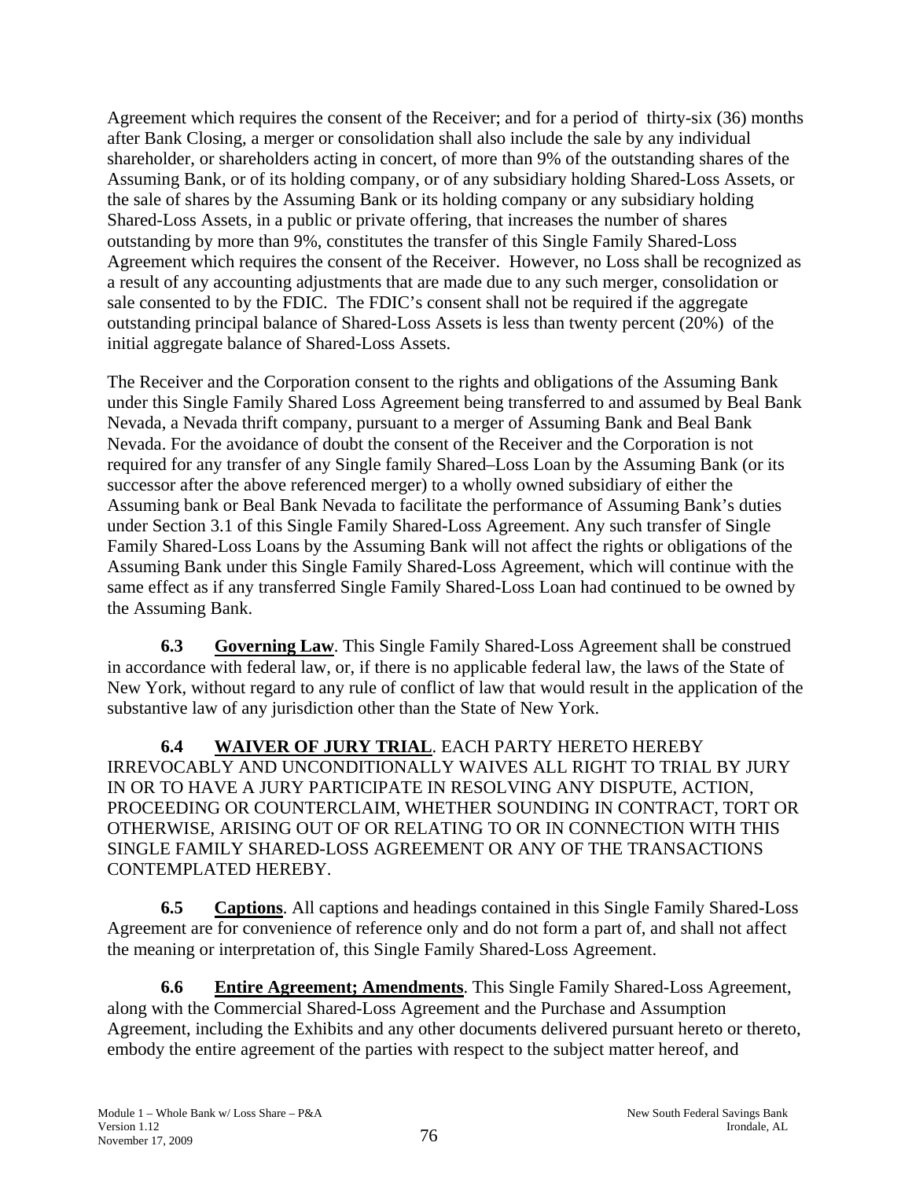Agreement which requires the consent of the Receiver; and for a period of thirty-six (36) months after Bank Closing, a merger or consolidation shall also include the sale by any individual shareholder, or shareholders acting in concert, of more than 9% of the outstanding shares of the Assuming Bank, or of its holding company, or of any subsidiary holding Shared-Loss Assets, or the sale of shares by the Assuming Bank or its holding company or any subsidiary holding Shared-Loss Assets, in a public or private offering, that increases the number of shares outstanding by more than 9%, constitutes the transfer of this Single Family Shared-Loss Agreement which requires the consent of the Receiver. However, no Loss shall be recognized as a result of any accounting adjustments that are made due to any such merger, consolidation or sale consented to by the FDIC. The FDIC's consent shall not be required if the aggregate outstanding principal balance of Shared-Loss Assets is less than twenty percent (20%) of the initial aggregate balance of Shared-Loss Assets.

The Receiver and the Corporation consent to the rights and obligations of the Assuming Bank under this Single Family Shared Loss Agreement being transferred to and assumed by Beal Bank Nevada, a Nevada thrift company, pursuant to a merger of Assuming Bank and Beal Bank Nevada. For the avoidance of doubt the consent of the Receiver and the Corporation is not required for any transfer of any Single family Shared–Loss Loan by the Assuming Bank (or its successor after the above referenced merger) to a wholly owned subsidiary of either the Assuming bank or Beal Bank Nevada to facilitate the performance of Assuming Bank's duties under Section 3.1 of this Single Family Shared-Loss Agreement. Any such transfer of Single Family Shared-Loss Loans by the Assuming Bank will not affect the rights or obligations of the Assuming Bank under this Single Family Shared-Loss Agreement, which will continue with the same effect as if any transferred Single Family Shared-Loss Loan had continued to be owned by the Assuming Bank.

**6.3 Governing Law**. This Single Family Shared-Loss Agreement shall be construed in accordance with federal law, or, if there is no applicable federal law, the laws of the State of New York, without regard to any rule of conflict of law that would result in the application of the substantive law of any jurisdiction other than the State of New York.

**6.4 WAIVER OF JURY TRIAL**. EACH PARTY HERETO HEREBY IRREVOCABLY AND UNCONDITIONALLY WAIVES ALL RIGHT TO TRIAL BY JURY IN OR TO HAVE A JURY PARTICIPATE IN RESOLVING ANY DISPUTE, ACTION, PROCEEDING OR COUNTERCLAIM, WHETHER SOUNDING IN CONTRACT, TORT OR OTHERWISE, ARISING OUT OF OR RELATING TO OR IN CONNECTION WITH THIS SINGLE FAMILY SHARED-LOSS AGREEMENT OR ANY OF THE TRANSACTIONS CONTEMPLATED HEREBY.

**6.5 Captions**. All captions and headings contained in this Single Family Shared-Loss Agreement are for convenience of reference only and do not form a part of, and shall not affect the meaning or interpretation of, this Single Family Shared-Loss Agreement.

**6.6 Entire Agreement; Amendments**. This Single Family Shared-Loss Agreement, along with the Commercial Shared-Loss Agreement and the Purchase and Assumption Agreement, including the Exhibits and any other documents delivered pursuant hereto or thereto, embody the entire agreement of the parties with respect to the subject matter hereof, and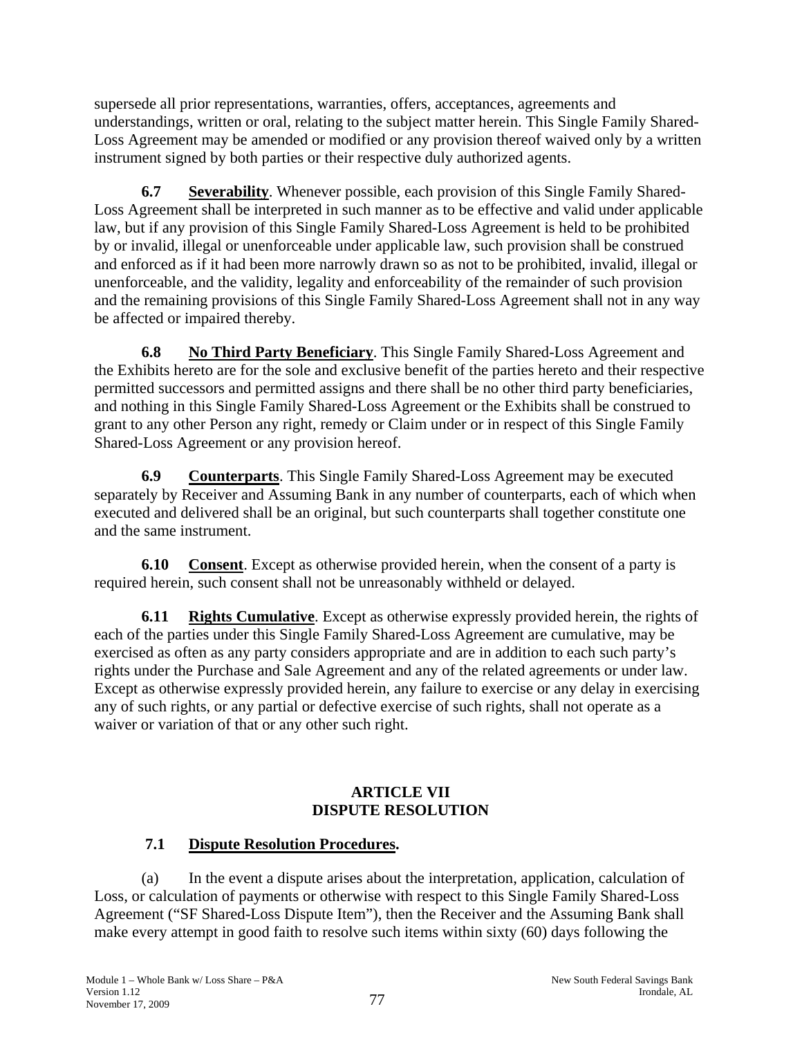supersede all prior representations, warranties, offers, acceptances, agreements and understandings, written or oral, relating to the subject matter herein. This Single Family Shared-Loss Agreement may be amended or modified or any provision thereof waived only by a written instrument signed by both parties or their respective duly authorized agents.

**6.7 Severability**. Whenever possible, each provision of this Single Family Shared-Loss Agreement shall be interpreted in such manner as to be effective and valid under applicable law, but if any provision of this Single Family Shared-Loss Agreement is held to be prohibited by or invalid, illegal or unenforceable under applicable law, such provision shall be construed and enforced as if it had been more narrowly drawn so as not to be prohibited, invalid, illegal or unenforceable, and the validity, legality and enforceability of the remainder of such provision and the remaining provisions of this Single Family Shared-Loss Agreement shall not in any way be affected or impaired thereby.

**6.8 No Third Party Beneficiary**. This Single Family Shared-Loss Agreement and the Exhibits hereto are for the sole and exclusive benefit of the parties hereto and their respective permitted successors and permitted assigns and there shall be no other third party beneficiaries, and nothing in this Single Family Shared-Loss Agreement or the Exhibits shall be construed to grant to any other Person any right, remedy or Claim under or in respect of this Single Family Shared-Loss Agreement or any provision hereof.

**6.9 Counterparts**. This Single Family Shared-Loss Agreement may be executed separately by Receiver and Assuming Bank in any number of counterparts, each of which when executed and delivered shall be an original, but such counterparts shall together constitute one and the same instrument.

**6.10 Consent**. Except as otherwise provided herein, when the consent of a party is required herein, such consent shall not be unreasonably withheld or delayed.

**6.11 Rights Cumulative**. Except as otherwise expressly provided herein, the rights of each of the parties under this Single Family Shared-Loss Agreement are cumulative, may be exercised as often as any party considers appropriate and are in addition to each such party's rights under the Purchase and Sale Agreement and any of the related agreements or under law. Except as otherwise expressly provided herein, any failure to exercise or any delay in exercising any of such rights, or any partial or defective exercise of such rights, shall not operate as a waiver or variation of that or any other such right.

## ARTICLE VII DISPUTE RESOLUTION

### 7.1 Dispute Resolution Procedures.

(a) In the event a dispute arises about the interpretation, application, calculation of Loss, or calculation of payments or otherwise with respect to this Single Family Shared-Loss Agreement ("SF Shared-Loss Dispute Item"), then the Receiver and the Assuming Bank shall make every attempt in good faith to resolve such items within sixty (60) days following the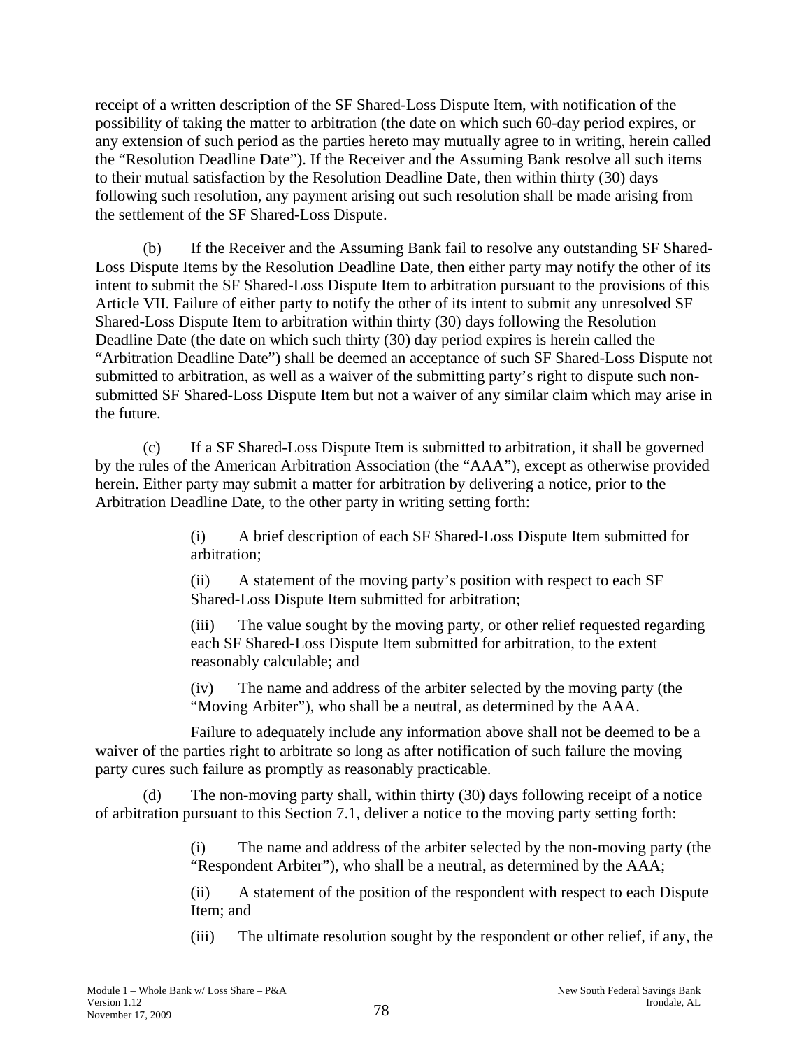receipt of a written description of the SF Shared-Loss Dispute Item, with notification of the possibility of taking the matter to arbitration (the date on which such 60-day period expires, or any extension of such period as the parties hereto may mutually agree to in writing, herein called the "Resolution Deadline Date"). If the Receiver and the Assuming Bank resolve all such items to their mutual satisfaction by the Resolution Deadline Date, then within thirty (30) days following such resolution, any payment arising out such resolution shall be made arising from the settlement of the SF Shared-Loss Dispute.

(b) If the Receiver and the Assuming Bank fail to resolve any outstanding SF Shared-Loss Dispute Items by the Resolution Deadline Date, then either party may notify the other of its intent to submit the SF Shared-Loss Dispute Item to arbitration pursuant to the provisions of this Article VII. Failure of either party to notify the other of its intent to submit any unresolved SF Shared-Loss Dispute Item to arbitration within thirty (30) days following the Resolution Deadline Date (the date on which such thirty (30) day period expires is herein called the "Arbitration Deadline Date") shall be deemed an acceptance of such SF Shared-Loss Dispute not submitted to arbitration, as well as a waiver of the submitting party's right to dispute such non-submitted SF Shared-Loss Dispute Item but not a waiver of any similar claim which may arise in the future.

(c) If a SF Shared-Loss Dispute Item is submitted to arbitration, it shall be governed by the rules of the American Arbitration Association (the "AAA"), except as otherwise provided herein. Either party may submit a matter for arbitration by delivering a notice, prior to the Arbitration Deadline Date, to the other party in writing setting forth:

(i) A brief description of each SF Shared-Loss Dispute Item submitted for arbitration;

(ii) A statement of the moving party's position with respect to each SF Shared-Loss Dispute Item submitted for arbitration;

(iii) The value sought by the moving party, or other relief requested regarding each SF Shared-Loss Dispute Item submitted for arbitration, to the extent reasonably calculable; and

(iv) The name and address of the arbiter selected by the moving party (the "Moving Arbiter"), who shall be a neutral, as determined by the AAA.

Failure to adequately include any information above shall not be deemed to be a waiver of the parties right to arbitrate so long as after notification of such failure the moving party cures such failure as promptly as reasonably practicable.

(d) The non-moving party shall, within thirty (30) days following receipt of a notice of arbitration pursuant to this Section 7.1, deliver a notice to the moving party setting forth:

(i) The name and address of the arbiter selected by the non-moving party (the "Respondent Arbiter"), who shall be a neutral, as determined by the AAA;

(ii) A statement of the position of the respondent with respect to each Dispute Item; and

(iii) The ultimate resolution sought by the respondent or other relief, if any, the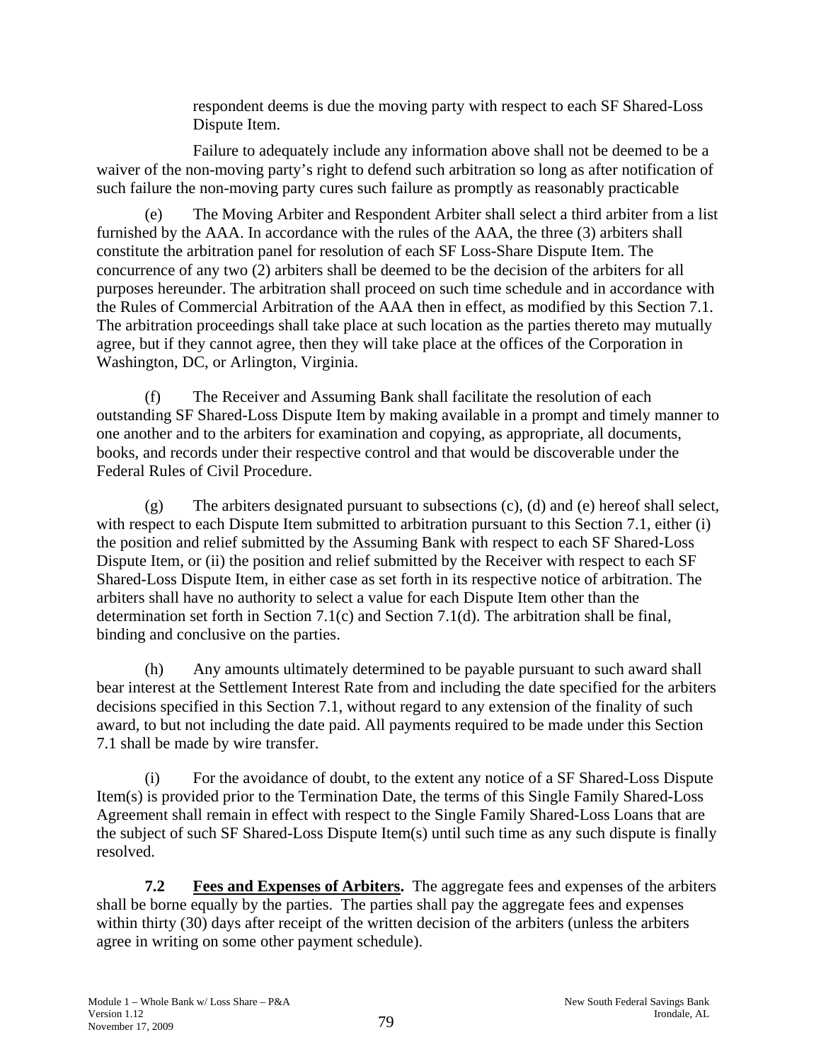respondent deems is due the moving party with respect to each SF Shared-Loss Dispute Item.

Failure to adequately include any information above shall not be deemed to be a waiver of the non-moving party's right to defend such arbitration so long as after notification of such failure the non-moving party cures such failure as promptly as reasonably practicable

(e) The Moving Arbiter and Respondent Arbiter shall select a third arbiter from a list furnished by the AAA. In accordance with the rules of the AAA, the three (3) arbiters shall constitute the arbitration panel for resolution of each SF Loss-Share Dispute Item. The concurrence of any two (2) arbiters shall be deemed to be the decision of the arbiters for all purposes hereunder. The arbitration shall proceed on such time schedule and in accordance with the Rules of Commercial Arbitration of the AAA then in effect, as modified by this Section 7.1. The arbitration proceedings shall take place at such location as the parties thereto may mutually agree, but if they cannot agree, then they will take place at the offices of the Corporation in Washington, DC, or Arlington, Virginia.

(f) The Receiver and Assuming Bank shall facilitate the resolution of each outstanding SF Shared-Loss Dispute Item by making available in a prompt and timely manner to one another and to the arbiters for examination and copying, as appropriate, all documents, books, and records under their respective control and that would be discoverable under the Federal Rules of Civil Procedure.

(g) The arbiters designated pursuant to subsections (c), (d) and (e) hereof shall select, with respect to each Dispute Item submitted to arbitration pursuant to this Section 7.1, either (i) the position and relief submitted by the Assuming Bank with respect to each SF Shared-Loss Dispute Item, or (ii) the position and relief submitted by the Receiver with respect to each SF Shared-Loss Dispute Item, in either case as set forth in its respective notice of arbitration. The arbiters shall have no authority to select a value for each Dispute Item other than the determination set forth in Section 7.1(c) and Section 7.1(d). The arbitration shall be final, binding and conclusive on the parties.

(h) Any amounts ultimately determined to be payable pursuant to such award shall bear interest at the Settlement Interest Rate from and including the date specified for the arbiters decisions specified in this Section 7.1, without regard to any extension of the finality of such award, to but not including the date paid. All payments required to be made under this Section 7.1 shall be made by wire transfer.

(i) For the avoidance of doubt, to the extent any notice of a SF Shared-Loss Dispute Item(s) is provided prior to the Termination Date, the terms of this Single Family Shared-Loss Agreement shall remain in effect with respect to the Single Family Shared-Loss Loans that are the subject of such SF Shared-Loss Dispute Item(s) until such time as any such dispute is finally resolved.

**7.2 <u>Fees and Expenses of Arbiters</u>.** The aggregate fees and expenses of the arbiters shall be borne equally by the parties. The parties shall pay the aggregate fees and expenses within thirty (30) days after receipt of the written decision of the arbiters (unless the arbiters agree in writing on some other payment schedule).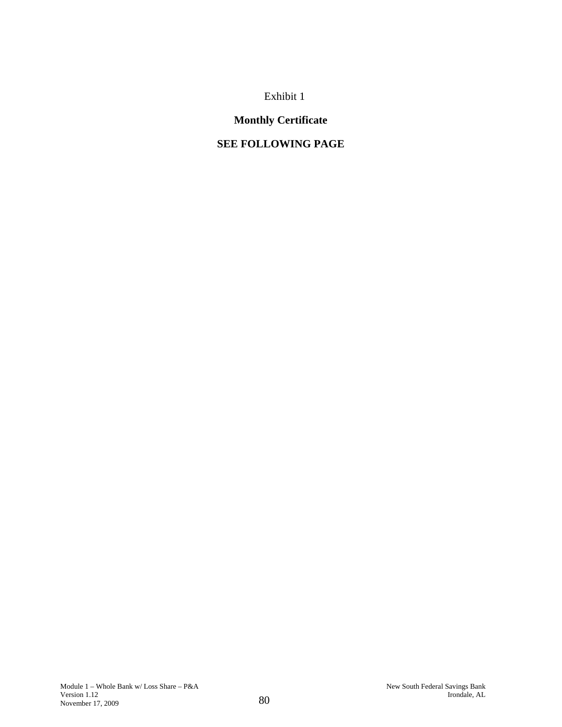Exhibit 1

**Monthly Certificate**

**SEE FOLLOWING PAGE**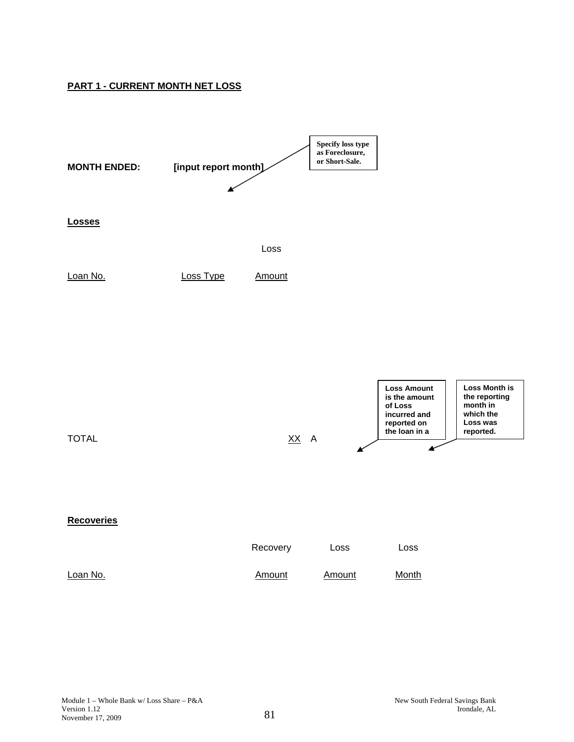**PART 1 - CURRENT MONTH NET LOSS**

**MONTH ENDED:** **[input report month]**

> **Specify loss type as Foreclosure, or Short-Sale.**

**Losses**

| Loan No. | Loss Type | Loss Amount |
|---|---|---|
| TOTAL | | XX A |

> **Loss Amount is the amount of Loss incurred and reported on the loan in a**

> **Loss Month is the reporting month in which the Loss was reported.**

**Recoveries**

| Loan No. | Recovery Amount | Loss Amount | Loss Month |
|---|---|---|---|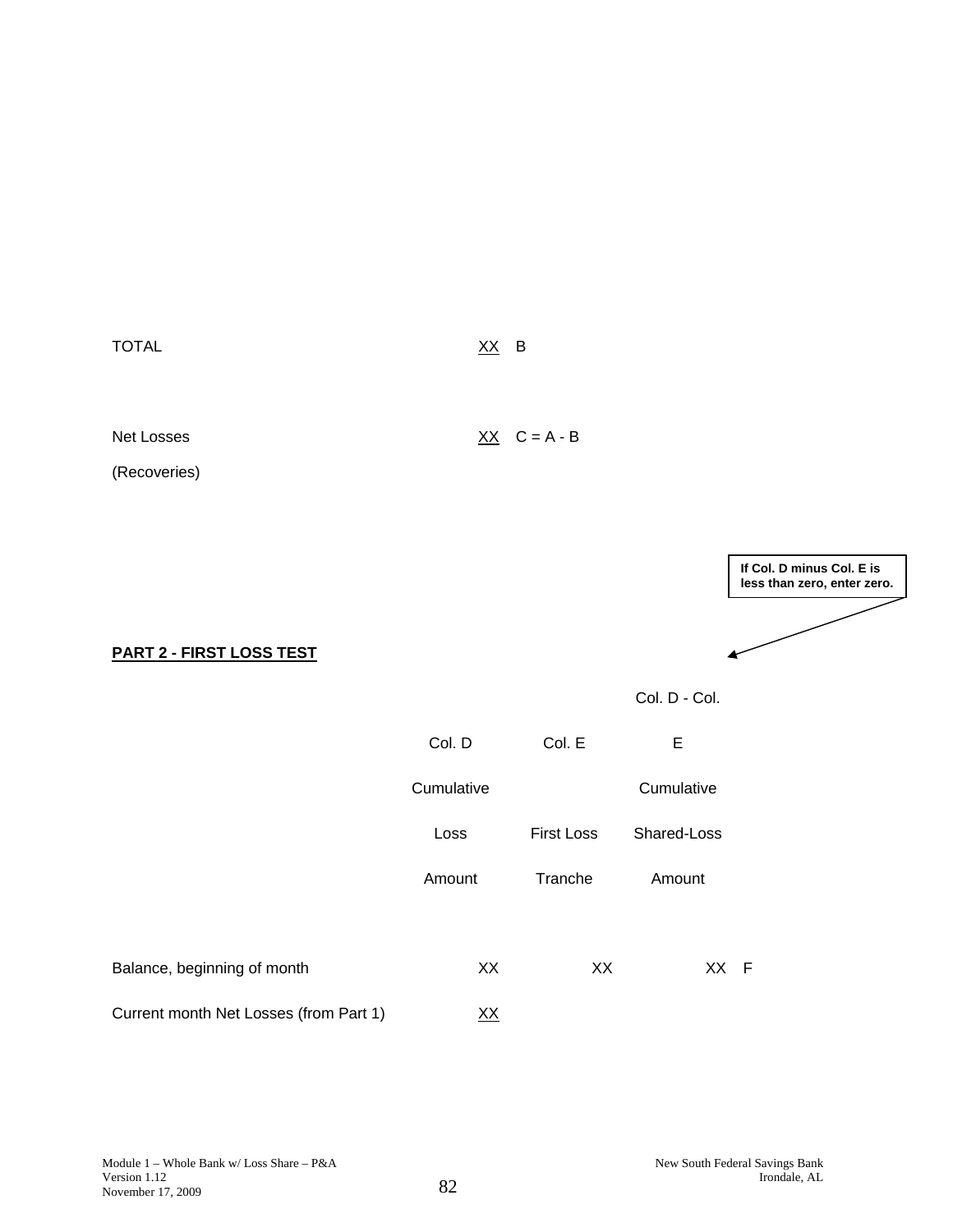| | | |
|---|---|---|
| TOTAL | XX | B |
| Net Losses (Recoveries) | XX | C = A - B |

If Col. D minus Col. E is less than zero, enter zero.

**PART 2 - FIRST LOSS TEST**

| | Col. D Cumulative Loss Amount | Col. E First Loss Tranche | Col. D - Col. E Cumulative Shared-Loss Amount | |
|---|---|---|---|---|
| Balance, beginning of month | XX | XX | XX | F |
| Current month Net Losses (from Part 1) | XX | | | |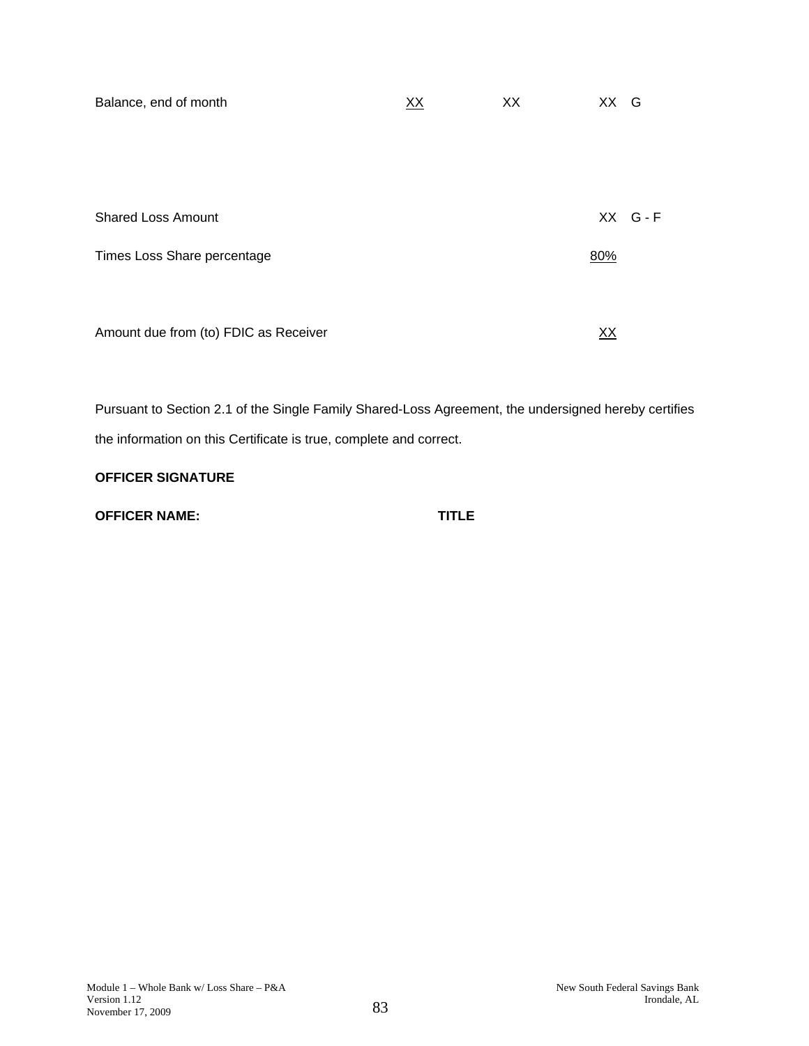| | | | | |
|---|---|---|---|---|
| Balance, end of month | XX | XX | XX | G |
| | | | | |
| Shared Loss Amount | | | XX | G - F |
| Times Loss Share percentage | | | 80% | |
| | | | | |
| Amount due from (to) FDIC as Receiver | | | XX | |

Pursuant to Section 2.1 of the Single Family Shared-Loss Agreement, the undersigned hereby certifies the information on this Certificate is true, complete and correct.

**OFFICER SIGNATURE**

**OFFICER NAME:** **TITLE**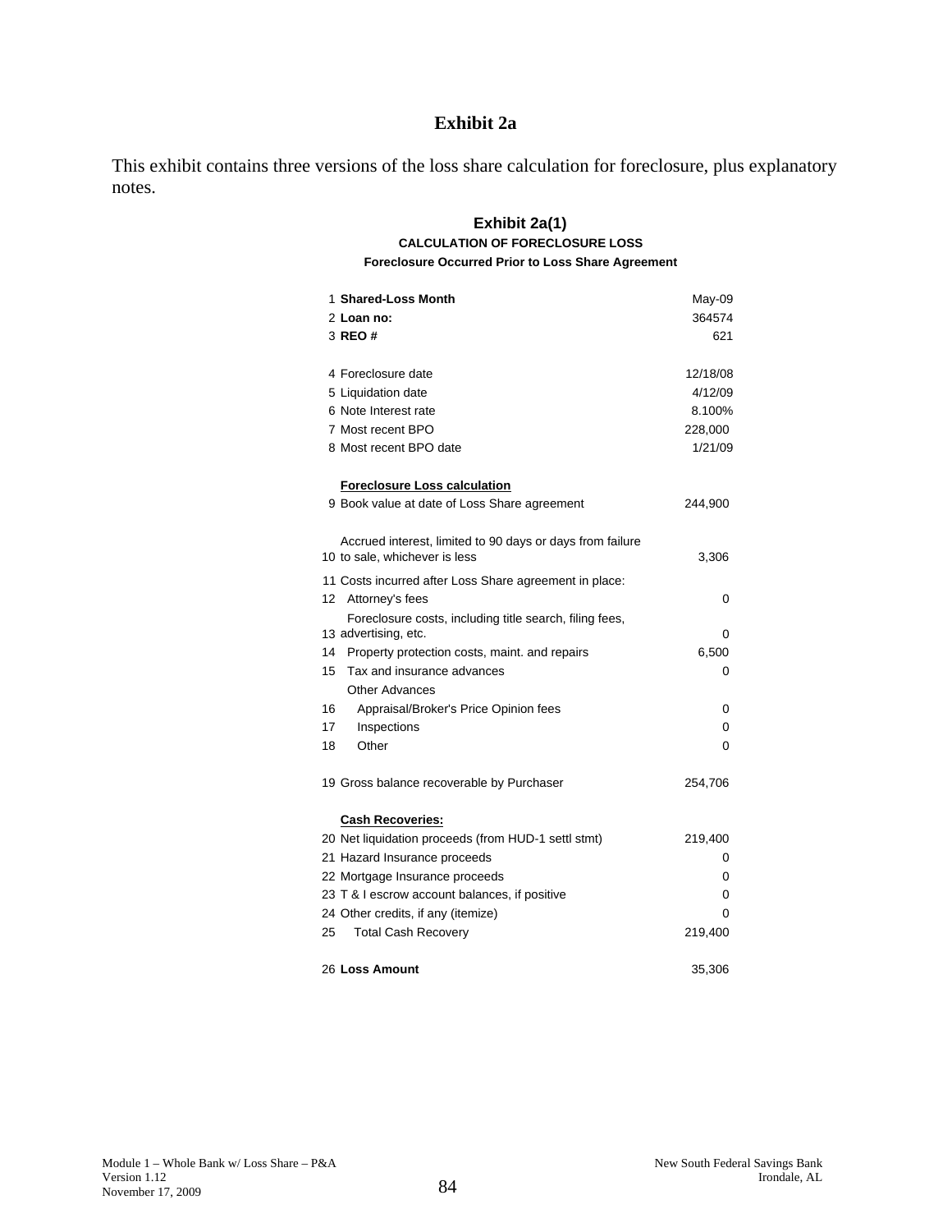# Exhibit 2a

This exhibit contains three versions of the loss share calculation for foreclosure, plus explanatory notes.

## Exhibit 2a(1)

### CALCULATION OF FORECLOSURE LOSS

**Foreclosure Occurred Prior to Loss Share Agreement**

| # | Item | Value |
|---|---|---|
| 1 | **Shared-Loss Month** | May-09 |
| 2 | **Loan no:** | 364574 |
| 3 | **REO #** | 621 |
| | | |
| 4 | Foreclosure date | 12/18/08 |
| 5 | Liquidation date | 4/12/09 |
| 6 | Note Interest rate | 8.100% |
| 7 | Most recent BPO | 228,000 |
| 8 | Most recent BPO date | 1/21/09 |
| | | |
| | **Foreclosure Loss calculation** | |
| 9 | Book value at date of Loss Share agreement | 244,900 |
| | | |
| 10 | Accrued interest, limited to 90 days or days from failure to sale, whichever is less | 3,306 |
| 11 | Costs incurred after Loss Share agreement in place: | |
| 12 | Attorney's fees | 0 |
| 13 | Foreclosure costs, including title search, filing fees, advertising, etc. | 0 |
| 14 | Property protection costs, maint. and repairs | 6,500 |
| 15 | Tax and insurance advances | 0 |
| | Other Advances | |
| 16 | Appraisal/Broker's Price Opinion fees | 0 |
| 17 | Inspections | 0 |
| 18 | Other | 0 |
| | | |
| 19 | Gross balance recoverable by Purchaser | 254,706 |
| | | |
| | **Cash Recoveries:** | |
| 20 | Net liquidation proceeds (from HUD-1 settl stmt) | 219,400 |
| 21 | Hazard Insurance proceeds | 0 |
| 22 | Mortgage Insurance proceeds | 0 |
| 23 | T & I escrow account balances, if positive | 0 |
| 24 | Other credits, if any (itemize) | 0 |
| 25 | Total Cash Recovery | 219,400 |
| | | |
| 26 | **Loss Amount** | 35,306 |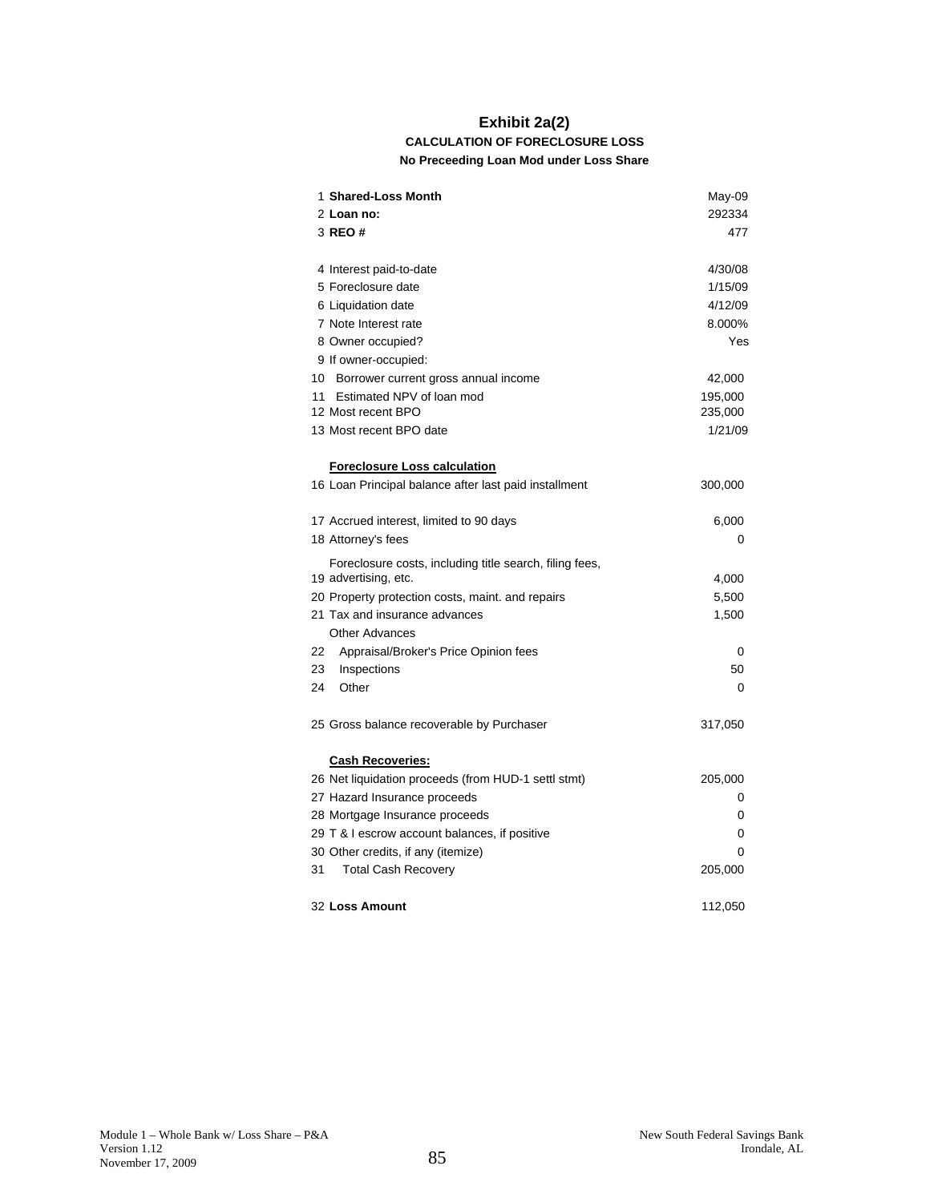# Exhibit 2a(2)

**CALCULATION OF FORECLOSURE LOSS**

**No Preceeding Loan Mod under Loss Share**

| | | |
|---|---|---|
| 1 | **Shared-Loss Month** | May-09 |
| 2 | **Loan no:** | 292334 |
| 3 | **REO #** | 477 |
| | | |
| 4 | Interest paid-to-date | 4/30/08 |
| 5 | Foreclosure date | 1/15/09 |
| 6 | Liquidation date | 4/12/09 |
| 7 | Note Interest rate | 8.000% |
| 8 | Owner occupied? | Yes |
| 9 | If owner-occupied: | |
| 10 | Borrower current gross annual income | 42,000 |
| 11 | Estimated NPV of loan mod | 195,000 |
| 12 | Most recent BPO | 235,000 |
| 13 | Most recent BPO date | 1/21/09 |
| | | |
| | **Foreclosure Loss calculation** | |
| 16 | Loan Principal balance after last paid installment | 300,000 |
| | | |
| 17 | Accrued interest, limited to 90 days | 6,000 |
| 18 | Attorney's fees | 0 |
| 19 | Foreclosure costs, including title search, filing fees, advertising, etc. | 4,000 |
| 20 | Property protection costs, maint. and repairs | 5,500 |
| 21 | Tax and insurance advances | 1,500 |
| | Other Advances | |
| 22 | Appraisal/Broker's Price Opinion fees | 0 |
| 23 | Inspections | 50 |
| 24 | Other | 0 |
| | | |
| 25 | Gross balance recoverable by Purchaser | 317,050 |
| | | |
| | **Cash Recoveries:** | |
| 26 | Net liquidation proceeds (from HUD-1 settl stmt) | 205,000 |
| 27 | Hazard Insurance proceeds | 0 |
| 28 | Mortgage Insurance proceeds | 0 |
| 29 | T & I escrow account balances, if positive | 0 |
| 30 | Other credits, if any (itemize) | 0 |
| 31 | Total Cash Recovery | 205,000 |
| | | |
| 32 | **Loss Amount** | 112,050 |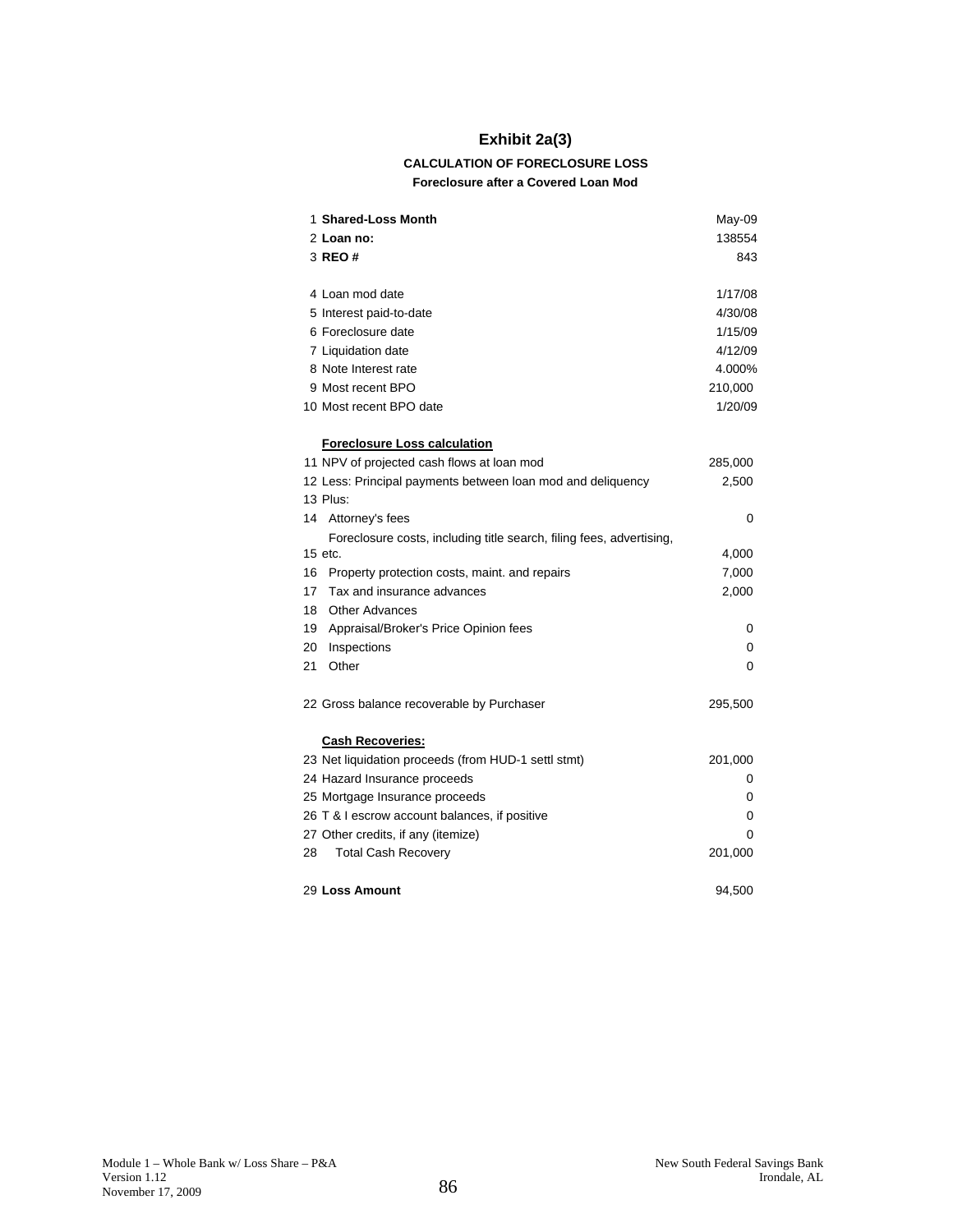# Exhibit 2a(3)

### CALCULATION OF FORECLOSURE LOSS

#### Foreclosure after a Covered Loan Mod

| # | Item | Value |
|---|---|---|
| 1 | **Shared-Loss Month** | May-09 |
| 2 | **Loan no:** | 138554 |
| 3 | **REO #** | 843 |
| | | |
| 4 | Loan mod date | 1/17/08 |
| 5 | Interest paid-to-date | 4/30/08 |
| 6 | Foreclosure date | 1/15/09 |
| 7 | Liquidation date | 4/12/09 |
| 8 | Note Interest rate | 4.000% |
| 9 | Most recent BPO | 210,000 |
| 10 | Most recent BPO date | 1/20/09 |
| | | |
| | **Foreclosure Loss calculation** | |
| 11 | NPV of projected cash flows at loan mod | 285,000 |
| 12 | Less: Principal payments between loan mod and deliquency | 2,500 |
| 13 | Plus: | |
| 14 | Attorney's fees | 0 |
| 15 | Foreclosure costs, including title search, filing fees, advertising, etc. | 4,000 |
| 16 | Property protection costs, maint. and repairs | 7,000 |
| 17 | Tax and insurance advances | 2,000 |
| 18 | Other Advances | |
| 19 | Appraisal/Broker's Price Opinion fees | 0 |
| 20 | Inspections | 0 |
| 21 | Other | 0 |
| | | |
| 22 | Gross balance recoverable by Purchaser | 295,500 |
| | | |
| | **Cash Recoveries:** | |
| 23 | Net liquidation proceeds (from HUD-1 settl stmt) | 201,000 |
| 24 | Hazard Insurance proceeds | 0 |
| 25 | Mortgage Insurance proceeds | 0 |
| 26 | T & I escrow account balances, if positive | 0 |
| 27 | Other credits, if any (itemize) | 0 |
| 28 | Total Cash Recovery | 201,000 |
| | | |
| 29 | **Loss Amount** | 94,500 |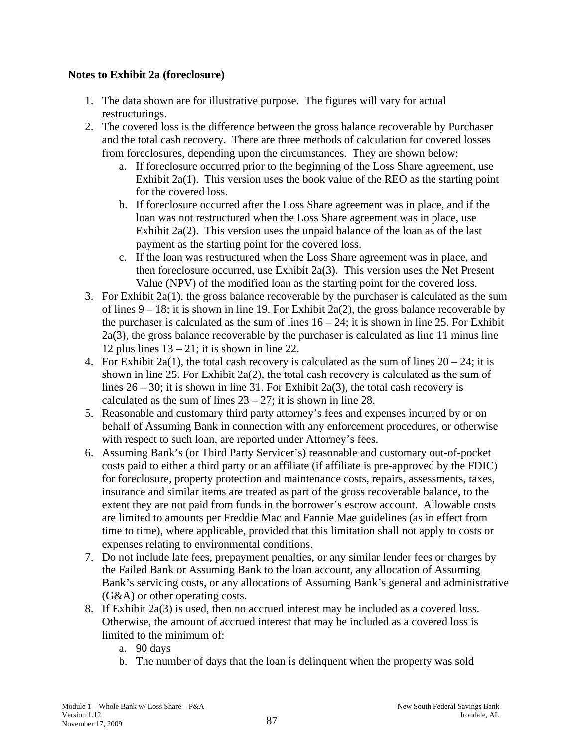**Notes to Exhibit 2a (foreclosure)**

1. The data shown are for illustrative purpose. The figures will vary for actual restructurings.
2. The covered loss is the difference between the gross balance recoverable by Purchaser and the total cash recovery. There are three methods of calculation for covered losses from foreclosures, depending upon the circumstances. They are shown below:
   a. If foreclosure occurred prior to the beginning of the Loss Share agreement, use Exhibit 2a(1). This version uses the book value of the REO as the starting point for the covered loss.
   b. If foreclosure occurred after the Loss Share agreement was in place, and if the loan was not restructured when the Loss Share agreement was in place, use Exhibit 2a(2). This version uses the unpaid balance of the loan as of the last payment as the starting point for the covered loss.
   c. If the loan was restructured when the Loss Share agreement was in place, and then foreclosure occurred, use Exhibit 2a(3). This version uses the Net Present Value (NPV) of the modified loan as the starting point for the covered loss.
3. For Exhibit 2a(1), the gross balance recoverable by the purchaser is calculated as the sum of lines 9 – 18; it is shown in line 19. For Exhibit 2a(2), the gross balance recoverable by the purchaser is calculated as the sum of lines 16 – 24; it is shown in line 25. For Exhibit 2a(3), the gross balance recoverable by the purchaser is calculated as line 11 minus line 12 plus lines 13 – 21; it is shown in line 22.
4. For Exhibit 2a(1), the total cash recovery is calculated as the sum of lines 20 – 24; it is shown in line 25. For Exhibit 2a(2), the total cash recovery is calculated as the sum of lines 26 – 30; it is shown in line 31. For Exhibit 2a(3), the total cash recovery is calculated as the sum of lines 23 – 27; it is shown in line 28.
5. Reasonable and customary third party attorney's fees and expenses incurred by or on behalf of Assuming Bank in connection with any enforcement procedures, or otherwise with respect to such loan, are reported under Attorney's fees.
6. Assuming Bank's (or Third Party Servicer's) reasonable and customary out-of-pocket costs paid to either a third party or an affiliate (if affiliate is pre-approved by the FDIC) for foreclosure, property protection and maintenance costs, repairs, assessments, taxes, insurance and similar items are treated as part of the gross recoverable balance, to the extent they are not paid from funds in the borrower's escrow account. Allowable costs are limited to amounts per Freddie Mac and Fannie Mae guidelines (as in effect from time to time), where applicable, provided that this limitation shall not apply to costs or expenses relating to environmental conditions.
7. Do not include late fees, prepayment penalties, or any similar lender fees or charges by the Failed Bank or Assuming Bank to the loan account, any allocation of Assuming Bank's servicing costs, or any allocations of Assuming Bank's general and administrative (G&A) or other operating costs.
8. If Exhibit 2a(3) is used, then no accrued interest may be included as a covered loss. Otherwise, the amount of accrued interest that may be included as a covered loss is limited to the minimum of:
   a. 90 days
   b. The number of days that the loan is delinquent when the property was sold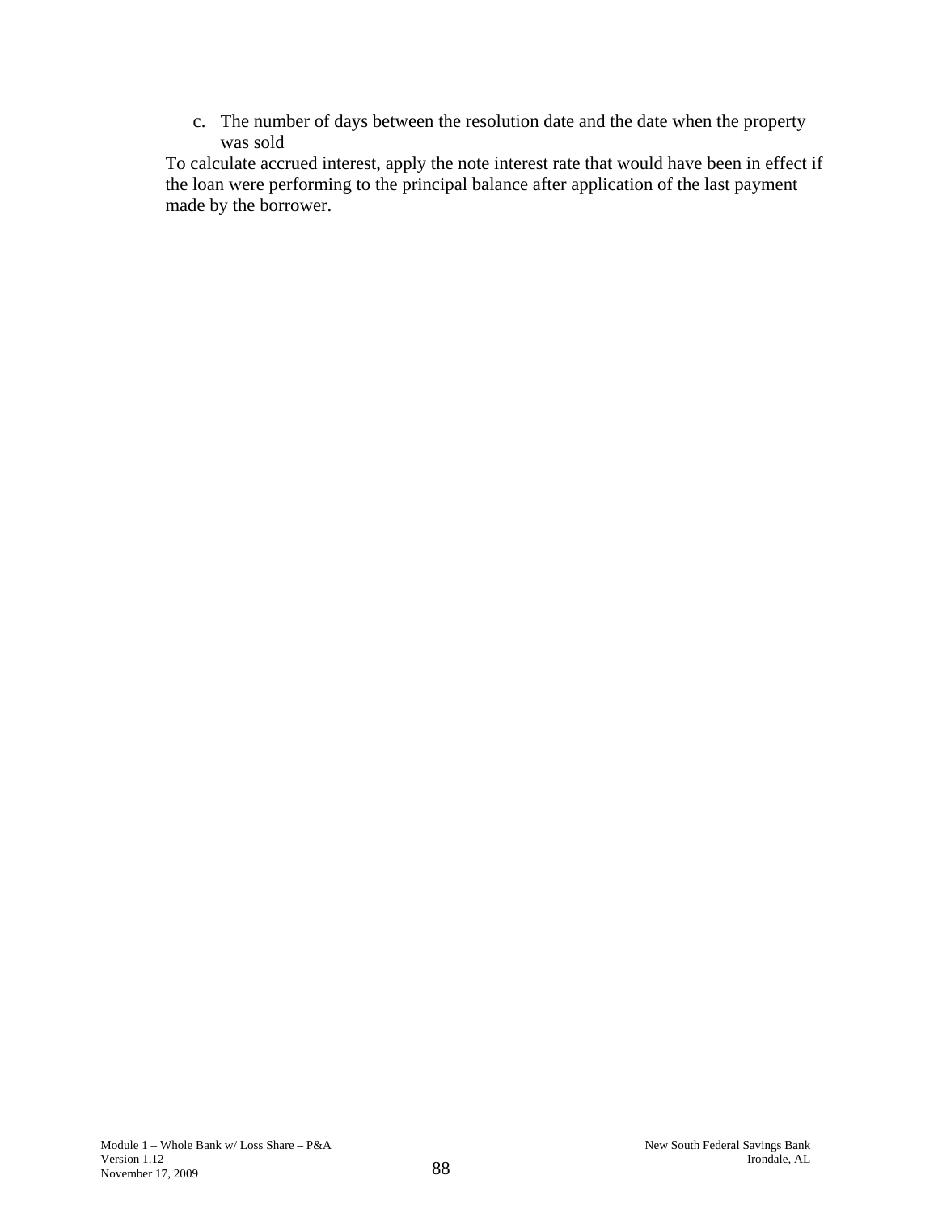c. The number of days between the resolution date and the date when the property was sold

To calculate accrued interest, apply the note interest rate that would have been in effect if the loan were performing to the principal balance after application of the last payment made by the borrower.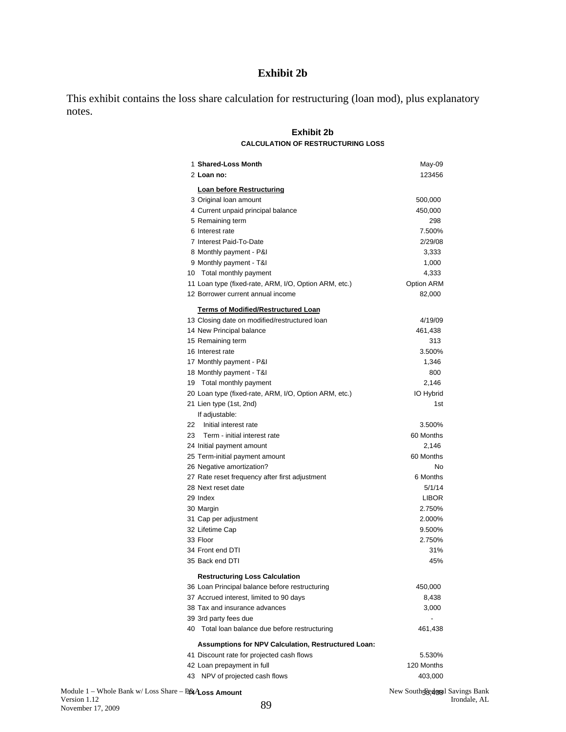# Exhibit 2b

This exhibit contains the loss share calculation for restructuring (loan mod), plus explanatory notes.

## Exhibit 2b

### CALCULATION OF RESTRUCTURING LOSS

| # | Item | Value |
|---|---|---|
| 1 | **Shared-Loss Month** | May-09 |
| 2 | **Loan no:** | 123456 |
| | **Loan before Restructuring** | |
| 3 | Original loan amount | 500,000 |
| 4 | Current unpaid principal balance | 450,000 |
| 5 | Remaining term | 298 |
| 6 | Interest rate | 7.500% |
| 7 | Interest Paid-To-Date | 2/29/08 |
| 8 | Monthly payment - P&I | 3,333 |
| 9 | Monthly payment - T&I | 1,000 |
| 10 | Total monthly payment | 4,333 |
| 11 | Loan type (fixed-rate, ARM, I/O, Option ARM, etc.) | Option ARM |
| 12 | Borrower current annual income | 82,000 |
| | **Terms of Modified/Restructured Loan** | |
| 13 | Closing date on modified/restructured loan | 4/19/09 |
| 14 | New Principal balance | 461,438 |
| 15 | Remaining term | 313 |
| 16 | Interest rate | 3.500% |
| 17 | Monthly payment - P&I | 1,346 |
| 18 | Monthly payment - T&I | 800 |
| 19 | Total monthly payment | 2,146 |
| 20 | Loan type (fixed-rate, ARM, I/O, Option ARM, etc.) | IO Hybrid |
| 21 | Lien type (1st, 2nd) | 1st |
| | If adjustable: | |
| 22 | Initial interest rate | 3.500% |
| 23 | Term - initial interest rate | 60 Months |
| 24 | Initial payment amount | 2,146 |
| 25 | Term-initial payment amount | 60 Months |
| 26 | Negative amortization? | No |
| 27 | Rate reset frequency after first adjustment | 6 Months |
| 28 | Next reset date | 5/1/14 |
| 29 | Index | LIBOR |
| 30 | Margin | 2.750% |
| 31 | Cap per adjustment | 2.000% |
| 32 | Lifetime Cap | 9.500% |
| 33 | Floor | 2.750% |
| 34 | Front end DTI | 31% |
| 35 | Back end DTI | 45% |
| | **Restructuring Loss Calculation** | |
| 36 | Loan Principal balance before restructuring | 450,000 |
| 37 | Accrued interest, limited to 90 days | 8,438 |
| 38 | Tax and insurance advances | 3,000 |
| 39 | 3rd party fees due | - |
| 40 | Total loan balance due before restructuring | 461,438 |
| | **Assumptions for NPV Calculation, Restructured Loan:** | |
| 41 | Discount rate for projected cash flows | 5.530% |
| 42 | Loan prepayment in full | 120 Months |
| 43 | NPV of projected cash flows | 403,000 |
| 44 | **Loss Amount** | 58,438 |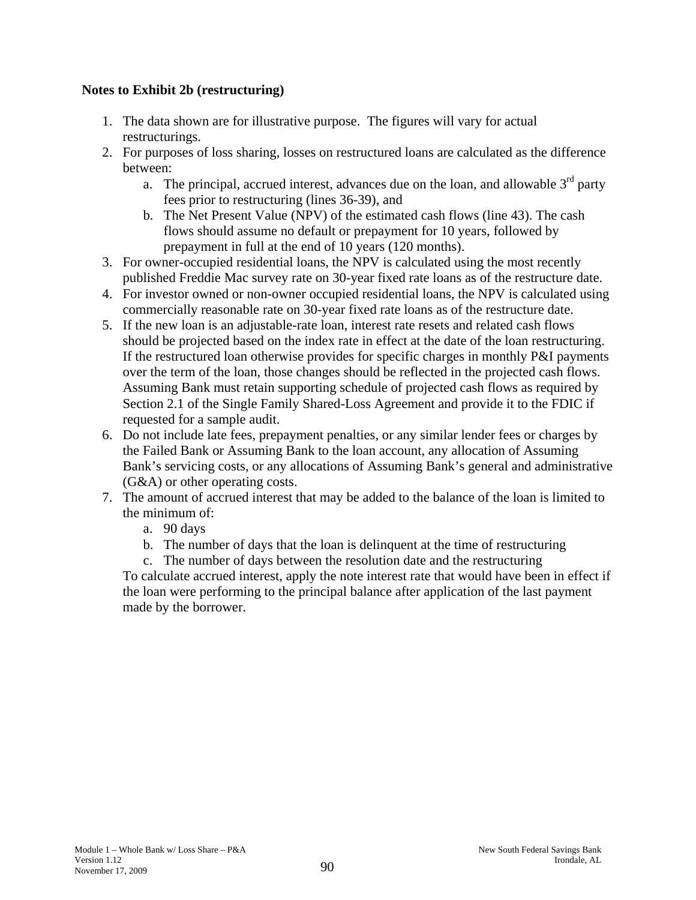**Notes to Exhibit 2b (restructuring)**

1. The data shown are for illustrative purpose. The figures will vary for actual restructurings.
2. For purposes of loss sharing, losses on restructured loans are calculated as the difference between:
   a. The principal, accrued interest, advances due on the loan, and allowable 3rd party fees prior to restructuring (lines 36-39), and
   b. The Net Present Value (NPV) of the estimated cash flows (line 43). The cash flows should assume no default or prepayment for 10 years, followed by prepayment in full at the end of 10 years (120 months).
3. For owner-occupied residential loans, the NPV is calculated using the most recently published Freddie Mac survey rate on 30-year fixed rate loans as of the restructure date.
4. For investor owned or non-owner occupied residential loans, the NPV is calculated using commercially reasonable rate on 30-year fixed rate loans as of the restructure date.
5. If the new loan is an adjustable-rate loan, interest rate resets and related cash flows should be projected based on the index rate in effect at the date of the loan restructuring. If the restructured loan otherwise provides for specific charges in monthly P&I payments over the term of the loan, those changes should be reflected in the projected cash flows. Assuming Bank must retain supporting schedule of projected cash flows as required by Section 2.1 of the Single Family Shared-Loss Agreement and provide it to the FDIC if requested for a sample audit.
6. Do not include late fees, prepayment penalties, or any similar lender fees or charges by the Failed Bank or Assuming Bank to the loan account, any allocation of Assuming Bank's servicing costs, or any allocations of Assuming Bank's general and administrative (G&A) or other operating costs.
7. The amount of accrued interest that may be added to the balance of the loan is limited to the minimum of:
   a. 90 days
   b. The number of days that the loan is delinquent at the time of restructuring
   c. The number of days between the resolution date and the restructuring

   To calculate accrued interest, apply the note interest rate that would have been in effect if the loan were performing to the principal balance after application of the last payment made by the borrower.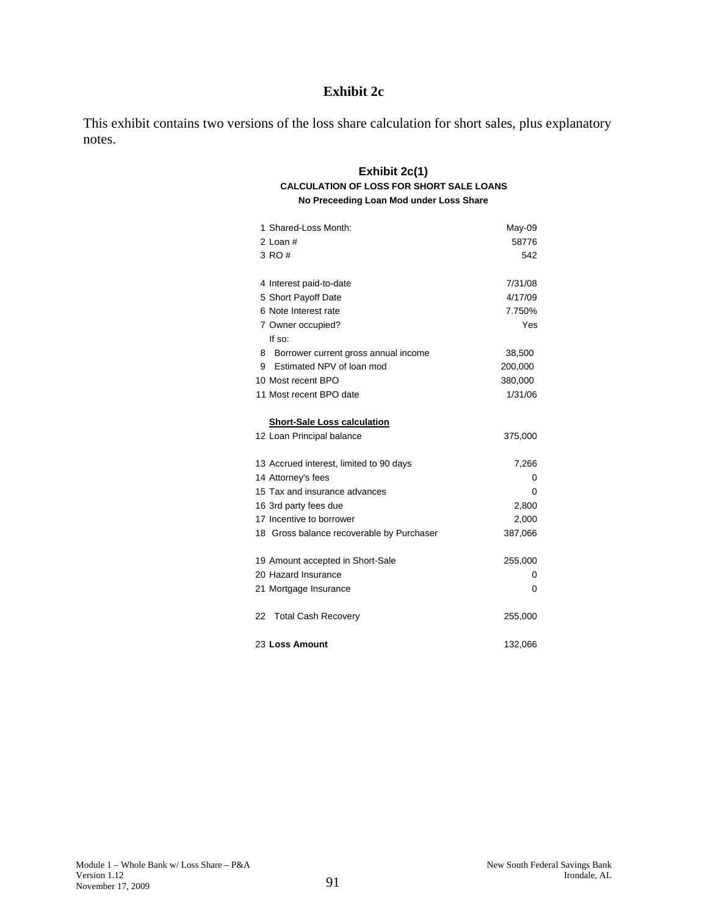# Exhibit 2c

This exhibit contains two versions of the loss share calculation for short sales, plus explanatory notes.

## Exhibit 2c(1)

### CALCULATION OF LOSS FOR SHORT SALE LOANS

**No Preceeding Loan Mod under Loss Share**

| | |
|---|---|
| 1 Shared-Loss Month: | May-09 |
| 2 Loan # | 58776 |
| 3 RO # | 542 |
| | |
| 4 Interest paid-to-date | 7/31/08 |
| 5 Short Payoff Date | 4/17/09 |
| 6 Note Interest rate | 7.750% |
| 7 Owner occupied? | Yes |
| If so: | |
| 8 Borrower current gross annual income | 38,500 |
| 9 Estimated NPV of loan mod | 200,000 |
| 10 Most recent BPO | 380,000 |
| 11 Most recent BPO date | 1/31/06 |
| | |
| **Short-Sale Loss calculation** | |
| 12 Loan Principal balance | 375,000 |
| | |
| 13 Accrued interest, limited to 90 days | 7,266 |
| 14 Attorney's fees | 0 |
| 15 Tax and insurance advances | 0 |
| 16 3rd party fees due | 2,800 |
| 17 Incentive to borrower | 2,000 |
| 18 Gross balance recoverable by Purchaser | 387,066 |
| | |
| 19 Amount accepted in Short-Sale | 255,000 |
| 20 Hazard Insurance | 0 |
| 21 Mortgage Insurance | 0 |
| | |
| 22 Total Cash Recovery | 255,000 |
| | |
| 23 **Loss Amount** | 132,066 |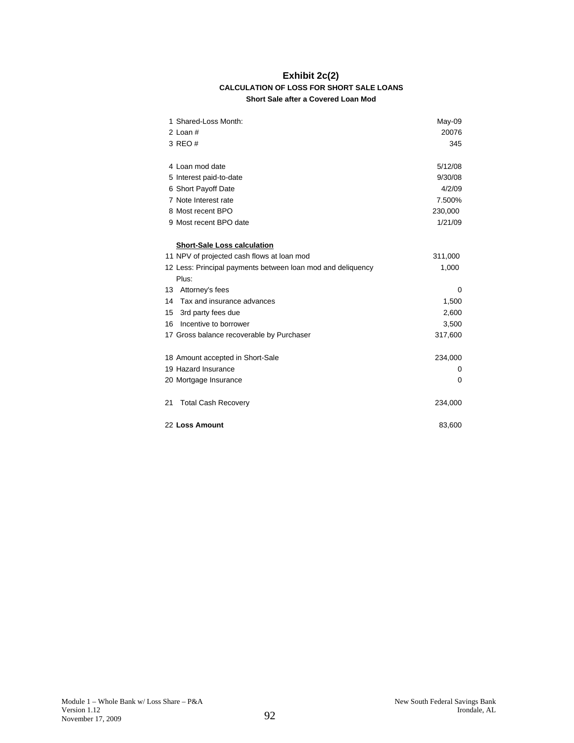# Exhibit 2c(2)

### CALCULATION OF LOSS FOR SHORT SALE LOANS

**Short Sale after a Covered Loan Mod**

| | | |
|---|---|---|
| 1 | Shared-Loss Month: | May-09 |
| 2 | Loan # | 20076 |
| 3 | REO # | 345 |
| | | |
| 4 | Loan mod date | 5/12/08 |
| 5 | Interest paid-to-date | 9/30/08 |
| 6 | Short Payoff Date | 4/2/09 |
| 7 | Note Interest rate | 7.500% |
| 8 | Most recent BPO | 230,000 |
| 9 | Most recent BPO date | 1/21/09 |
| | | |
| | **Short-Sale Loss calculation** | |
| 11 | NPV of projected cash flows at loan mod | 311,000 |
| 12 | Less: Principal payments between loan mod and deliquency | 1,000 |
| | Plus: | |
| 13 | Attorney's fees | 0 |
| 14 | Tax and insurance advances | 1,500 |
| 15 | 3rd party fees due | 2,600 |
| 16 | Incentive to borrower | 3,500 |
| 17 | Gross balance recoverable by Purchaser | 317,600 |
| | | |
| 18 | Amount accepted in Short-Sale | 234,000 |
| 19 | Hazard Insurance | 0 |
| 20 | Mortgage Insurance | 0 |
| | | |
| 21 | Total Cash Recovery | 234,000 |
| | | |
| 22 | **Loss Amount** | 83,600 |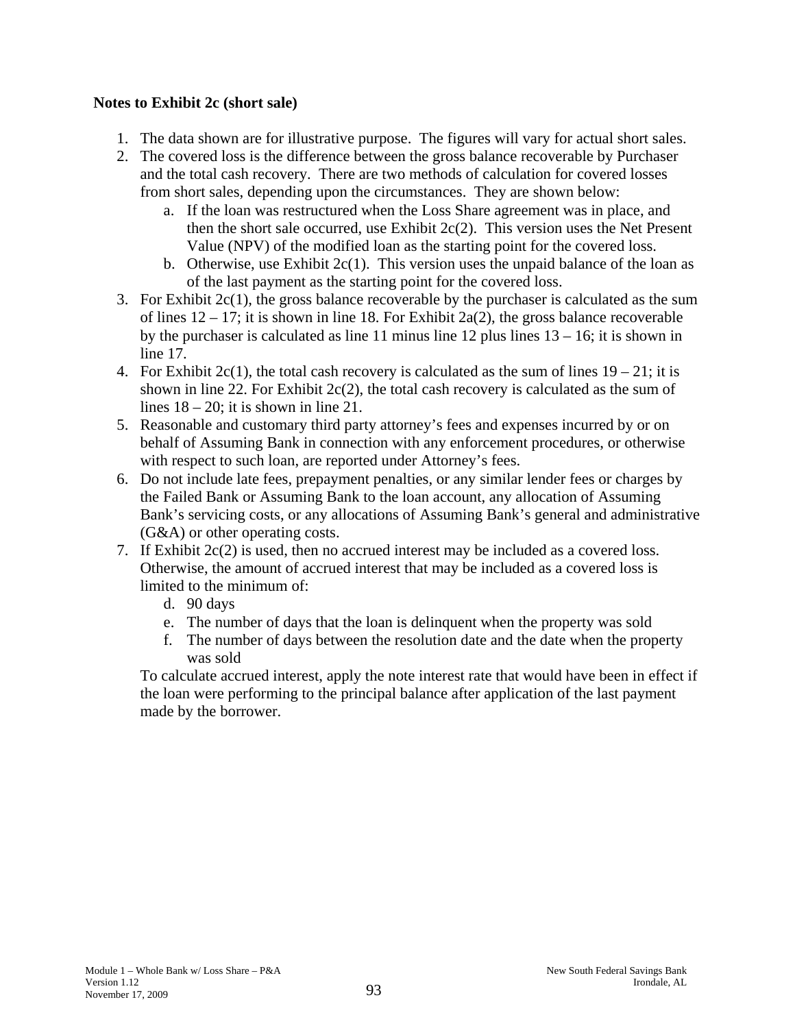**Notes to Exhibit 2c (short sale)**

1. The data shown are for illustrative purpose. The figures will vary for actual short sales.
2. The covered loss is the difference between the gross balance recoverable by Purchaser and the total cash recovery. There are two methods of calculation for covered losses from short sales, depending upon the circumstances. They are shown below:
   a. If the loan was restructured when the Loss Share agreement was in place, and then the short sale occurred, use Exhibit 2c(2). This version uses the Net Present Value (NPV) of the modified loan as the starting point for the covered loss.
   b. Otherwise, use Exhibit 2c(1). This version uses the unpaid balance of the loan as of the last payment as the starting point for the covered loss.
3. For Exhibit 2c(1), the gross balance recoverable by the purchaser is calculated as the sum of lines 12 – 17; it is shown in line 18. For Exhibit 2a(2), the gross balance recoverable by the purchaser is calculated as line 11 minus line 12 plus lines 13 – 16; it is shown in line 17.
4. For Exhibit 2c(1), the total cash recovery is calculated as the sum of lines 19 – 21; it is shown in line 22. For Exhibit 2c(2), the total cash recovery is calculated as the sum of lines 18 – 20; it is shown in line 21.
5. Reasonable and customary third party attorney's fees and expenses incurred by or on behalf of Assuming Bank in connection with any enforcement procedures, or otherwise with respect to such loan, are reported under Attorney's fees.
6. Do not include late fees, prepayment penalties, or any similar lender fees or charges by the Failed Bank or Assuming Bank to the loan account, any allocation of Assuming Bank's servicing costs, or any allocations of Assuming Bank's general and administrative (G&A) or other operating costs.
7. If Exhibit 2c(2) is used, then no accrued interest may be included as a covered loss. Otherwise, the amount of accrued interest that may be included as a covered loss is limited to the minimum of:
   d. 90 days
   e. The number of days that the loan is delinquent when the property was sold
   f. The number of days between the resolution date and the date when the property was sold

   To calculate accrued interest, apply the note interest rate that would have been in effect if the loan were performing to the principal balance after application of the last payment made by the borrower.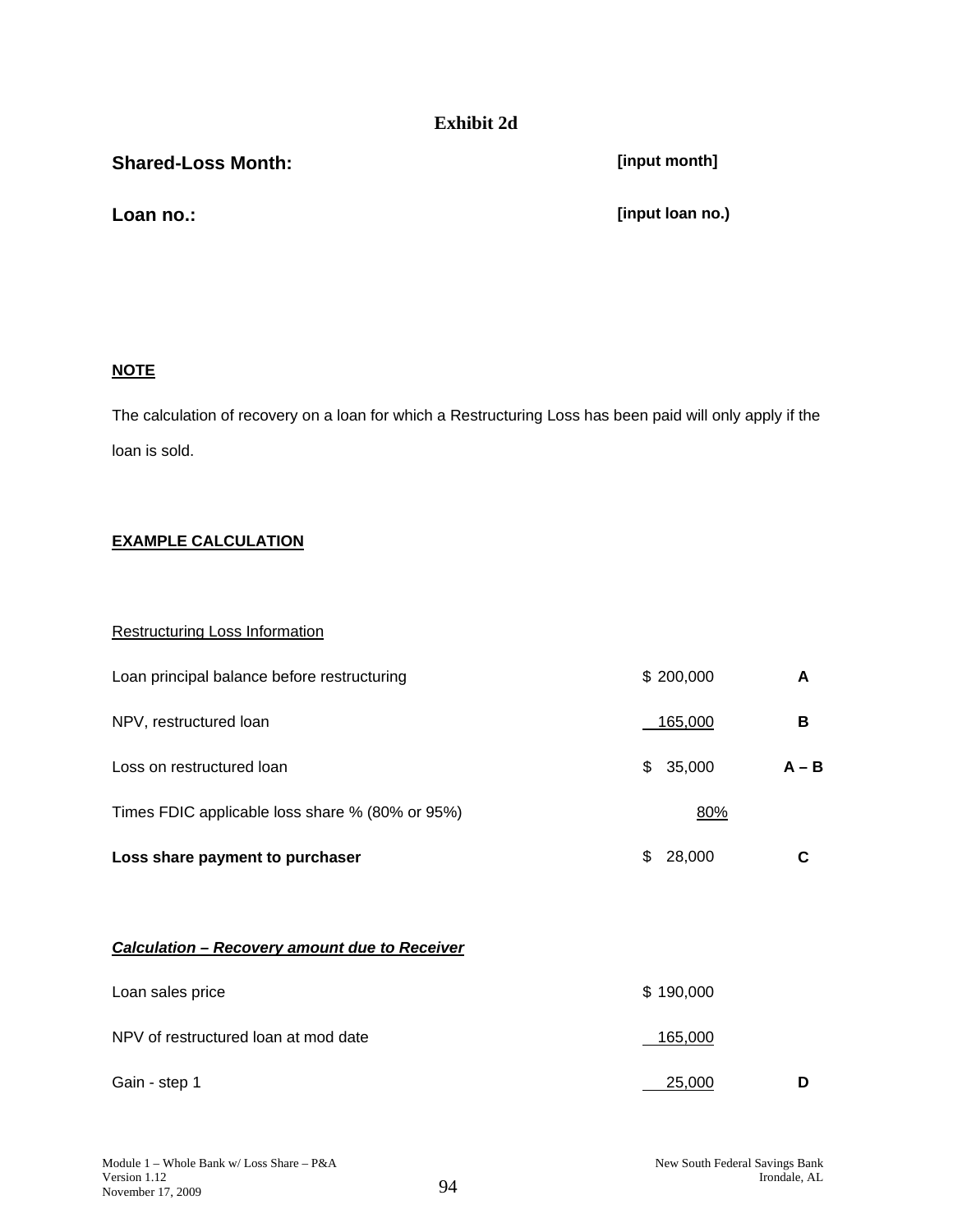# Exhibit 2d

**Shared-Loss Month:** **[input month]**

**Loan no.:** **[input loan no.)**

**NOTE**

The calculation of recovery on a loan for which a Restructuring Loss has been paid will only apply if the loan is sold.

**EXAMPLE CALCULATION**

Restructuring Loss Information

| | | |
|---|---|---|
| Loan principal balance before restructuring | $ 200,000 | **A** |
| NPV, restructured loan | 165,000 | **B** |
| Loss on restructured loan | $ 35,000 | **A – B** |
| Times FDIC applicable loss share % (80% or 95%) | 80% | |
| **Loss share payment to purchaser** | $ 28,000 | **C** |

***Calculation – Recovery amount due to Receiver***

| | | |
|---|---|---|
| Loan sales price | $ 190,000 | |
| NPV of restructured loan at mod date | 165,000 | |
| Gain - step 1 | 25,000 | **D** |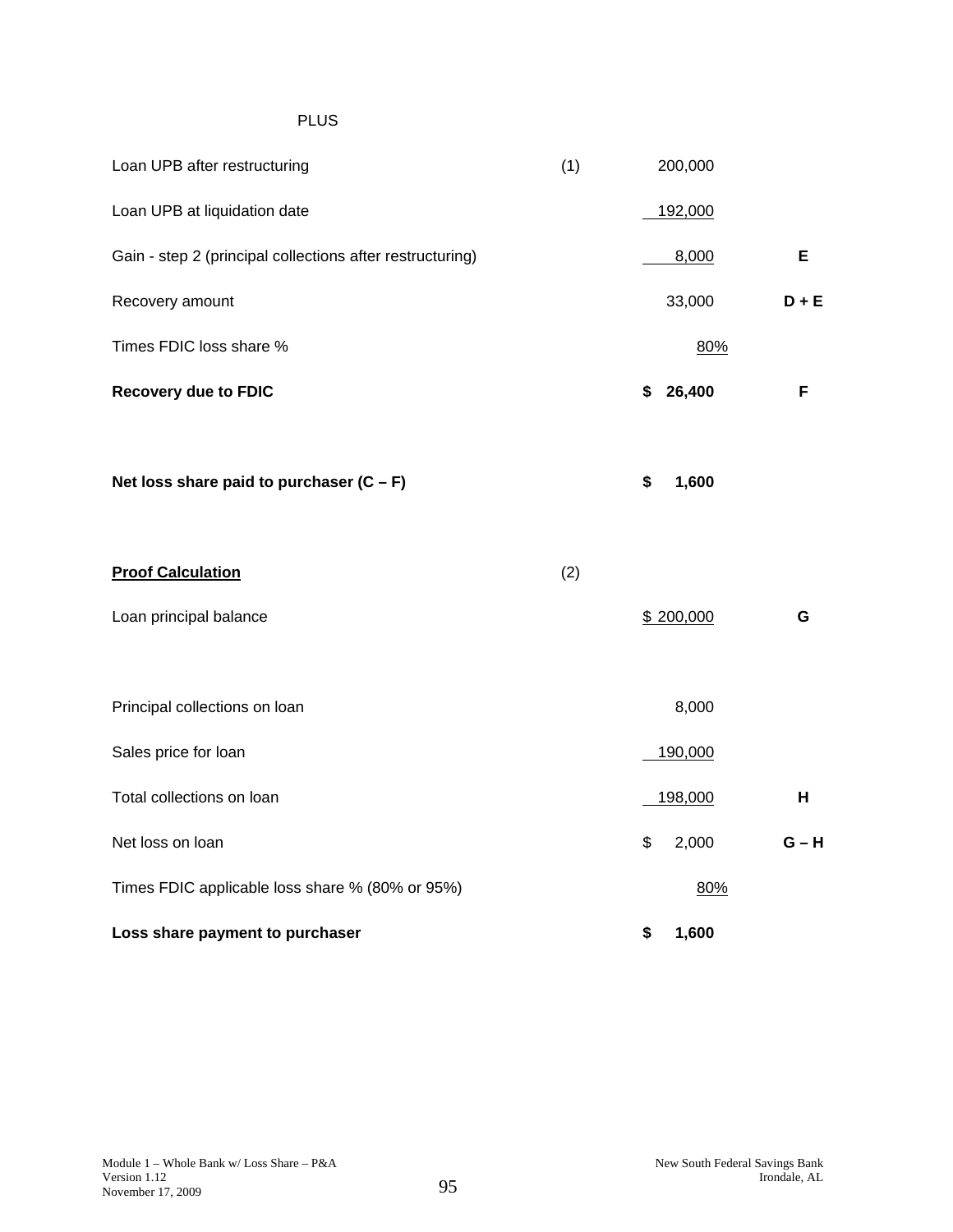PLUS

| | | | |
|---|---|---|---|
| Loan UPB after restructuring | (1) | 200,000 | |
| Loan UPB at liquidation date | | 192,000 | |
| Gain - step 2 (principal collections after restructuring) | | 8,000 | **E** |
| Recovery amount | | 33,000 | **D + E** |
| Times FDIC loss share % | | 80% | |
| **Recovery due to FDIC** | | **$ 26,400** | **F** |
| | | | |
| **Net loss share paid to purchaser (C – F)** | | **$ 1,600** | |
| | | | |
| **Proof Calculation** | (2) | | |
| Loan principal balance | | $ 200,000 | **G** |
| | | | |
| Principal collections on loan | | 8,000 | |
| Sales price for loan | | 190,000 | |
| Total collections on loan | | 198,000 | **H** |
| Net loss on loan | | $ 2,000 | **G – H** |
| Times FDIC applicable loss share % (80% or 95%) | | 80% | |
| **Loss share payment to purchaser** | | **$ 1,600** | |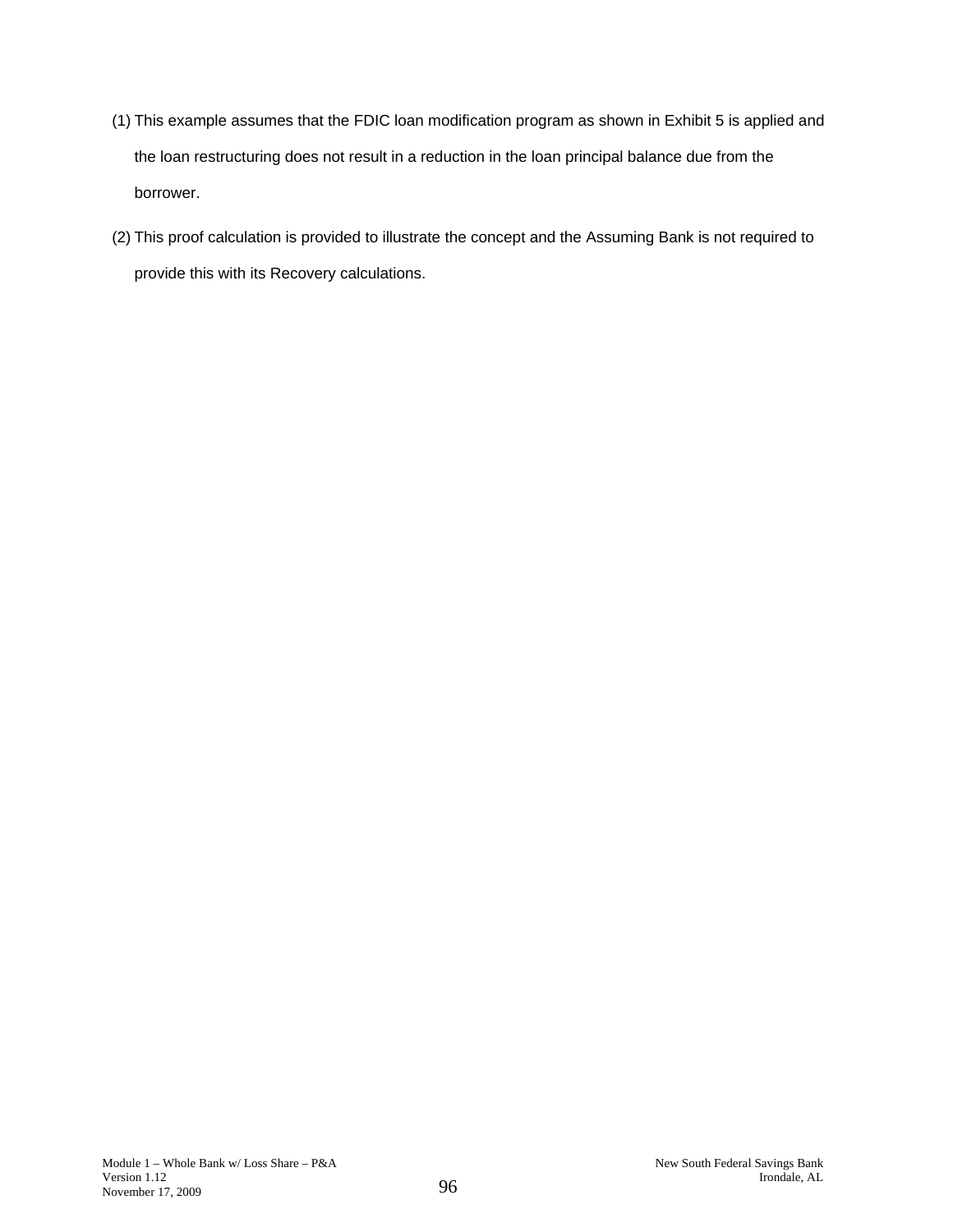(1) This example assumes that the FDIC loan modification program as shown in Exhibit 5 is applied and the loan restructuring does not result in a reduction in the loan principal balance due from the borrower.

(2) This proof calculation is provided to illustrate the concept and the Assuming Bank is not required to provide this with its Recovery calculations.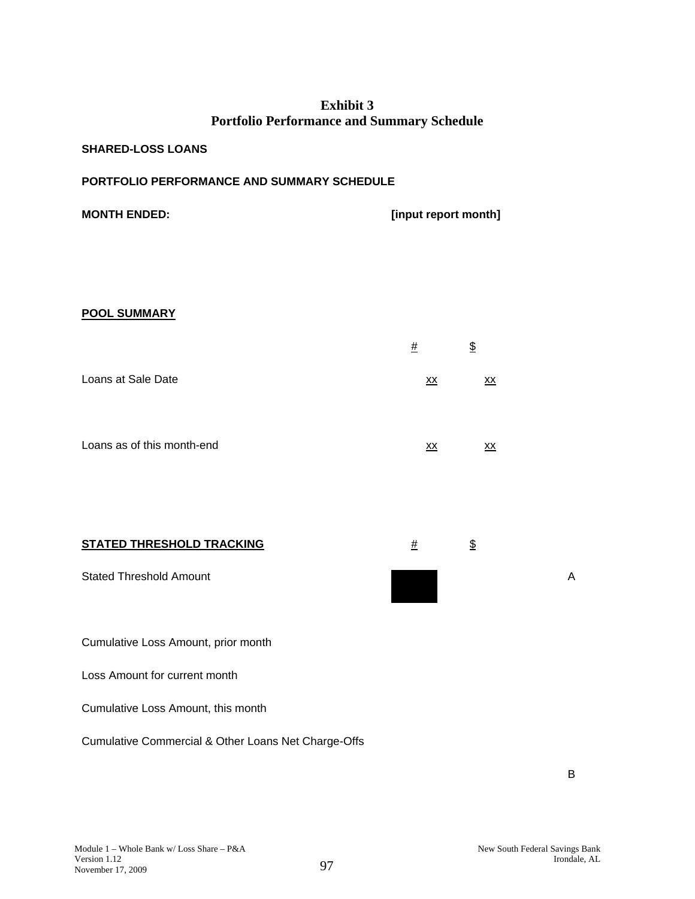# Exhibit 3
## Portfolio Performance and Summary Schedule

**SHARED-LOSS LOANS**

**PORTFOLIO PERFORMANCE AND SUMMARY SCHEDULE**

**MONTH ENDED:** **[input report month]**

**POOL SUMMARY**

| | # | $ |
|---|---|---|
| Loans at Sale Date | xx | xx |
| Loans as of this month-end | xx | xx |

| **STATED THRESHOLD TRACKING** | # | $ | |
|---|---|---|---|
| Stated Threshold Amount | | | A |
| Cumulative Loss Amount, prior month | | | |
| Loss Amount for current month | | | |
| Cumulative Loss Amount, this month | | | |
| Cumulative Commercial & Other Loans Net Charge-Offs | | | |
| | | | B |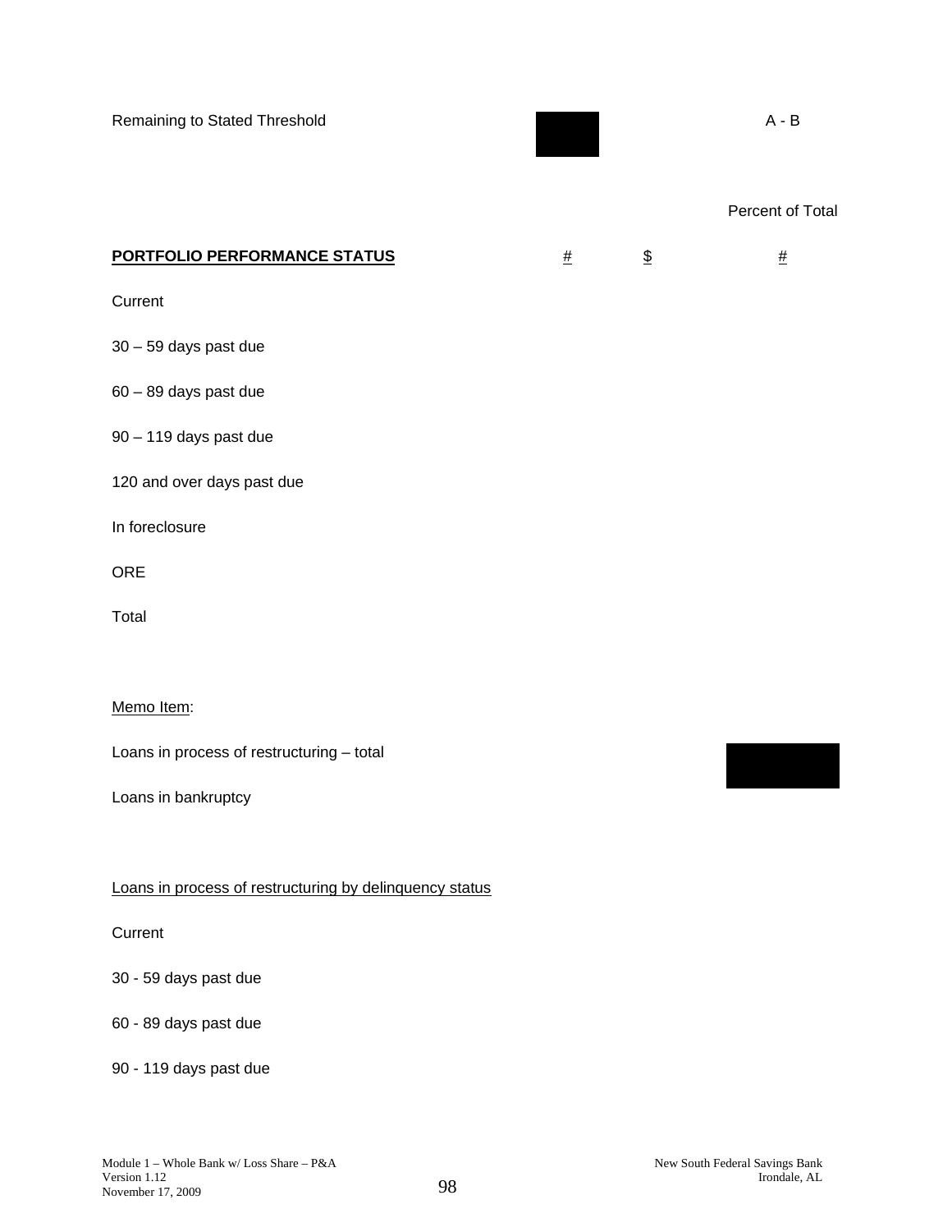| | | | |
|---|---|---|---|
| Remaining to Stated Threshold | | | A - B |
| | | | Percent of Total |
| **PORTFOLIO PERFORMANCE STATUS** | # | $ | # |
| Current | | | |
| 30 – 59 days past due | | | |
| 60 – 89 days past due | | | |
| 90 – 119 days past due | | | |
| 120 and over days past due | | | |
| In foreclosure | | | |
| ORE | | | |
| Total | | | |

Memo Item:

Loans in process of restructuring – total

Loans in bankruptcy

Loans in process of restructuring by delinquency status

Current

30 - 59 days past due

60 - 89 days past due

90 - 119 days past due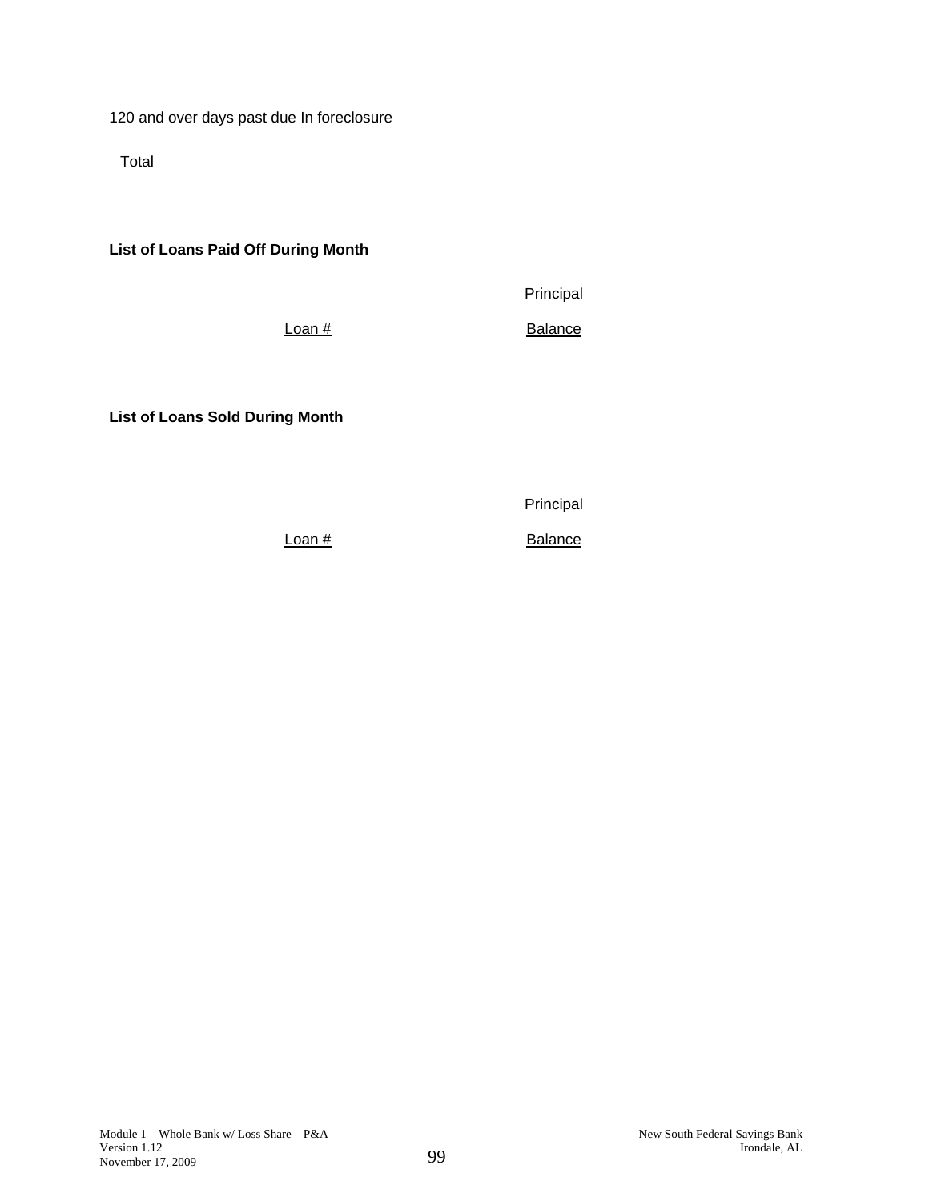120 and over days past due In foreclosure

Total

**List of Loans Paid Off During Month**

| Loan # | Principal Balance |
|---|---|

**List of Loans Sold During Month**

| Loan # | Principal Balance |
|---|---|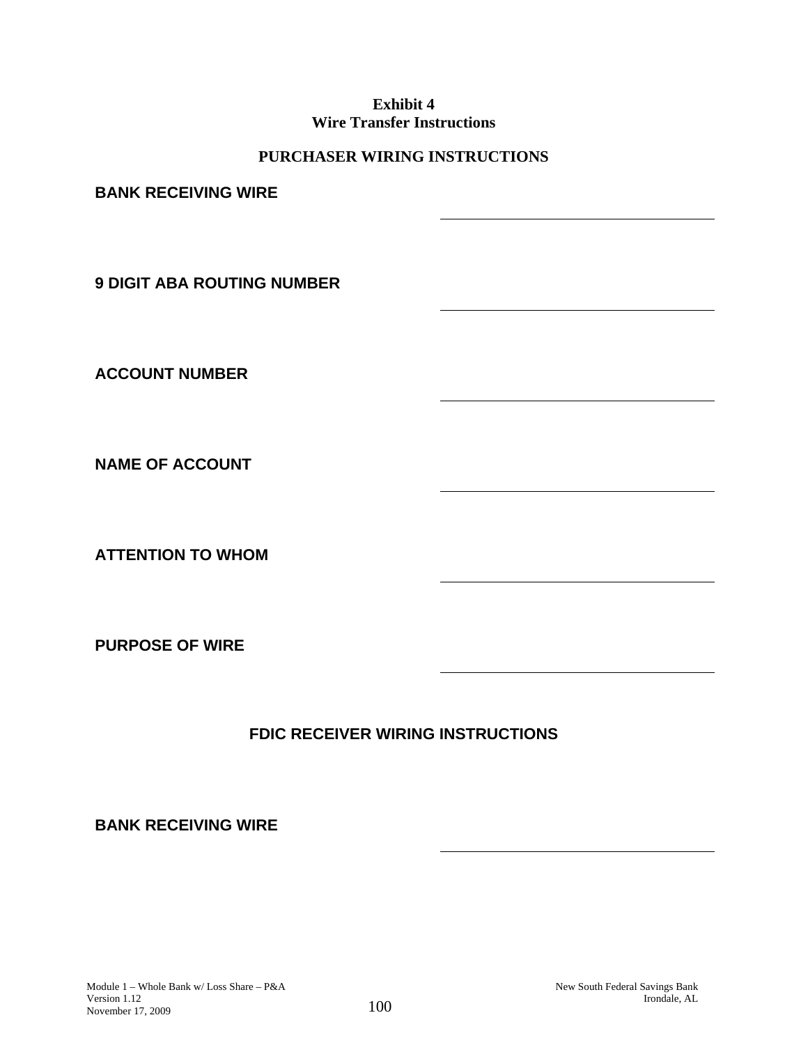**Exhibit 4**
**Wire Transfer Instructions**

## PURCHASER WIRING INSTRUCTIONS

**BANK RECEIVING WIRE** \_\_\_\_\_\_\_\_\_\_\_\_\_\_\_\_\_\_\_\_\_\_\_\_\_\_\_\_\_\_\_\_

**9 DIGIT ABA ROUTING NUMBER** \_\_\_\_\_\_\_\_\_\_\_\_\_\_\_\_\_\_\_\_\_\_\_\_\_\_\_\_\_\_\_\_

**ACCOUNT NUMBER** \_\_\_\_\_\_\_\_\_\_\_\_\_\_\_\_\_\_\_\_\_\_\_\_\_\_\_\_\_\_\_\_

**NAME OF ACCOUNT** \_\_\_\_\_\_\_\_\_\_\_\_\_\_\_\_\_\_\_\_\_\_\_\_\_\_\_\_\_\_\_\_

**ATTENTION TO WHOM** \_\_\_\_\_\_\_\_\_\_\_\_\_\_\_\_\_\_\_\_\_\_\_\_\_\_\_\_\_\_\_\_

**PURPOSE OF WIRE** \_\_\_\_\_\_\_\_\_\_\_\_\_\_\_\_\_\_\_\_\_\_\_\_\_\_\_\_\_\_\_\_

## FDIC RECEIVER WIRING INSTRUCTIONS

**BANK RECEIVING WIRE** \_\_\_\_\_\_\_\_\_\_\_\_\_\_\_\_\_\_\_\_\_\_\_\_\_\_\_\_\_\_\_\_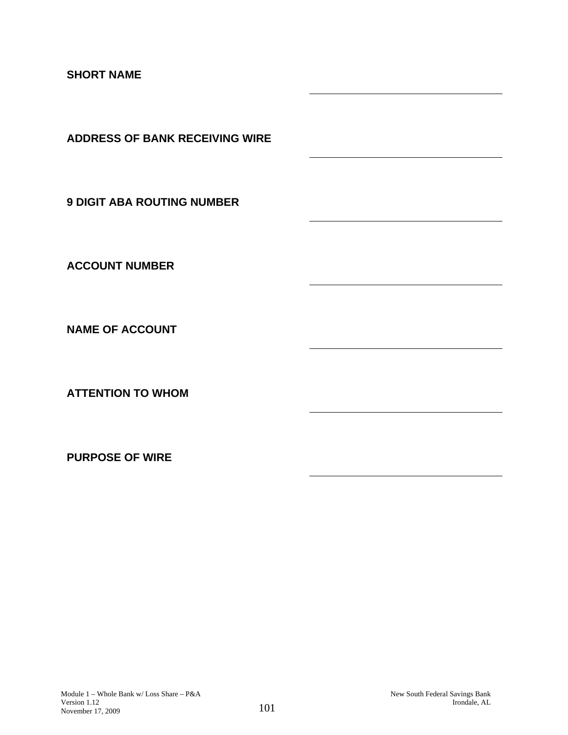**SHORT NAME** \_\_\_\_\_\_\_\_\_\_\_\_\_\_\_\_\_\_\_\_\_\_\_\_\_\_\_\_\_\_

**ADDRESS OF BANK RECEIVING WIRE** \_\_\_\_\_\_\_\_\_\_\_\_\_\_\_\_\_\_\_\_\_\_\_\_\_\_\_\_\_\_

**9 DIGIT ABA ROUTING NUMBER** \_\_\_\_\_\_\_\_\_\_\_\_\_\_\_\_\_\_\_\_\_\_\_\_\_\_\_\_\_\_

**ACCOUNT NUMBER** \_\_\_\_\_\_\_\_\_\_\_\_\_\_\_\_\_\_\_\_\_\_\_\_\_\_\_\_\_\_

**NAME OF ACCOUNT** \_\_\_\_\_\_\_\_\_\_\_\_\_\_\_\_\_\_\_\_\_\_\_\_\_\_\_\_\_\_

**ATTENTION TO WHOM** \_\_\_\_\_\_\_\_\_\_\_\_\_\_\_\_\_\_\_\_\_\_\_\_\_\_\_\_\_\_

**PURPOSE OF WIRE** \_\_\_\_\_\_\_\_\_\_\_\_\_\_\_\_\_\_\_\_\_\_\_\_\_\_\_\_\_\_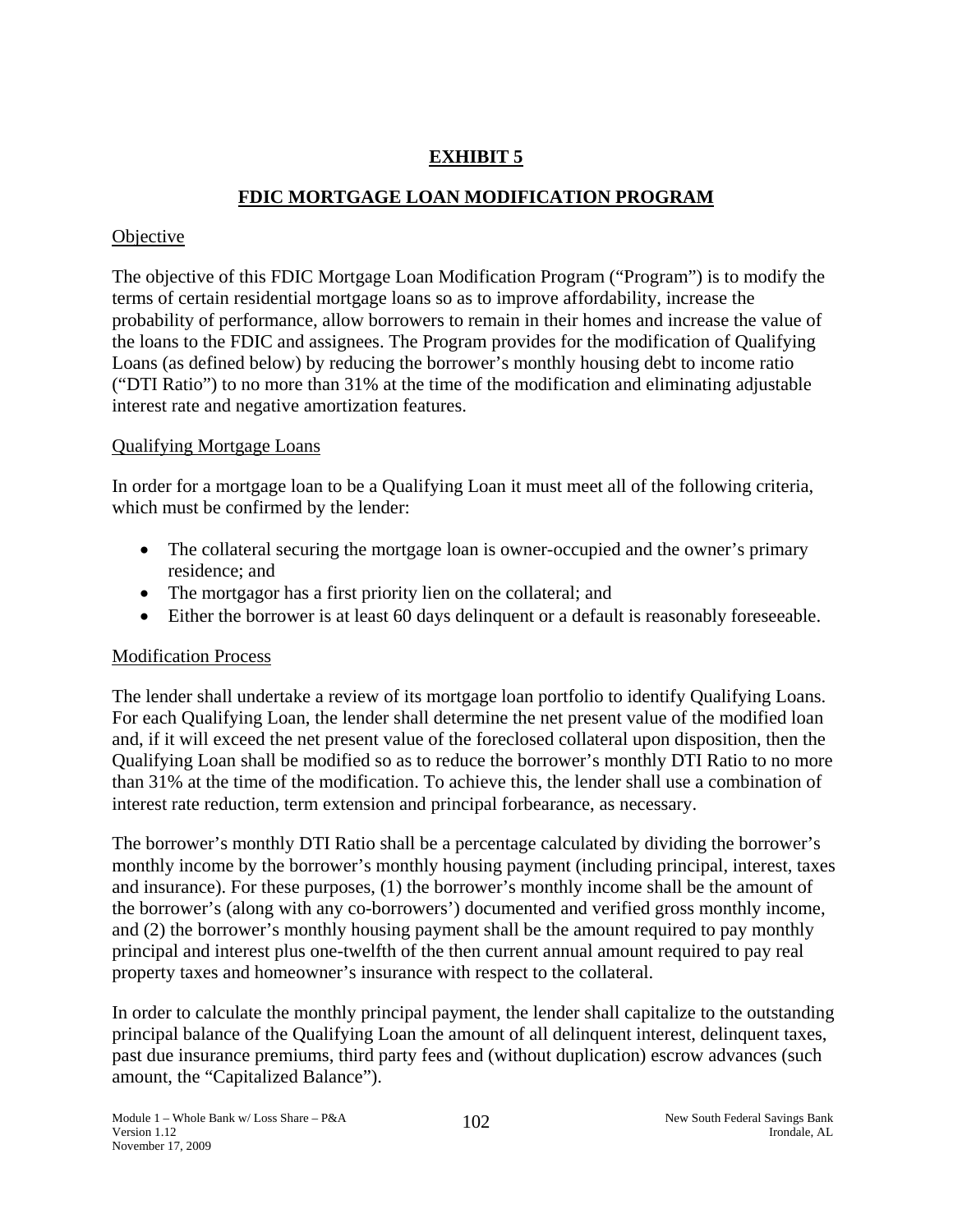# EXHIBIT 5

## FDIC MORTGAGE LOAN MODIFICATION PROGRAM

### Objective

The objective of this FDIC Mortgage Loan Modification Program ("Program") is to modify the terms of certain residential mortgage loans so as to improve affordability, increase the probability of performance, allow borrowers to remain in their homes and increase the value of the loans to the FDIC and assignees. The Program provides for the modification of Qualifying Loans (as defined below) by reducing the borrower's monthly housing debt to income ratio ("DTI Ratio") to no more than 31% at the time of the modification and eliminating adjustable interest rate and negative amortization features.

### Qualifying Mortgage Loans

In order for a mortgage loan to be a Qualifying Loan it must meet all of the following criteria, which must be confirmed by the lender:

- The collateral securing the mortgage loan is owner-occupied and the owner's primary residence; and
- The mortgagor has a first priority lien on the collateral; and
- Either the borrower is at least 60 days delinquent or a default is reasonably foreseeable.

### Modification Process

The lender shall undertake a review of its mortgage loan portfolio to identify Qualifying Loans. For each Qualifying Loan, the lender shall determine the net present value of the modified loan and, if it will exceed the net present value of the foreclosed collateral upon disposition, then the Qualifying Loan shall be modified so as to reduce the borrower's monthly DTI Ratio to no more than 31% at the time of the modification. To achieve this, the lender shall use a combination of interest rate reduction, term extension and principal forbearance, as necessary.

The borrower's monthly DTI Ratio shall be a percentage calculated by dividing the borrower's monthly income by the borrower's monthly housing payment (including principal, interest, taxes and insurance). For these purposes, (1) the borrower's monthly income shall be the amount of the borrower's (along with any co-borrowers') documented and verified gross monthly income, and (2) the borrower's monthly housing payment shall be the amount required to pay monthly principal and interest plus one-twelfth of the then current annual amount required to pay real property taxes and homeowner's insurance with respect to the collateral.

In order to calculate the monthly principal payment, the lender shall capitalize to the outstanding principal balance of the Qualifying Loan the amount of all delinquent interest, delinquent taxes, past due insurance premiums, third party fees and (without duplication) escrow advances (such amount, the "Capitalized Balance").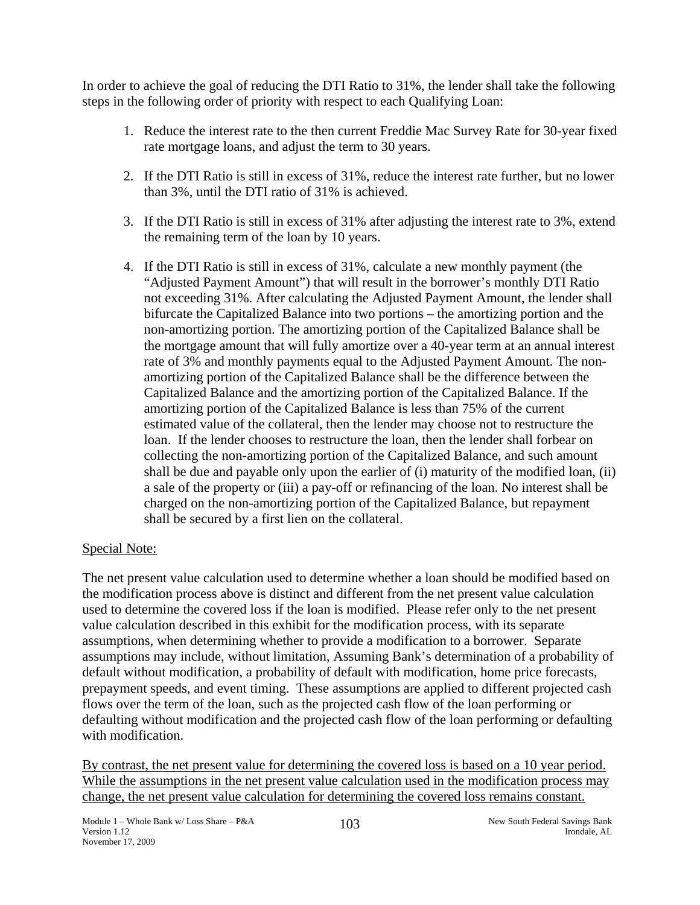In order to achieve the goal of reducing the DTI Ratio to 31%, the lender shall take the following steps in the following order of priority with respect to each Qualifying Loan:

1. Reduce the interest rate to the then current Freddie Mac Survey Rate for 30-year fixed rate mortgage loans, and adjust the term to 30 years.

2. If the DTI Ratio is still in excess of 31%, reduce the interest rate further, but no lower than 3%, until the DTI ratio of 31% is achieved.

3. If the DTI Ratio is still in excess of 31% after adjusting the interest rate to 3%, extend the remaining term of the loan by 10 years.

4. If the DTI Ratio is still in excess of 31%, calculate a new monthly payment (the "Adjusted Payment Amount") that will result in the borrower's monthly DTI Ratio not exceeding 31%. After calculating the Adjusted Payment Amount, the lender shall bifurcate the Capitalized Balance into two portions – the amortizing portion and the non-amortizing portion. The amortizing portion of the Capitalized Balance shall be the mortgage amount that will fully amortize over a 40-year term at an annual interest rate of 3% and monthly payments equal to the Adjusted Payment Amount. The non-amortizing portion of the Capitalized Balance shall be the difference between the Capitalized Balance and the amortizing portion of the Capitalized Balance. If the amortizing portion of the Capitalized Balance is less than 75% of the current estimated value of the collateral, then the lender may choose not to restructure the loan. If the lender chooses to restructure the loan, then the lender shall forbear on collecting the non-amortizing portion of the Capitalized Balance, and such amount shall be due and payable only upon the earlier of (i) maturity of the modified loan, (ii) a sale of the property or (iii) a pay-off or refinancing of the loan. No interest shall be charged on the non-amortizing portion of the Capitalized Balance, but repayment shall be secured by a first lien on the collateral.

Special Note:

The net present value calculation used to determine whether a loan should be modified based on the modification process above is distinct and different from the net present value calculation used to determine the covered loss if the loan is modified. Please refer only to the net present value calculation described in this exhibit for the modification process, with its separate assumptions, when determining whether to provide a modification to a borrower. Separate assumptions may include, without limitation, Assuming Bank's determination of a probability of default without modification, a probability of default with modification, home price forecasts, prepayment speeds, and event timing. These assumptions are applied to different projected cash flows over the term of the loan, such as the projected cash flow of the loan performing or defaulting without modification and the projected cash flow of the loan performing or defaulting with modification.

By contrast, the net present value for determining the covered loss is based on a 10 year period. While the assumptions in the net present value calculation used in the modification process may change, the net present value calculation for determining the covered loss remains constant.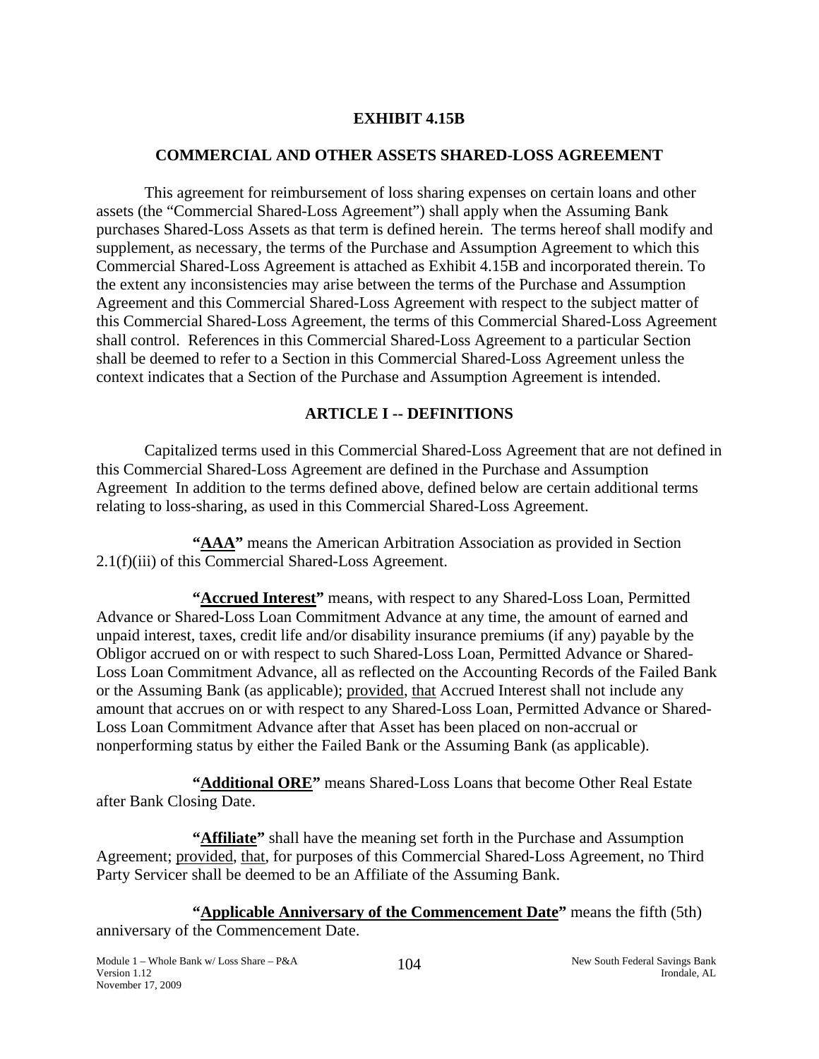# EXHIBIT 4.15B

## COMMERCIAL AND OTHER ASSETS SHARED-LOSS AGREEMENT

This agreement for reimbursement of loss sharing expenses on certain loans and other assets (the "Commercial Shared-Loss Agreement") shall apply when the Assuming Bank purchases Shared-Loss Assets as that term is defined herein. The terms hereof shall modify and supplement, as necessary, the terms of the Purchase and Assumption Agreement to which this Commercial Shared-Loss Agreement is attached as Exhibit 4.15B and incorporated therein. To the extent any inconsistencies may arise between the terms of the Purchase and Assumption Agreement and this Commercial Shared-Loss Agreement with respect to the subject matter of this Commercial Shared-Loss Agreement, the terms of this Commercial Shared-Loss Agreement shall control. References in this Commercial Shared-Loss Agreement to a particular Section shall be deemed to refer to a Section in this Commercial Shared-Loss Agreement unless the context indicates that a Section of the Purchase and Assumption Agreement is intended.

## ARTICLE I -- DEFINITIONS

Capitalized terms used in this Commercial Shared-Loss Agreement that are not defined in this Commercial Shared-Loss Agreement are defined in the Purchase and Assumption Agreement In addition to the terms defined above, defined below are certain additional terms relating to loss-sharing, as used in this Commercial Shared-Loss Agreement.

**"AAA"** means the American Arbitration Association as provided in Section 2.1(f)(iii) of this Commercial Shared-Loss Agreement.

**"Accrued Interest"** means, with respect to any Shared-Loss Loan, Permitted Advance or Shared-Loss Loan Commitment Advance at any time, the amount of earned and unpaid interest, taxes, credit life and/or disability insurance premiums (if any) payable by the Obligor accrued on or with respect to such Shared-Loss Loan, Permitted Advance or Shared-Loss Loan Commitment Advance, all as reflected on the Accounting Records of the Failed Bank or the Assuming Bank (as applicable); provided, that Accrued Interest shall not include any amount that accrues on or with respect to any Shared-Loss Loan, Permitted Advance or Shared-Loss Loan Commitment Advance after that Asset has been placed on non-accrual or nonperforming status by either the Failed Bank or the Assuming Bank (as applicable).

**"Additional ORE"** means Shared-Loss Loans that become Other Real Estate after Bank Closing Date.

**"Affiliate"** shall have the meaning set forth in the Purchase and Assumption Agreement; provided, that, for purposes of this Commercial Shared-Loss Agreement, no Third Party Servicer shall be deemed to be an Affiliate of the Assuming Bank.

**"Applicable Anniversary of the Commencement Date"** means the fifth (5th) anniversary of the Commencement Date.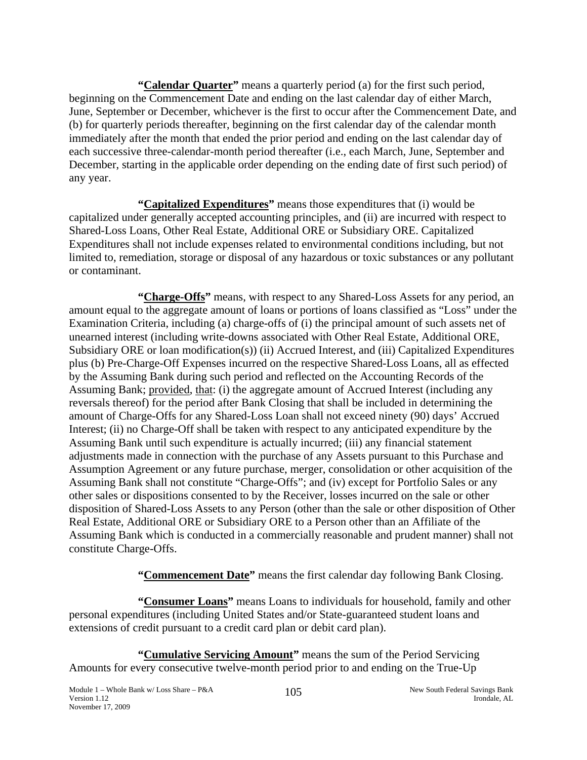**"<u>Calendar Quarter</u>"** means a quarterly period (a) for the first such period, beginning on the Commencement Date and ending on the last calendar day of either March, June, September or December, whichever is the first to occur after the Commencement Date, and (b) for quarterly periods thereafter, beginning on the first calendar day of the calendar month immediately after the month that ended the prior period and ending on the last calendar day of each successive three-calendar-month period thereafter (i.e., each March, June, September and December, starting in the applicable order depending on the ending date of first such period) of any year.

**"<u>Capitalized Expenditures</u>"** means those expenditures that (i) would be capitalized under generally accepted accounting principles, and (ii) are incurred with respect to Shared-Loss Loans, Other Real Estate, Additional ORE or Subsidiary ORE. Capitalized Expenditures shall not include expenses related to environmental conditions including, but not limited to, remediation, storage or disposal of any hazardous or toxic substances or any pollutant or contaminant.

**"<u>Charge-Offs</u>"** means, with respect to any Shared-Loss Assets for any period, an amount equal to the aggregate amount of loans or portions of loans classified as "Loss" under the Examination Criteria, including (a) charge-offs of (i) the principal amount of such assets net of unearned interest (including write-downs associated with Other Real Estate, Additional ORE, Subsidiary ORE or loan modification(s)) (ii) Accrued Interest, and (iii) Capitalized Expenditures plus (b) Pre-Charge-Off Expenses incurred on the respective Shared-Loss Loans, all as effected by the Assuming Bank during such period and reflected on the Accounting Records of the Assuming Bank; <u>provided</u>, <u>that</u>: (i) the aggregate amount of Accrued Interest (including any reversals thereof) for the period after Bank Closing that shall be included in determining the amount of Charge-Offs for any Shared-Loss Loan shall not exceed ninety (90) days' Accrued Interest; (ii) no Charge-Off shall be taken with respect to any anticipated expenditure by the Assuming Bank until such expenditure is actually incurred; (iii) any financial statement adjustments made in connection with the purchase of any Assets pursuant to this Purchase and Assumption Agreement or any future purchase, merger, consolidation or other acquisition of the Assuming Bank shall not constitute "Charge-Offs"; and (iv) except for Portfolio Sales or any other sales or dispositions consented to by the Receiver, losses incurred on the sale or other disposition of Shared-Loss Assets to any Person (other than the sale or other disposition of Other Real Estate, Additional ORE or Subsidiary ORE to a Person other than an Affiliate of the Assuming Bank which is conducted in a commercially reasonable and prudent manner) shall not constitute Charge-Offs.

**"<u>Commencement Date</u>"** means the first calendar day following Bank Closing.

**"<u>Consumer Loans</u>"** means Loans to individuals for household, family and other personal expenditures (including United States and/or State-guaranteed student loans and extensions of credit pursuant to a credit card plan or debit card plan).

**"<u>Cumulative Servicing Amount</u>"** means the sum of the Period Servicing Amounts for every consecutive twelve-month period prior to and ending on the True-Up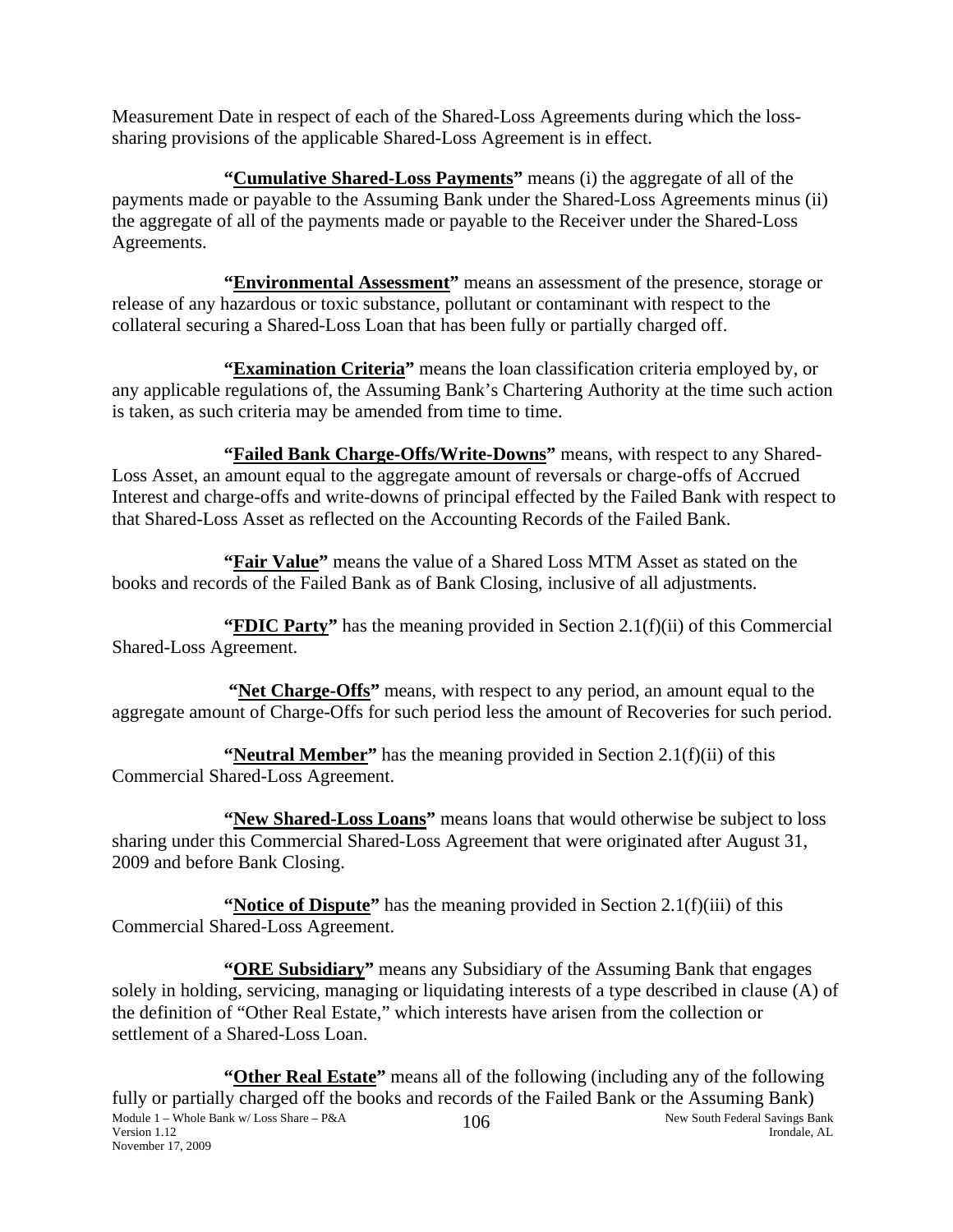Measurement Date in respect of each of the Shared-Loss Agreements during which the loss-sharing provisions of the applicable Shared-Loss Agreement is in effect.

**"Cumulative Shared-Loss Payments"** means (i) the aggregate of all of the payments made or payable to the Assuming Bank under the Shared-Loss Agreements minus (ii) the aggregate of all of the payments made or payable to the Receiver under the Shared-Loss Agreements.

**"Environmental Assessment"** means an assessment of the presence, storage or release of any hazardous or toxic substance, pollutant or contaminant with respect to the collateral securing a Shared-Loss Loan that has been fully or partially charged off.

**"Examination Criteria"** means the loan classification criteria employed by, or any applicable regulations of, the Assuming Bank's Chartering Authority at the time such action is taken, as such criteria may be amended from time to time.

**"Failed Bank Charge-Offs/Write-Downs"** means, with respect to any Shared-Loss Asset, an amount equal to the aggregate amount of reversals or charge-offs of Accrued Interest and charge-offs and write-downs of principal effected by the Failed Bank with respect to that Shared-Loss Asset as reflected on the Accounting Records of the Failed Bank.

**"Fair Value"** means the value of a Shared Loss MTM Asset as stated on the books and records of the Failed Bank as of Bank Closing, inclusive of all adjustments.

**"FDIC Party"** has the meaning provided in Section 2.1(f)(ii) of this Commercial Shared-Loss Agreement.

**"Net Charge-Offs"** means, with respect to any period, an amount equal to the aggregate amount of Charge-Offs for such period less the amount of Recoveries for such period.

**"Neutral Member"** has the meaning provided in Section 2.1(f)(ii) of this Commercial Shared-Loss Agreement.

**"New Shared-Loss Loans"** means loans that would otherwise be subject to loss sharing under this Commercial Shared-Loss Agreement that were originated after August 31, 2009 and before Bank Closing.

**"Notice of Dispute"** has the meaning provided in Section 2.1(f)(iii) of this Commercial Shared-Loss Agreement.

**"ORE Subsidiary"** means any Subsidiary of the Assuming Bank that engages solely in holding, servicing, managing or liquidating interests of a type described in clause (A) of the definition of "Other Real Estate," which interests have arisen from the collection or settlement of a Shared-Loss Loan.

**"Other Real Estate"** means all of the following (including any of the following fully or partially charged off the books and records of the Failed Bank or the Assuming Bank)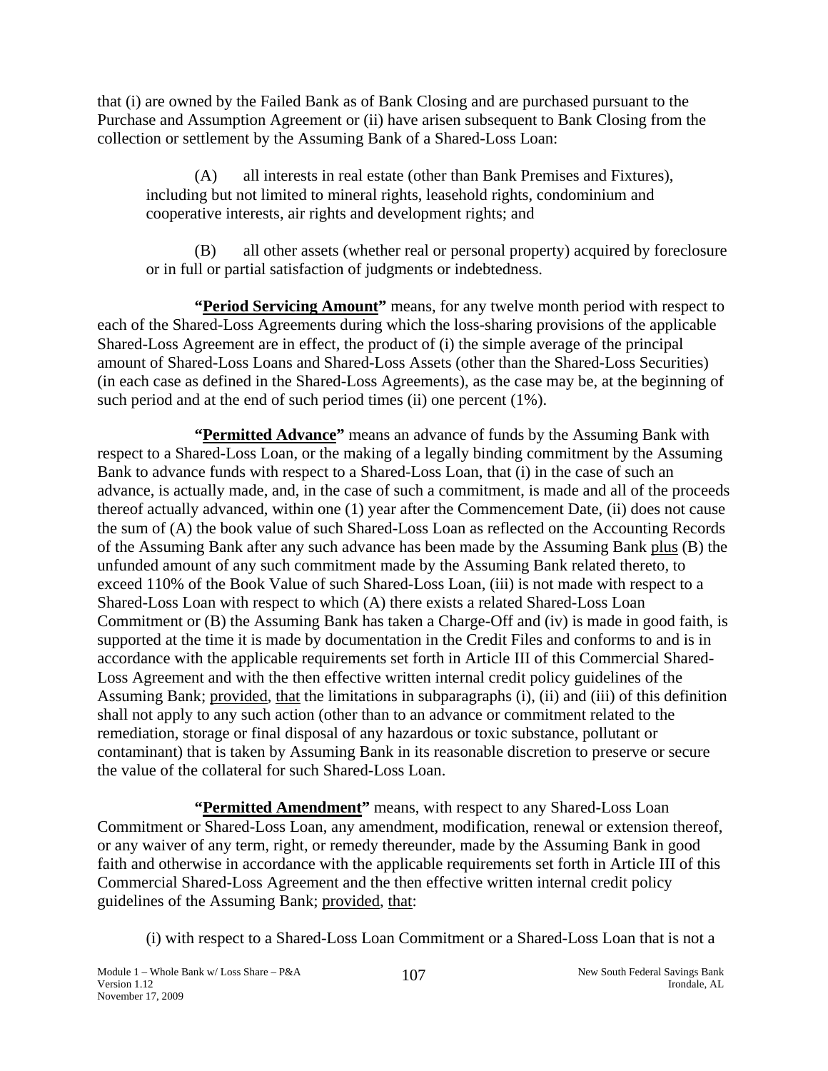that (i) are owned by the Failed Bank as of Bank Closing and are purchased pursuant to the Purchase and Assumption Agreement or (ii) have arisen subsequent to Bank Closing from the collection or settlement by the Assuming Bank of a Shared-Loss Loan:

(A) all interests in real estate (other than Bank Premises and Fixtures), including but not limited to mineral rights, leasehold rights, condominium and cooperative interests, air rights and development rights; and

(B) all other assets (whether real or personal property) acquired by foreclosure or in full or partial satisfaction of judgments or indebtedness.

**"Period Servicing Amount"** means, for any twelve month period with respect to each of the Shared-Loss Agreements during which the loss-sharing provisions of the applicable Shared-Loss Agreement are in effect, the product of (i) the simple average of the principal amount of Shared-Loss Loans and Shared-Loss Assets (other than the Shared-Loss Securities) (in each case as defined in the Shared-Loss Agreements), as the case may be, at the beginning of such period and at the end of such period times (ii) one percent (1%).

**"Permitted Advance"** means an advance of funds by the Assuming Bank with respect to a Shared-Loss Loan, or the making of a legally binding commitment by the Assuming Bank to advance funds with respect to a Shared-Loss Loan, that (i) in the case of such an advance, is actually made, and, in the case of such a commitment, is made and all of the proceeds thereof actually advanced, within one (1) year after the Commencement Date, (ii) does not cause the sum of (A) the book value of such Shared-Loss Loan as reflected on the Accounting Records of the Assuming Bank after any such advance has been made by the Assuming Bank plus (B) the unfunded amount of any such commitment made by the Assuming Bank related thereto, to exceed 110% of the Book Value of such Shared-Loss Loan, (iii) is not made with respect to a Shared-Loss Loan with respect to which (A) there exists a related Shared-Loss Loan Commitment or (B) the Assuming Bank has taken a Charge-Off and (iv) is made in good faith, is supported at the time it is made by documentation in the Credit Files and conforms to and is in accordance with the applicable requirements set forth in Article III of this Commercial Shared-Loss Agreement and with the then effective written internal credit policy guidelines of the Assuming Bank; provided, that the limitations in subparagraphs (i), (ii) and (iii) of this definition shall not apply to any such action (other than to an advance or commitment related to the remediation, storage or final disposal of any hazardous or toxic substance, pollutant or contaminant) that is taken by Assuming Bank in its reasonable discretion to preserve or secure the value of the collateral for such Shared-Loss Loan.

**"Permitted Amendment"** means, with respect to any Shared-Loss Loan Commitment or Shared-Loss Loan, any amendment, modification, renewal or extension thereof, or any waiver of any term, right, or remedy thereunder, made by the Assuming Bank in good faith and otherwise in accordance with the applicable requirements set forth in Article III of this Commercial Shared-Loss Agreement and the then effective written internal credit policy guidelines of the Assuming Bank; provided, that:

(i) with respect to a Shared-Loss Loan Commitment or a Shared-Loss Loan that is not a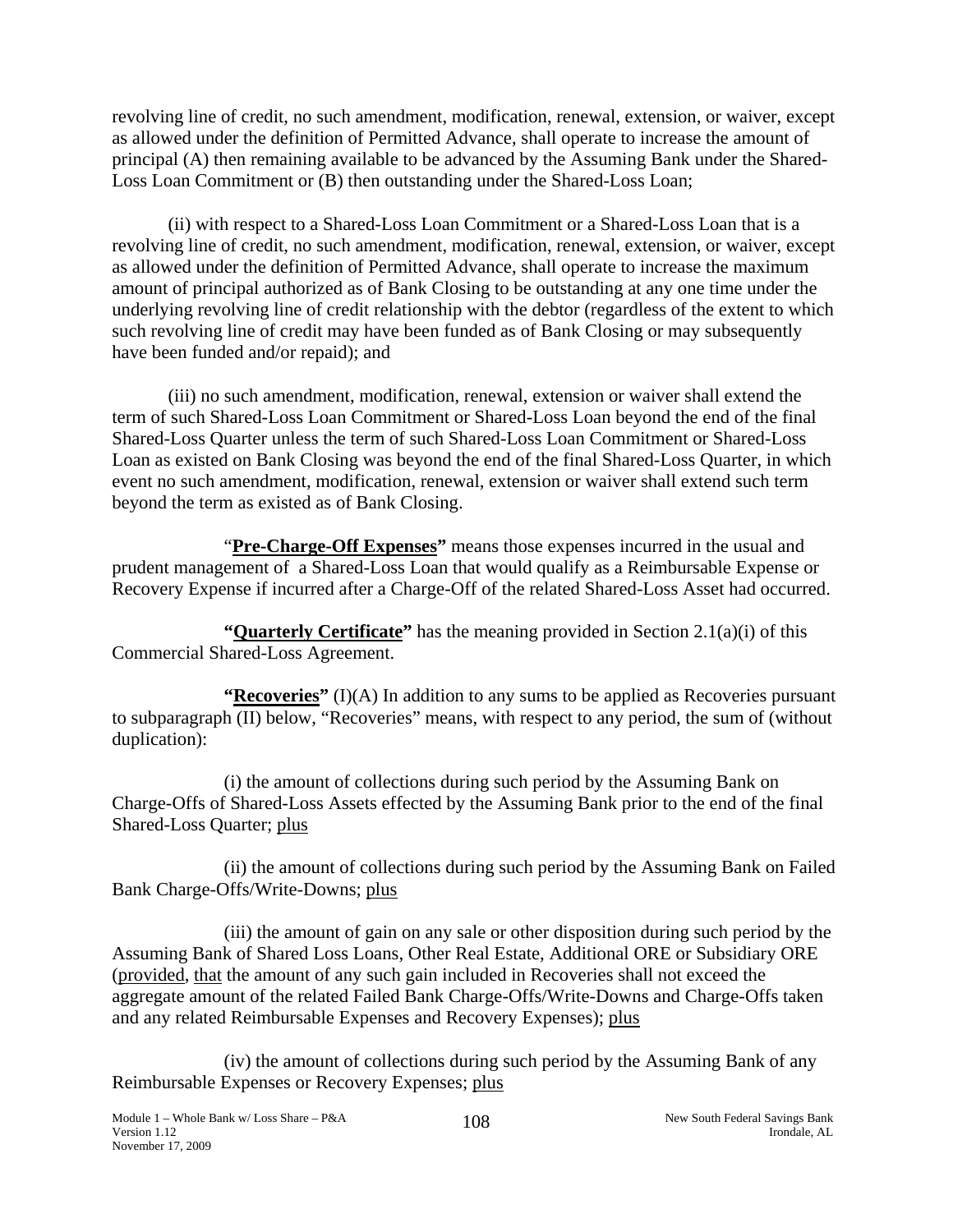revolving line of credit, no such amendment, modification, renewal, extension, or waiver, except as allowed under the definition of Permitted Advance, shall operate to increase the amount of principal (A) then remaining available to be advanced by the Assuming Bank under the Shared-Loss Loan Commitment or (B) then outstanding under the Shared-Loss Loan;

(ii) with respect to a Shared-Loss Loan Commitment or a Shared-Loss Loan that is a revolving line of credit, no such amendment, modification, renewal, extension, or waiver, except as allowed under the definition of Permitted Advance, shall operate to increase the maximum amount of principal authorized as of Bank Closing to be outstanding at any one time under the underlying revolving line of credit relationship with the debtor (regardless of the extent to which such revolving line of credit may have been funded as of Bank Closing or may subsequently have been funded and/or repaid); and

(iii) no such amendment, modification, renewal, extension or waiver shall extend the term of such Shared-Loss Loan Commitment or Shared-Loss Loan beyond the end of the final Shared-Loss Quarter unless the term of such Shared-Loss Loan Commitment or Shared-Loss Loan as existed on Bank Closing was beyond the end of the final Shared-Loss Quarter, in which event no such amendment, modification, renewal, extension or waiver shall extend such term beyond the term as existed as of Bank Closing.

"**Pre-Charge-Off Expenses"** means those expenses incurred in the usual and prudent management of a Shared-Loss Loan that would qualify as a Reimbursable Expense or Recovery Expense if incurred after a Charge-Off of the related Shared-Loss Asset had occurred.

**"Quarterly Certificate"** has the meaning provided in Section 2.1(a)(i) of this Commercial Shared-Loss Agreement.

**"Recoveries"** (I)(A) In addition to any sums to be applied as Recoveries pursuant to subparagraph (II) below, "Recoveries" means, with respect to any period, the sum of (without duplication):

(i) the amount of collections during such period by the Assuming Bank on Charge-Offs of Shared-Loss Assets effected by the Assuming Bank prior to the end of the final Shared-Loss Quarter; plus

(ii) the amount of collections during such period by the Assuming Bank on Failed Bank Charge-Offs/Write-Downs; plus

(iii) the amount of gain on any sale or other disposition during such period by the Assuming Bank of Shared Loss Loans, Other Real Estate, Additional ORE or Subsidiary ORE (provided, that the amount of any such gain included in Recoveries shall not exceed the aggregate amount of the related Failed Bank Charge-Offs/Write-Downs and Charge-Offs taken and any related Reimbursable Expenses and Recovery Expenses); plus

(iv) the amount of collections during such period by the Assuming Bank of any Reimbursable Expenses or Recovery Expenses; plus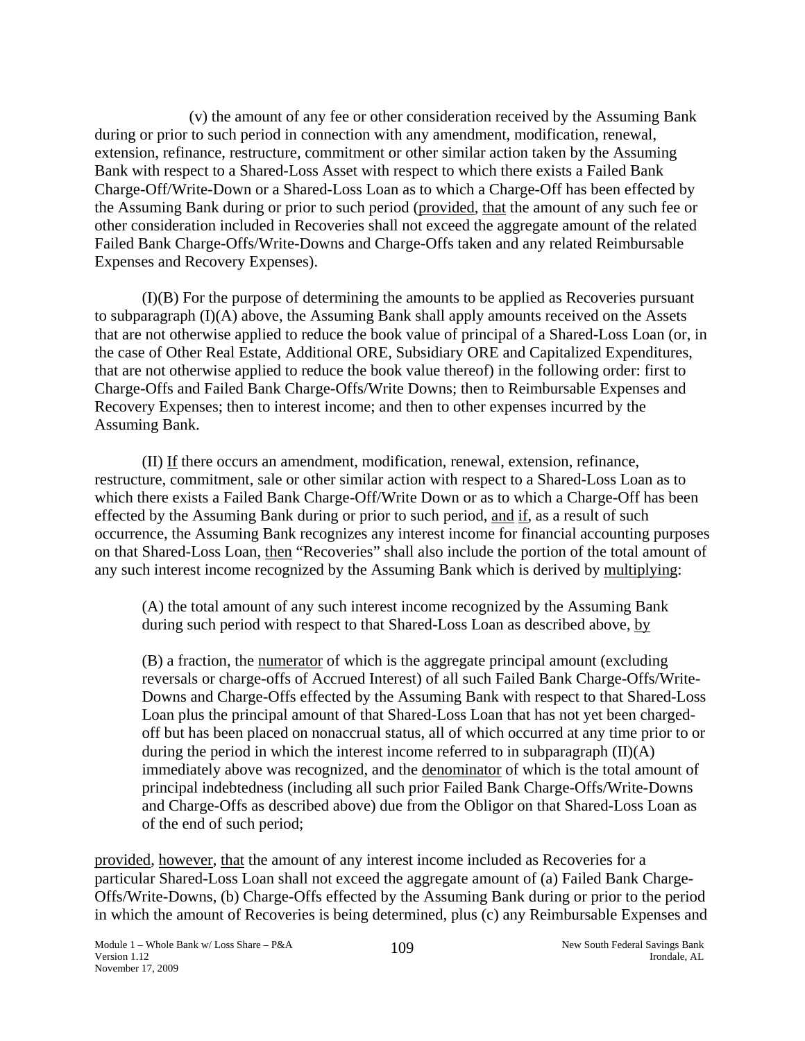(v) the amount of any fee or other consideration received by the Assuming Bank during or prior to such period in connection with any amendment, modification, renewal, extension, refinance, restructure, commitment or other similar action taken by the Assuming Bank with respect to a Shared-Loss Asset with respect to which there exists a Failed Bank Charge-Off/Write-Down or a Shared-Loss Loan as to which a Charge-Off has been effected by the Assuming Bank during or prior to such period (provided, that the amount of any such fee or other consideration included in Recoveries shall not exceed the aggregate amount of the related Failed Bank Charge-Offs/Write-Downs and Charge-Offs taken and any related Reimbursable Expenses and Recovery Expenses).

(I)(B) For the purpose of determining the amounts to be applied as Recoveries pursuant to subparagraph (I)(A) above, the Assuming Bank shall apply amounts received on the Assets that are not otherwise applied to reduce the book value of principal of a Shared-Loss Loan (or, in the case of Other Real Estate, Additional ORE, Subsidiary ORE and Capitalized Expenditures, that are not otherwise applied to reduce the book value thereof) in the following order: first to Charge-Offs and Failed Bank Charge-Offs/Write Downs; then to Reimbursable Expenses and Recovery Expenses; then to interest income; and then to other expenses incurred by the Assuming Bank.

(II) If there occurs an amendment, modification, renewal, extension, refinance, restructure, commitment, sale or other similar action with respect to a Shared-Loss Loan as to which there exists a Failed Bank Charge-Off/Write Down or as to which a Charge-Off has been effected by the Assuming Bank during or prior to such period, and if, as a result of such occurrence, the Assuming Bank recognizes any interest income for financial accounting purposes on that Shared-Loss Loan, then "Recoveries" shall also include the portion of the total amount of any such interest income recognized by the Assuming Bank which is derived by multiplying:

> (A) the total amount of any such interest income recognized by the Assuming Bank during such period with respect to that Shared-Loss Loan as described above, by
>
> (B) a fraction, the numerator of which is the aggregate principal amount (excluding reversals or charge-offs of Accrued Interest) of all such Failed Bank Charge-Offs/Write-Downs and Charge-Offs effected by the Assuming Bank with respect to that Shared-Loss Loan plus the principal amount of that Shared-Loss Loan that has not yet been charged-off but has been placed on nonaccrual status, all of which occurred at any time prior to or during the period in which the interest income referred to in subparagraph (II)(A) immediately above was recognized, and the denominator of which is the total amount of principal indebtedness (including all such prior Failed Bank Charge-Offs/Write-Downs and Charge-Offs as described above) due from the Obligor on that Shared-Loss Loan as of the end of such period;

provided, however, that the amount of any interest income included as Recoveries for a particular Shared-Loss Loan shall not exceed the aggregate amount of (a) Failed Bank Charge-Offs/Write-Downs, (b) Charge-Offs effected by the Assuming Bank during or prior to the period in which the amount of Recoveries is being determined, plus (c) any Reimbursable Expenses and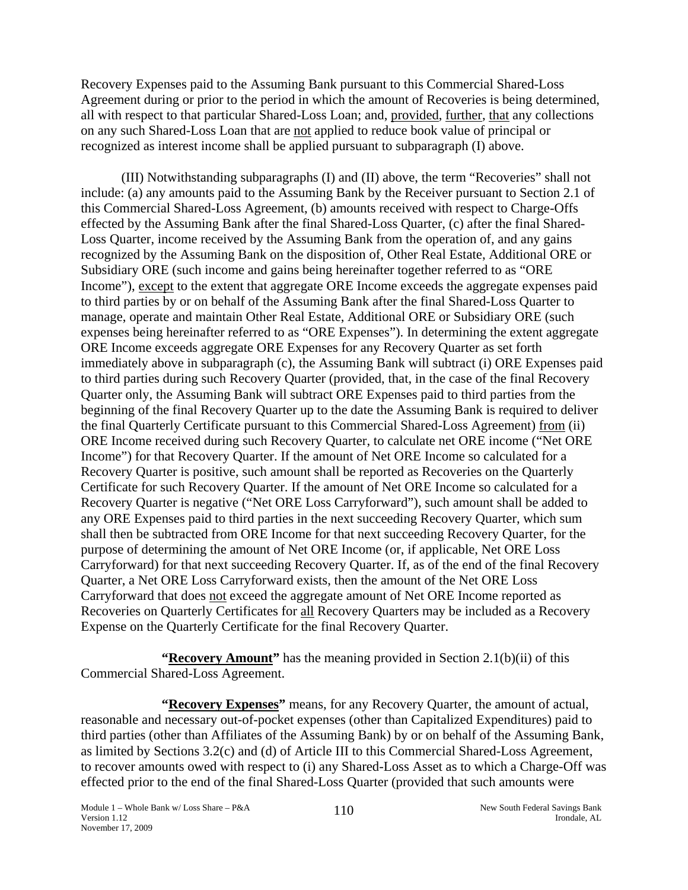Recovery Expenses paid to the Assuming Bank pursuant to this Commercial Shared-Loss Agreement during or prior to the period in which the amount of Recoveries is being determined, all with respect to that particular Shared-Loss Loan; and, provided, further, that any collections on any such Shared-Loss Loan that are not applied to reduce book value of principal or recognized as interest income shall be applied pursuant to subparagraph (I) above.

(III) Notwithstanding subparagraphs (I) and (II) above, the term "Recoveries" shall not include: (a) any amounts paid to the Assuming Bank by the Receiver pursuant to Section 2.1 of this Commercial Shared-Loss Agreement, (b) amounts received with respect to Charge-Offs effected by the Assuming Bank after the final Shared-Loss Quarter, (c) after the final Shared-Loss Quarter, income received by the Assuming Bank from the operation of, and any gains recognized by the Assuming Bank on the disposition of, Other Real Estate, Additional ORE or Subsidiary ORE (such income and gains being hereinafter together referred to as "ORE Income"), except to the extent that aggregate ORE Income exceeds the aggregate expenses paid to third parties by or on behalf of the Assuming Bank after the final Shared-Loss Quarter to manage, operate and maintain Other Real Estate, Additional ORE or Subsidiary ORE (such expenses being hereinafter referred to as "ORE Expenses"). In determining the extent aggregate ORE Income exceeds aggregate ORE Expenses for any Recovery Quarter as set forth immediately above in subparagraph (c), the Assuming Bank will subtract (i) ORE Expenses paid to third parties during such Recovery Quarter (provided, that, in the case of the final Recovery Quarter only, the Assuming Bank will subtract ORE Expenses paid to third parties from the beginning of the final Recovery Quarter up to the date the Assuming Bank is required to deliver the final Quarterly Certificate pursuant to this Commercial Shared-Loss Agreement) from (ii) ORE Income received during such Recovery Quarter, to calculate net ORE income ("Net ORE Income") for that Recovery Quarter. If the amount of Net ORE Income so calculated for a Recovery Quarter is positive, such amount shall be reported as Recoveries on the Quarterly Certificate for such Recovery Quarter. If the amount of Net ORE Income so calculated for a Recovery Quarter is negative ("Net ORE Loss Carryforward"), such amount shall be added to any ORE Expenses paid to third parties in the next succeeding Recovery Quarter, which sum shall then be subtracted from ORE Income for that next succeeding Recovery Quarter, for the purpose of determining the amount of Net ORE Income (or, if applicable, Net ORE Loss Carryforward) for that next succeeding Recovery Quarter. If, as of the end of the final Recovery Quarter, a Net ORE Loss Carryforward exists, then the amount of the Net ORE Loss Carryforward that does not exceed the aggregate amount of Net ORE Income reported as Recoveries on Quarterly Certificates for all Recovery Quarters may be included as a Recovery Expense on the Quarterly Certificate for the final Recovery Quarter.

**"Recovery Amount"** has the meaning provided in Section 2.1(b)(ii) of this Commercial Shared-Loss Agreement.

**"Recovery Expenses"** means, for any Recovery Quarter, the amount of actual, reasonable and necessary out-of-pocket expenses (other than Capitalized Expenditures) paid to third parties (other than Affiliates of the Assuming Bank) by or on behalf of the Assuming Bank, as limited by Sections 3.2(c) and (d) of Article III to this Commercial Shared-Loss Agreement, to recover amounts owed with respect to (i) any Shared-Loss Asset as to which a Charge-Off was effected prior to the end of the final Shared-Loss Quarter (provided that such amounts were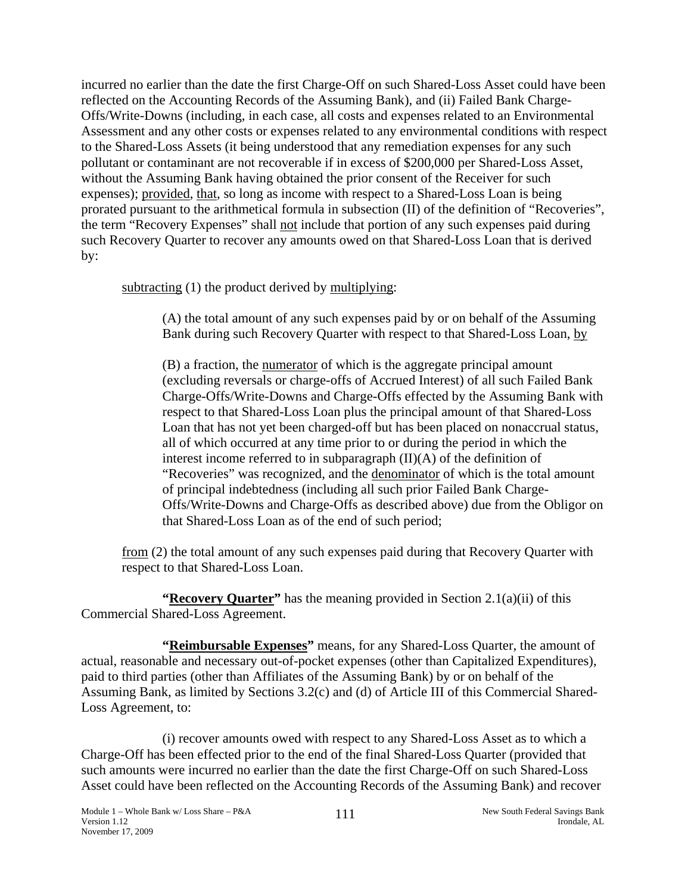incurred no earlier than the date the first Charge-Off on such Shared-Loss Asset could have been reflected on the Accounting Records of the Assuming Bank), and (ii) Failed Bank Charge-Offs/Write-Downs (including, in each case, all costs and expenses related to an Environmental Assessment and any other costs or expenses related to any environmental conditions with respect to the Shared-Loss Assets (it being understood that any remediation expenses for any such pollutant or contaminant are not recoverable if in excess of $200,000 per Shared-Loss Asset, without the Assuming Bank having obtained the prior consent of the Receiver for such expenses); provided, that, so long as income with respect to a Shared-Loss Loan is being prorated pursuant to the arithmetical formula in subsection (II) of the definition of "Recoveries", the term "Recovery Expenses" shall not include that portion of any such expenses paid during such Recovery Quarter to recover any amounts owed on that Shared-Loss Loan that is derived by:

subtracting (1) the product derived by multiplying:

(A) the total amount of any such expenses paid by or on behalf of the Assuming Bank during such Recovery Quarter with respect to that Shared-Loss Loan, by

(B) a fraction, the numerator of which is the aggregate principal amount (excluding reversals or charge-offs of Accrued Interest) of all such Failed Bank Charge-Offs/Write-Downs and Charge-Offs effected by the Assuming Bank with respect to that Shared-Loss Loan plus the principal amount of that Shared-Loss Loan that has not yet been charged-off but has been placed on nonaccrual status, all of which occurred at any time prior to or during the period in which the interest income referred to in subparagraph (II)(A) of the definition of "Recoveries" was recognized, and the denominator of which is the total amount of principal indebtedness (including all such prior Failed Bank Charge-Offs/Write-Downs and Charge-Offs as described above) due from the Obligor on that Shared-Loss Loan as of the end of such period;

from (2) the total amount of any such expenses paid during that Recovery Quarter with respect to that Shared-Loss Loan.

**"Recovery Quarter"** has the meaning provided in Section 2.1(a)(ii) of this Commercial Shared-Loss Agreement.

**"Reimbursable Expenses"** means, for any Shared-Loss Quarter, the amount of actual, reasonable and necessary out-of-pocket expenses (other than Capitalized Expenditures), paid to third parties (other than Affiliates of the Assuming Bank) by or on behalf of the Assuming Bank, as limited by Sections 3.2(c) and (d) of Article III of this Commercial Shared-Loss Agreement, to:

(i) recover amounts owed with respect to any Shared-Loss Asset as to which a Charge-Off has been effected prior to the end of the final Shared-Loss Quarter (provided that such amounts were incurred no earlier than the date the first Charge-Off on such Shared-Loss Asset could have been reflected on the Accounting Records of the Assuming Bank) and recover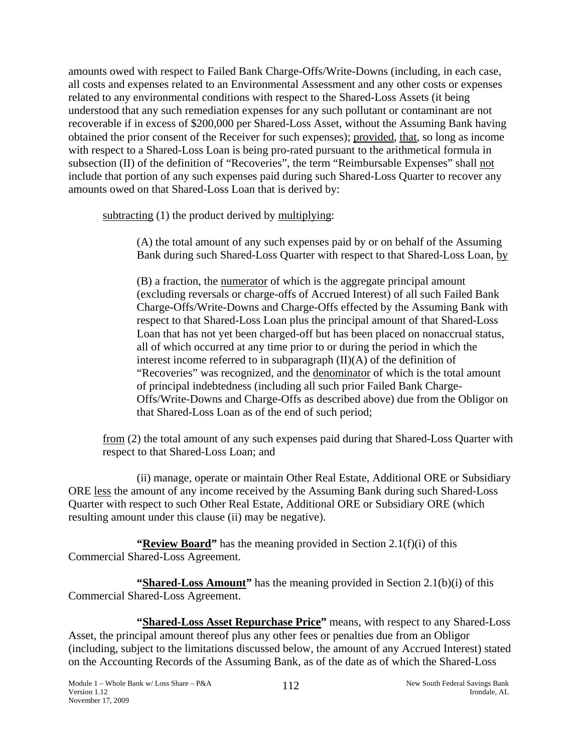amounts owed with respect to Failed Bank Charge-Offs/Write-Downs (including, in each case, all costs and expenses related to an Environmental Assessment and any other costs or expenses related to any environmental conditions with respect to the Shared-Loss Assets (it being understood that any such remediation expenses for any such pollutant or contaminant are not recoverable if in excess of $200,000 per Shared-Loss Asset, without the Assuming Bank having obtained the prior consent of the Receiver for such expenses); provided, that, so long as income with respect to a Shared-Loss Loan is being pro-rated pursuant to the arithmetical formula in subsection (II) of the definition of "Recoveries", the term "Reimbursable Expenses" shall not include that portion of any such expenses paid during such Shared-Loss Quarter to recover any amounts owed on that Shared-Loss Loan that is derived by:

subtracting (1) the product derived by multiplying:

(A) the total amount of any such expenses paid by or on behalf of the Assuming Bank during such Shared-Loss Quarter with respect to that Shared-Loss Loan, by

(B) a fraction, the numerator of which is the aggregate principal amount (excluding reversals or charge-offs of Accrued Interest) of all such Failed Bank Charge-Offs/Write-Downs and Charge-Offs effected by the Assuming Bank with respect to that Shared-Loss Loan plus the principal amount of that Shared-Loss Loan that has not yet been charged-off but has been placed on nonaccrual status, all of which occurred at any time prior to or during the period in which the interest income referred to in subparagraph (II)(A) of the definition of "Recoveries" was recognized, and the denominator of which is the total amount of principal indebtedness (including all such prior Failed Bank Charge-Offs/Write-Downs and Charge-Offs as described above) due from the Obligor on that Shared-Loss Loan as of the end of such period;

from (2) the total amount of any such expenses paid during that Shared-Loss Quarter with respect to that Shared-Loss Loan; and

(ii) manage, operate or maintain Other Real Estate, Additional ORE or Subsidiary ORE less the amount of any income received by the Assuming Bank during such Shared-Loss Quarter with respect to such Other Real Estate, Additional ORE or Subsidiary ORE (which resulting amount under this clause (ii) may be negative).

**"Review Board"** has the meaning provided in Section 2.1(f)(i) of this Commercial Shared-Loss Agreement.

**"Shared-Loss Amount"** has the meaning provided in Section 2.1(b)(i) of this Commercial Shared-Loss Agreement.

**"Shared-Loss Asset Repurchase Price"** means, with respect to any Shared-Loss Asset, the principal amount thereof plus any other fees or penalties due from an Obligor (including, subject to the limitations discussed below, the amount of any Accrued Interest) stated on the Accounting Records of the Assuming Bank, as of the date as of which the Shared-Loss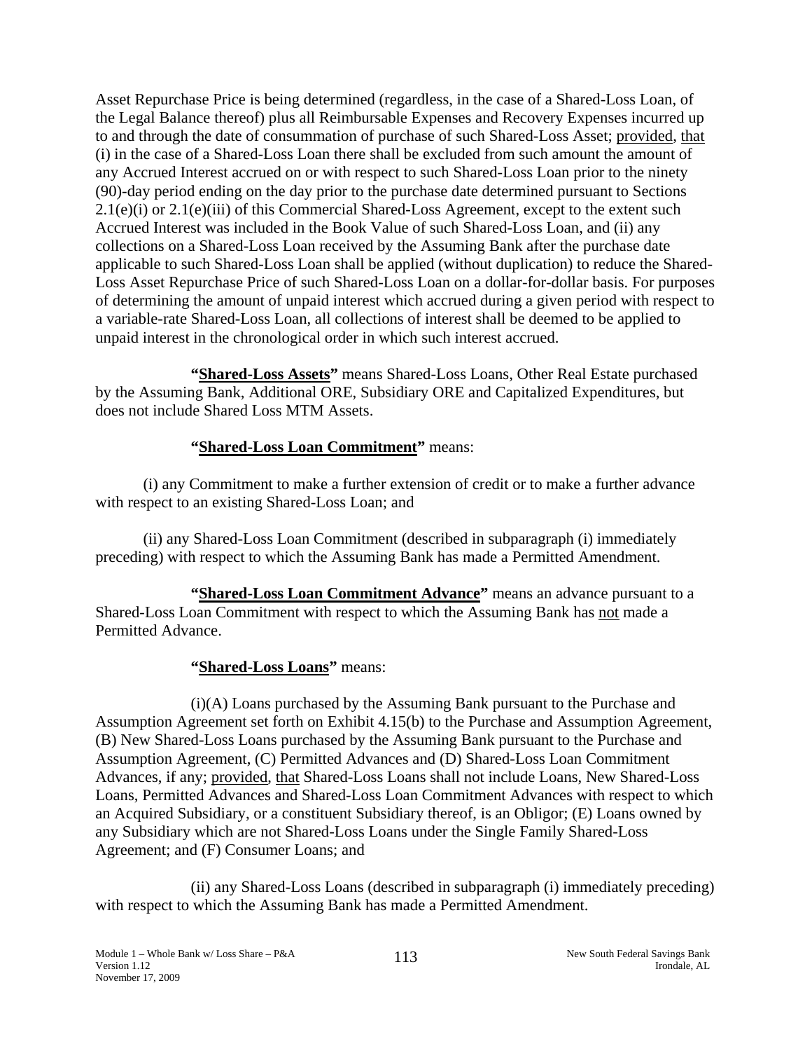Asset Repurchase Price is being determined (regardless, in the case of a Shared-Loss Loan, of the Legal Balance thereof) plus all Reimbursable Expenses and Recovery Expenses incurred up to and through the date of consummation of purchase of such Shared-Loss Asset; provided, that (i) in the case of a Shared-Loss Loan there shall be excluded from such amount the amount of any Accrued Interest accrued on or with respect to such Shared-Loss Loan prior to the ninety (90)-day period ending on the day prior to the purchase date determined pursuant to Sections 2.1(e)(i) or 2.1(e)(iii) of this Commercial Shared-Loss Agreement, except to the extent such Accrued Interest was included in the Book Value of such Shared-Loss Loan, and (ii) any collections on a Shared-Loss Loan received by the Assuming Bank after the purchase date applicable to such Shared-Loss Loan shall be applied (without duplication) to reduce the Shared-Loss Asset Repurchase Price of such Shared-Loss Loan on a dollar-for-dollar basis. For purposes of determining the amount of unpaid interest which accrued during a given period with respect to a variable-rate Shared-Loss Loan, all collections of interest shall be deemed to be applied to unpaid interest in the chronological order in which such interest accrued.

**"Shared-Loss Assets"** means Shared-Loss Loans, Other Real Estate purchased by the Assuming Bank, Additional ORE, Subsidiary ORE and Capitalized Expenditures, but does not include Shared Loss MTM Assets.

**"Shared-Loss Loan Commitment"** means:

(i) any Commitment to make a further extension of credit or to make a further advance with respect to an existing Shared-Loss Loan; and

(ii) any Shared-Loss Loan Commitment (described in subparagraph (i) immediately preceding) with respect to which the Assuming Bank has made a Permitted Amendment.

**"Shared-Loss Loan Commitment Advance"** means an advance pursuant to a Shared-Loss Loan Commitment with respect to which the Assuming Bank has not made a Permitted Advance.

**"Shared-Loss Loans"** means:

(i)(A) Loans purchased by the Assuming Bank pursuant to the Purchase and Assumption Agreement set forth on Exhibit 4.15(b) to the Purchase and Assumption Agreement, (B) New Shared-Loss Loans purchased by the Assuming Bank pursuant to the Purchase and Assumption Agreement, (C) Permitted Advances and (D) Shared-Loss Loan Commitment Advances, if any; provided, that Shared-Loss Loans shall not include Loans, New Shared-Loss Loans, Permitted Advances and Shared-Loss Loan Commitment Advances with respect to which an Acquired Subsidiary, or a constituent Subsidiary thereof, is an Obligor; (E) Loans owned by any Subsidiary which are not Shared-Loss Loans under the Single Family Shared-Loss Agreement; and (F) Consumer Loans; and

(ii) any Shared-Loss Loans (described in subparagraph (i) immediately preceding) with respect to which the Assuming Bank has made a Permitted Amendment.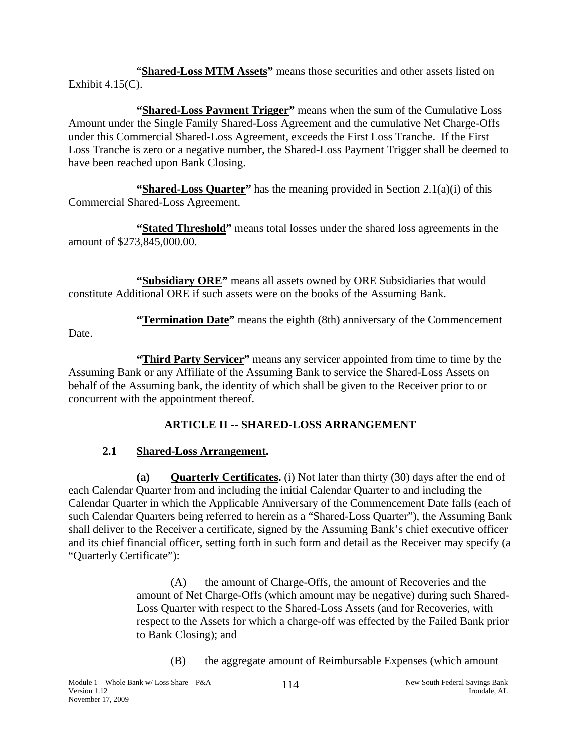"**Shared-Loss MTM Assets"** means those securities and other assets listed on Exhibit 4.15(C).

**"Shared-Loss Payment Trigger"** means when the sum of the Cumulative Loss Amount under the Single Family Shared-Loss Agreement and the cumulative Net Charge-Offs under this Commercial Shared-Loss Agreement, exceeds the First Loss Tranche. If the First Loss Tranche is zero or a negative number, the Shared-Loss Payment Trigger shall be deemed to have been reached upon Bank Closing.

**"Shared-Loss Quarter"** has the meaning provided in Section 2.1(a)(i) of this Commercial Shared-Loss Agreement.

**"Stated Threshold"** means total losses under the shared loss agreements in the amount of $273,845,000.00.

**"Subsidiary ORE"** means all assets owned by ORE Subsidiaries that would constitute Additional ORE if such assets were on the books of the Assuming Bank.

**"Termination Date"** means the eighth (8th) anniversary of the Commencement Date.

**"Third Party Servicer"** means any servicer appointed from time to time by the Assuming Bank or any Affiliate of the Assuming Bank to service the Shared-Loss Assets on behalf of the Assuming bank, the identity of which shall be given to the Receiver prior to or concurrent with the appointment thereof.

## ARTICLE II -- SHARED-LOSS ARRANGEMENT

### 2.1 Shared-Loss Arrangement.

**(a) Quarterly Certificates.** (i) Not later than thirty (30) days after the end of each Calendar Quarter from and including the initial Calendar Quarter to and including the Calendar Quarter in which the Applicable Anniversary of the Commencement Date falls (each of such Calendar Quarters being referred to herein as a "Shared-Loss Quarter"), the Assuming Bank shall deliver to the Receiver a certificate, signed by the Assuming Bank's chief executive officer and its chief financial officer, setting forth in such form and detail as the Receiver may specify (a "Quarterly Certificate"):

(A) the amount of Charge-Offs, the amount of Recoveries and the amount of Net Charge-Offs (which amount may be negative) during such Shared-Loss Quarter with respect to the Shared-Loss Assets (and for Recoveries, with respect to the Assets for which a charge-off was effected by the Failed Bank prior to Bank Closing); and

(B) the aggregate amount of Reimbursable Expenses (which amount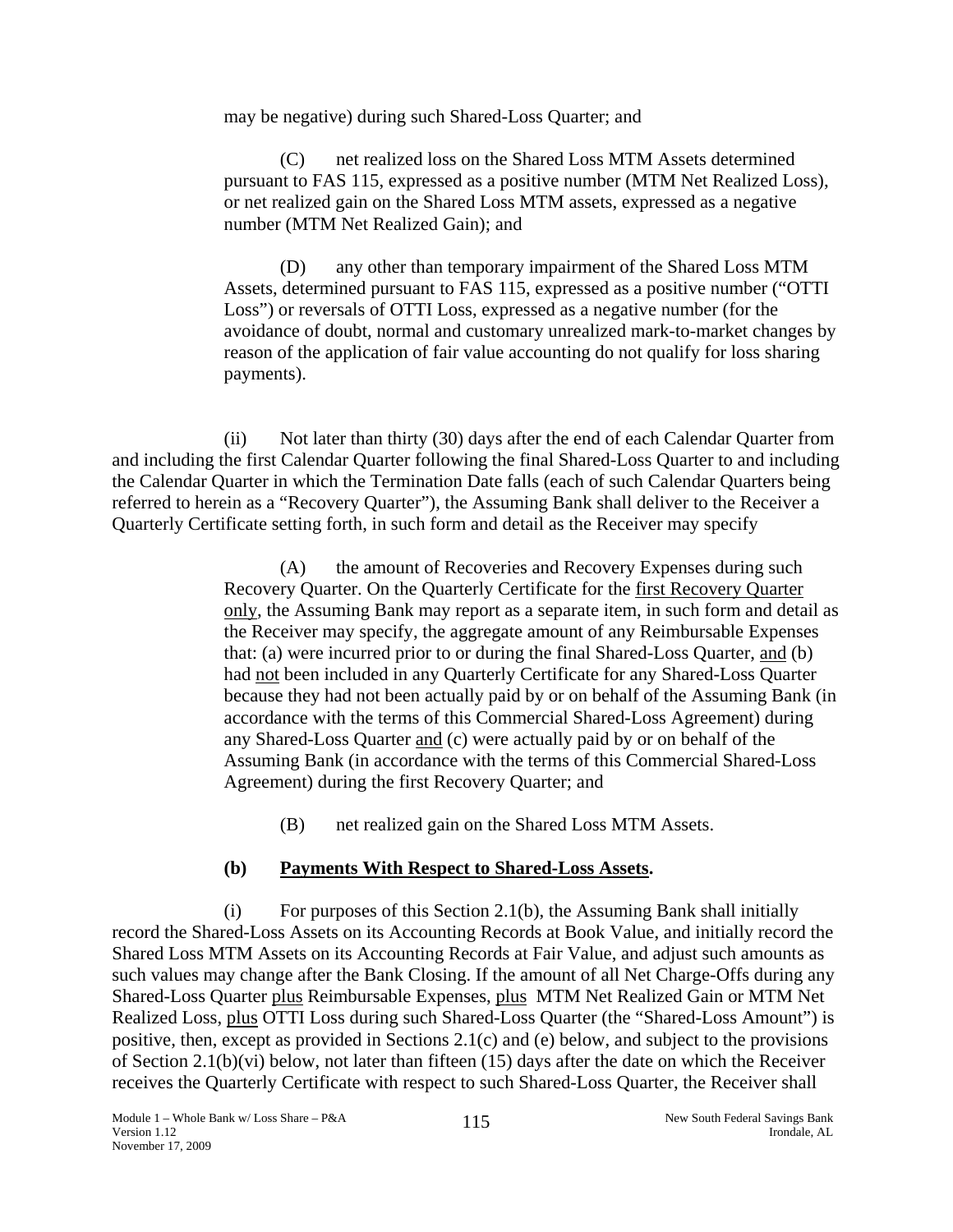may be negative) during such Shared-Loss Quarter; and

(C) net realized loss on the Shared Loss MTM Assets determined pursuant to FAS 115, expressed as a positive number (MTM Net Realized Loss), or net realized gain on the Shared Loss MTM assets, expressed as a negative number (MTM Net Realized Gain); and

(D) any other than temporary impairment of the Shared Loss MTM Assets, determined pursuant to FAS 115, expressed as a positive number ("OTTI Loss") or reversals of OTTI Loss, expressed as a negative number (for the avoidance of doubt, normal and customary unrealized mark-to-market changes by reason of the application of fair value accounting do not qualify for loss sharing payments).

(ii) Not later than thirty (30) days after the end of each Calendar Quarter from and including the first Calendar Quarter following the final Shared-Loss Quarter to and including the Calendar Quarter in which the Termination Date falls (each of such Calendar Quarters being referred to herein as a "Recovery Quarter"), the Assuming Bank shall deliver to the Receiver a Quarterly Certificate setting forth, in such form and detail as the Receiver may specify

(A) the amount of Recoveries and Recovery Expenses during such Recovery Quarter. On the Quarterly Certificate for the first Recovery Quarter only, the Assuming Bank may report as a separate item, in such form and detail as the Receiver may specify, the aggregate amount of any Reimbursable Expenses that: (a) were incurred prior to or during the final Shared-Loss Quarter, and (b) had not been included in any Quarterly Certificate for any Shared-Loss Quarter because they had not been actually paid by or on behalf of the Assuming Bank (in accordance with the terms of this Commercial Shared-Loss Agreement) during any Shared-Loss Quarter and (c) were actually paid by or on behalf of the Assuming Bank (in accordance with the terms of this Commercial Shared-Loss Agreement) during the first Recovery Quarter; and

(B) net realized gain on the Shared Loss MTM Assets.

**(b) Payments With Respect to Shared-Loss Assets.**

(i) For purposes of this Section 2.1(b), the Assuming Bank shall initially record the Shared-Loss Assets on its Accounting Records at Book Value, and initially record the Shared Loss MTM Assets on its Accounting Records at Fair Value, and adjust such amounts as such values may change after the Bank Closing. If the amount of all Net Charge-Offs during any Shared-Loss Quarter plus Reimbursable Expenses, plus MTM Net Realized Gain or MTM Net Realized Loss, plus OTTI Loss during such Shared-Loss Quarter (the "Shared-Loss Amount") is positive, then, except as provided in Sections 2.1(c) and (e) below, and subject to the provisions of Section 2.1(b)(vi) below, not later than fifteen (15) days after the date on which the Receiver receives the Quarterly Certificate with respect to such Shared-Loss Quarter, the Receiver shall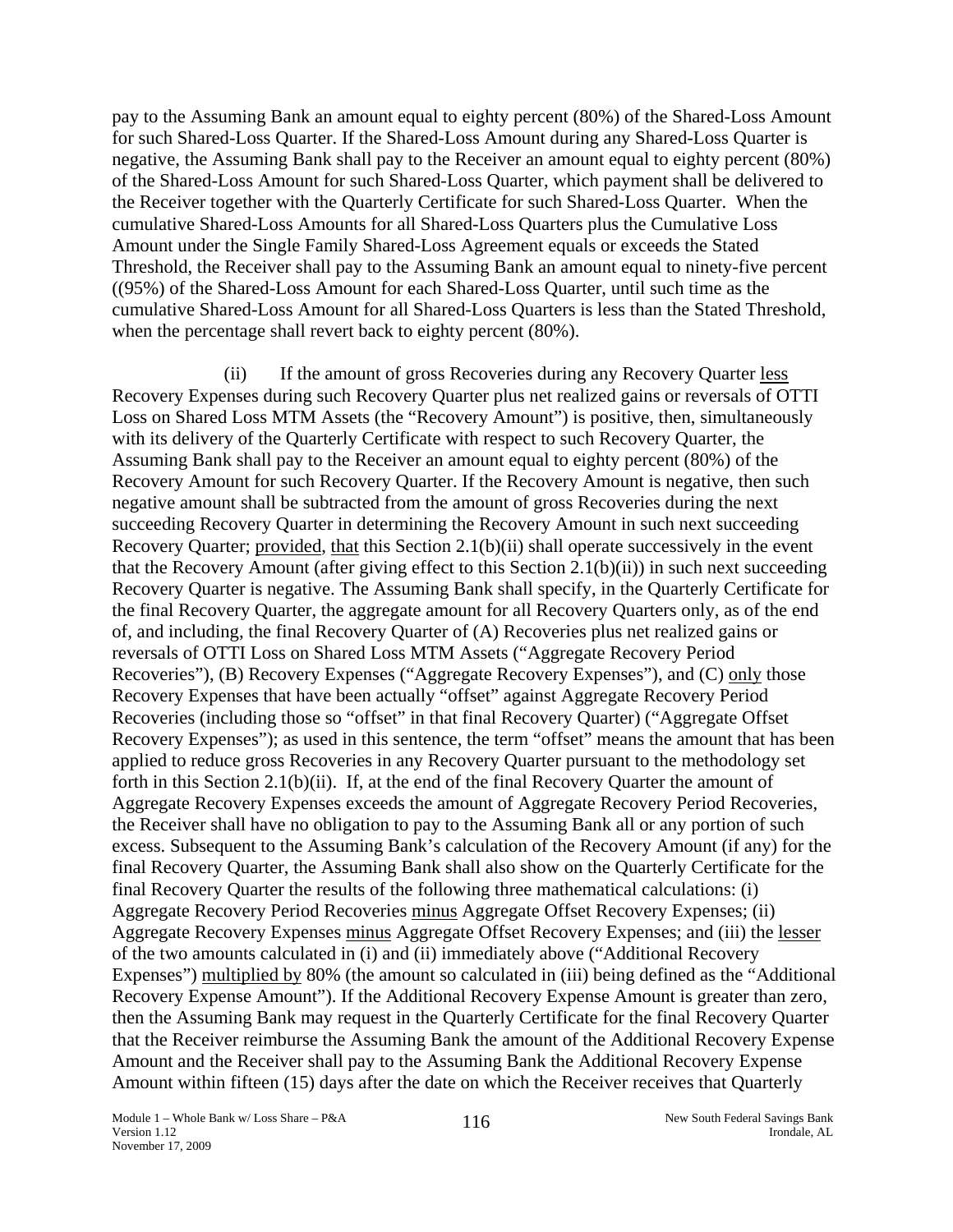pay to the Assuming Bank an amount equal to eighty percent (80%) of the Shared-Loss Amount for such Shared-Loss Quarter. If the Shared-Loss Amount during any Shared-Loss Quarter is negative, the Assuming Bank shall pay to the Receiver an amount equal to eighty percent (80%) of the Shared-Loss Amount for such Shared-Loss Quarter, which payment shall be delivered to the Receiver together with the Quarterly Certificate for such Shared-Loss Quarter. When the cumulative Shared-Loss Amounts for all Shared-Loss Quarters plus the Cumulative Loss Amount under the Single Family Shared-Loss Agreement equals or exceeds the Stated Threshold, the Receiver shall pay to the Assuming Bank an amount equal to ninety-five percent ((95%) of the Shared-Loss Amount for each Shared-Loss Quarter, until such time as the cumulative Shared-Loss Amount for all Shared-Loss Quarters is less than the Stated Threshold, when the percentage shall revert back to eighty percent (80%).

(ii) If the amount of gross Recoveries during any Recovery Quarter less Recovery Expenses during such Recovery Quarter plus net realized gains or reversals of OTTI Loss on Shared Loss MTM Assets (the "Recovery Amount") is positive, then, simultaneously with its delivery of the Quarterly Certificate with respect to such Recovery Quarter, the Assuming Bank shall pay to the Receiver an amount equal to eighty percent (80%) of the Recovery Amount for such Recovery Quarter. If the Recovery Amount is negative, then such negative amount shall be subtracted from the amount of gross Recoveries during the next succeeding Recovery Quarter in determining the Recovery Amount in such next succeeding Recovery Quarter; provided, that this Section 2.1(b)(ii) shall operate successively in the event that the Recovery Amount (after giving effect to this Section 2.1(b)(ii)) in such next succeeding Recovery Quarter is negative. The Assuming Bank shall specify, in the Quarterly Certificate for the final Recovery Quarter, the aggregate amount for all Recovery Quarters only, as of the end of, and including, the final Recovery Quarter of (A) Recoveries plus net realized gains or reversals of OTTI Loss on Shared Loss MTM Assets ("Aggregate Recovery Period Recoveries"), (B) Recovery Expenses ("Aggregate Recovery Expenses"), and (C) only those Recovery Expenses that have been actually "offset" against Aggregate Recovery Period Recoveries (including those so "offset" in that final Recovery Quarter) ("Aggregate Offset Recovery Expenses"); as used in this sentence, the term "offset" means the amount that has been applied to reduce gross Recoveries in any Recovery Quarter pursuant to the methodology set forth in this Section 2.1(b)(ii). If, at the end of the final Recovery Quarter the amount of Aggregate Recovery Expenses exceeds the amount of Aggregate Recovery Period Recoveries, the Receiver shall have no obligation to pay to the Assuming Bank all or any portion of such excess. Subsequent to the Assuming Bank's calculation of the Recovery Amount (if any) for the final Recovery Quarter, the Assuming Bank shall also show on the Quarterly Certificate for the final Recovery Quarter the results of the following three mathematical calculations: (i) Aggregate Recovery Period Recoveries minus Aggregate Offset Recovery Expenses; (ii) Aggregate Recovery Expenses minus Aggregate Offset Recovery Expenses; and (iii) the lesser of the two amounts calculated in (i) and (ii) immediately above ("Additional Recovery Expenses") multiplied by 80% (the amount so calculated in (iii) being defined as the "Additional Recovery Expense Amount"). If the Additional Recovery Expense Amount is greater than zero, then the Assuming Bank may request in the Quarterly Certificate for the final Recovery Quarter that the Receiver reimburse the Assuming Bank the amount of the Additional Recovery Expense Amount and the Receiver shall pay to the Assuming Bank the Additional Recovery Expense Amount within fifteen (15) days after the date on which the Receiver receives that Quarterly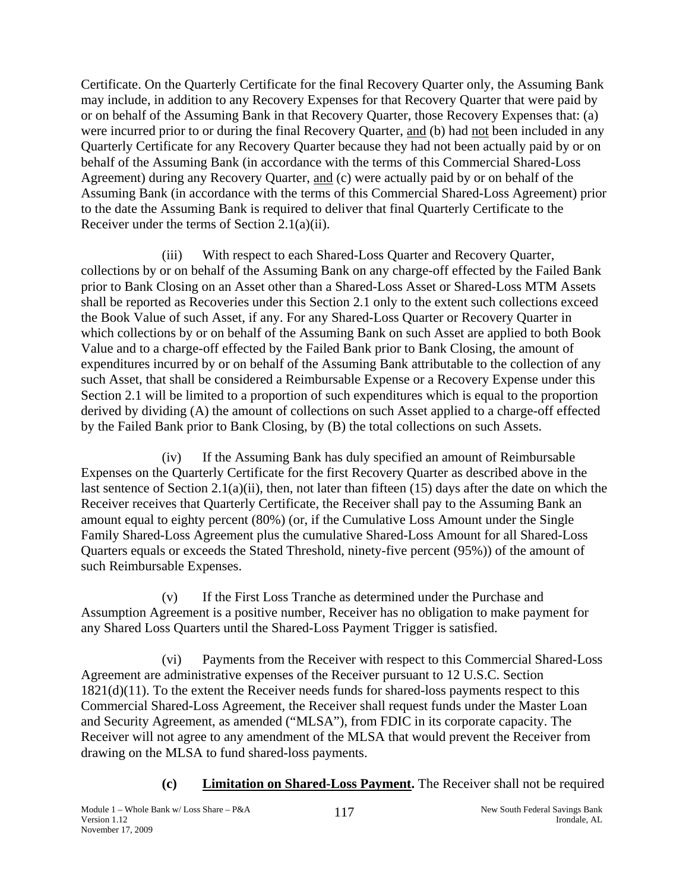Certificate. On the Quarterly Certificate for the final Recovery Quarter only, the Assuming Bank may include, in addition to any Recovery Expenses for that Recovery Quarter that were paid by or on behalf of the Assuming Bank in that Recovery Quarter, those Recovery Expenses that: (a) were incurred prior to or during the final Recovery Quarter, and (b) had not been included in any Quarterly Certificate for any Recovery Quarter because they had not been actually paid by or on behalf of the Assuming Bank (in accordance with the terms of this Commercial Shared-Loss Agreement) during any Recovery Quarter, and (c) were actually paid by or on behalf of the Assuming Bank (in accordance with the terms of this Commercial Shared-Loss Agreement) prior to the date the Assuming Bank is required to deliver that final Quarterly Certificate to the Receiver under the terms of Section 2.1(a)(ii).

(iii) With respect to each Shared-Loss Quarter and Recovery Quarter, collections by or on behalf of the Assuming Bank on any charge-off effected by the Failed Bank prior to Bank Closing on an Asset other than a Shared-Loss Asset or Shared-Loss MTM Assets shall be reported as Recoveries under this Section 2.1 only to the extent such collections exceed the Book Value of such Asset, if any. For any Shared-Loss Quarter or Recovery Quarter in which collections by or on behalf of the Assuming Bank on such Asset are applied to both Book Value and to a charge-off effected by the Failed Bank prior to Bank Closing, the amount of expenditures incurred by or on behalf of the Assuming Bank attributable to the collection of any such Asset, that shall be considered a Reimbursable Expense or a Recovery Expense under this Section 2.1 will be limited to a proportion of such expenditures which is equal to the proportion derived by dividing (A) the amount of collections on such Asset applied to a charge-off effected by the Failed Bank prior to Bank Closing, by (B) the total collections on such Assets.

(iv) If the Assuming Bank has duly specified an amount of Reimbursable Expenses on the Quarterly Certificate for the first Recovery Quarter as described above in the last sentence of Section 2.1(a)(ii), then, not later than fifteen (15) days after the date on which the Receiver receives that Quarterly Certificate, the Receiver shall pay to the Assuming Bank an amount equal to eighty percent (80%) (or, if the Cumulative Loss Amount under the Single Family Shared-Loss Agreement plus the cumulative Shared-Loss Amount for all Shared-Loss Quarters equals or exceeds the Stated Threshold, ninety-five percent (95%)) of the amount of such Reimbursable Expenses.

(v) If the First Loss Tranche as determined under the Purchase and Assumption Agreement is a positive number, Receiver has no obligation to make payment for any Shared Loss Quarters until the Shared-Loss Payment Trigger is satisfied.

(vi) Payments from the Receiver with respect to this Commercial Shared-Loss Agreement are administrative expenses of the Receiver pursuant to 12 U.S.C. Section 1821(d)(11). To the extent the Receiver needs funds for shared-loss payments respect to this Commercial Shared-Loss Agreement, the Receiver shall request funds under the Master Loan and Security Agreement, as amended ("MLSA"), from FDIC in its corporate capacity. The Receiver will not agree to any amendment of the MLSA that would prevent the Receiver from drawing on the MLSA to fund shared-loss payments.

**(c) Limitation on Shared-Loss Payment.** The Receiver shall not be required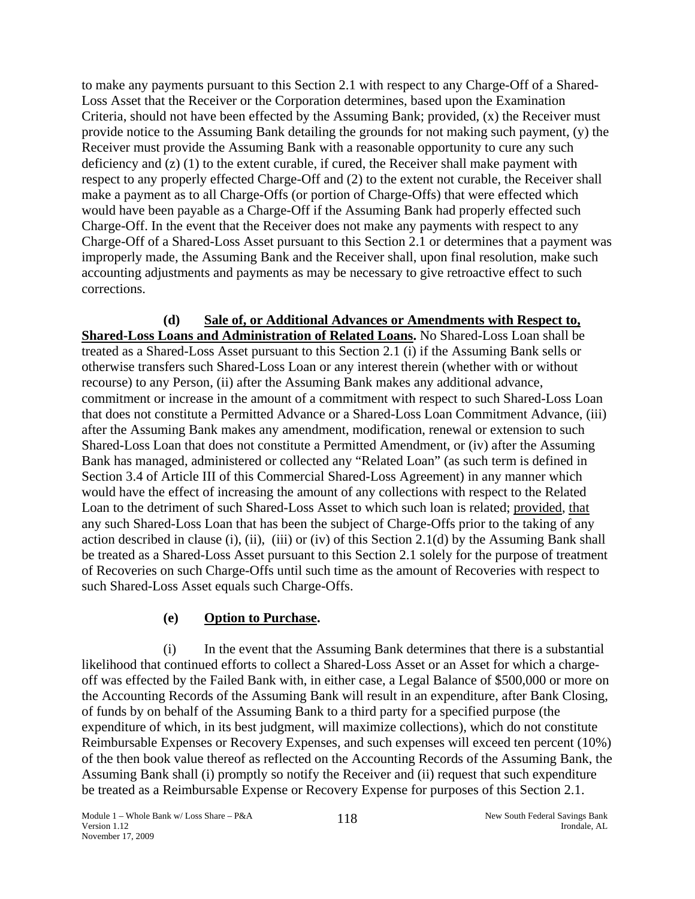to make any payments pursuant to this Section 2.1 with respect to any Charge-Off of a Shared-Loss Asset that the Receiver or the Corporation determines, based upon the Examination Criteria, should not have been effected by the Assuming Bank; provided, (x) the Receiver must provide notice to the Assuming Bank detailing the grounds for not making such payment, (y) the Receiver must provide the Assuming Bank with a reasonable opportunity to cure any such deficiency and (z) (1) to the extent curable, if cured, the Receiver shall make payment with respect to any properly effected Charge-Off and (2) to the extent not curable, the Receiver shall make a payment as to all Charge-Offs (or portion of Charge-Offs) that were effected which would have been payable as a Charge-Off if the Assuming Bank had properly effected such Charge-Off. In the event that the Receiver does not make any payments with respect to any Charge-Off of a Shared-Loss Asset pursuant to this Section 2.1 or determines that a payment was improperly made, the Assuming Bank and the Receiver shall, upon final resolution, make such accounting adjustments and payments as may be necessary to give retroactive effect to such corrections.

**(d) Sale of, or Additional Advances or Amendments with Respect to, Shared-Loss Loans and Administration of Related Loans.** No Shared-Loss Loan shall be treated as a Shared-Loss Asset pursuant to this Section 2.1 (i) if the Assuming Bank sells or otherwise transfers such Shared-Loss Loan or any interest therein (whether with or without recourse) to any Person, (ii) after the Assuming Bank makes any additional advance, commitment or increase in the amount of a commitment with respect to such Shared-Loss Loan that does not constitute a Permitted Advance or a Shared-Loss Loan Commitment Advance, (iii) after the Assuming Bank makes any amendment, modification, renewal or extension to such Shared-Loss Loan that does not constitute a Permitted Amendment, or (iv) after the Assuming Bank has managed, administered or collected any "Related Loan" (as such term is defined in Section 3.4 of Article III of this Commercial Shared-Loss Agreement) in any manner which would have the effect of increasing the amount of any collections with respect to the Related Loan to the detriment of such Shared-Loss Asset to which such loan is related; provided, that any such Shared-Loss Loan that has been the subject of Charge-Offs prior to the taking of any action described in clause (i), (ii), (iii) or (iv) of this Section 2.1(d) by the Assuming Bank shall be treated as a Shared-Loss Asset pursuant to this Section 2.1 solely for the purpose of treatment of Recoveries on such Charge-Offs until such time as the amount of Recoveries with respect to such Shared-Loss Asset equals such Charge-Offs.

**(e) Option to Purchase.**

(i) In the event that the Assuming Bank determines that there is a substantial likelihood that continued efforts to collect a Shared-Loss Asset or an Asset for which a charge-off was effected by the Failed Bank with, in either case, a Legal Balance of $500,000 or more on the Accounting Records of the Assuming Bank will result in an expenditure, after Bank Closing, of funds by on behalf of the Assuming Bank to a third party for a specified purpose (the expenditure of which, in its best judgment, will maximize collections), which do not constitute Reimbursable Expenses or Recovery Expenses, and such expenses will exceed ten percent (10%) of the then book value thereof as reflected on the Accounting Records of the Assuming Bank, the Assuming Bank shall (i) promptly so notify the Receiver and (ii) request that such expenditure be treated as a Reimbursable Expense or Recovery Expense for purposes of this Section 2.1.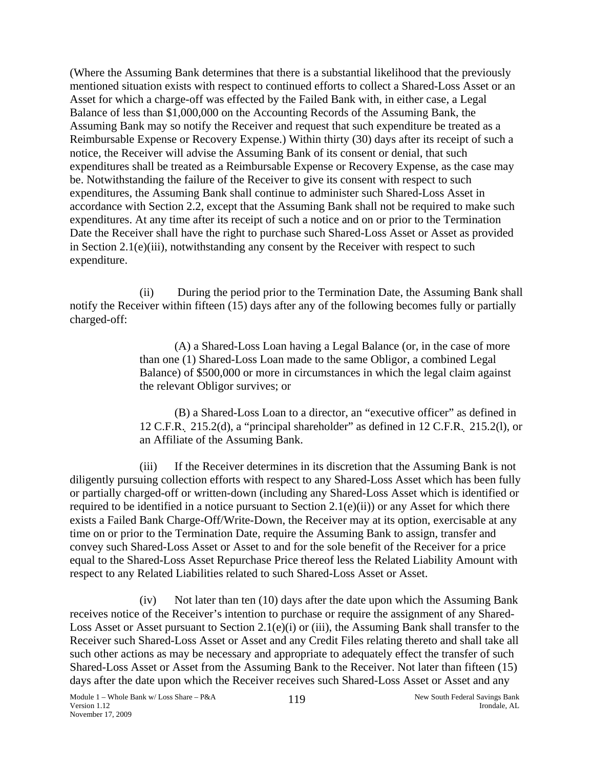(Where the Assuming Bank determines that there is a substantial likelihood that the previously mentioned situation exists with respect to continued efforts to collect a Shared-Loss Asset or an Asset for which a charge-off was effected by the Failed Bank with, in either case, a Legal Balance of less than $1,000,000 on the Accounting Records of the Assuming Bank, the Assuming Bank may so notify the Receiver and request that such expenditure be treated as a Reimbursable Expense or Recovery Expense.) Within thirty (30) days after its receipt of such a notice, the Receiver will advise the Assuming Bank of its consent or denial, that such expenditures shall be treated as a Reimbursable Expense or Recovery Expense, as the case may be. Notwithstanding the failure of the Receiver to give its consent with respect to such expenditures, the Assuming Bank shall continue to administer such Shared-Loss Asset in accordance with Section 2.2, except that the Assuming Bank shall not be required to make such expenditures. At any time after its receipt of such a notice and on or prior to the Termination Date the Receiver shall have the right to purchase such Shared-Loss Asset or Asset as provided in Section 2.1(e)(iii), notwithstanding any consent by the Receiver with respect to such expenditure.

(ii) During the period prior to the Termination Date, the Assuming Bank shall notify the Receiver within fifteen (15) days after any of the following becomes fully or partially charged-off:

(A) a Shared-Loss Loan having a Legal Balance (or, in the case of more than one (1) Shared-Loss Loan made to the same Obligor, a combined Legal Balance) of $500,000 or more in circumstances in which the legal claim against the relevant Obligor survives; or

(B) a Shared-Loss Loan to a director, an "executive officer" as defined in 12 C.F.R. 215.2(d), a "principal shareholder" as defined in 12 C.F.R. 215.2(l), or an Affiliate of the Assuming Bank.

(iii) If the Receiver determines in its discretion that the Assuming Bank is not diligently pursuing collection efforts with respect to any Shared-Loss Asset which has been fully or partially charged-off or written-down (including any Shared-Loss Asset which is identified or required to be identified in a notice pursuant to Section 2.1(e)(ii)) or any Asset for which there exists a Failed Bank Charge-Off/Write-Down, the Receiver may at its option, exercisable at any time on or prior to the Termination Date, require the Assuming Bank to assign, transfer and convey such Shared-Loss Asset or Asset to and for the sole benefit of the Receiver for a price equal to the Shared-Loss Asset Repurchase Price thereof less the Related Liability Amount with respect to any Related Liabilities related to such Shared-Loss Asset or Asset.

(iv) Not later than ten (10) days after the date upon which the Assuming Bank receives notice of the Receiver's intention to purchase or require the assignment of any Shared-Loss Asset or Asset pursuant to Section 2.1(e)(i) or (iii), the Assuming Bank shall transfer to the Receiver such Shared-Loss Asset or Asset and any Credit Files relating thereto and shall take all such other actions as may be necessary and appropriate to adequately effect the transfer of such Shared-Loss Asset or Asset from the Assuming Bank to the Receiver. Not later than fifteen (15) days after the date upon which the Receiver receives such Shared-Loss Asset or Asset and any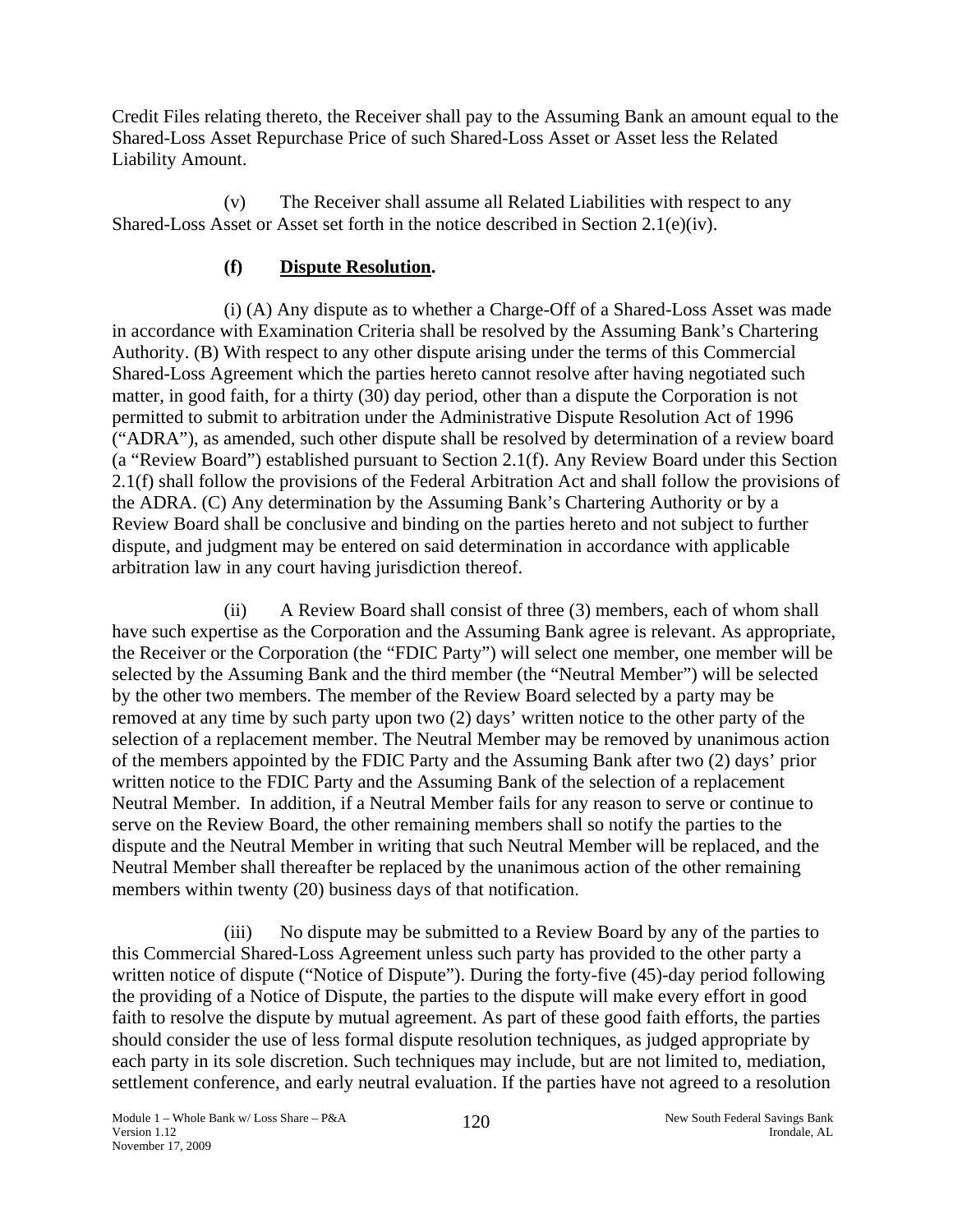Credit Files relating thereto, the Receiver shall pay to the Assuming Bank an amount equal to the Shared-Loss Asset Repurchase Price of such Shared-Loss Asset or Asset less the Related Liability Amount.

(v) The Receiver shall assume all Related Liabilities with respect to any Shared-Loss Asset or Asset set forth in the notice described in Section 2.1(e)(iv).

### (f) Dispute Resolution.

(i) (A) Any dispute as to whether a Charge-Off of a Shared-Loss Asset was made in accordance with Examination Criteria shall be resolved by the Assuming Bank's Chartering Authority. (B) With respect to any other dispute arising under the terms of this Commercial Shared-Loss Agreement which the parties hereto cannot resolve after having negotiated such matter, in good faith, for a thirty (30) day period, other than a dispute the Corporation is not permitted to submit to arbitration under the Administrative Dispute Resolution Act of 1996 ("ADRA"), as amended, such other dispute shall be resolved by determination of a review board (a "Review Board") established pursuant to Section 2.1(f). Any Review Board under this Section 2.1(f) shall follow the provisions of the Federal Arbitration Act and shall follow the provisions of the ADRA. (C) Any determination by the Assuming Bank's Chartering Authority or by a Review Board shall be conclusive and binding on the parties hereto and not subject to further dispute, and judgment may be entered on said determination in accordance with applicable arbitration law in any court having jurisdiction thereof.

(ii) A Review Board shall consist of three (3) members, each of whom shall have such expertise as the Corporation and the Assuming Bank agree is relevant. As appropriate, the Receiver or the Corporation (the "FDIC Party") will select one member, one member will be selected by the Assuming Bank and the third member (the "Neutral Member") will be selected by the other two members. The member of the Review Board selected by a party may be removed at any time by such party upon two (2) days' written notice to the other party of the selection of a replacement member. The Neutral Member may be removed by unanimous action of the members appointed by the FDIC Party and the Assuming Bank after two (2) days' prior written notice to the FDIC Party and the Assuming Bank of the selection of a replacement Neutral Member. In addition, if a Neutral Member fails for any reason to serve or continue to serve on the Review Board, the other remaining members shall so notify the parties to the dispute and the Neutral Member in writing that such Neutral Member will be replaced, and the Neutral Member shall thereafter be replaced by the unanimous action of the other remaining members within twenty (20) business days of that notification.

(iii) No dispute may be submitted to a Review Board by any of the parties to this Commercial Shared-Loss Agreement unless such party has provided to the other party a written notice of dispute ("Notice of Dispute"). During the forty-five (45)-day period following the providing of a Notice of Dispute, the parties to the dispute will make every effort in good faith to resolve the dispute by mutual agreement. As part of these good faith efforts, the parties should consider the use of less formal dispute resolution techniques, as judged appropriate by each party in its sole discretion. Such techniques may include, but are not limited to, mediation, settlement conference, and early neutral evaluation. If the parties have not agreed to a resolution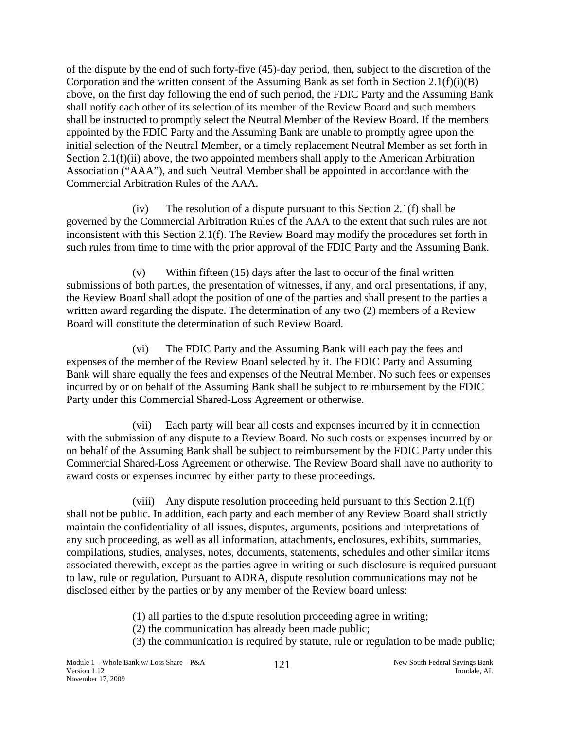of the dispute by the end of such forty-five (45)-day period, then, subject to the discretion of the Corporation and the written consent of the Assuming Bank as set forth in Section 2.1(f)(i)(B) above, on the first day following the end of such period, the FDIC Party and the Assuming Bank shall notify each other of its selection of its member of the Review Board and such members shall be instructed to promptly select the Neutral Member of the Review Board. If the members appointed by the FDIC Party and the Assuming Bank are unable to promptly agree upon the initial selection of the Neutral Member, or a timely replacement Neutral Member as set forth in Section 2.1(f)(ii) above, the two appointed members shall apply to the American Arbitration Association ("AAA"), and such Neutral Member shall be appointed in accordance with the Commercial Arbitration Rules of the AAA.

(iv) The resolution of a dispute pursuant to this Section 2.1(f) shall be governed by the Commercial Arbitration Rules of the AAA to the extent that such rules are not inconsistent with this Section 2.1(f). The Review Board may modify the procedures set forth in such rules from time to time with the prior approval of the FDIC Party and the Assuming Bank.

(v) Within fifteen (15) days after the last to occur of the final written submissions of both parties, the presentation of witnesses, if any, and oral presentations, if any, the Review Board shall adopt the position of one of the parties and shall present to the parties a written award regarding the dispute. The determination of any two (2) members of a Review Board will constitute the determination of such Review Board.

(vi) The FDIC Party and the Assuming Bank will each pay the fees and expenses of the member of the Review Board selected by it. The FDIC Party and Assuming Bank will share equally the fees and expenses of the Neutral Member. No such fees or expenses incurred by or on behalf of the Assuming Bank shall be subject to reimbursement by the FDIC Party under this Commercial Shared-Loss Agreement or otherwise.

(vii) Each party will bear all costs and expenses incurred by it in connection with the submission of any dispute to a Review Board. No such costs or expenses incurred by or on behalf of the Assuming Bank shall be subject to reimbursement by the FDIC Party under this Commercial Shared-Loss Agreement or otherwise. The Review Board shall have no authority to award costs or expenses incurred by either party to these proceedings.

(viii) Any dispute resolution proceeding held pursuant to this Section 2.1(f) shall not be public. In addition, each party and each member of any Review Board shall strictly maintain the confidentiality of all issues, disputes, arguments, positions and interpretations of any such proceeding, as well as all information, attachments, enclosures, exhibits, summaries, compilations, studies, analyses, notes, documents, statements, schedules and other similar items associated therewith, except as the parties agree in writing or such disclosure is required pursuant to law, rule or regulation. Pursuant to ADRA, dispute resolution communications may not be disclosed either by the parties or by any member of the Review board unless:

(1) all parties to the dispute resolution proceeding agree in writing;
(2) the communication has already been made public;
(3) the communication is required by statute, rule or regulation to be made public;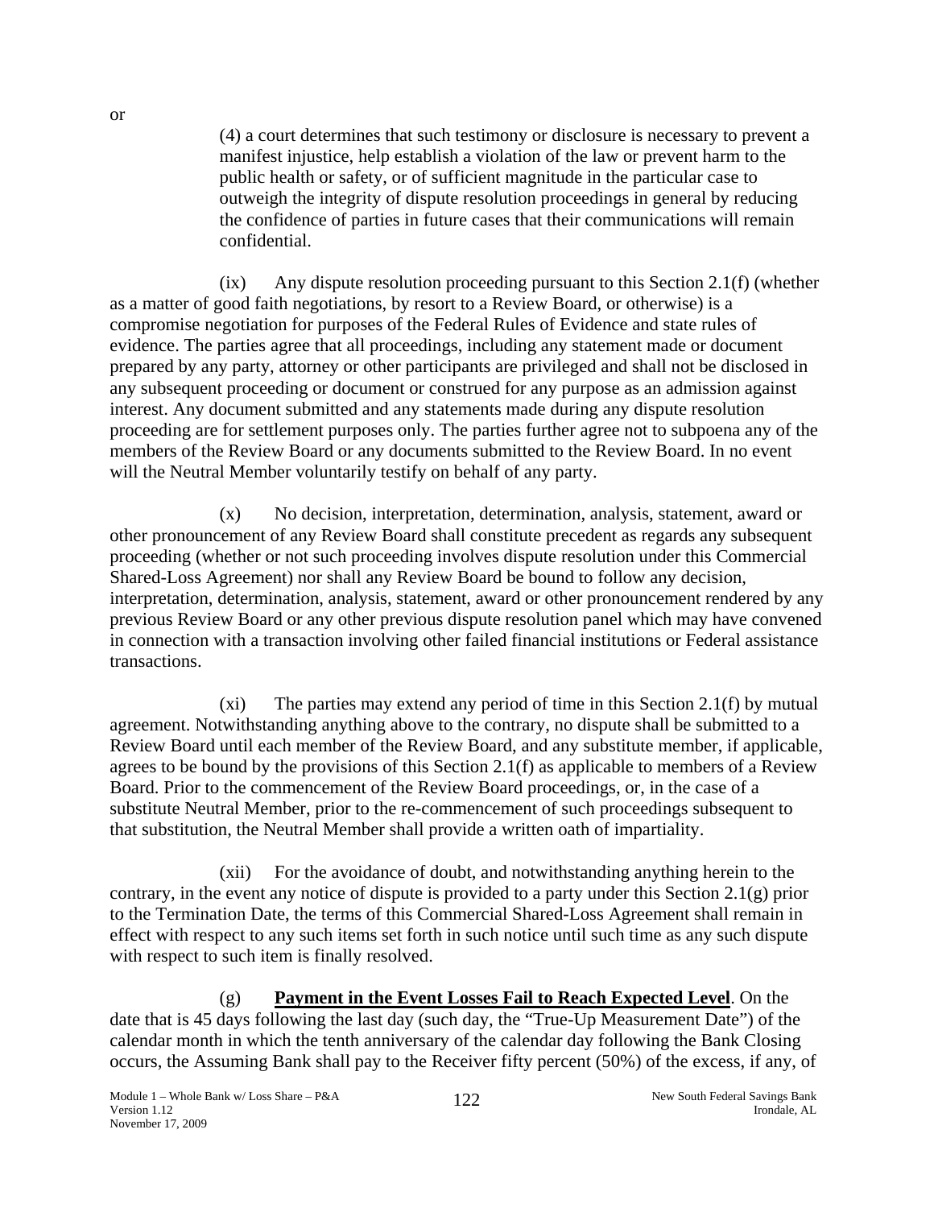or

(4) a court determines that such testimony or disclosure is necessary to prevent a manifest injustice, help establish a violation of the law or prevent harm to the public health or safety, or of sufficient magnitude in the particular case to outweigh the integrity of dispute resolution proceedings in general by reducing the confidence of parties in future cases that their communications will remain confidential.

(ix) Any dispute resolution proceeding pursuant to this Section 2.1(f) (whether as a matter of good faith negotiations, by resort to a Review Board, or otherwise) is a compromise negotiation for purposes of the Federal Rules of Evidence and state rules of evidence. The parties agree that all proceedings, including any statement made or document prepared by any party, attorney or other participants are privileged and shall not be disclosed in any subsequent proceeding or document or construed for any purpose as an admission against interest. Any document submitted and any statements made during any dispute resolution proceeding are for settlement purposes only. The parties further agree not to subpoena any of the members of the Review Board or any documents submitted to the Review Board. In no event will the Neutral Member voluntarily testify on behalf of any party.

(x) No decision, interpretation, determination, analysis, statement, award or other pronouncement of any Review Board shall constitute precedent as regards any subsequent proceeding (whether or not such proceeding involves dispute resolution under this Commercial Shared-Loss Agreement) nor shall any Review Board be bound to follow any decision, interpretation, determination, analysis, statement, award or other pronouncement rendered by any previous Review Board or any other previous dispute resolution panel which may have convened in connection with a transaction involving other failed financial institutions or Federal assistance transactions.

(xi) The parties may extend any period of time in this Section 2.1(f) by mutual agreement. Notwithstanding anything above to the contrary, no dispute shall be submitted to a Review Board until each member of the Review Board, and any substitute member, if applicable, agrees to be bound by the provisions of this Section 2.1(f) as applicable to members of a Review Board. Prior to the commencement of the Review Board proceedings, or, in the case of a substitute Neutral Member, prior to the re-commencement of such proceedings subsequent to that substitution, the Neutral Member shall provide a written oath of impartiality.

(xii) For the avoidance of doubt, and notwithstanding anything herein to the contrary, in the event any notice of dispute is provided to a party under this Section 2.1(g) prior to the Termination Date, the terms of this Commercial Shared-Loss Agreement shall remain in effect with respect to any such items set forth in such notice until such time as any such dispute with respect to such item is finally resolved.

(g) **Payment in the Event Losses Fail to Reach Expected Level**. On the date that is 45 days following the last day (such day, the "True-Up Measurement Date") of the calendar month in which the tenth anniversary of the calendar day following the Bank Closing occurs, the Assuming Bank shall pay to the Receiver fifty percent (50%) of the excess, if any, of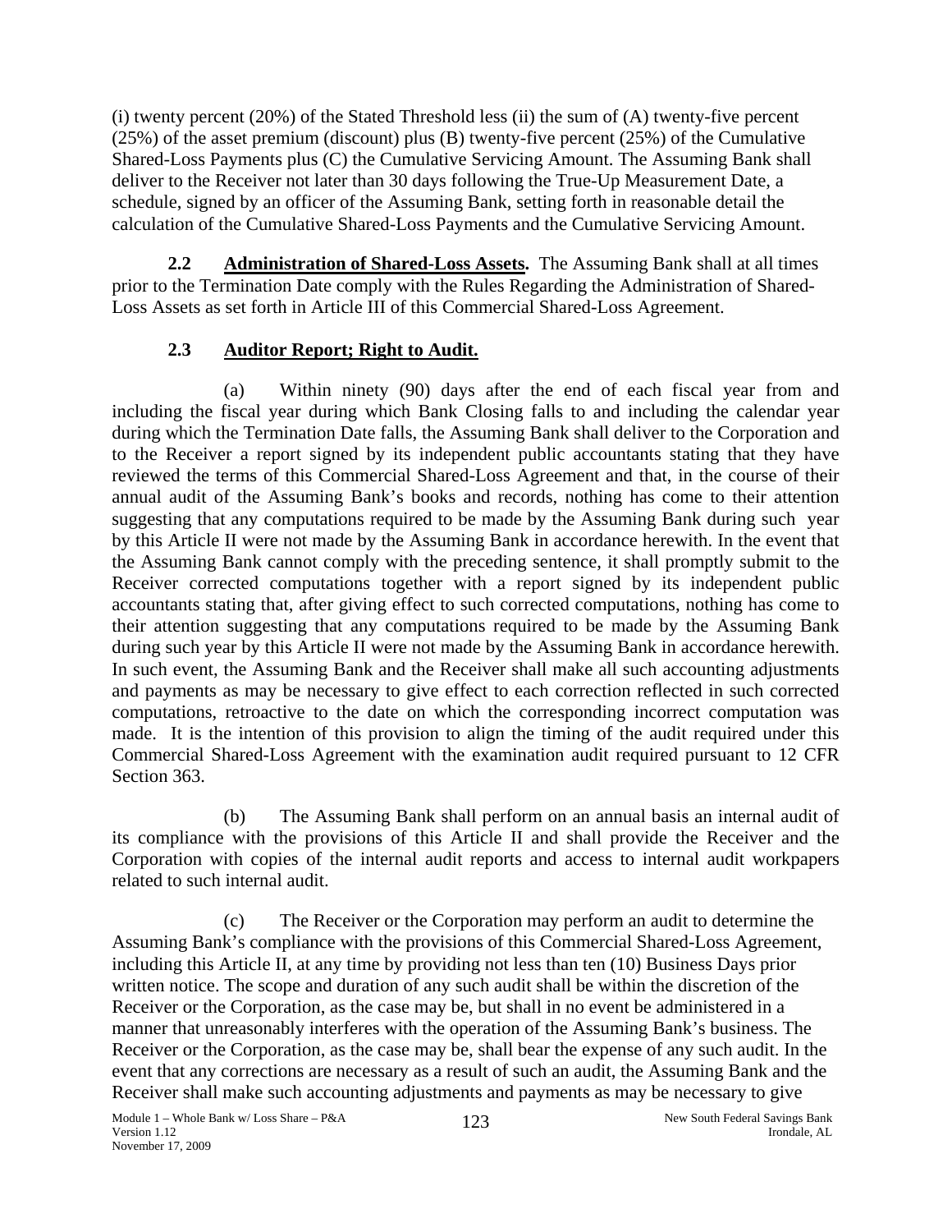(i) twenty percent (20%) of the Stated Threshold less (ii) the sum of (A) twenty-five percent (25%) of the asset premium (discount) plus (B) twenty-five percent (25%) of the Cumulative Shared-Loss Payments plus (C) the Cumulative Servicing Amount. The Assuming Bank shall deliver to the Receiver not later than 30 days following the True-Up Measurement Date, a schedule, signed by an officer of the Assuming Bank, setting forth in reasonable detail the calculation of the Cumulative Shared-Loss Payments and the Cumulative Servicing Amount.

**2.2 Administration of Shared-Loss Assets.** The Assuming Bank shall at all times prior to the Termination Date comply with the Rules Regarding the Administration of Shared-Loss Assets as set forth in Article III of this Commercial Shared-Loss Agreement.

**2.3 Auditor Report; Right to Audit.**

(a) Within ninety (90) days after the end of each fiscal year from and including the fiscal year during which Bank Closing falls to and including the calendar year during which the Termination Date falls, the Assuming Bank shall deliver to the Corporation and to the Receiver a report signed by its independent public accountants stating that they have reviewed the terms of this Commercial Shared-Loss Agreement and that, in the course of their annual audit of the Assuming Bank's books and records, nothing has come to their attention suggesting that any computations required to be made by the Assuming Bank during such year by this Article II were not made by the Assuming Bank in accordance herewith. In the event that the Assuming Bank cannot comply with the preceding sentence, it shall promptly submit to the Receiver corrected computations together with a report signed by its independent public accountants stating that, after giving effect to such corrected computations, nothing has come to their attention suggesting that any computations required to be made by the Assuming Bank during such year by this Article II were not made by the Assuming Bank in accordance herewith. In such event, the Assuming Bank and the Receiver shall make all such accounting adjustments and payments as may be necessary to give effect to each correction reflected in such corrected computations, retroactive to the date on which the corresponding incorrect computation was made. It is the intention of this provision to align the timing of the audit required under this Commercial Shared-Loss Agreement with the examination audit required pursuant to 12 CFR Section 363.

(b) The Assuming Bank shall perform on an annual basis an internal audit of its compliance with the provisions of this Article II and shall provide the Receiver and the Corporation with copies of the internal audit reports and access to internal audit workpapers related to such internal audit.

(c) The Receiver or the Corporation may perform an audit to determine the Assuming Bank's compliance with the provisions of this Commercial Shared-Loss Agreement, including this Article II, at any time by providing not less than ten (10) Business Days prior written notice. The scope and duration of any such audit shall be within the discretion of the Receiver or the Corporation, as the case may be, but shall in no event be administered in a manner that unreasonably interferes with the operation of the Assuming Bank's business. The Receiver or the Corporation, as the case may be, shall bear the expense of any such audit. In the event that any corrections are necessary as a result of such an audit, the Assuming Bank and the Receiver shall make such accounting adjustments and payments as may be necessary to give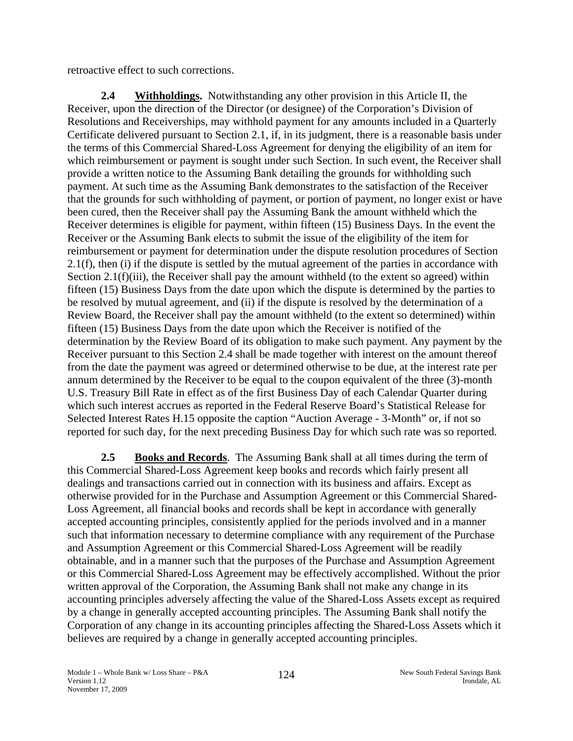retroactive effect to such corrections.

**2.4 Withholdings.** Notwithstanding any other provision in this Article II, the Receiver, upon the direction of the Director (or designee) of the Corporation's Division of Resolutions and Receiverships, may withhold payment for any amounts included in a Quarterly Certificate delivered pursuant to Section 2.1, if, in its judgment, there is a reasonable basis under the terms of this Commercial Shared-Loss Agreement for denying the eligibility of an item for which reimbursement or payment is sought under such Section. In such event, the Receiver shall provide a written notice to the Assuming Bank detailing the grounds for withholding such payment. At such time as the Assuming Bank demonstrates to the satisfaction of the Receiver that the grounds for such withholding of payment, or portion of payment, no longer exist or have been cured, then the Receiver shall pay the Assuming Bank the amount withheld which the Receiver determines is eligible for payment, within fifteen (15) Business Days. In the event the Receiver or the Assuming Bank elects to submit the issue of the eligibility of the item for reimbursement or payment for determination under the dispute resolution procedures of Section 2.1(f), then (i) if the dispute is settled by the mutual agreement of the parties in accordance with Section 2.1(f)(iii), the Receiver shall pay the amount withheld (to the extent so agreed) within fifteen (15) Business Days from the date upon which the dispute is determined by the parties to be resolved by mutual agreement, and (ii) if the dispute is resolved by the determination of a Review Board, the Receiver shall pay the amount withheld (to the extent so determined) within fifteen (15) Business Days from the date upon which the Receiver is notified of the determination by the Review Board of its obligation to make such payment. Any payment by the Receiver pursuant to this Section 2.4 shall be made together with interest on the amount thereof from the date the payment was agreed or determined otherwise to be due, at the interest rate per annum determined by the Receiver to be equal to the coupon equivalent of the three (3)-month U.S. Treasury Bill Rate in effect as of the first Business Day of each Calendar Quarter during which such interest accrues as reported in the Federal Reserve Board's Statistical Release for Selected Interest Rates H.15 opposite the caption "Auction Average - 3-Month" or, if not so reported for such day, for the next preceding Business Day for which such rate was so reported.

**2.5 Books and Records**. The Assuming Bank shall at all times during the term of this Commercial Shared-Loss Agreement keep books and records which fairly present all dealings and transactions carried out in connection with its business and affairs. Except as otherwise provided for in the Purchase and Assumption Agreement or this Commercial Shared-Loss Agreement, all financial books and records shall be kept in accordance with generally accepted accounting principles, consistently applied for the periods involved and in a manner such that information necessary to determine compliance with any requirement of the Purchase and Assumption Agreement or this Commercial Shared-Loss Agreement will be readily obtainable, and in a manner such that the purposes of the Purchase and Assumption Agreement or this Commercial Shared-Loss Agreement may be effectively accomplished. Without the prior written approval of the Corporation, the Assuming Bank shall not make any change in its accounting principles adversely affecting the value of the Shared-Loss Assets except as required by a change in generally accepted accounting principles. The Assuming Bank shall notify the Corporation of any change in its accounting principles affecting the Shared-Loss Assets which it believes are required by a change in generally accepted accounting principles.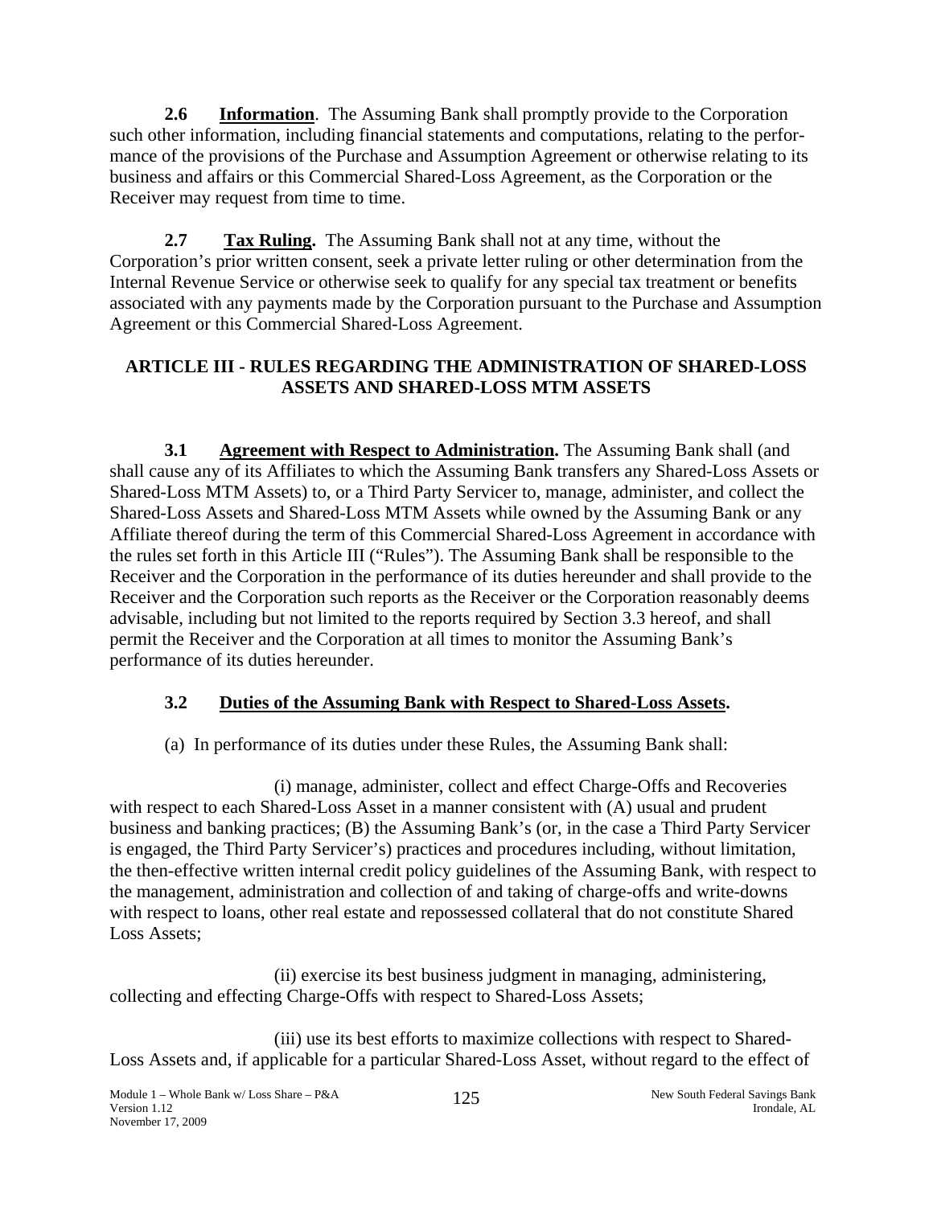**2.6 Information**. The Assuming Bank shall promptly provide to the Corporation such other information, including financial statements and computations, relating to the performance of the provisions of the Purchase and Assumption Agreement or otherwise relating to its business and affairs or this Commercial Shared-Loss Agreement, as the Corporation or the Receiver may request from time to time.

**2.7 Tax Ruling.** The Assuming Bank shall not at any time, without the Corporation's prior written consent, seek a private letter ruling or other determination from the Internal Revenue Service or otherwise seek to qualify for any special tax treatment or benefits associated with any payments made by the Corporation pursuant to the Purchase and Assumption Agreement or this Commercial Shared-Loss Agreement.

## ARTICLE III - RULES REGARDING THE ADMINISTRATION OF SHARED-LOSS ASSETS AND SHARED-LOSS MTM ASSETS

**3.1 Agreement with Respect to Administration.** The Assuming Bank shall (and shall cause any of its Affiliates to which the Assuming Bank transfers any Shared-Loss Assets or Shared-Loss MTM Assets) to, or a Third Party Servicer to, manage, administer, and collect the Shared-Loss Assets and Shared-Loss MTM Assets while owned by the Assuming Bank or any Affiliate thereof during the term of this Commercial Shared-Loss Agreement in accordance with the rules set forth in this Article III ("Rules"). The Assuming Bank shall be responsible to the Receiver and the Corporation in the performance of its duties hereunder and shall provide to the Receiver and the Corporation such reports as the Receiver or the Corporation reasonably deems advisable, including but not limited to the reports required by Section 3.3 hereof, and shall permit the Receiver and the Corporation at all times to monitor the Assuming Bank's performance of its duties hereunder.

**3.2 Duties of the Assuming Bank with Respect to Shared-Loss Assets.**

(a) In performance of its duties under these Rules, the Assuming Bank shall:

(i) manage, administer, collect and effect Charge-Offs and Recoveries with respect to each Shared-Loss Asset in a manner consistent with (A) usual and prudent business and banking practices; (B) the Assuming Bank's (or, in the case a Third Party Servicer is engaged, the Third Party Servicer's) practices and procedures including, without limitation, the then-effective written internal credit policy guidelines of the Assuming Bank, with respect to the management, administration and collection of and taking of charge-offs and write-downs with respect to loans, other real estate and repossessed collateral that do not constitute Shared Loss Assets;

(ii) exercise its best business judgment in managing, administering, collecting and effecting Charge-Offs with respect to Shared-Loss Assets;

(iii) use its best efforts to maximize collections with respect to Shared-Loss Assets and, if applicable for a particular Shared-Loss Asset, without regard to the effect of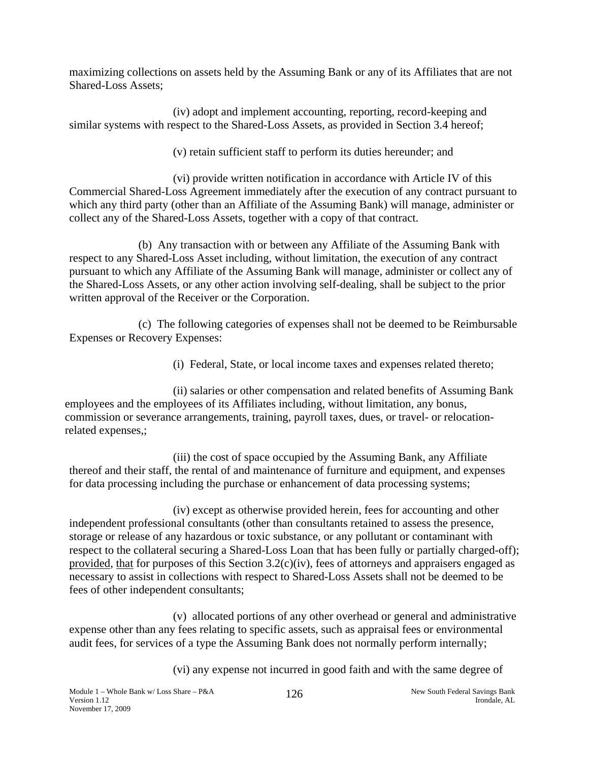maximizing collections on assets held by the Assuming Bank or any of its Affiliates that are not Shared-Loss Assets;

(iv) adopt and implement accounting, reporting, record-keeping and similar systems with respect to the Shared-Loss Assets, as provided in Section 3.4 hereof;

(v) retain sufficient staff to perform its duties hereunder; and

(vi) provide written notification in accordance with Article IV of this Commercial Shared-Loss Agreement immediately after the execution of any contract pursuant to which any third party (other than an Affiliate of the Assuming Bank) will manage, administer or collect any of the Shared-Loss Assets, together with a copy of that contract.

(b) Any transaction with or between any Affiliate of the Assuming Bank with respect to any Shared-Loss Asset including, without limitation, the execution of any contract pursuant to which any Affiliate of the Assuming Bank will manage, administer or collect any of the Shared-Loss Assets, or any other action involving self-dealing, shall be subject to the prior written approval of the Receiver or the Corporation.

(c) The following categories of expenses shall not be deemed to be Reimbursable Expenses or Recovery Expenses:

(i) Federal, State, or local income taxes and expenses related thereto;

(ii) salaries or other compensation and related benefits of Assuming Bank employees and the employees of its Affiliates including, without limitation, any bonus, commission or severance arrangements, training, payroll taxes, dues, or travel- or relocation-related expenses,;

(iii) the cost of space occupied by the Assuming Bank, any Affiliate thereof and their staff, the rental of and maintenance of furniture and equipment, and expenses for data processing including the purchase or enhancement of data processing systems;

(iv) except as otherwise provided herein, fees for accounting and other independent professional consultants (other than consultants retained to assess the presence, storage or release of any hazardous or toxic substance, or any pollutant or contaminant with respect to the collateral securing a Shared-Loss Loan that has been fully or partially charged-off); provided, that for purposes of this Section 3.2(c)(iv), fees of attorneys and appraisers engaged as necessary to assist in collections with respect to Shared-Loss Assets shall not be deemed to be fees of other independent consultants;

(v) allocated portions of any other overhead or general and administrative expense other than any fees relating to specific assets, such as appraisal fees or environmental audit fees, for services of a type the Assuming Bank does not normally perform internally;

(vi) any expense not incurred in good faith and with the same degree of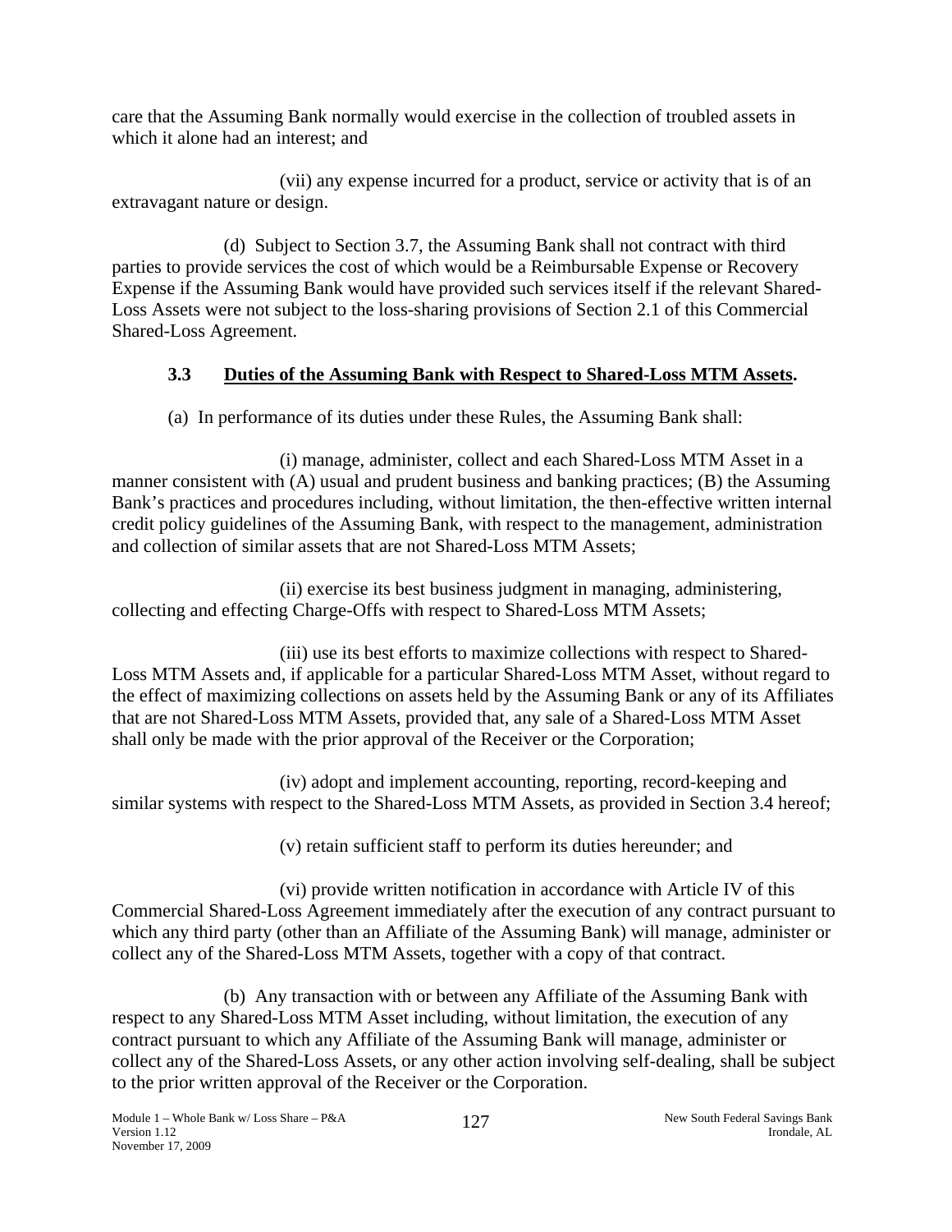care that the Assuming Bank normally would exercise in the collection of troubled assets in which it alone had an interest; and

(vii) any expense incurred for a product, service or activity that is of an extravagant nature or design.

(d) Subject to Section 3.7, the Assuming Bank shall not contract with third parties to provide services the cost of which would be a Reimbursable Expense or Recovery Expense if the Assuming Bank would have provided such services itself if the relevant Shared-Loss Assets were not subject to the loss-sharing provisions of Section 2.1 of this Commercial Shared-Loss Agreement.

**3.3 Duties of the Assuming Bank with Respect to Shared-Loss MTM Assets.**

(a) In performance of its duties under these Rules, the Assuming Bank shall:

(i) manage, administer, collect and each Shared-Loss MTM Asset in a manner consistent with (A) usual and prudent business and banking practices; (B) the Assuming Bank's practices and procedures including, without limitation, the then-effective written internal credit policy guidelines of the Assuming Bank, with respect to the management, administration and collection of similar assets that are not Shared-Loss MTM Assets;

(ii) exercise its best business judgment in managing, administering, collecting and effecting Charge-Offs with respect to Shared-Loss MTM Assets;

(iii) use its best efforts to maximize collections with respect to Shared-Loss MTM Assets and, if applicable for a particular Shared-Loss MTM Asset, without regard to the effect of maximizing collections on assets held by the Assuming Bank or any of its Affiliates that are not Shared-Loss MTM Assets, provided that, any sale of a Shared-Loss MTM Asset shall only be made with the prior approval of the Receiver or the Corporation;

(iv) adopt and implement accounting, reporting, record-keeping and similar systems with respect to the Shared-Loss MTM Assets, as provided in Section 3.4 hereof;

(v) retain sufficient staff to perform its duties hereunder; and

(vi) provide written notification in accordance with Article IV of this Commercial Shared-Loss Agreement immediately after the execution of any contract pursuant to which any third party (other than an Affiliate of the Assuming Bank) will manage, administer or collect any of the Shared-Loss MTM Assets, together with a copy of that contract.

(b) Any transaction with or between any Affiliate of the Assuming Bank with respect to any Shared-Loss MTM Asset including, without limitation, the execution of any contract pursuant to which any Affiliate of the Assuming Bank will manage, administer or collect any of the Shared-Loss Assets, or any other action involving self-dealing, shall be subject to the prior written approval of the Receiver or the Corporation.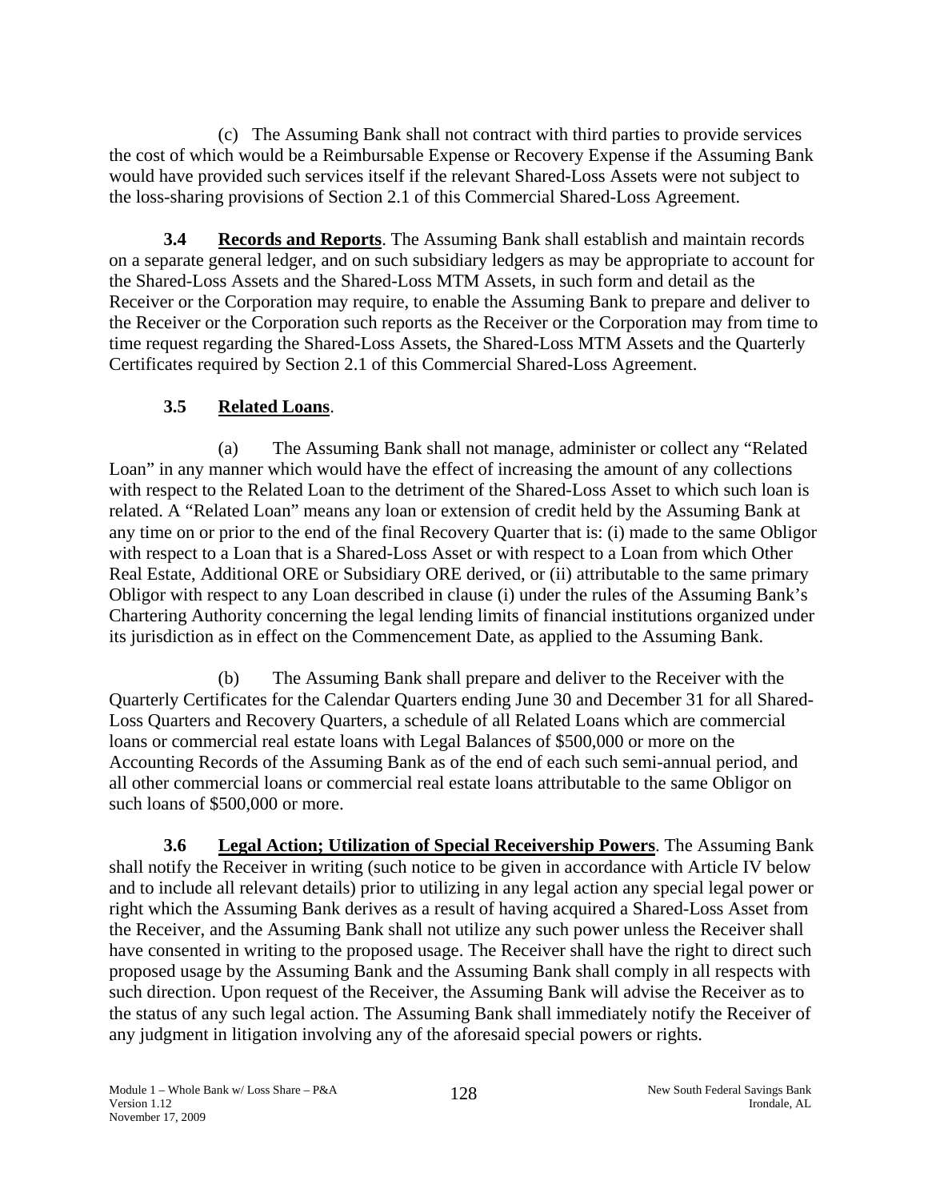(c) The Assuming Bank shall not contract with third parties to provide services the cost of which would be a Reimbursable Expense or Recovery Expense if the Assuming Bank would have provided such services itself if the relevant Shared-Loss Assets were not subject to the loss-sharing provisions of Section 2.1 of this Commercial Shared-Loss Agreement.

**3.4 Records and Reports**. The Assuming Bank shall establish and maintain records on a separate general ledger, and on such subsidiary ledgers as may be appropriate to account for the Shared-Loss Assets and the Shared-Loss MTM Assets, in such form and detail as the Receiver or the Corporation may require, to enable the Assuming Bank to prepare and deliver to the Receiver or the Corporation such reports as the Receiver or the Corporation may from time to time request regarding the Shared-Loss Assets, the Shared-Loss MTM Assets and the Quarterly Certificates required by Section 2.1 of this Commercial Shared-Loss Agreement.

**3.5 Related Loans**.

(a) The Assuming Bank shall not manage, administer or collect any "Related Loan" in any manner which would have the effect of increasing the amount of any collections with respect to the Related Loan to the detriment of the Shared-Loss Asset to which such loan is related. A "Related Loan" means any loan or extension of credit held by the Assuming Bank at any time on or prior to the end of the final Recovery Quarter that is: (i) made to the same Obligor with respect to a Loan that is a Shared-Loss Asset or with respect to a Loan from which Other Real Estate, Additional ORE or Subsidiary ORE derived, or (ii) attributable to the same primary Obligor with respect to any Loan described in clause (i) under the rules of the Assuming Bank's Chartering Authority concerning the legal lending limits of financial institutions organized under its jurisdiction as in effect on the Commencement Date, as applied to the Assuming Bank.

(b) The Assuming Bank shall prepare and deliver to the Receiver with the Quarterly Certificates for the Calendar Quarters ending June 30 and December 31 for all Shared-Loss Quarters and Recovery Quarters, a schedule of all Related Loans which are commercial loans or commercial real estate loans with Legal Balances of $500,000 or more on the Accounting Records of the Assuming Bank as of the end of each such semi-annual period, and all other commercial loans or commercial real estate loans attributable to the same Obligor on such loans of $500,000 or more.

**3.6 Legal Action; Utilization of Special Receivership Powers**. The Assuming Bank shall notify the Receiver in writing (such notice to be given in accordance with Article IV below and to include all relevant details) prior to utilizing in any legal action any special legal power or right which the Assuming Bank derives as a result of having acquired a Shared-Loss Asset from the Receiver, and the Assuming Bank shall not utilize any such power unless the Receiver shall have consented in writing to the proposed usage. The Receiver shall have the right to direct such proposed usage by the Assuming Bank and the Assuming Bank shall comply in all respects with such direction. Upon request of the Receiver, the Assuming Bank will advise the Receiver as to the status of any such legal action. The Assuming Bank shall immediately notify the Receiver of any judgment in litigation involving any of the aforesaid special powers or rights.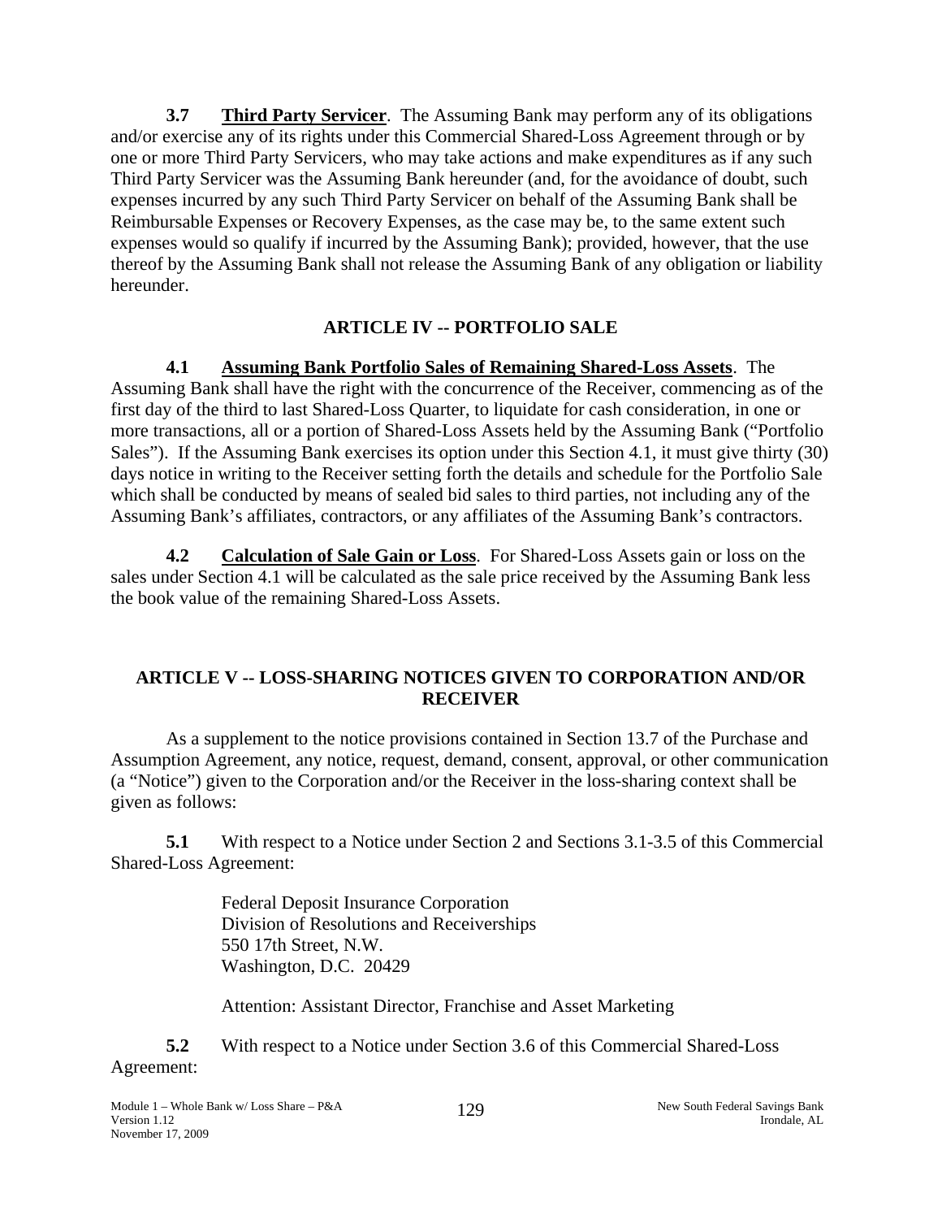**3.7 Third Party Servicer**. The Assuming Bank may perform any of its obligations and/or exercise any of its rights under this Commercial Shared-Loss Agreement through or by one or more Third Party Servicers, who may take actions and make expenditures as if any such Third Party Servicer was the Assuming Bank hereunder (and, for the avoidance of doubt, such expenses incurred by any such Third Party Servicer on behalf of the Assuming Bank shall be Reimbursable Expenses or Recovery Expenses, as the case may be, to the same extent such expenses would so qualify if incurred by the Assuming Bank); provided, however, that the use thereof by the Assuming Bank shall not release the Assuming Bank of any obligation or liability hereunder.

## ARTICLE IV -- PORTFOLIO SALE

**4.1 Assuming Bank Portfolio Sales of Remaining Shared-Loss Assets**. The Assuming Bank shall have the right with the concurrence of the Receiver, commencing as of the first day of the third to last Shared-Loss Quarter, to liquidate for cash consideration, in one or more transactions, all or a portion of Shared-Loss Assets held by the Assuming Bank ("Portfolio Sales"). If the Assuming Bank exercises its option under this Section 4.1, it must give thirty (30) days notice in writing to the Receiver setting forth the details and schedule for the Portfolio Sale which shall be conducted by means of sealed bid sales to third parties, not including any of the Assuming Bank's affiliates, contractors, or any affiliates of the Assuming Bank's contractors.

**4.2 Calculation of Sale Gain or Loss**. For Shared-Loss Assets gain or loss on the sales under Section 4.1 will be calculated as the sale price received by the Assuming Bank less the book value of the remaining Shared-Loss Assets.

## ARTICLE V -- LOSS-SHARING NOTICES GIVEN TO CORPORATION AND/OR RECEIVER

As a supplement to the notice provisions contained in Section 13.7 of the Purchase and Assumption Agreement, any notice, request, demand, consent, approval, or other communication (a "Notice") given to the Corporation and/or the Receiver in the loss-sharing context shall be given as follows:

**5.1** With respect to a Notice under Section 2 and Sections 3.1-3.5 of this Commercial Shared-Loss Agreement:

Federal Deposit Insurance Corporation
Division of Resolutions and Receiverships
550 17th Street, N.W.
Washington, D.C. 20429

Attention: Assistant Director, Franchise and Asset Marketing

**5.2** With respect to a Notice under Section 3.6 of this Commercial Shared-Loss Agreement: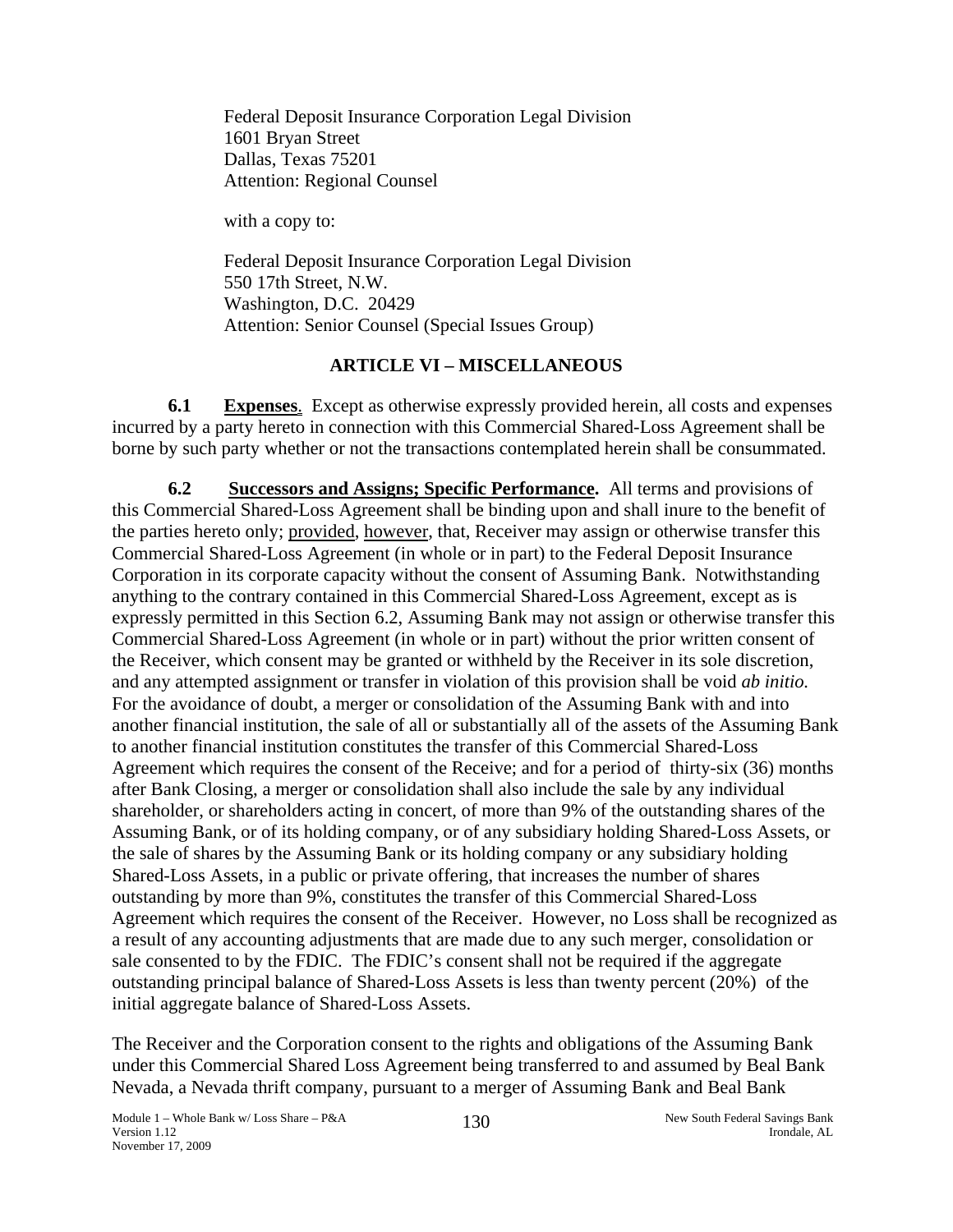Federal Deposit Insurance Corporation Legal Division
1601 Bryan Street
Dallas, Texas 75201
Attention: Regional Counsel

with a copy to:

Federal Deposit Insurance Corporation Legal Division
550 17th Street, N.W.
Washington, D.C. 20429
Attention: Senior Counsel (Special Issues Group)

## ARTICLE VI – MISCELLANEOUS

**6.1 Expenses**. Except as otherwise expressly provided herein, all costs and expenses incurred by a party hereto in connection with this Commercial Shared-Loss Agreement shall be borne by such party whether or not the transactions contemplated herein shall be consummated.

**6.2 Successors and Assigns; Specific Performance.** All terms and provisions of this Commercial Shared-Loss Agreement shall be binding upon and shall inure to the benefit of the parties hereto only; provided, however, that, Receiver may assign or otherwise transfer this Commercial Shared-Loss Agreement (in whole or in part) to the Federal Deposit Insurance Corporation in its corporate capacity without the consent of Assuming Bank. Notwithstanding anything to the contrary contained in this Commercial Shared-Loss Agreement, except as is expressly permitted in this Section 6.2, Assuming Bank may not assign or otherwise transfer this Commercial Shared-Loss Agreement (in whole or in part) without the prior written consent of the Receiver, which consent may be granted or withheld by the Receiver in its sole discretion, and any attempted assignment or transfer in violation of this provision shall be void *ab initio.* For the avoidance of doubt, a merger or consolidation of the Assuming Bank with and into another financial institution, the sale of all or substantially all of the assets of the Assuming Bank to another financial institution constitutes the transfer of this Commercial Shared-Loss Agreement which requires the consent of the Receive; and for a period of thirty-six (36) months after Bank Closing, a merger or consolidation shall also include the sale by any individual shareholder, or shareholders acting in concert, of more than 9% of the outstanding shares of the Assuming Bank, or of its holding company, or of any subsidiary holding Shared-Loss Assets, or the sale of shares by the Assuming Bank or its holding company or any subsidiary holding Shared-Loss Assets, in a public or private offering, that increases the number of shares outstanding by more than 9%, constitutes the transfer of this Commercial Shared-Loss Agreement which requires the consent of the Receiver. However, no Loss shall be recognized as a result of any accounting adjustments that are made due to any such merger, consolidation or sale consented to by the FDIC. The FDIC's consent shall not be required if the aggregate outstanding principal balance of Shared-Loss Assets is less than twenty percent (20%) of the initial aggregate balance of Shared-Loss Assets.

The Receiver and the Corporation consent to the rights and obligations of the Assuming Bank under this Commercial Shared Loss Agreement being transferred to and assumed by Beal Bank Nevada, a Nevada thrift company, pursuant to a merger of Assuming Bank and Beal Bank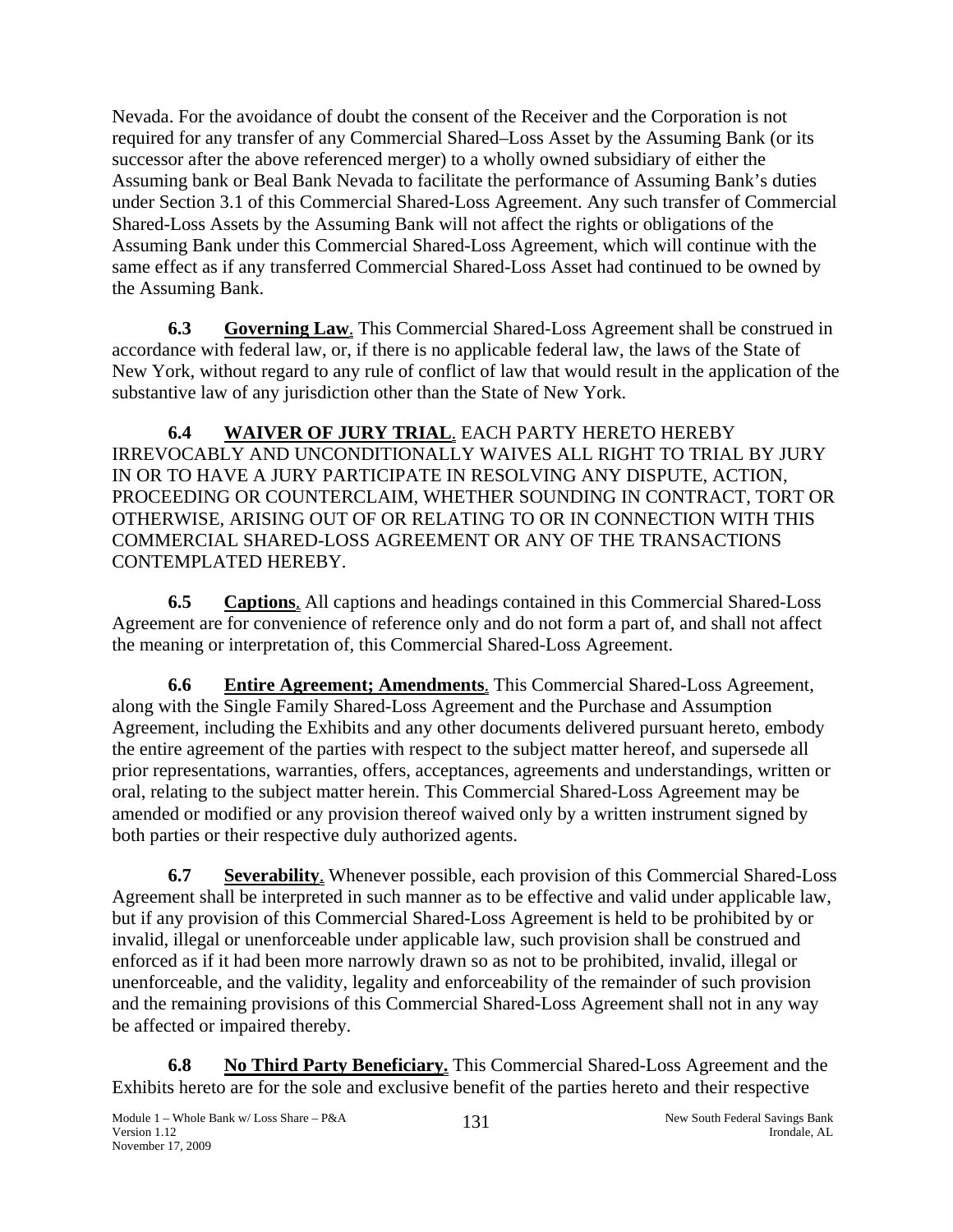Nevada. For the avoidance of doubt the consent of the Receiver and the Corporation is not required for any transfer of any Commercial Shared–Loss Asset by the Assuming Bank (or its successor after the above referenced merger) to a wholly owned subsidiary of either the Assuming bank or Beal Bank Nevada to facilitate the performance of Assuming Bank's duties under Section 3.1 of this Commercial Shared-Loss Agreement. Any such transfer of Commercial Shared-Loss Assets by the Assuming Bank will not affect the rights or obligations of the Assuming Bank under this Commercial Shared-Loss Agreement, which will continue with the same effect as if any transferred Commercial Shared-Loss Asset had continued to be owned by the Assuming Bank.

**6.3 Governing Law**. This Commercial Shared-Loss Agreement shall be construed in accordance with federal law, or, if there is no applicable federal law, the laws of the State of New York, without regard to any rule of conflict of law that would result in the application of the substantive law of any jurisdiction other than the State of New York.

**6.4 WAIVER OF JURY TRIAL**. EACH PARTY HERETO HEREBY IRREVOCABLY AND UNCONDITIONALLY WAIVES ALL RIGHT TO TRIAL BY JURY IN OR TO HAVE A JURY PARTICIPATE IN RESOLVING ANY DISPUTE, ACTION, PROCEEDING OR COUNTERCLAIM, WHETHER SOUNDING IN CONTRACT, TORT OR OTHERWISE, ARISING OUT OF OR RELATING TO OR IN CONNECTION WITH THIS COMMERCIAL SHARED-LOSS AGREEMENT OR ANY OF THE TRANSACTIONS CONTEMPLATED HEREBY.

**6.5 Captions**. All captions and headings contained in this Commercial Shared-Loss Agreement are for convenience of reference only and do not form a part of, and shall not affect the meaning or interpretation of, this Commercial Shared-Loss Agreement.

**6.6 Entire Agreement; Amendments**. This Commercial Shared-Loss Agreement, along with the Single Family Shared-Loss Agreement and the Purchase and Assumption Agreement, including the Exhibits and any other documents delivered pursuant hereto, embody the entire agreement of the parties with respect to the subject matter hereof, and supersede all prior representations, warranties, offers, acceptances, agreements and understandings, written or oral, relating to the subject matter herein. This Commercial Shared-Loss Agreement may be amended or modified or any provision thereof waived only by a written instrument signed by both parties or their respective duly authorized agents.

**6.7 Severability**. Whenever possible, each provision of this Commercial Shared-Loss Agreement shall be interpreted in such manner as to be effective and valid under applicable law, but if any provision of this Commercial Shared-Loss Agreement is held to be prohibited by or invalid, illegal or unenforceable under applicable law, such provision shall be construed and enforced as if it had been more narrowly drawn so as not to be prohibited, invalid, illegal or unenforceable, and the validity, legality and enforceability of the remainder of such provision and the remaining provisions of this Commercial Shared-Loss Agreement shall not in any way be affected or impaired thereby.

**6.8 No Third Party Beneficiary.** This Commercial Shared-Loss Agreement and the Exhibits hereto are for the sole and exclusive benefit of the parties hereto and their respective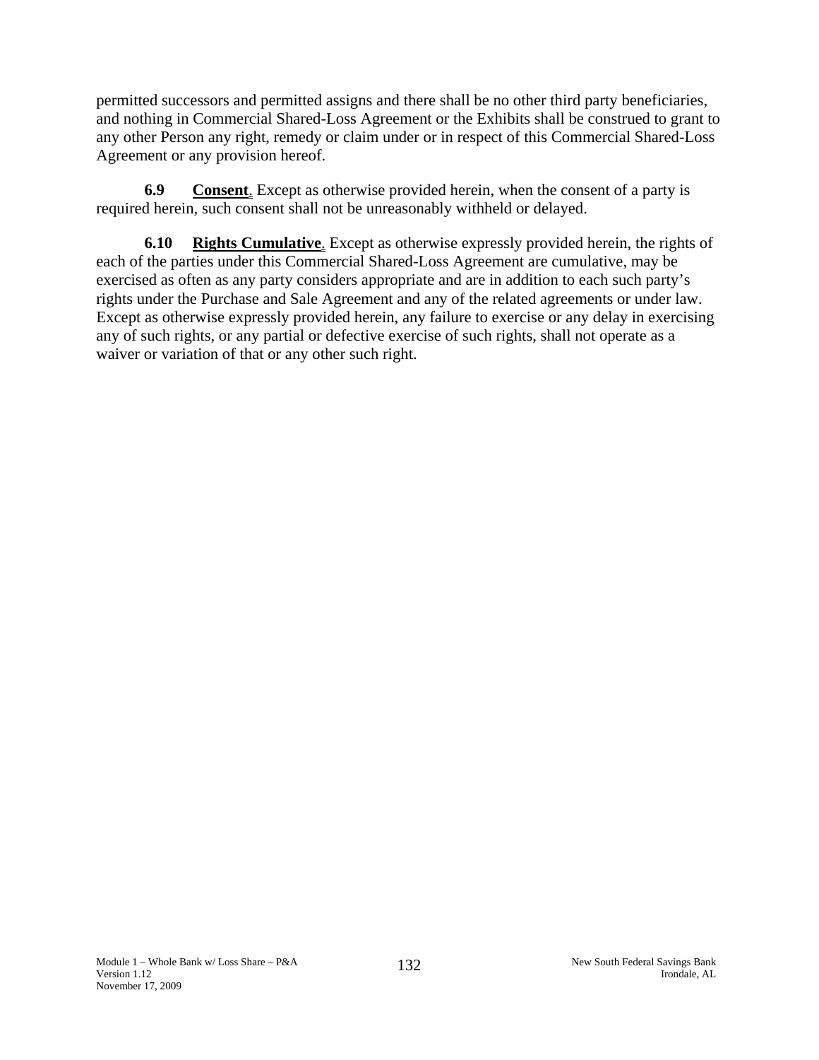permitted successors and permitted assigns and there shall be no other third party beneficiaries, and nothing in Commercial Shared-Loss Agreement or the Exhibits shall be construed to grant to any other Person any right, remedy or claim under or in respect of this Commercial Shared-Loss Agreement or any provision hereof.

**6.9** **Consent**. Except as otherwise provided herein, when the consent of a party is required herein, such consent shall not be unreasonably withheld or delayed.

**6.10** **Rights Cumulative**. Except as otherwise expressly provided herein, the rights of each of the parties under this Commercial Shared-Loss Agreement are cumulative, may be exercised as often as any party considers appropriate and are in addition to each such party's rights under the Purchase and Sale Agreement and any of the related agreements or under law. Except as otherwise expressly provided herein, any failure to exercise or any delay in exercising any of such rights, or any partial or defective exercise of such rights, shall not operate as a waiver or variation of that or any other such right.